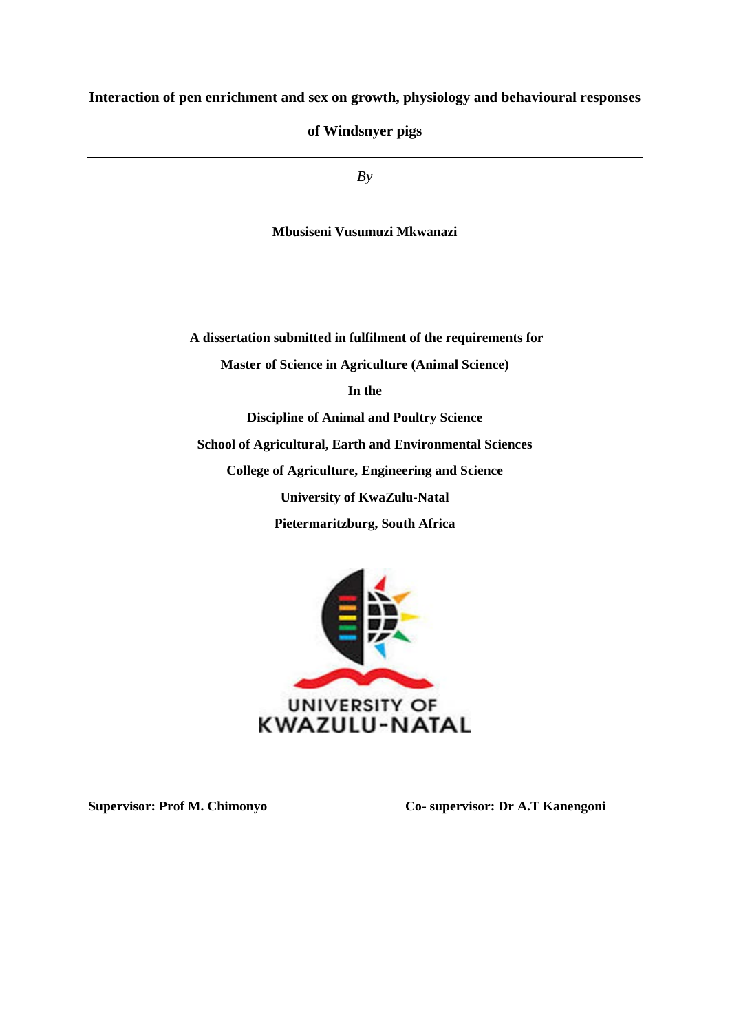# Interaction of pen enrichment and sex on growth, physiology and behavioural responses of Windsnyer pigs

---

*By*

**Mbusiseni Vusumuzi Mkwanazi**

**A dissertation submitted in fulfilment of the requirements for**

**Master of Science in Agriculture (Animal Science)**

**In the**

**Discipline of Animal and Poultry Science**

**School of Agricultural, Earth and Environmental Sciences**

**College of Agriculture, Engineering and Science**

**University of KwaZulu-Natal**

**Pietermaritzburg, South Africa**

UNIVERSITY OF KWAZULU-NATAL

**Supervisor: Prof M. Chimonyo** **Co- supervisor: Dr A.T Kanengoni**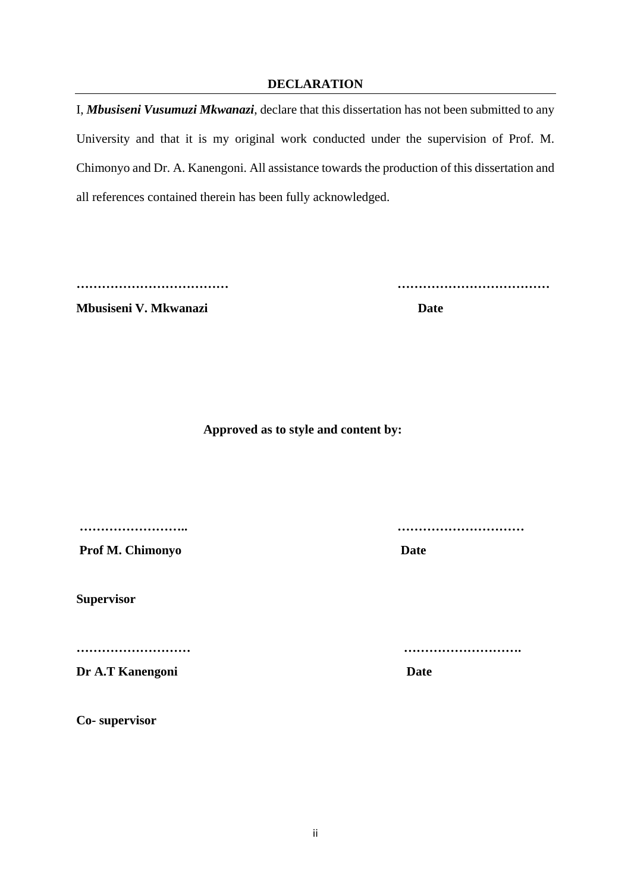## DECLARATION

I, ***Mbusiseni Vusumuzi Mkwanazi***, declare that this dissertation has not been submitted to any University and that it is my original work conducted under the supervision of Prof. M. Chimonyo and Dr. A. Kanengoni. All assistance towards the production of this dissertation and all references contained therein has been fully acknowledged.

………………………………  ………………………………

**Mbusiseni V. Mkwanazi**  **Date**

**Approved as to style and content by:**

……………………..  …………………………

**Prof M. Chimonyo**  **Date**

**Supervisor**

………………………  ……………………….

**Dr A.T Kanengoni**  **Date**

**Co- supervisor**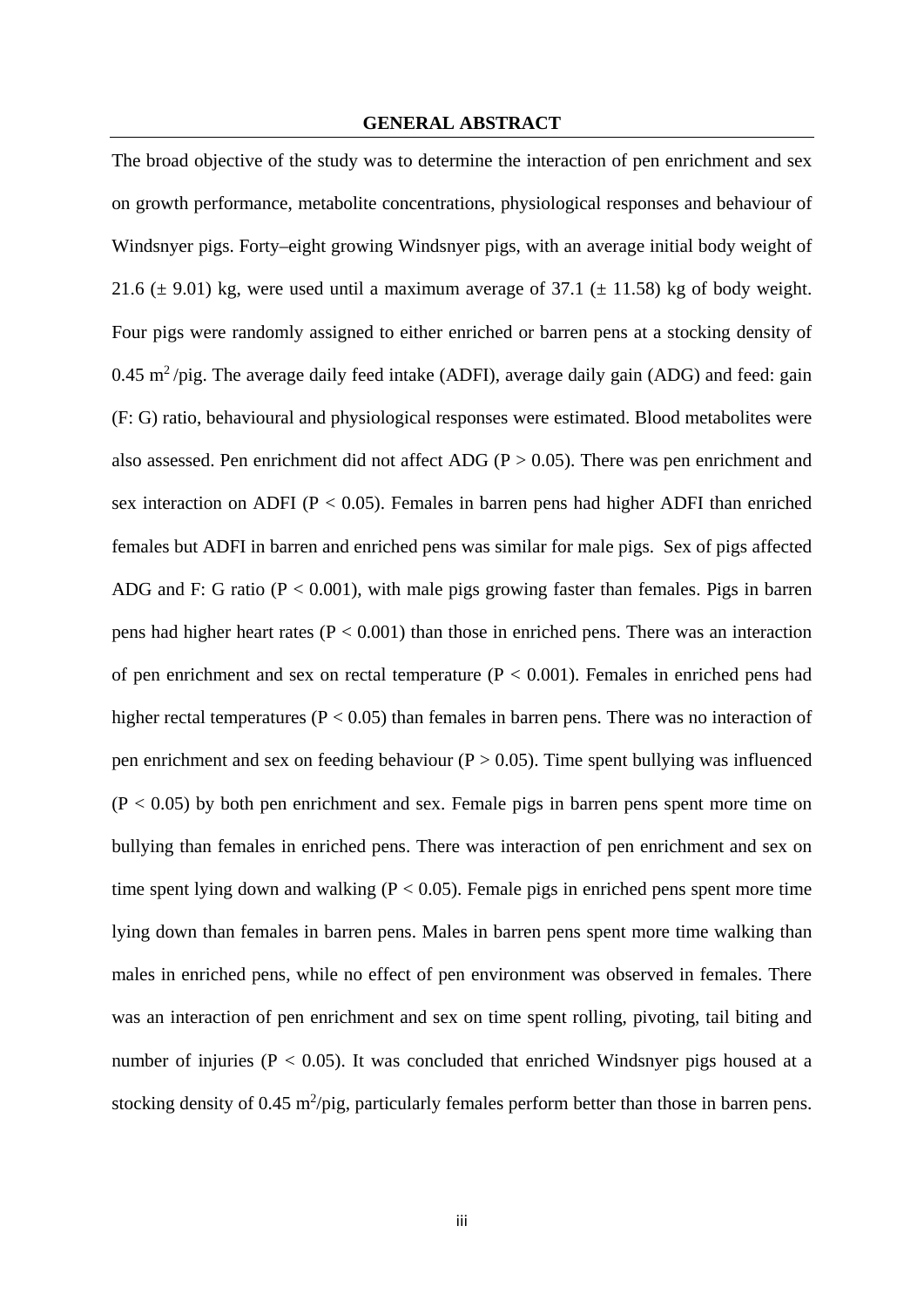## GENERAL ABSTRACT

The broad objective of the study was to determine the interaction of pen enrichment and sex on growth performance, metabolite concentrations, physiological responses and behaviour of Windsnyer pigs. Forty–eight growing Windsnyer pigs, with an average initial body weight of 21.6 (± 9.01) kg, were used until a maximum average of 37.1 (± 11.58) kg of body weight. Four pigs were randomly assigned to either enriched or barren pens at a stocking density of 0.45 $m^2$/pig. The average daily feed intake (ADFI), average daily gain (ADG) and feed: gain (F: G) ratio, behavioural and physiological responses were estimated. Blood metabolites were also assessed. Pen enrichment did not affect ADG ($P > 0.05$). There was pen enrichment and sex interaction on ADFI ($P < 0.05$). Females in barren pens had higher ADFI than enriched females but ADFI in barren and enriched pens was similar for male pigs. Sex of pigs affected ADG and F: G ratio ($P < 0.001$), with male pigs growing faster than females. Pigs in barren pens had higher heart rates ($P < 0.001$) than those in enriched pens. There was an interaction of pen enrichment and sex on rectal temperature ($P < 0.001$). Females in enriched pens had higher rectal temperatures ($P < 0.05$) than females in barren pens. There was no interaction of pen enrichment and sex on feeding behaviour ($P > 0.05$). Time spent bullying was influenced ($P < 0.05$) by both pen enrichment and sex. Female pigs in barren pens spent more time on bullying than females in enriched pens. There was interaction of pen enrichment and sex on time spent lying down and walking ($P < 0.05$). Female pigs in enriched pens spent more time lying down than females in barren pens. Males in barren pens spent more time walking than males in enriched pens, while no effect of pen environment was observed in females. There was an interaction of pen enrichment and sex on time spent rolling, pivoting, tail biting and number of injuries ($P < 0.05$). It was concluded that enriched Windsnyer pigs housed at a stocking density of 0.45 $m^2$/pig, particularly females perform better than those in barren pens.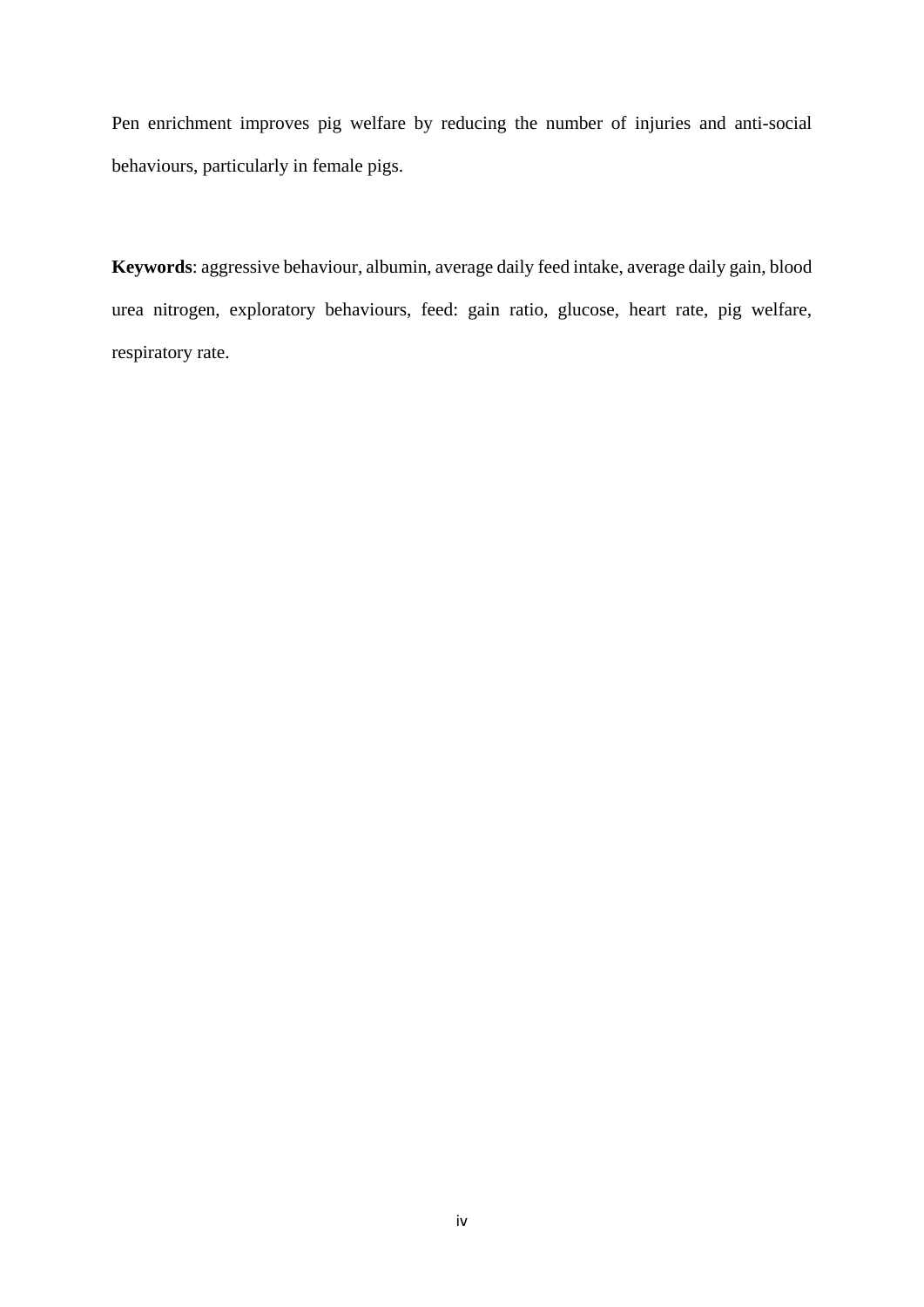Pen enrichment improves pig welfare by reducing the number of injuries and anti-social behaviours, particularly in female pigs.

**Keywords**: aggressive behaviour, albumin, average daily feed intake, average daily gain, blood urea nitrogen, exploratory behaviours, feed: gain ratio, glucose, heart rate, pig welfare, respiratory rate.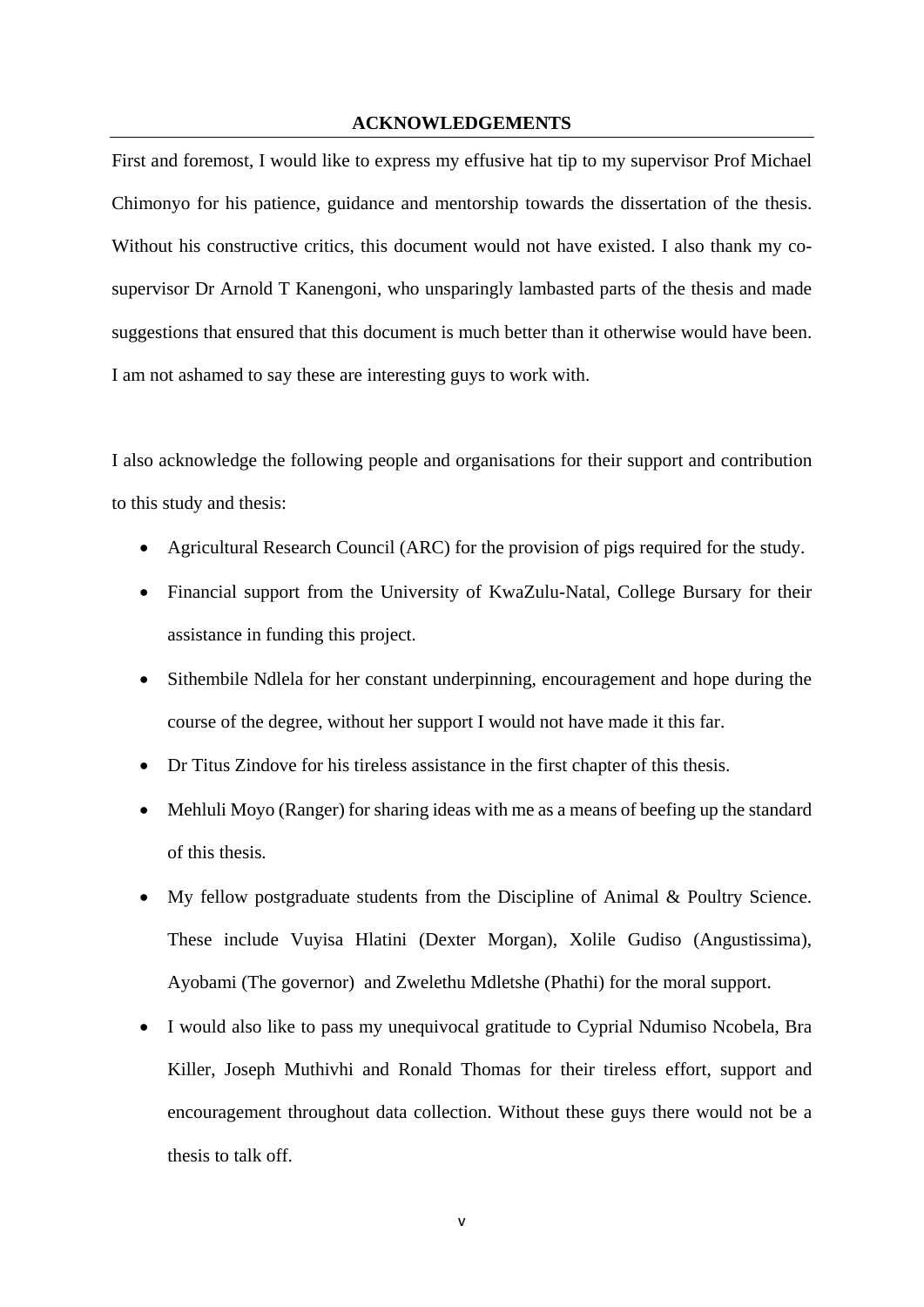## ACKNOWLEDGEMENTS

First and foremost, I would like to express my effusive hat tip to my supervisor Prof Michael Chimonyo for his patience, guidance and mentorship towards the dissertation of the thesis. Without his constructive critics, this document would not have existed. I also thank my co-supervisor Dr Arnold T Kanengoni, who unsparingly lambasted parts of the thesis and made suggestions that ensured that this document is much better than it otherwise would have been. I am not ashamed to say these are interesting guys to work with.

I also acknowledge the following people and organisations for their support and contribution to this study and thesis:

- Agricultural Research Council (ARC) for the provision of pigs required for the study.
- Financial support from the University of KwaZulu-Natal, College Bursary for their assistance in funding this project.
- Sithembile Ndlela for her constant underpinning, encouragement and hope during the course of the degree, without her support I would not have made it this far.
- Dr Titus Zindove for his tireless assistance in the first chapter of this thesis.
- Mehluli Moyo (Ranger) for sharing ideas with me as a means of beefing up the standard of this thesis.
- My fellow postgraduate students from the Discipline of Animal & Poultry Science. These include Vuyisa Hlatini (Dexter Morgan), Xolile Gudiso (Angustissima), Ayobami (The governor) and Zwelethu Mdletshe (Phathi) for the moral support.
- I would also like to pass my unequivocal gratitude to Cyprial Ndumiso Ncobela, Bra Killer, Joseph Muthivhi and Ronald Thomas for their tireless effort, support and encouragement throughout data collection. Without these guys there would not be a thesis to talk off.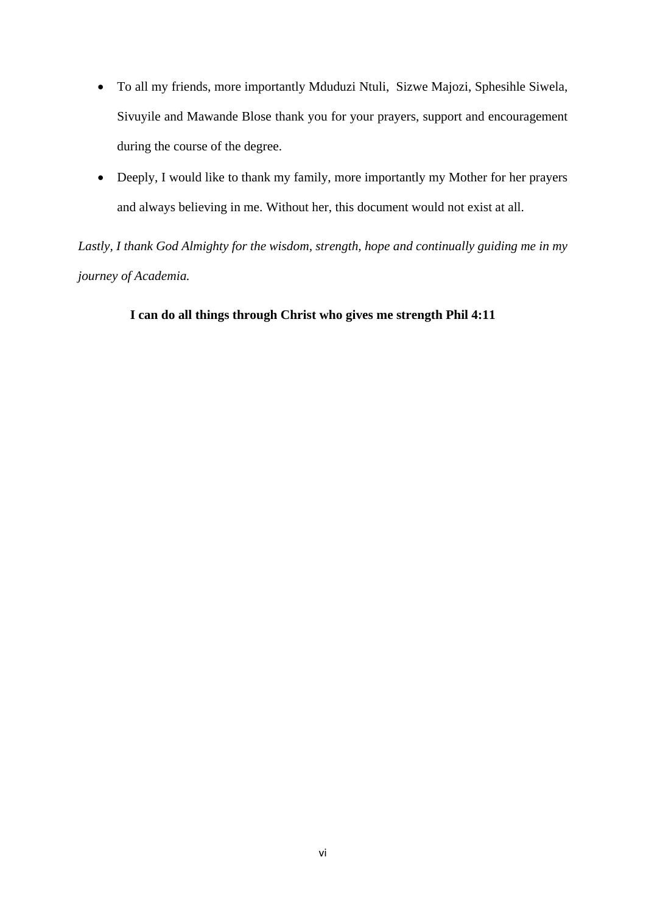- To all my friends, more importantly Mduduzi Ntuli, Sizwe Majozi, Sphesihle Siwela, Sivuyile and Mawande Blose thank you for your prayers, support and encouragement during the course of the degree.
- Deeply, I would like to thank my family, more importantly my Mother for her prayers and always believing in me. Without her, this document would not exist at all.

*Lastly, I thank God Almighty for the wisdom, strength, hope and continually guiding me in my journey of Academia.*

**I can do all things through Christ who gives me strength Phil 4:11**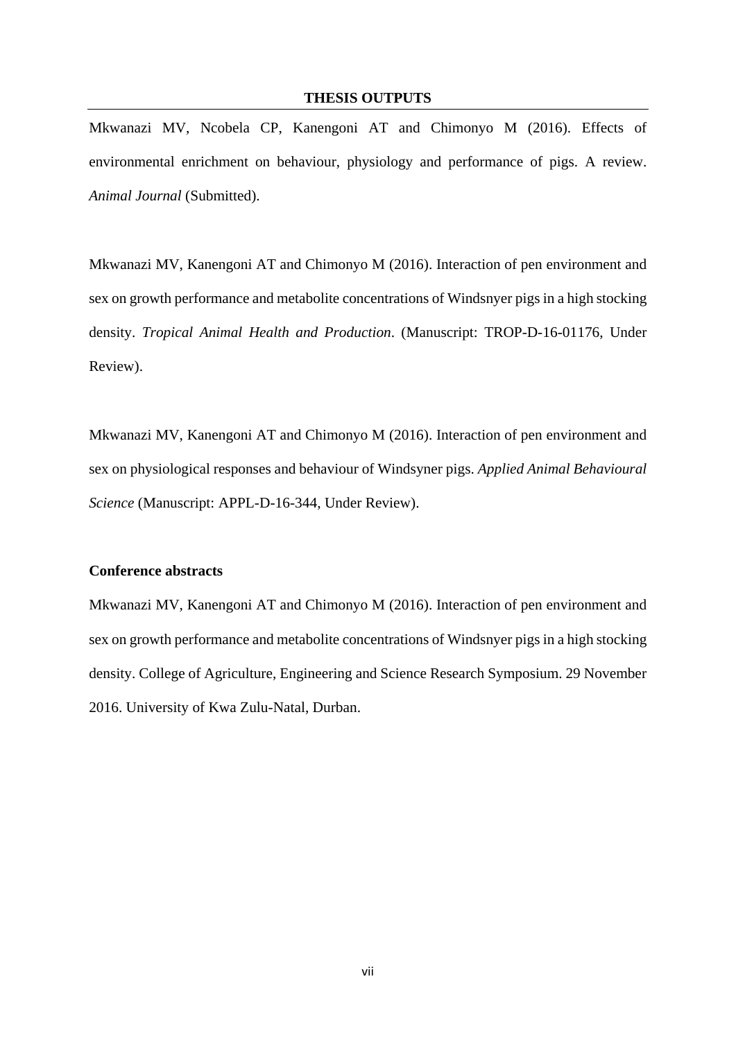## THESIS OUTPUTS

Mkwanazi MV, Ncobela CP, Kanengoni AT and Chimonyo M (2016). Effects of environmental enrichment on behaviour, physiology and performance of pigs. A review. *Animal Journal* (Submitted).

Mkwanazi MV, Kanengoni AT and Chimonyo M (2016). Interaction of pen environment and sex on growth performance and metabolite concentrations of Windsnyer pigs in a high stocking density. *Tropical Animal Health and Production*. (Manuscript: TROP-D-16-01176, Under Review).

Mkwanazi MV, Kanengoni AT and Chimonyo M (2016). Interaction of pen environment and sex on physiological responses and behaviour of Windsyner pigs. *Applied Animal Behavioural Science* (Manuscript: APPL-D-16-344, Under Review).

**Conference abstracts**

Mkwanazi MV, Kanengoni AT and Chimonyo M (2016). Interaction of pen environment and sex on growth performance and metabolite concentrations of Windsnyer pigs in a high stocking density. College of Agriculture, Engineering and Science Research Symposium. 29 November 2016. University of Kwa Zulu-Natal, Durban.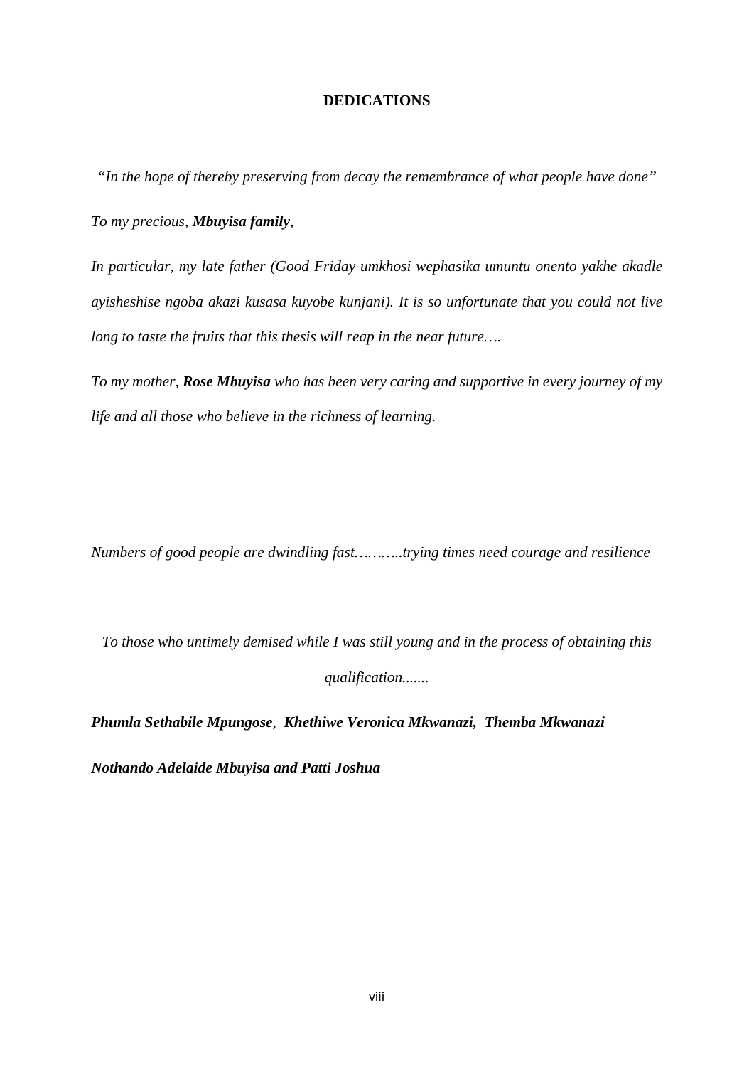# DEDICATIONS

*"In the hope of thereby preserving from decay the remembrance of what people have done"*

*To my precious, **Mbuyisa family**,*

*In particular, my late father (Good Friday umkhosi wephasika umuntu onento yakhe akadle ayisheshise ngoba akazi kusasa kuyobe kunjani). It is so unfortunate that you could not live long to taste the fruits that this thesis will reap in the near future….*

*To my mother, **Rose Mbuyisa** who has been very caring and supportive in every journey of my life and all those who believe in the richness of learning.*

*Numbers of good people are dwindling fast………..trying times need courage and resilience*

*To those who untimely demised while I was still young and in the process of obtaining this qualification.......*

***Phumla Sethabile Mpungose**, **Khethiwe Veronica Mkwanazi, Themba Mkwanazi***

***Nothando Adelaide Mbuyisa and Patti Joshua***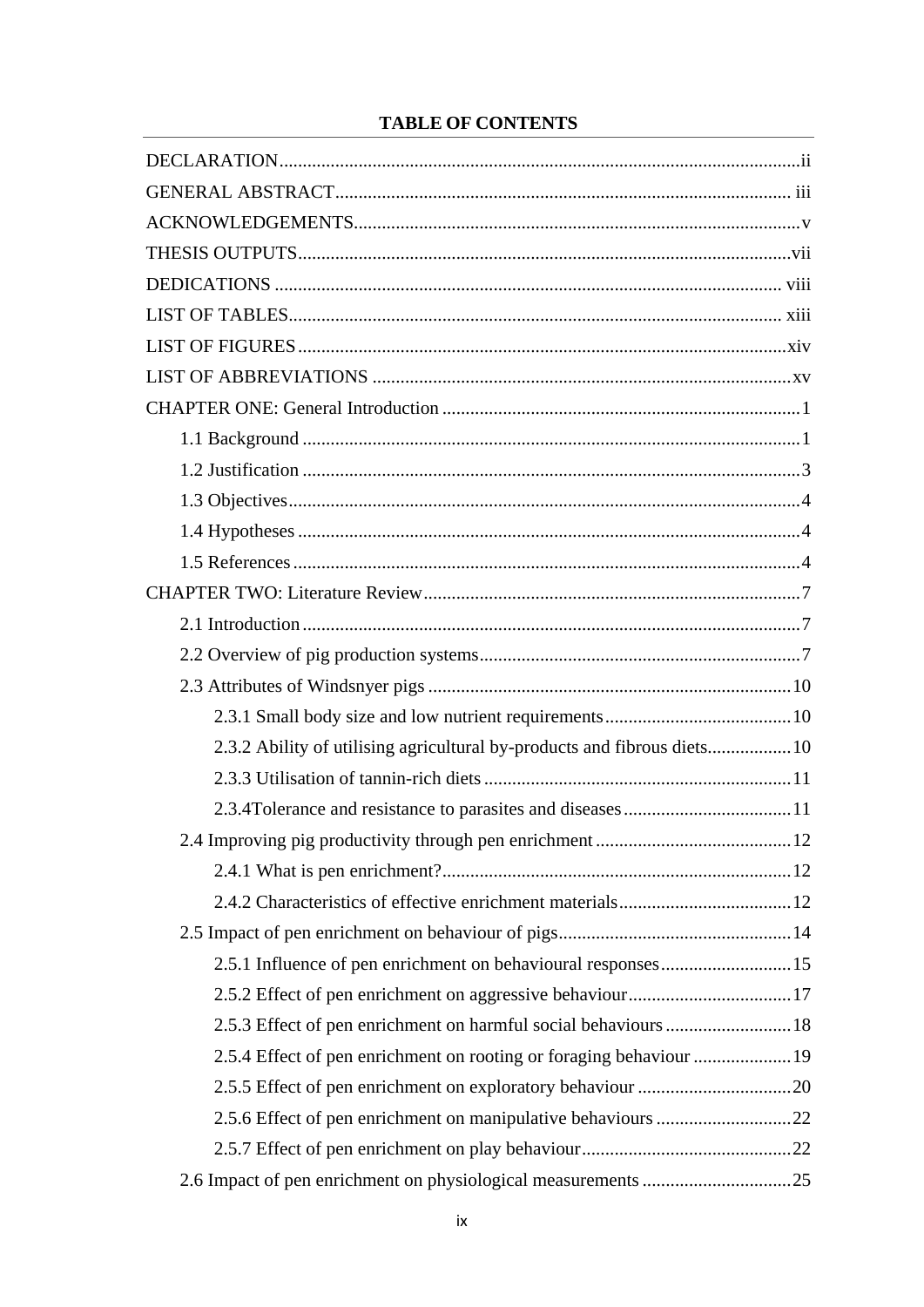# TABLE OF CONTENTS

DECLARATION ii

GENERAL ABSTRACT iii

ACKNOWLEDGEMENTS v

THESIS OUTPUTS vii

DEDICATIONS viii

LIST OF TABLES xiii

LIST OF FIGURES xiv

LIST OF ABBREVIATIONS xv

CHAPTER ONE: General Introduction 1

- 1.1 Background 1
- 1.2 Justification 3
- 1.3 Objectives 4
- 1.4 Hypotheses 4
- 1.5 References 4

CHAPTER TWO: Literature Review 7

- 2.1 Introduction 7
- 2.2 Overview of pig production systems 7
- 2.3 Attributes of Windsnyer pigs 10
  - 2.3.1 Small body size and low nutrient requirements 10
  - 2.3.2 Ability of utilising agricultural by-products and fibrous diets 10
  - 2.3.3 Utilisation of tannin-rich diets 11
  - 2.3.4Tolerance and resistance to parasites and diseases 11
- 2.4 Improving pig productivity through pen enrichment 12
  - 2.4.1 What is pen enrichment? 12
  - 2.4.2 Characteristics of effective enrichment materials 12
- 2.5 Impact of pen enrichment on behaviour of pigs 14
  - 2.5.1 Influence of pen enrichment on behavioural responses 15
  - 2.5.2 Effect of pen enrichment on aggressive behaviour 17
  - 2.5.3 Effect of pen enrichment on harmful social behaviours 18
  - 2.5.4 Effect of pen enrichment on rooting or foraging behaviour 19
  - 2.5.5 Effect of pen enrichment on exploratory behaviour 20
  - 2.5.6 Effect of pen enrichment on manipulative behaviours 22
  - 2.5.7 Effect of pen enrichment on play behaviour 22
- 2.6 Impact of pen enrichment on physiological measurements 25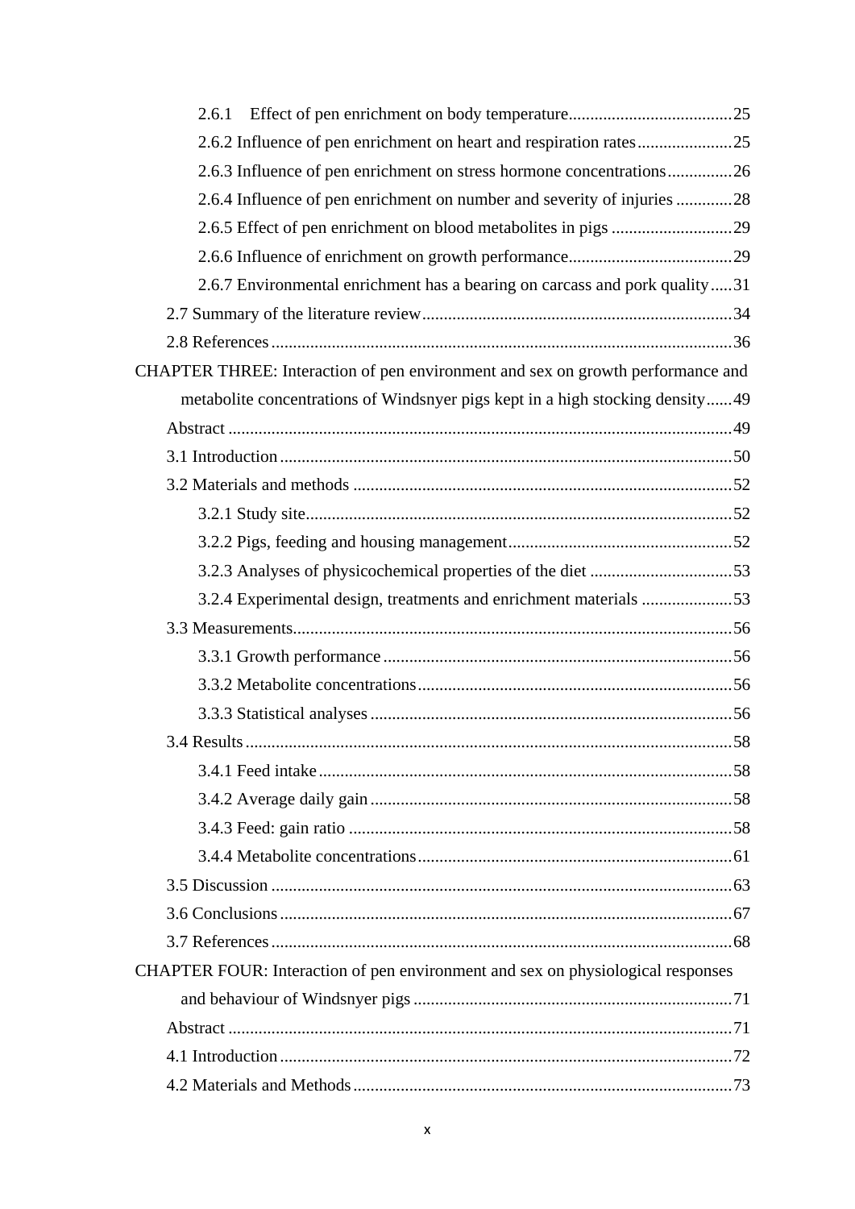2.6.1 Effect of pen enrichment on body temperature......................................25

2.6.2 Influence of pen enrichment on heart and respiration rates......................25

2.6.3 Influence of pen enrichment on stress hormone concentrations...............26

2.6.4 Influence of pen enrichment on number and severity of injuries .............28

2.6.5 Effect of pen enrichment on blood metabolites in pigs ............................29

2.6.6 Influence of enrichment on growth performance......................................29

2.6.7 Environmental enrichment has a bearing on carcass and pork quality.....31

2.7 Summary of the literature review.......................................................................34

2.8 References..........................................................................................................36

CHAPTER THREE: Interaction of pen environment and sex on growth performance and metabolite concentrations of Windsnyer pigs kept in a high stocking density......49

Abstract ....................................................................................................................49

3.1 Introduction........................................................................................................50

3.2 Materials and methods .......................................................................................52

3.2.1 Study site..................................................................................................52

3.2.2 Pigs, feeding and housing management....................................................52

3.2.3 Analyses of physicochemical properties of the diet .................................53

3.2.4 Experimental design, treatments and enrichment materials .....................53

3.3 Measurements.....................................................................................................56

3.3.1 Growth performance ................................................................................56

3.3.2 Metabolite concentrations........................................................................56

3.3.3 Statistical analyses ...................................................................................56

3.4 Results................................................................................................................58

3.4.1 Feed intake...............................................................................................58

3.4.2 Average daily gain ...................................................................................58

3.4.3 Feed: gain ratio ........................................................................................58

3.4.4 Metabolite concentrations........................................................................61

3.5 Discussion ..........................................................................................................63

3.6 Conclusions........................................................................................................67

3.7 References..........................................................................................................68

CHAPTER FOUR: Interaction of pen environment and sex on physiological responses and behaviour of Windsnyer pigs .........................................................................71

Abstract ....................................................................................................................71

4.1 Introduction........................................................................................................72

4.2 Materials and Methods.......................................................................................73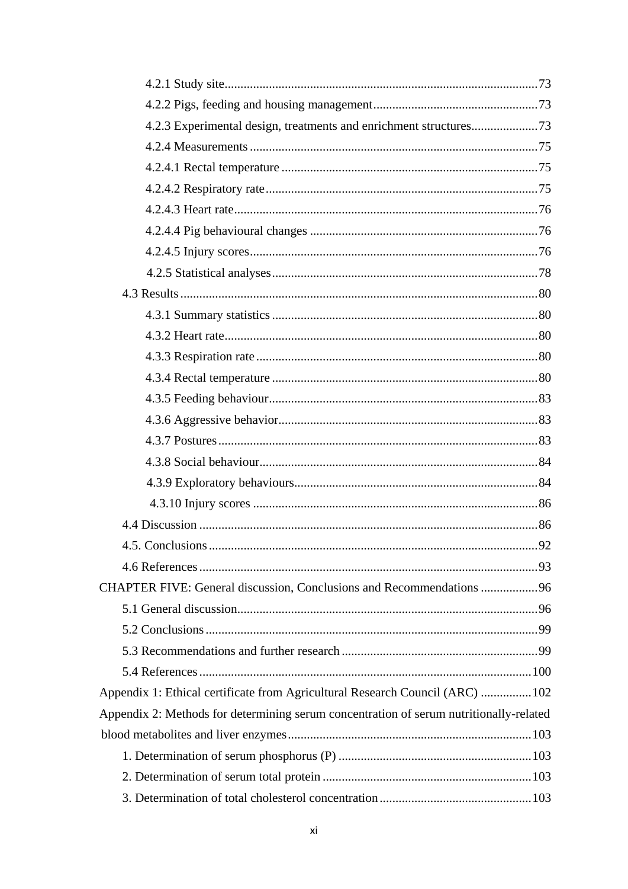4.2.1 Study site......................................................................................................73

4.2.2 Pigs, feeding and housing management....................................................73

4.2.3 Experimental design, treatments and enrichment structures.....................73

4.2.4 Measurements ...........................................................................................75

4.2.4.1 Rectal temperature .................................................................................75

4.2.4.2 Respiratory rate......................................................................................75

4.2.4.3 Heart rate................................................................................................76

4.2.4.4 Pig behavioural changes ........................................................................76

4.2.4.5 Injury scores...........................................................................................76

4.2.5 Statistical analyses....................................................................................78

4.3 Results ..............................................................................................................80

4.3.1 Summary statistics ....................................................................................80

4.3.2 Heart rate...................................................................................................80

4.3.3 Respiration rate .........................................................................................80

4.3.4 Rectal temperature ....................................................................................80

4.3.5 Feeding behaviour.....................................................................................83

4.3.6 Aggressive behavior..................................................................................83

4.3.7 Postures .....................................................................................................83

4.3.8 Social behaviour........................................................................................84

4.3.9 Exploratory behaviours.............................................................................84

4.3.10 Injury scores ..........................................................................................86

4.4 Discussion ........................................................................................................86

4.5. Conclusions .....................................................................................................92

4.6 References ........................................................................................................93

CHAPTER FIVE: General discussion, Conclusions and Recommendations ..................96

5.1 General discussion............................................................................................96

5.2 Conclusions ......................................................................................................99

5.3 Recommendations and further research ...........................................................99

5.4 References ......................................................................................................100

Appendix 1: Ethical certificate from Agricultural Research Council (ARC) ................102

Appendix 2: Methods for determining serum concentration of serum nutritionally-related blood metabolites and liver enzymes...........................................................................103

1. Determination of serum phosphorus (P) ............................................................103

2. Determination of serum total protein .................................................................103

3. Determination of total cholesterol concentration...............................................103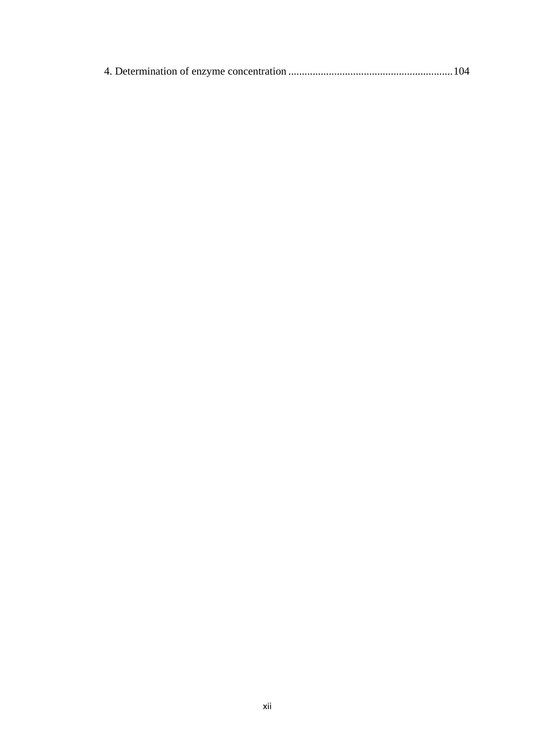4. Determination of enzyme concentration ............................................................104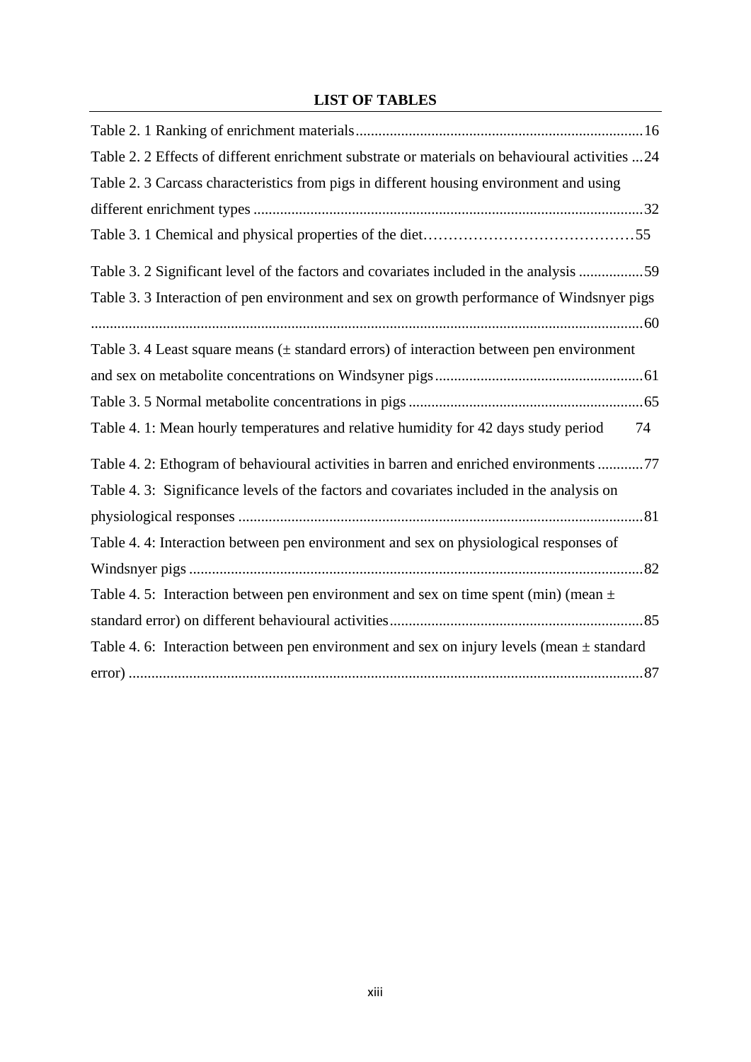**LIST OF TABLES**

Table 2. 1 Ranking of enrichment materials ........................................................................... 16
Table 2. 2 Effects of different enrichment substrate or materials on behavioural activities ... 24
Table 2. 3 Carcass characteristics from pigs in different housing environment and using different enrichment types ...................................................................................................... 32
Table 3. 1 Chemical and physical properties of the diet…………………………………… 55
Table 3. 2 Significant level of the factors and covariates included in the analysis ................. 59
Table 3. 3 Interaction of pen environment and sex on growth performance of Windsnyer pigs ................................................................................................................................................. 60
Table 3. 4 Least square means (± standard errors) of interaction between pen environment and sex on metabolite concentrations on Windsyner pigs ....................................................... 61
Table 3. 5 Normal metabolite concentrations in pigs .............................................................. 65
Table 4. 1: Mean hourly temperatures and relative humidity for 42 days study period 74
Table 4. 2: Ethogram of behavioural activities in barren and enriched environments ............ 77
Table 4. 3: Significance levels of the factors and covariates included in the analysis on physiological responses .......................................................................................................... 81
Table 4. 4: Interaction between pen environment and sex on physiological responses of Windsnyer pigs ....................................................................................................................... 82
Table 4. 5: Interaction between pen environment and sex on time spent (min) (mean ± standard error) on different behavioural activities ................................................................... 85
Table 4. 6: Interaction between pen environment and sex on injury levels (mean ± standard error) ....................................................................................................................................... 87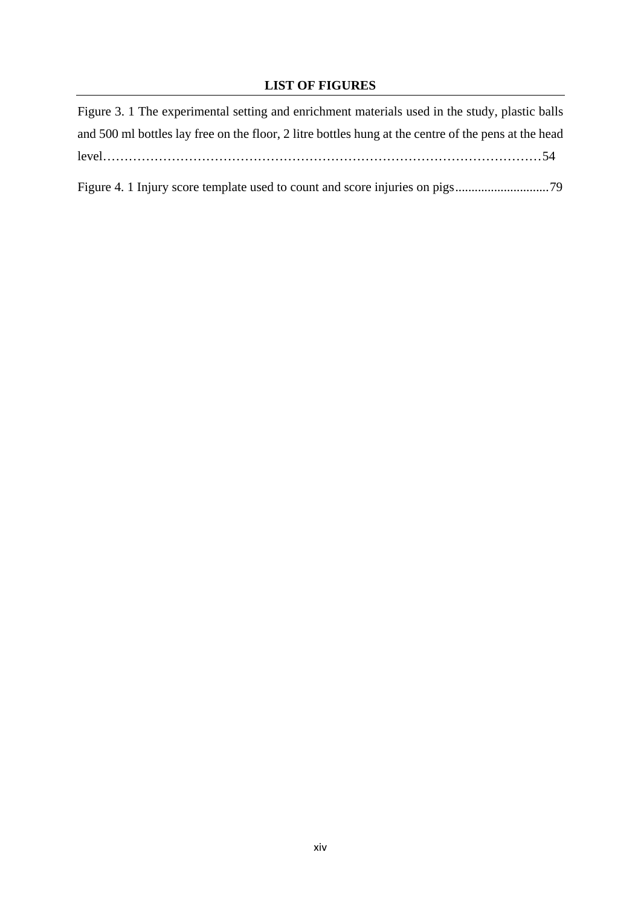## LIST OF FIGURES

Figure 3. 1 The experimental setting and enrichment materials used in the study, plastic balls and 500 ml bottles lay free on the floor, 2 litre bottles hung at the centre of the pens at the head level……………………………………………………………………………………………54

Figure 4. 1 Injury score template used to count and score injuries on pigs.............................79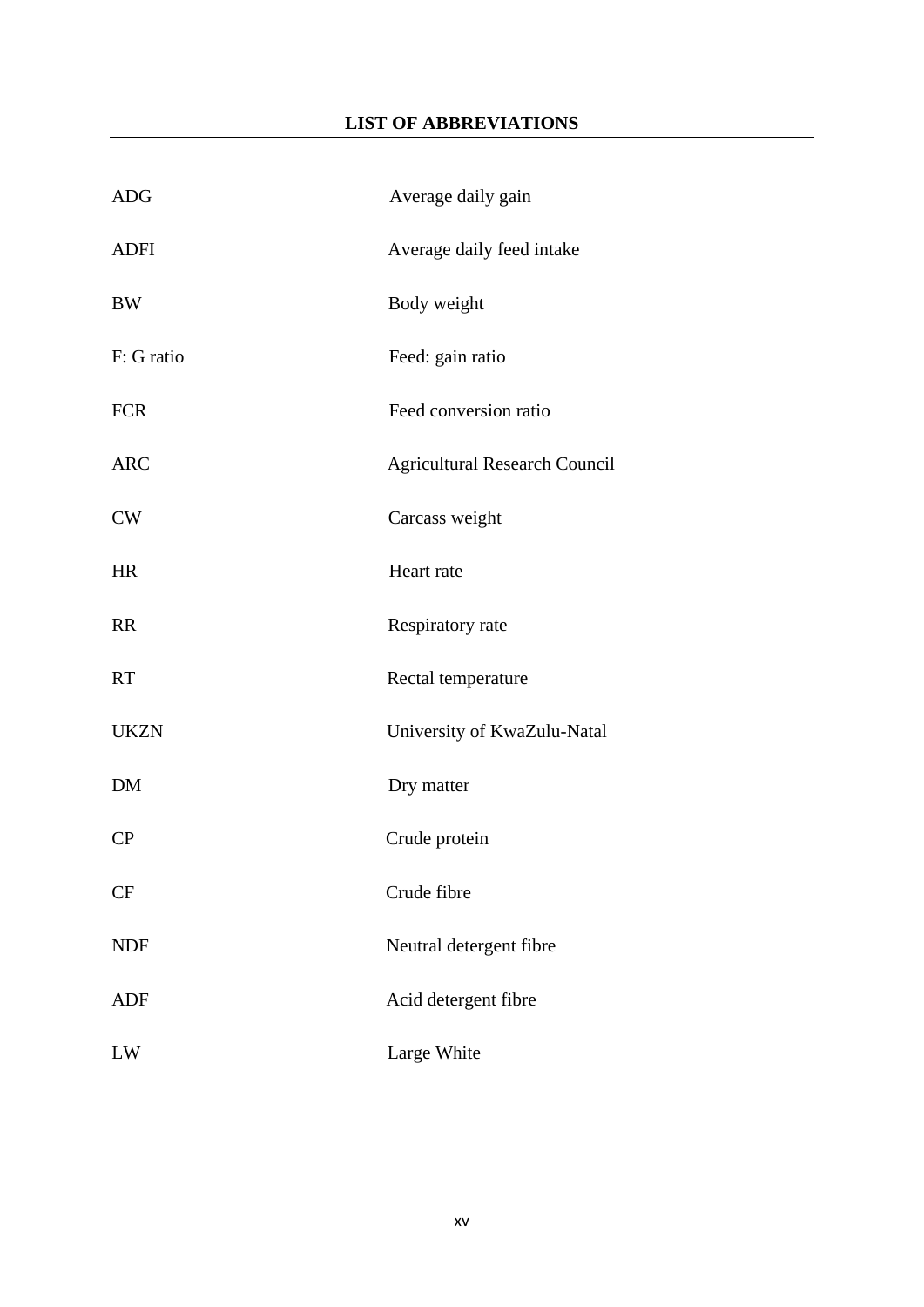# LIST OF ABBREVIATIONS

| | |
|---|---|
| ADG | Average daily gain |
| ADFI | Average daily feed intake |
| BW | Body weight |
| F: G ratio | Feed: gain ratio |
| FCR | Feed conversion ratio |
| ARC | Agricultural Research Council |
| CW | Carcass weight |
| HR | Heart rate |
| RR | Respiratory rate |
| RT | Rectal temperature |
| UKZN | University of KwaZulu-Natal |
| DM | Dry matter |
| CP | Crude protein |
| CF | Crude fibre |
| NDF | Neutral detergent fibre |
| ADF | Acid detergent fibre |
| LW | Large White |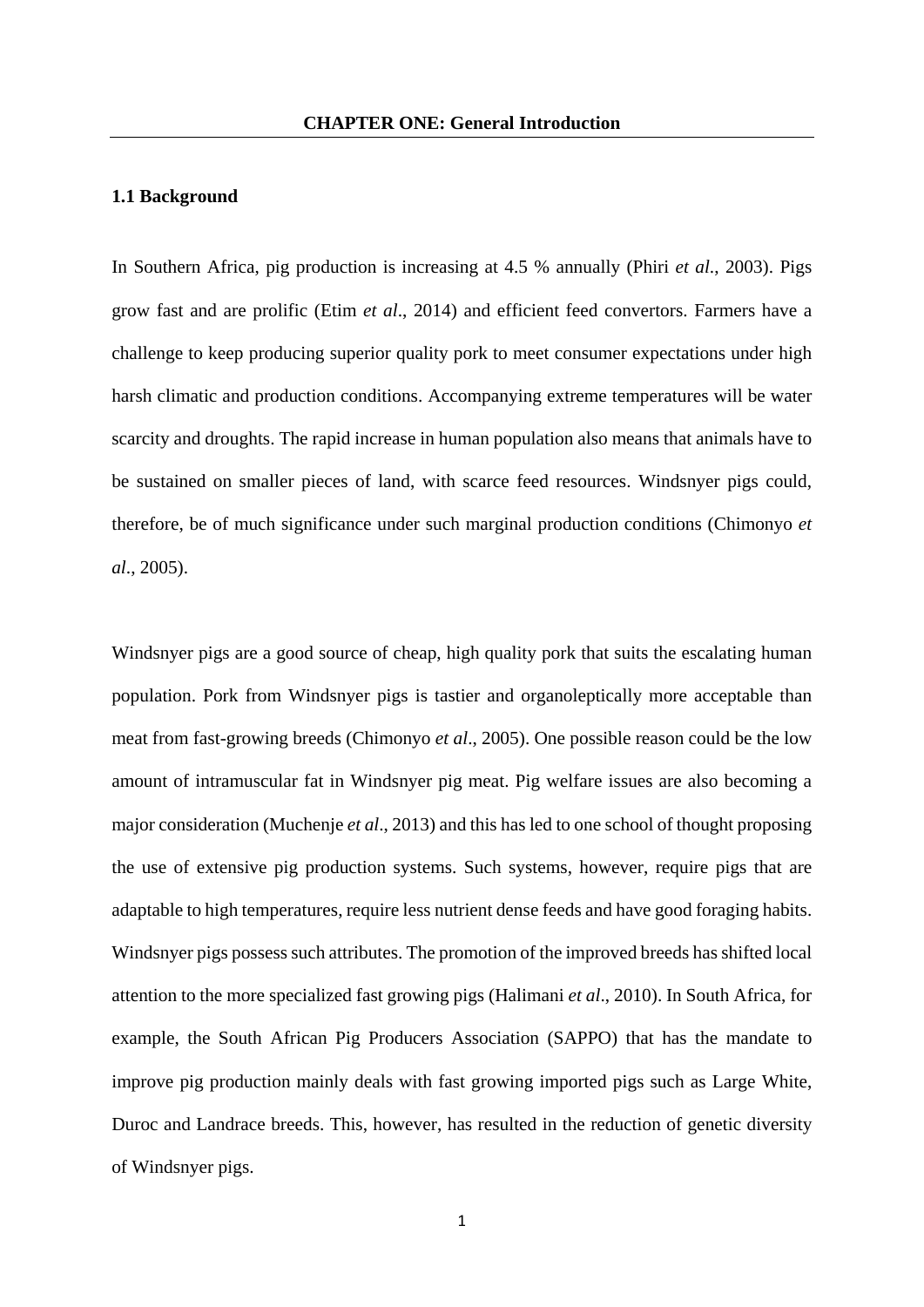# CHAPTER ONE: General Introduction

## 1.1 Background

In Southern Africa, pig production is increasing at 4.5 % annually (Phiri *et al*., 2003). Pigs grow fast and are prolific (Etim *et al*., 2014) and efficient feed convertors. Farmers have a challenge to keep producing superior quality pork to meet consumer expectations under high harsh climatic and production conditions. Accompanying extreme temperatures will be water scarcity and droughts. The rapid increase in human population also means that animals have to be sustained on smaller pieces of land, with scarce feed resources. Windsnyer pigs could, therefore, be of much significance under such marginal production conditions (Chimonyo *et al*., 2005).

Windsnyer pigs are a good source of cheap, high quality pork that suits the escalating human population. Pork from Windsnyer pigs is tastier and organoleptically more acceptable than meat from fast-growing breeds (Chimonyo *et al*., 2005). One possible reason could be the low amount of intramuscular fat in Windsnyer pig meat. Pig welfare issues are also becoming a major consideration (Muchenje *et al*., 2013) and this has led to one school of thought proposing the use of extensive pig production systems. Such systems, however, require pigs that are adaptable to high temperatures, require less nutrient dense feeds and have good foraging habits. Windsnyer pigs possess such attributes. The promotion of the improved breeds has shifted local attention to the more specialized fast growing pigs (Halimani *et al*., 2010). In South Africa, for example, the South African Pig Producers Association (SAPPO) that has the mandate to improve pig production mainly deals with fast growing imported pigs such as Large White, Duroc and Landrace breeds. This, however, has resulted in the reduction of genetic diversity of Windsnyer pigs.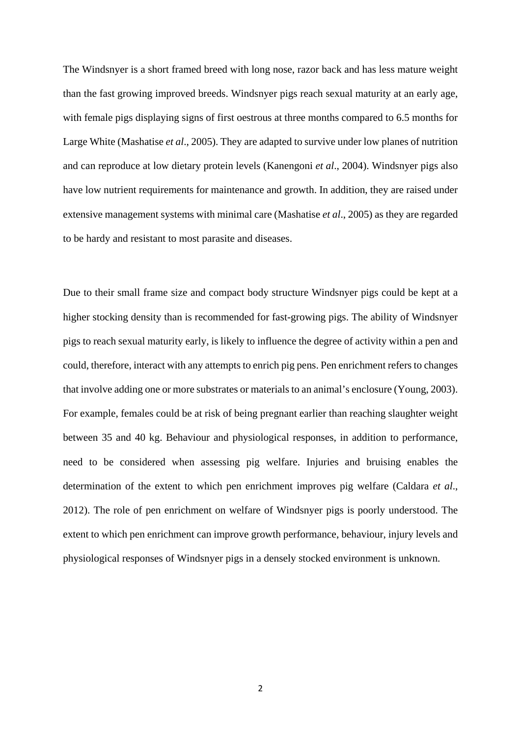The Windsnyer is a short framed breed with long nose, razor back and has less mature weight than the fast growing improved breeds. Windsnyer pigs reach sexual maturity at an early age, with female pigs displaying signs of first oestrous at three months compared to 6.5 months for Large White (Mashatise *et al*., 2005). They are adapted to survive under low planes of nutrition and can reproduce at low dietary protein levels (Kanengoni *et al*., 2004). Windsnyer pigs also have low nutrient requirements for maintenance and growth. In addition, they are raised under extensive management systems with minimal care (Mashatise *et al*., 2005) as they are regarded to be hardy and resistant to most parasite and diseases.

Due to their small frame size and compact body structure Windsnyer pigs could be kept at a higher stocking density than is recommended for fast-growing pigs. The ability of Windsnyer pigs to reach sexual maturity early, is likely to influence the degree of activity within a pen and could, therefore, interact with any attempts to enrich pig pens. Pen enrichment refers to changes that involve adding one or more substrates or materials to an animal's enclosure (Young, 2003). For example, females could be at risk of being pregnant earlier than reaching slaughter weight between 35 and 40 kg. Behaviour and physiological responses, in addition to performance, need to be considered when assessing pig welfare. Injuries and bruising enables the determination of the extent to which pen enrichment improves pig welfare (Caldara *et al*., 2012). The role of pen enrichment on welfare of Windsnyer pigs is poorly understood. The extent to which pen enrichment can improve growth performance, behaviour, injury levels and physiological responses of Windsnyer pigs in a densely stocked environment is unknown.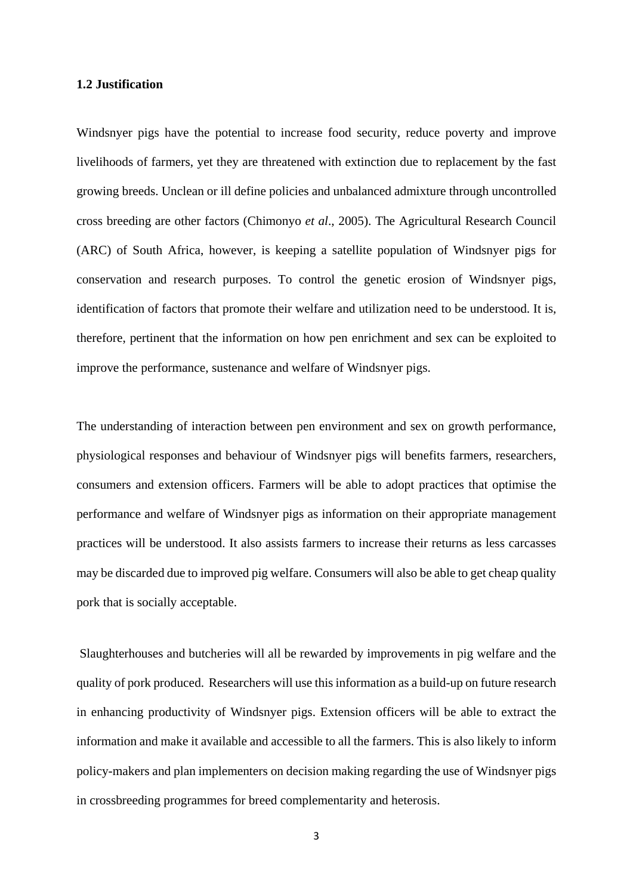### 1.2 Justification

Windsnyer pigs have the potential to increase food security, reduce poverty and improve livelihoods of farmers, yet they are threatened with extinction due to replacement by the fast growing breeds. Unclean or ill define policies and unbalanced admixture through uncontrolled cross breeding are other factors (Chimonyo *et al*., 2005). The Agricultural Research Council (ARC) of South Africa, however, is keeping a satellite population of Windsnyer pigs for conservation and research purposes. To control the genetic erosion of Windsnyer pigs, identification of factors that promote their welfare and utilization need to be understood. It is, therefore, pertinent that the information on how pen enrichment and sex can be exploited to improve the performance, sustenance and welfare of Windsnyer pigs.

The understanding of interaction between pen environment and sex on growth performance, physiological responses and behaviour of Windsnyer pigs will benefits farmers, researchers, consumers and extension officers. Farmers will be able to adopt practices that optimise the performance and welfare of Windsnyer pigs as information on their appropriate management practices will be understood. It also assists farmers to increase their returns as less carcasses may be discarded due to improved pig welfare. Consumers will also be able to get cheap quality pork that is socially acceptable.

Slaughterhouses and butcheries will all be rewarded by improvements in pig welfare and the quality of pork produced. Researchers will use this information as a build-up on future research in enhancing productivity of Windsnyer pigs. Extension officers will be able to extract the information and make it available and accessible to all the farmers. This is also likely to inform policy-makers and plan implementers on decision making regarding the use of Windsnyer pigs in crossbreeding programmes for breed complementarity and heterosis.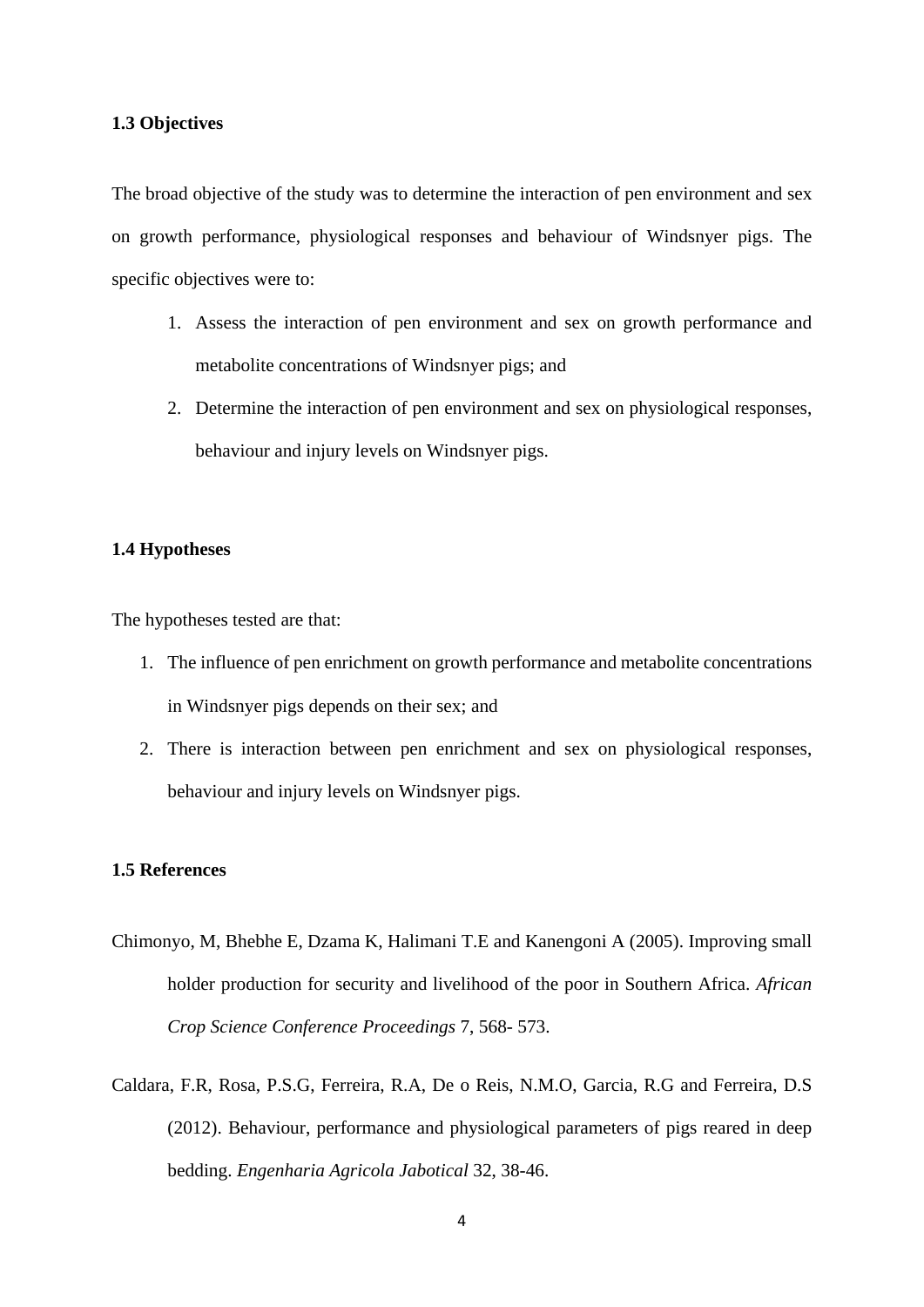### 1.3 Objectives

The broad objective of the study was to determine the interaction of pen environment and sex on growth performance, physiological responses and behaviour of Windsnyer pigs. The specific objectives were to:

1. Assess the interaction of pen environment and sex on growth performance and metabolite concentrations of Windsnyer pigs; and
2. Determine the interaction of pen environment and sex on physiological responses, behaviour and injury levels on Windsnyer pigs.

### 1.4 Hypotheses

The hypotheses tested are that:

1. The influence of pen enrichment on growth performance and metabolite concentrations in Windsnyer pigs depends on their sex; and
2. There is interaction between pen enrichment and sex on physiological responses, behaviour and injury levels on Windsnyer pigs.

### 1.5 References

Chimonyo, M, Bhebhe E, Dzama K, Halimani T.E and Kanengoni A (2005). Improving small holder production for security and livelihood of the poor in Southern Africa. *African Crop Science Conference Proceedings* 7, 568- 573.

Caldara, F.R, Rosa, P.S.G, Ferreira, R.A, De o Reis, N.M.O, Garcia, R.G and Ferreira, D.S (2012). Behaviour, performance and physiological parameters of pigs reared in deep bedding. *Engenharia Agricola Jabotical* 32, 38-46.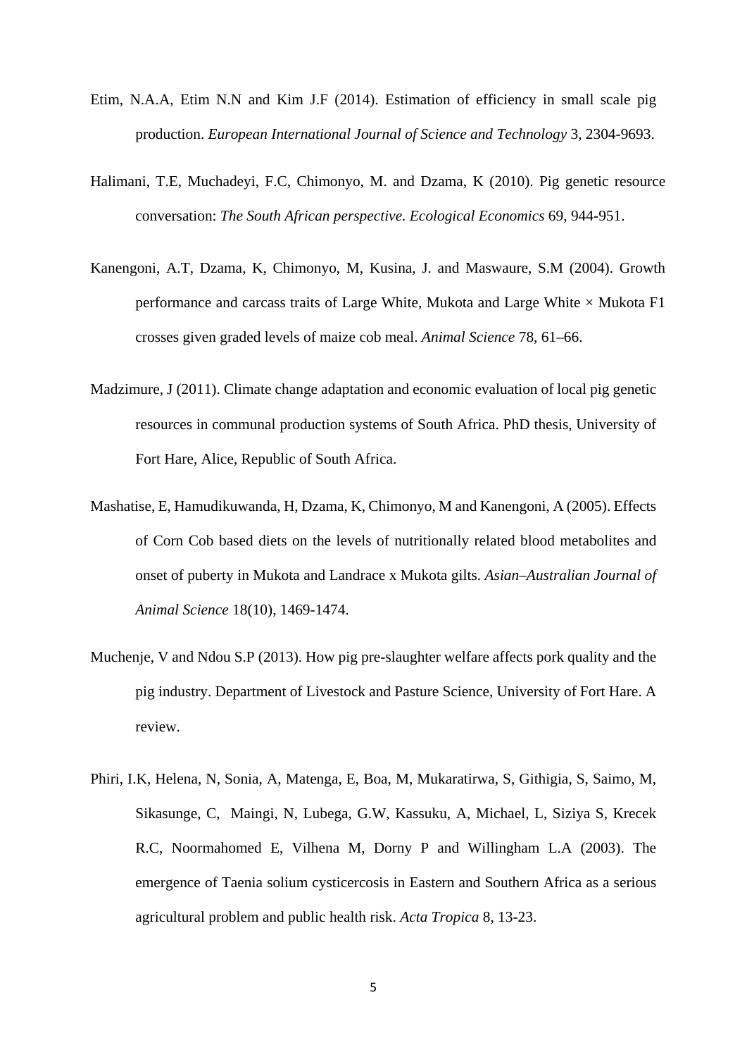Etim, N.A.A, Etim N.N and Kim J.F (2014). Estimation of efficiency in small scale pig production. *European International Journal of Science and Technology* 3, 2304-9693.

Halimani, T.E, Muchadeyi, F.C, Chimonyo, M. and Dzama, K (2010). Pig genetic resource conversation: *The South African perspective. Ecological Economics* 69, 944-951.

Kanengoni, A.T, Dzama, K, Chimonyo, M, Kusina, J. and Maswaure, S.M (2004). Growth performance and carcass traits of Large White, Mukota and Large White × Mukota F1 crosses given graded levels of maize cob meal. *Animal Science* 78, 61–66.

Madzimure, J (2011). Climate change adaptation and economic evaluation of local pig genetic resources in communal production systems of South Africa. PhD thesis, University of Fort Hare, Alice, Republic of South Africa.

Mashatise, E, Hamudikuwanda, H, Dzama, K, Chimonyo, M and Kanengoni, A (2005). Effects of Corn Cob based diets on the levels of nutritionally related blood metabolites and onset of puberty in Mukota and Landrace x Mukota gilts. *Asian–Australian Journal of Animal Science* 18(10), 1469-1474.

Muchenje, V and Ndou S.P (2013). How pig pre-slaughter welfare affects pork quality and the pig industry. Department of Livestock and Pasture Science, University of Fort Hare. A review.

Phiri, I.K, Helena, N, Sonia, A, Matenga, E, Boa, M, Mukaratirwa, S, Githigia, S, Saimo, M, Sikasunge, C, Maingi, N, Lubega, G.W, Kassuku, A, Michael, L, Siziya S, Krecek R.C, Noormahomed E, Vilhena M, Dorny P and Willingham L.A (2003). The emergence of Taenia solium cysticercosis in Eastern and Southern Africa as a serious agricultural problem and public health risk. *Acta Tropica* 8, 13-23.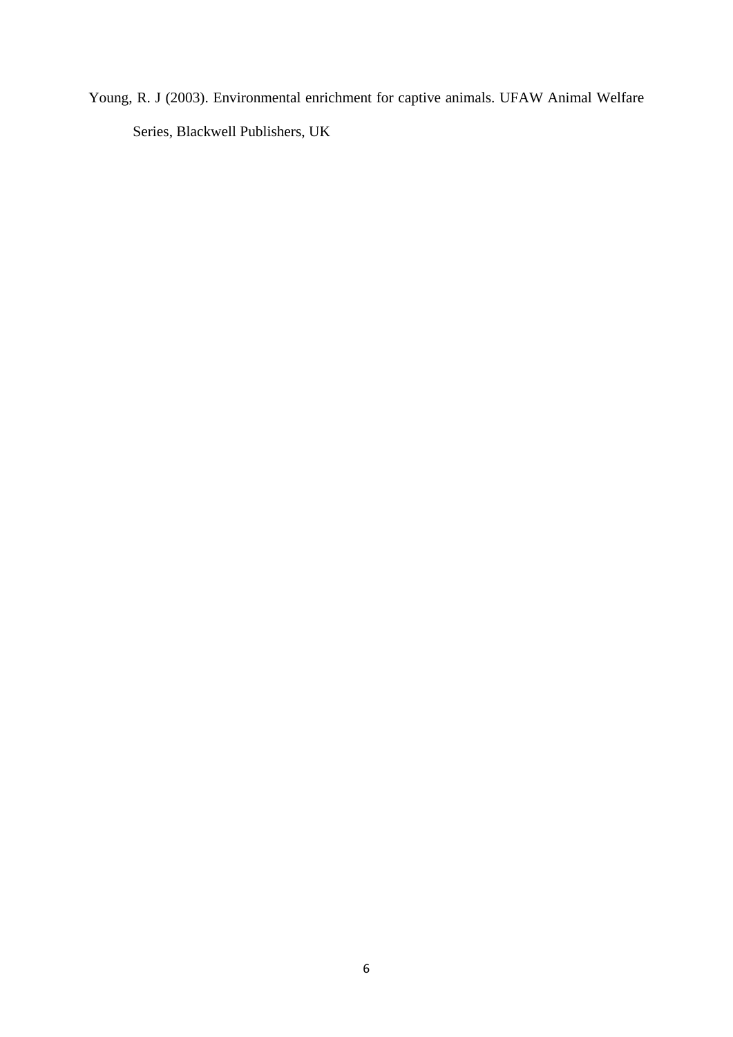Young, R. J (2003). Environmental enrichment for captive animals. UFAW Animal Welfare Series, Blackwell Publishers, UK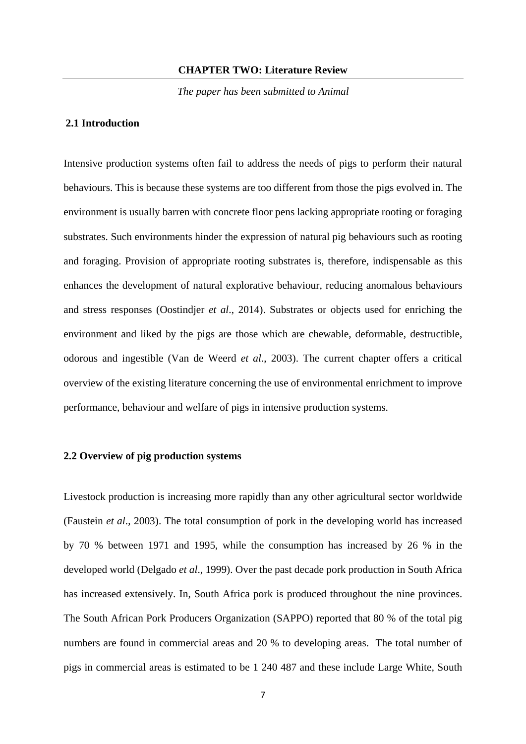## CHAPTER TWO: Literature Review

*The paper has been submitted to Animal*

### 2.1 Introduction

Intensive production systems often fail to address the needs of pigs to perform their natural behaviours. This is because these systems are too different from those the pigs evolved in. The environment is usually barren with concrete floor pens lacking appropriate rooting or foraging substrates. Such environments hinder the expression of natural pig behaviours such as rooting and foraging. Provision of appropriate rooting substrates is, therefore, indispensable as this enhances the development of natural explorative behaviour, reducing anomalous behaviours and stress responses (Oostindjer *et al*., 2014). Substrates or objects used for enriching the environment and liked by the pigs are those which are chewable, deformable, destructible, odorous and ingestible (Van de Weerd *et al*., 2003). The current chapter offers a critical overview of the existing literature concerning the use of environmental enrichment to improve performance, behaviour and welfare of pigs in intensive production systems.

### 2.2 Overview of pig production systems

Livestock production is increasing more rapidly than any other agricultural sector worldwide (Faustein *et al*., 2003). The total consumption of pork in the developing world has increased by 70 % between 1971 and 1995, while the consumption has increased by 26 % in the developed world (Delgado *et al*., 1999). Over the past decade pork production in South Africa has increased extensively. In, South Africa pork is produced throughout the nine provinces. The South African Pork Producers Organization (SAPPO) reported that 80 % of the total pig numbers are found in commercial areas and 20 % to developing areas. The total number of pigs in commercial areas is estimated to be 1 240 487 and these include Large White, South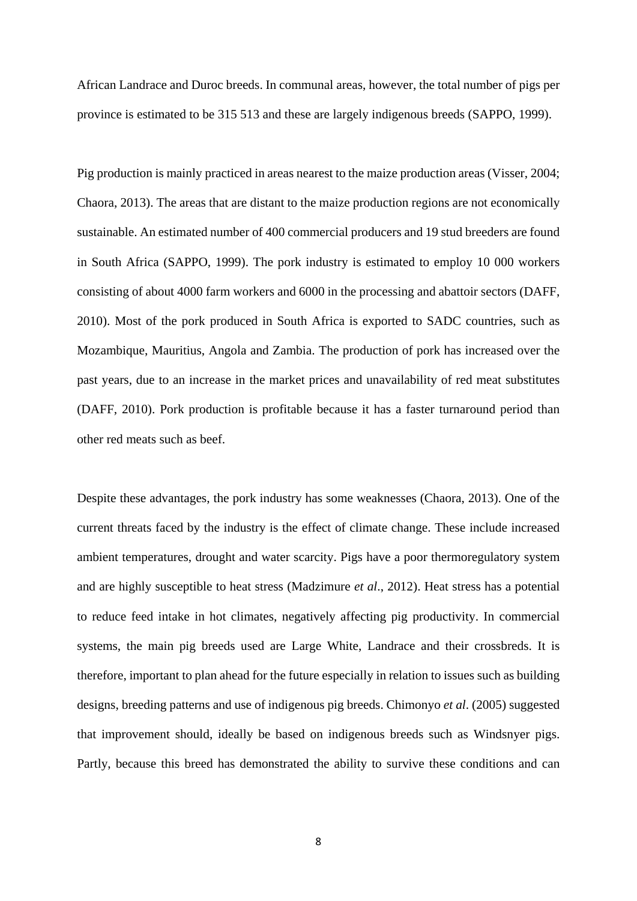African Landrace and Duroc breeds. In communal areas, however, the total number of pigs per province is estimated to be 315 513 and these are largely indigenous breeds (SAPPO, 1999).

Pig production is mainly practiced in areas nearest to the maize production areas (Visser, 2004; Chaora, 2013). The areas that are distant to the maize production regions are not economically sustainable. An estimated number of 400 commercial producers and 19 stud breeders are found in South Africa (SAPPO, 1999). The pork industry is estimated to employ 10 000 workers consisting of about 4000 farm workers and 6000 in the processing and abattoir sectors (DAFF, 2010). Most of the pork produced in South Africa is exported to SADC countries, such as Mozambique, Mauritius, Angola and Zambia. The production of pork has increased over the past years, due to an increase in the market prices and unavailability of red meat substitutes (DAFF, 2010). Pork production is profitable because it has a faster turnaround period than other red meats such as beef.

Despite these advantages, the pork industry has some weaknesses (Chaora, 2013). One of the current threats faced by the industry is the effect of climate change. These include increased ambient temperatures, drought and water scarcity. Pigs have a poor thermoregulatory system and are highly susceptible to heat stress (Madzimure *et al*., 2012). Heat stress has a potential to reduce feed intake in hot climates, negatively affecting pig productivity. In commercial systems, the main pig breeds used are Large White, Landrace and their crossbreds. It is therefore, important to plan ahead for the future especially in relation to issues such as building designs, breeding patterns and use of indigenous pig breeds. Chimonyo *et al*. (2005) suggested that improvement should, ideally be based on indigenous breeds such as Windsnyer pigs. Partly, because this breed has demonstrated the ability to survive these conditions and can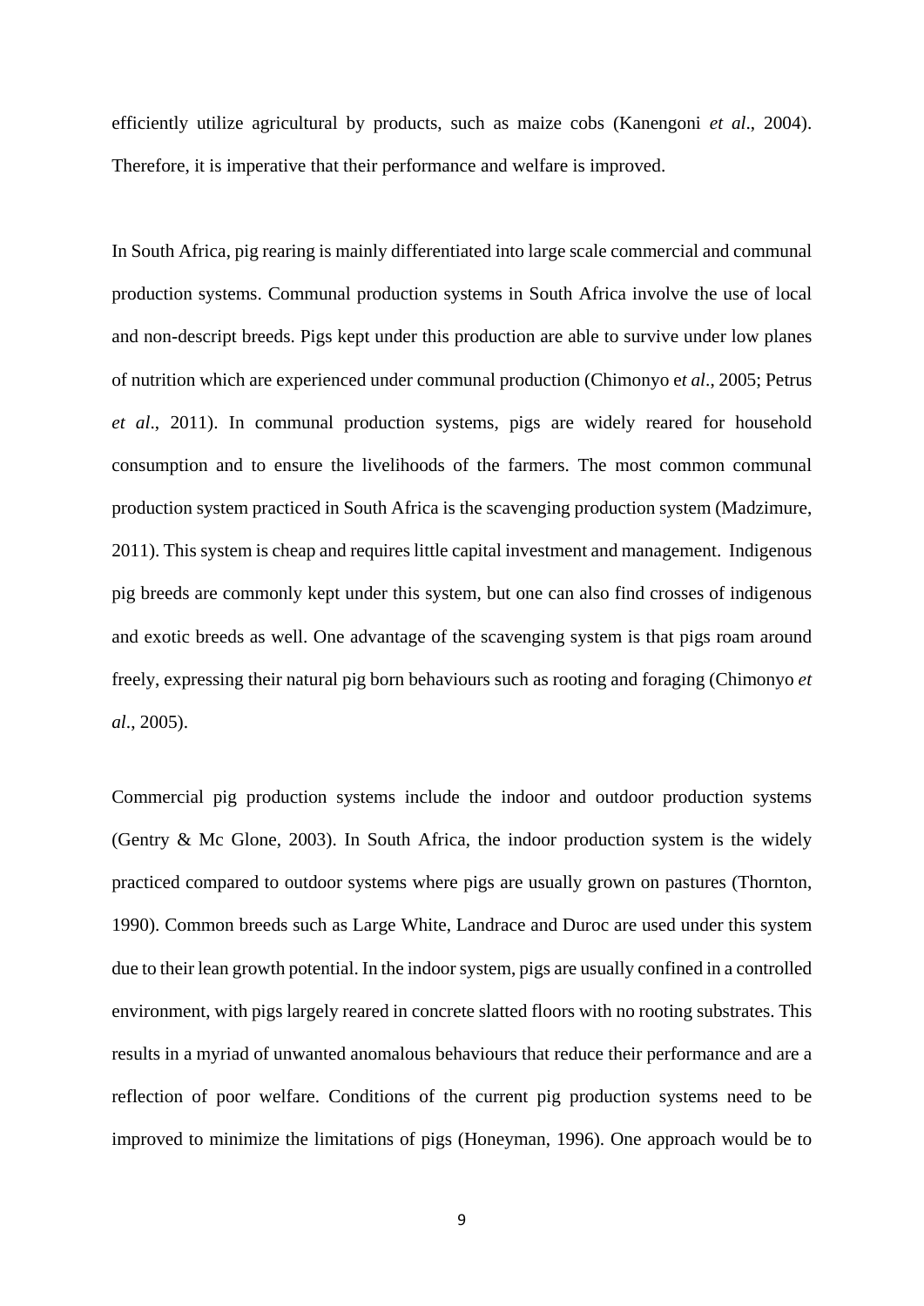efficiently utilize agricultural by products, such as maize cobs (Kanengoni *et al*., 2004). Therefore, it is imperative that their performance and welfare is improved.

In South Africa, pig rearing is mainly differentiated into large scale commercial and communal production systems. Communal production systems in South Africa involve the use of local and non-descript breeds. Pigs kept under this production are able to survive under low planes of nutrition which are experienced under communal production (Chimonyo e*t al*., 2005; Petrus *et al*., 2011). In communal production systems, pigs are widely reared for household consumption and to ensure the livelihoods of the farmers. The most common communal production system practiced in South Africa is the scavenging production system (Madzimure, 2011). This system is cheap and requires little capital investment and management. Indigenous pig breeds are commonly kept under this system, but one can also find crosses of indigenous and exotic breeds as well. One advantage of the scavenging system is that pigs roam around freely, expressing their natural pig born behaviours such as rooting and foraging (Chimonyo *et al*., 2005).

Commercial pig production systems include the indoor and outdoor production systems (Gentry & Mc Glone, 2003). In South Africa, the indoor production system is the widely practiced compared to outdoor systems where pigs are usually grown on pastures (Thornton, 1990). Common breeds such as Large White, Landrace and Duroc are used under this system due to their lean growth potential. In the indoor system, pigs are usually confined in a controlled environment, with pigs largely reared in concrete slatted floors with no rooting substrates. This results in a myriad of unwanted anomalous behaviours that reduce their performance and are a reflection of poor welfare. Conditions of the current pig production systems need to be improved to minimize the limitations of pigs (Honeyman, 1996). One approach would be to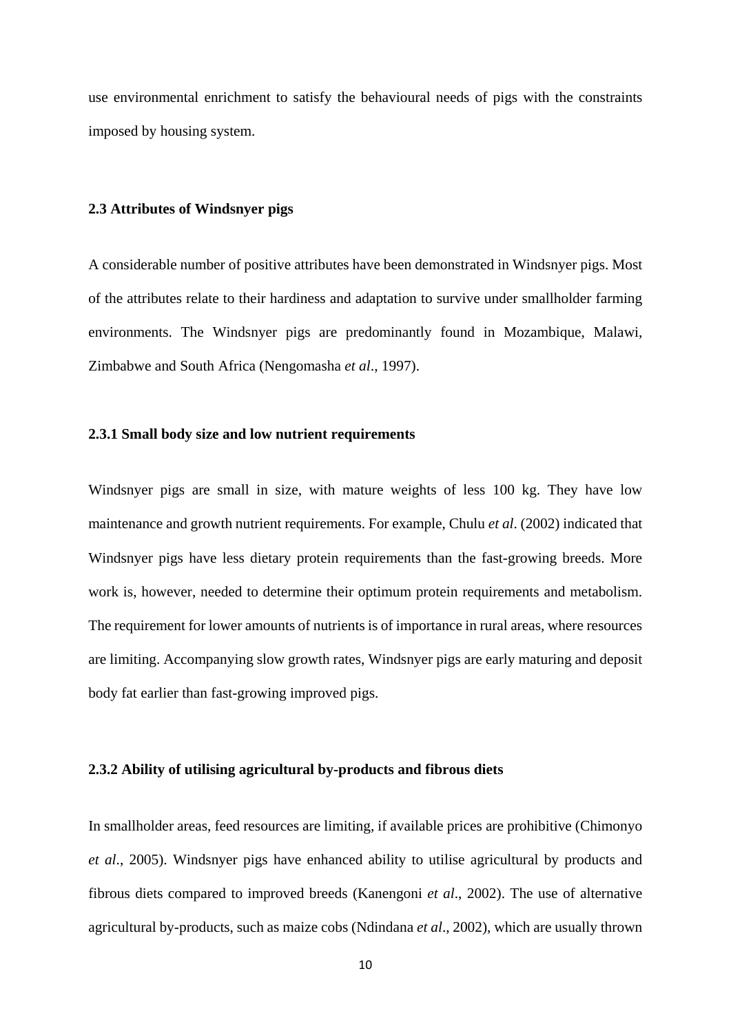use environmental enrichment to satisfy the behavioural needs of pigs with the constraints imposed by housing system.

### 2.3 Attributes of Windsnyer pigs

A considerable number of positive attributes have been demonstrated in Windsnyer pigs. Most of the attributes relate to their hardiness and adaptation to survive under smallholder farming environments. The Windsnyer pigs are predominantly found in Mozambique, Malawi, Zimbabwe and South Africa (Nengomasha *et al*., 1997).

#### 2.3.1 Small body size and low nutrient requirements

Windsnyer pigs are small in size, with mature weights of less 100 kg. They have low maintenance and growth nutrient requirements. For example, Chulu *et al*. (2002) indicated that Windsnyer pigs have less dietary protein requirements than the fast-growing breeds. More work is, however, needed to determine their optimum protein requirements and metabolism. The requirement for lower amounts of nutrients is of importance in rural areas, where resources are limiting. Accompanying slow growth rates, Windsnyer pigs are early maturing and deposit body fat earlier than fast-growing improved pigs.

#### 2.3.2 Ability of utilising agricultural by-products and fibrous diets

In smallholder areas, feed resources are limiting, if available prices are prohibitive (Chimonyo *et al*., 2005). Windsnyer pigs have enhanced ability to utilise agricultural by products and fibrous diets compared to improved breeds (Kanengoni *et al*., 2002). The use of alternative agricultural by-products, such as maize cobs (Ndindana *et al*., 2002), which are usually thrown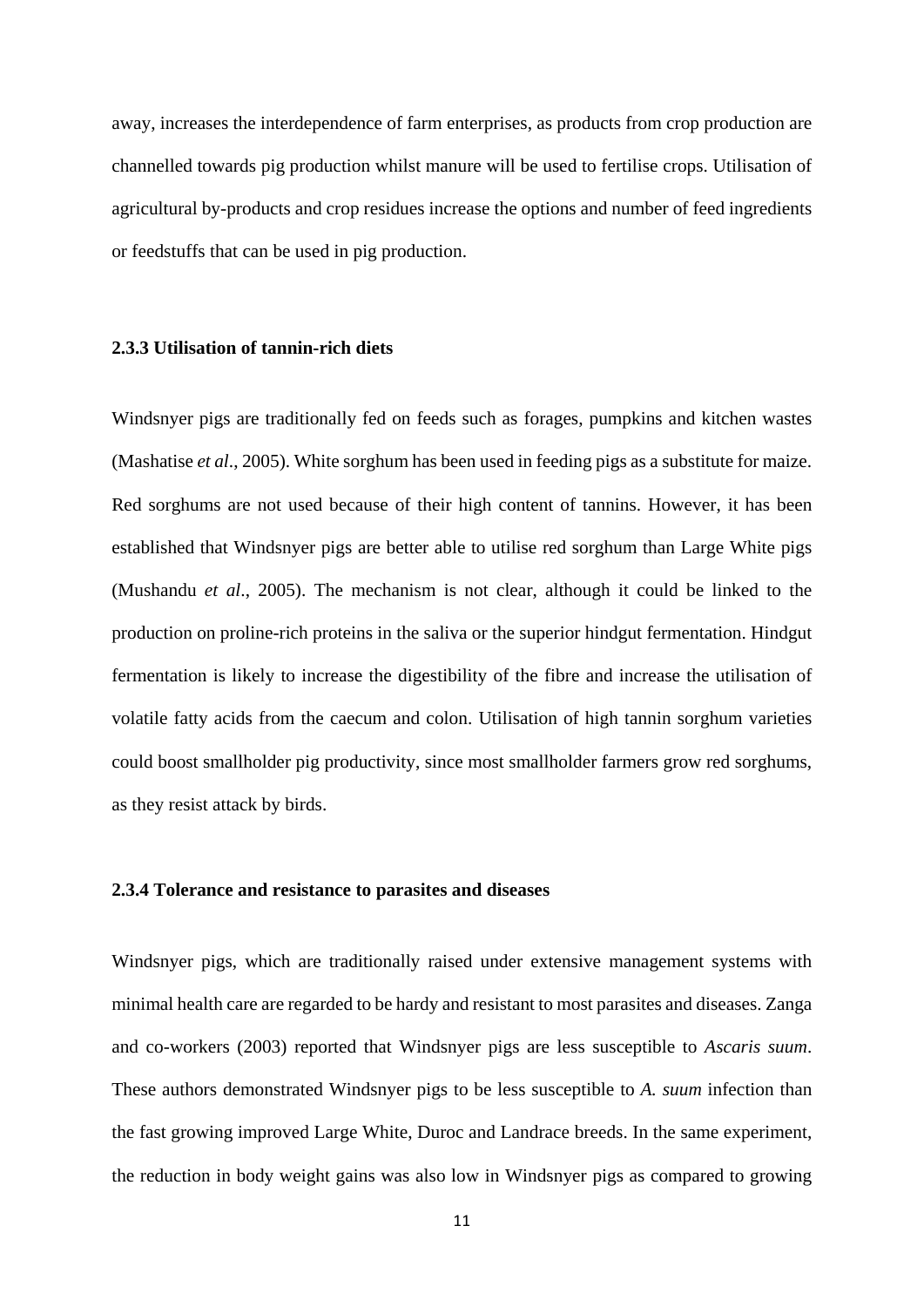away, increases the interdependence of farm enterprises, as products from crop production are channelled towards pig production whilst manure will be used to fertilise crops. Utilisation of agricultural by-products and crop residues increase the options and number of feed ingredients or feedstuffs that can be used in pig production.

### 2.3.3 Utilisation of tannin-rich diets

Windsnyer pigs are traditionally fed on feeds such as forages, pumpkins and kitchen wastes (Mashatise *et al*., 2005). White sorghum has been used in feeding pigs as a substitute for maize. Red sorghums are not used because of their high content of tannins. However, it has been established that Windsnyer pigs are better able to utilise red sorghum than Large White pigs (Mushandu *et al*., 2005). The mechanism is not clear, although it could be linked to the production on proline-rich proteins in the saliva or the superior hindgut fermentation. Hindgut fermentation is likely to increase the digestibility of the fibre and increase the utilisation of volatile fatty acids from the caecum and colon. Utilisation of high tannin sorghum varieties could boost smallholder pig productivity, since most smallholder farmers grow red sorghums, as they resist attack by birds.

### 2.3.4 Tolerance and resistance to parasites and diseases

Windsnyer pigs, which are traditionally raised under extensive management systems with minimal health care are regarded to be hardy and resistant to most parasites and diseases. Zanga and co-workers (2003) reported that Windsnyer pigs are less susceptible to *Ascaris suum*. These authors demonstrated Windsnyer pigs to be less susceptible to *A. suum* infection than the fast growing improved Large White, Duroc and Landrace breeds. In the same experiment, the reduction in body weight gains was also low in Windsnyer pigs as compared to growing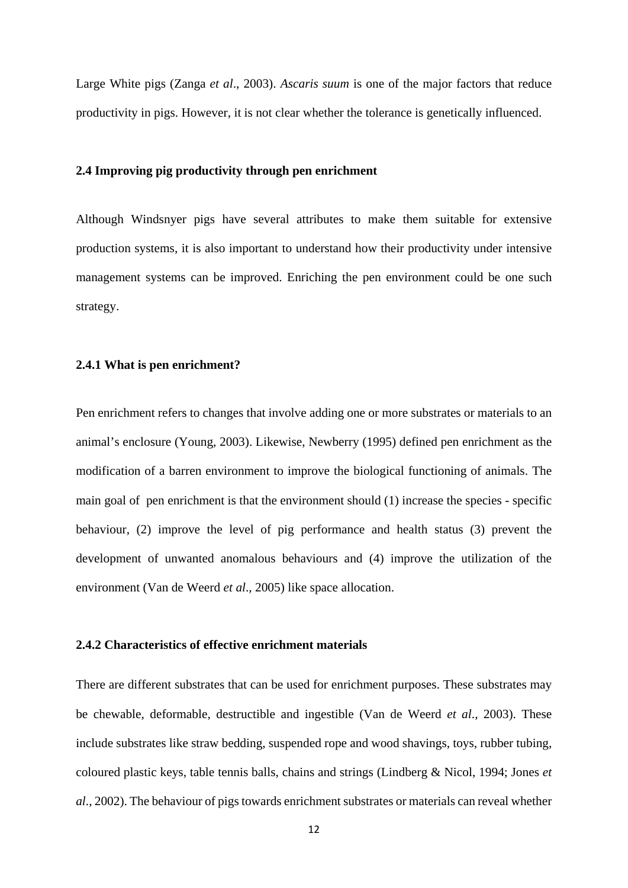Large White pigs (Zanga *et al*., 2003). *Ascaris suum* is one of the major factors that reduce productivity in pigs. However, it is not clear whether the tolerance is genetically influenced.

### 2.4 Improving pig productivity through pen enrichment

Although Windsnyer pigs have several attributes to make them suitable for extensive production systems, it is also important to understand how their productivity under intensive management systems can be improved. Enriching the pen environment could be one such strategy.

#### 2.4.1 What is pen enrichment?

Pen enrichment refers to changes that involve adding one or more substrates or materials to an animal's enclosure (Young, 2003). Likewise, Newberry (1995) defined pen enrichment as the modification of a barren environment to improve the biological functioning of animals. The main goal of pen enrichment is that the environment should (1) increase the species - specific behaviour, (2) improve the level of pig performance and health status (3) prevent the development of unwanted anomalous behaviours and (4) improve the utilization of the environment (Van de Weerd *et al*., 2005) like space allocation.

#### 2.4.2 Characteristics of effective enrichment materials

There are different substrates that can be used for enrichment purposes. These substrates may be chewable, deformable, destructible and ingestible (Van de Weerd *et al*., 2003). These include substrates like straw bedding, suspended rope and wood shavings, toys, rubber tubing, coloured plastic keys, table tennis balls, chains and strings (Lindberg & Nicol, 1994; Jones *et al*., 2002). The behaviour of pigs towards enrichment substrates or materials can reveal whether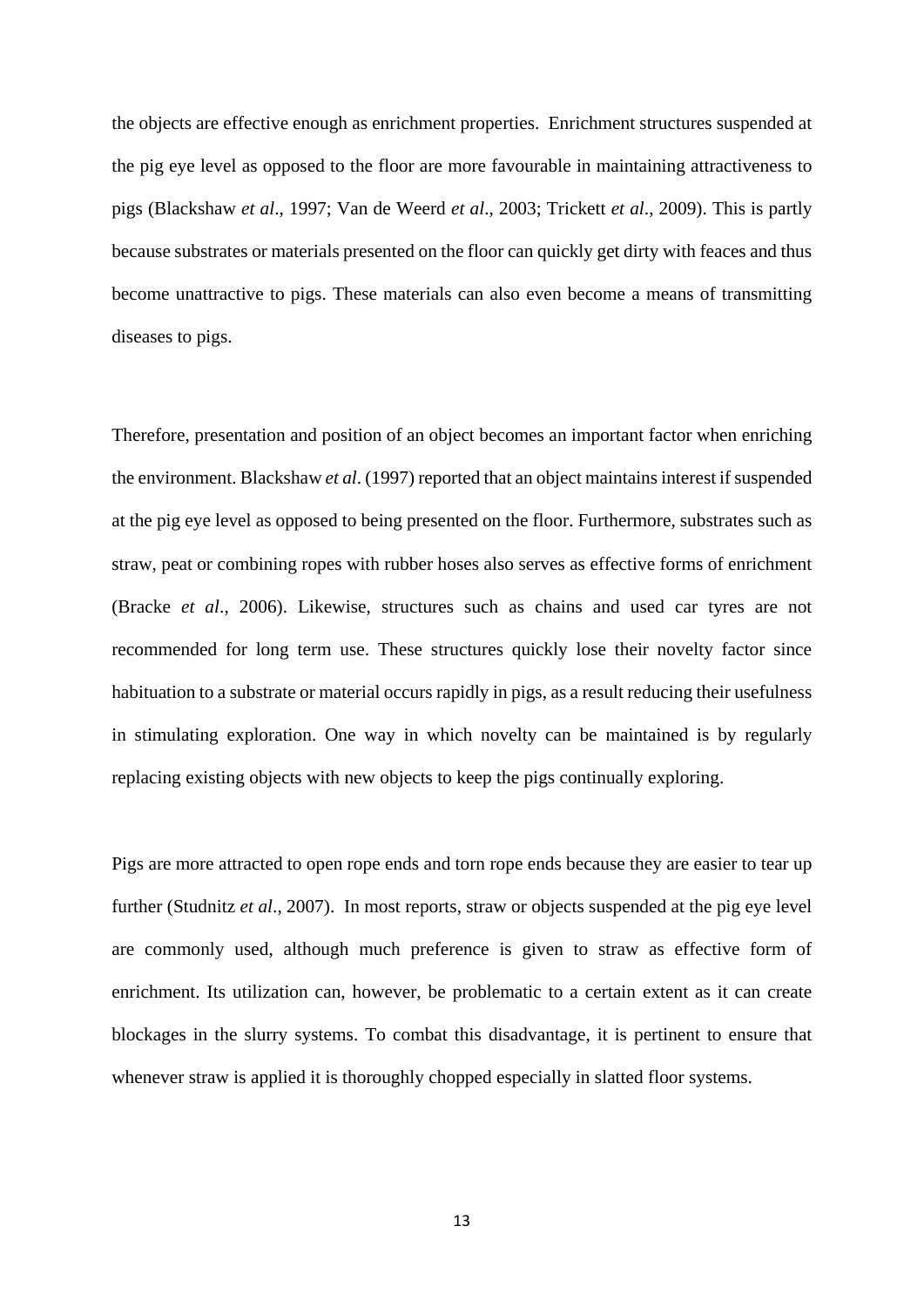the objects are effective enough as enrichment properties. Enrichment structures suspended at the pig eye level as opposed to the floor are more favourable in maintaining attractiveness to pigs (Blackshaw *et al*., 1997; Van de Weerd *et al*., 2003; Trickett *et al*., 2009). This is partly because substrates or materials presented on the floor can quickly get dirty with feaces and thus become unattractive to pigs. These materials can also even become a means of transmitting diseases to pigs.

Therefore, presentation and position of an object becomes an important factor when enriching the environment. Blackshaw *et al*. (1997) reported that an object maintains interest if suspended at the pig eye level as opposed to being presented on the floor. Furthermore, substrates such as straw, peat or combining ropes with rubber hoses also serves as effective forms of enrichment (Bracke *et al*., 2006). Likewise, structures such as chains and used car tyres are not recommended for long term use. These structures quickly lose their novelty factor since habituation to a substrate or material occurs rapidly in pigs, as a result reducing their usefulness in stimulating exploration. One way in which novelty can be maintained is by regularly replacing existing objects with new objects to keep the pigs continually exploring.

Pigs are more attracted to open rope ends and torn rope ends because they are easier to tear up further (Studnitz *et al*., 2007). In most reports, straw or objects suspended at the pig eye level are commonly used, although much preference is given to straw as effective form of enrichment. Its utilization can, however, be problematic to a certain extent as it can create blockages in the slurry systems. To combat this disadvantage, it is pertinent to ensure that whenever straw is applied it is thoroughly chopped especially in slatted floor systems.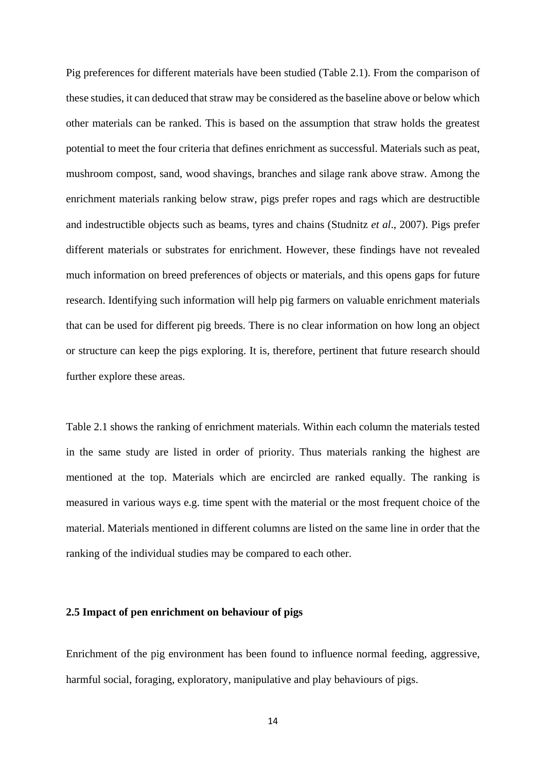Pig preferences for different materials have been studied (Table 2.1). From the comparison of these studies, it can deduced that straw may be considered as the baseline above or below which other materials can be ranked. This is based on the assumption that straw holds the greatest potential to meet the four criteria that defines enrichment as successful. Materials such as peat, mushroom compost, sand, wood shavings, branches and silage rank above straw. Among the enrichment materials ranking below straw, pigs prefer ropes and rags which are destructible and indestructible objects such as beams, tyres and chains (Studnitz *et al*., 2007). Pigs prefer different materials or substrates for enrichment. However, these findings have not revealed much information on breed preferences of objects or materials, and this opens gaps for future research. Identifying such information will help pig farmers on valuable enrichment materials that can be used for different pig breeds. There is no clear information on how long an object or structure can keep the pigs exploring. It is, therefore, pertinent that future research should further explore these areas.

Table 2.1 shows the ranking of enrichment materials. Within each column the materials tested in the same study are listed in order of priority. Thus materials ranking the highest are mentioned at the top. Materials which are encircled are ranked equally. The ranking is measured in various ways e.g. time spent with the material or the most frequent choice of the material. Materials mentioned in different columns are listed on the same line in order that the ranking of the individual studies may be compared to each other.

### 2.5 Impact of pen enrichment on behaviour of pigs

Enrichment of the pig environment has been found to influence normal feeding, aggressive, harmful social, foraging, exploratory, manipulative and play behaviours of pigs.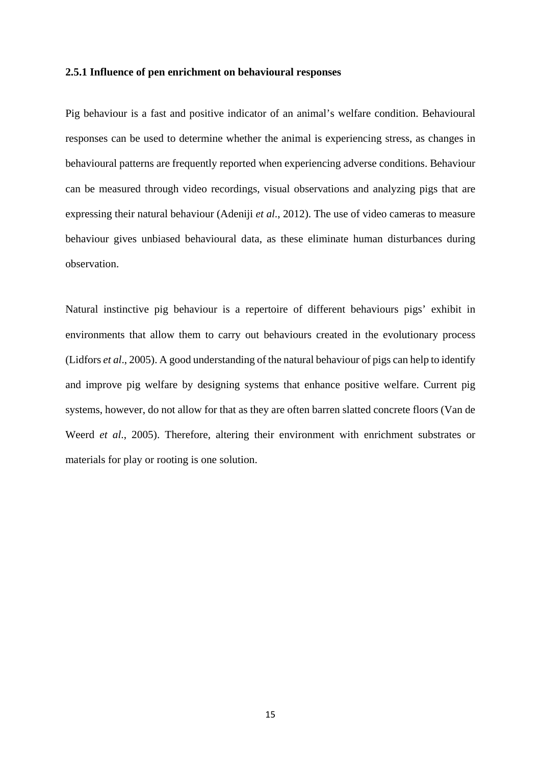### 2.5.1 Influence of pen enrichment on behavioural responses

Pig behaviour is a fast and positive indicator of an animal's welfare condition. Behavioural responses can be used to determine whether the animal is experiencing stress, as changes in behavioural patterns are frequently reported when experiencing adverse conditions. Behaviour can be measured through video recordings, visual observations and analyzing pigs that are expressing their natural behaviour (Adeniji *et al*., 2012). The use of video cameras to measure behaviour gives unbiased behavioural data, as these eliminate human disturbances during observation.

Natural instinctive pig behaviour is a repertoire of different behaviours pigs' exhibit in environments that allow them to carry out behaviours created in the evolutionary process (Lidfors *et al*., 2005). A good understanding of the natural behaviour of pigs can help to identify and improve pig welfare by designing systems that enhance positive welfare. Current pig systems, however, do not allow for that as they are often barren slatted concrete floors (Van de Weerd *et al*., 2005). Therefore, altering their environment with enrichment substrates or materials for play or rooting is one solution.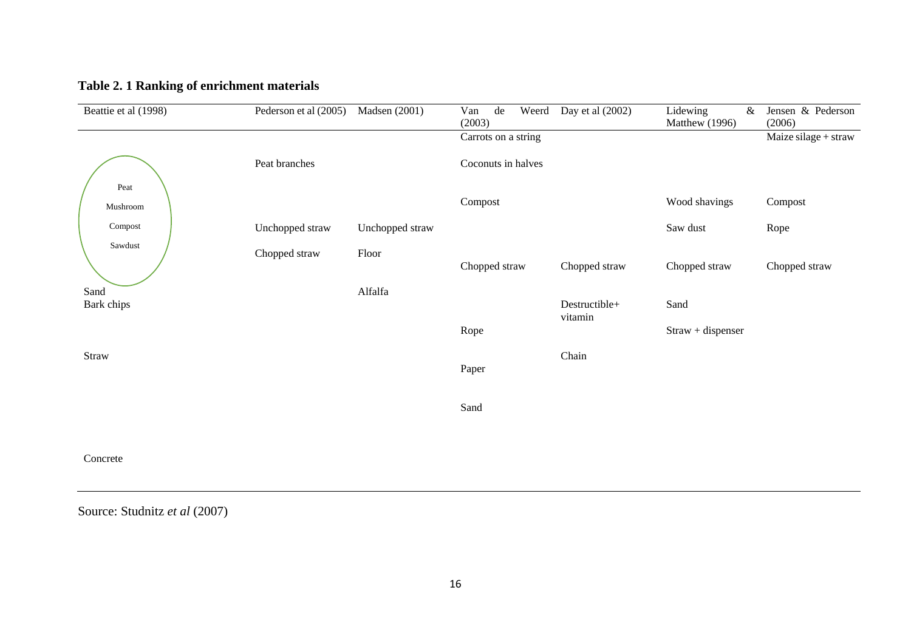**Table 2. 1 Ranking of enrichment materials**

| Beattie et al (1998) | Pederson et al (2005) | Madsen (2001) | Van de Weerd (2003) | Day et al (2002) | Lidewing & Matthew (1996) | Jensen & Pederson (2006) |
|---|---|---|---|---|---|---|
| | | | Carrots on a string | | | Maize silage + straw |
| | Peat branches | | Coconuts in halves | | | |
| Peat | | | | | | |
| Mushroom | | | Compost | | Wood shavings | Compost |
| Compost | Unchopped straw | Unchopped straw | | | Saw dust | Rope |
| Sawdust | Chopped straw | Floor | | | | |
| | | | Chopped straw | Chopped straw | Chopped straw | Chopped straw |
| Sand | | Alfalfa | | | | |
| Bark chips | | | | Destructible+ vitamin | Sand | |
| | | | Rope | | Straw + dispenser | |
| Straw | | | | Chain | | |
| | | | Paper | | | |
| | | | Sand | | | |
| Concrete | | | | | | |

Source: Studnitz *et al* (2007)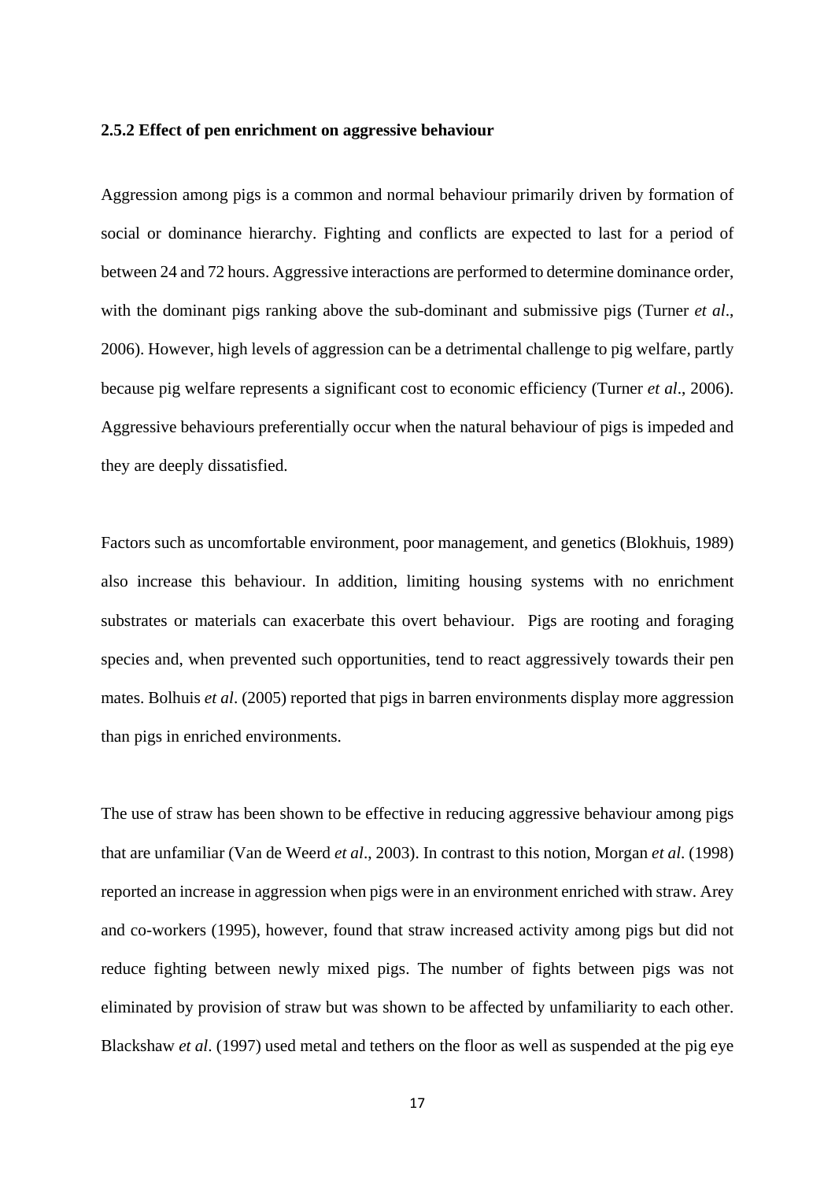### 2.5.2 Effect of pen enrichment on aggressive behaviour

Aggression among pigs is a common and normal behaviour primarily driven by formation of social or dominance hierarchy. Fighting and conflicts are expected to last for a period of between 24 and 72 hours. Aggressive interactions are performed to determine dominance order, with the dominant pigs ranking above the sub-dominant and submissive pigs (Turner *et al*., 2006). However, high levels of aggression can be a detrimental challenge to pig welfare, partly because pig welfare represents a significant cost to economic efficiency (Turner *et al*., 2006). Aggressive behaviours preferentially occur when the natural behaviour of pigs is impeded and they are deeply dissatisfied.

Factors such as uncomfortable environment, poor management, and genetics (Blokhuis, 1989) also increase this behaviour. In addition, limiting housing systems with no enrichment substrates or materials can exacerbate this overt behaviour. Pigs are rooting and foraging species and, when prevented such opportunities, tend to react aggressively towards their pen mates. Bolhuis *et al*. (2005) reported that pigs in barren environments display more aggression than pigs in enriched environments.

The use of straw has been shown to be effective in reducing aggressive behaviour among pigs that are unfamiliar (Van de Weerd *et al*., 2003). In contrast to this notion, Morgan *et al*. (1998) reported an increase in aggression when pigs were in an environment enriched with straw. Arey and co-workers (1995), however, found that straw increased activity among pigs but did not reduce fighting between newly mixed pigs. The number of fights between pigs was not eliminated by provision of straw but was shown to be affected by unfamiliarity to each other. Blackshaw *et al*. (1997) used metal and tethers on the floor as well as suspended at the pig eye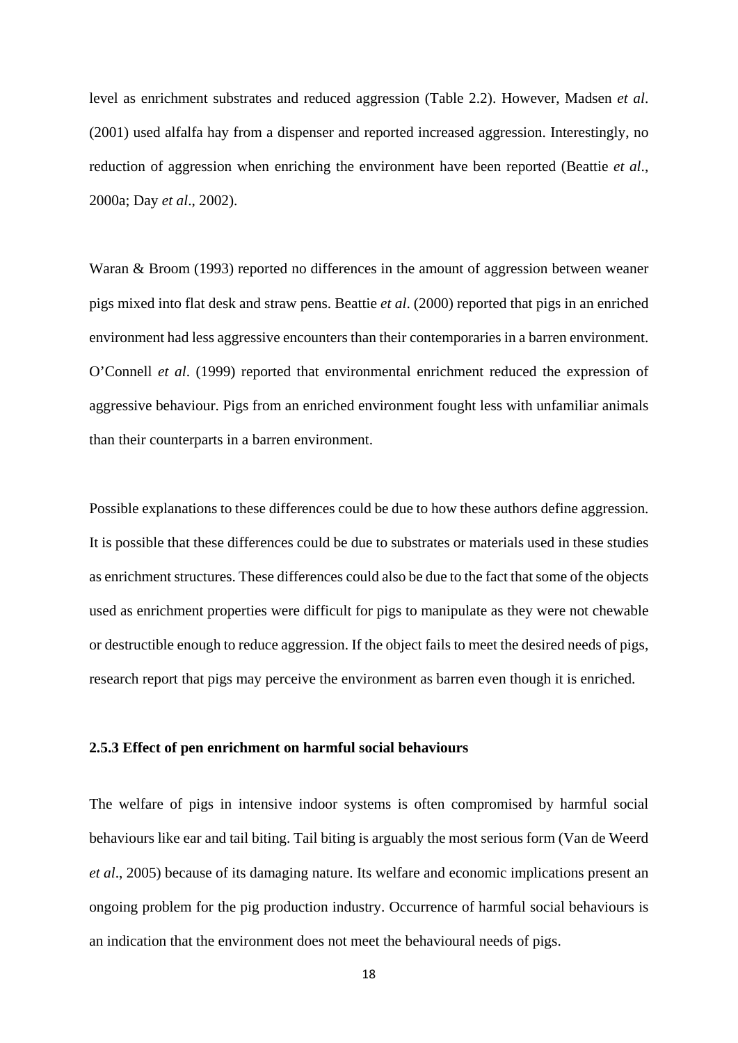level as enrichment substrates and reduced aggression (Table 2.2). However, Madsen *et al*. (2001) used alfalfa hay from a dispenser and reported increased aggression. Interestingly, no reduction of aggression when enriching the environment have been reported (Beattie *et al*., 2000a; Day *et al*., 2002).

Waran & Broom (1993) reported no differences in the amount of aggression between weaner pigs mixed into flat desk and straw pens. Beattie *et al*. (2000) reported that pigs in an enriched environment had less aggressive encounters than their contemporaries in a barren environment. O'Connell *et al*. (1999) reported that environmental enrichment reduced the expression of aggressive behaviour. Pigs from an enriched environment fought less with unfamiliar animals than their counterparts in a barren environment.

Possible explanations to these differences could be due to how these authors define aggression. It is possible that these differences could be due to substrates or materials used in these studies as enrichment structures. These differences could also be due to the fact that some of the objects used as enrichment properties were difficult for pigs to manipulate as they were not chewable or destructible enough to reduce aggression. If the object fails to meet the desired needs of pigs, research report that pigs may perceive the environment as barren even though it is enriched.

### 2.5.3 Effect of pen enrichment on harmful social behaviours

The welfare of pigs in intensive indoor systems is often compromised by harmful social behaviours like ear and tail biting. Tail biting is arguably the most serious form (Van de Weerd *et al*., 2005) because of its damaging nature. Its welfare and economic implications present an ongoing problem for the pig production industry. Occurrence of harmful social behaviours is an indication that the environment does not meet the behavioural needs of pigs.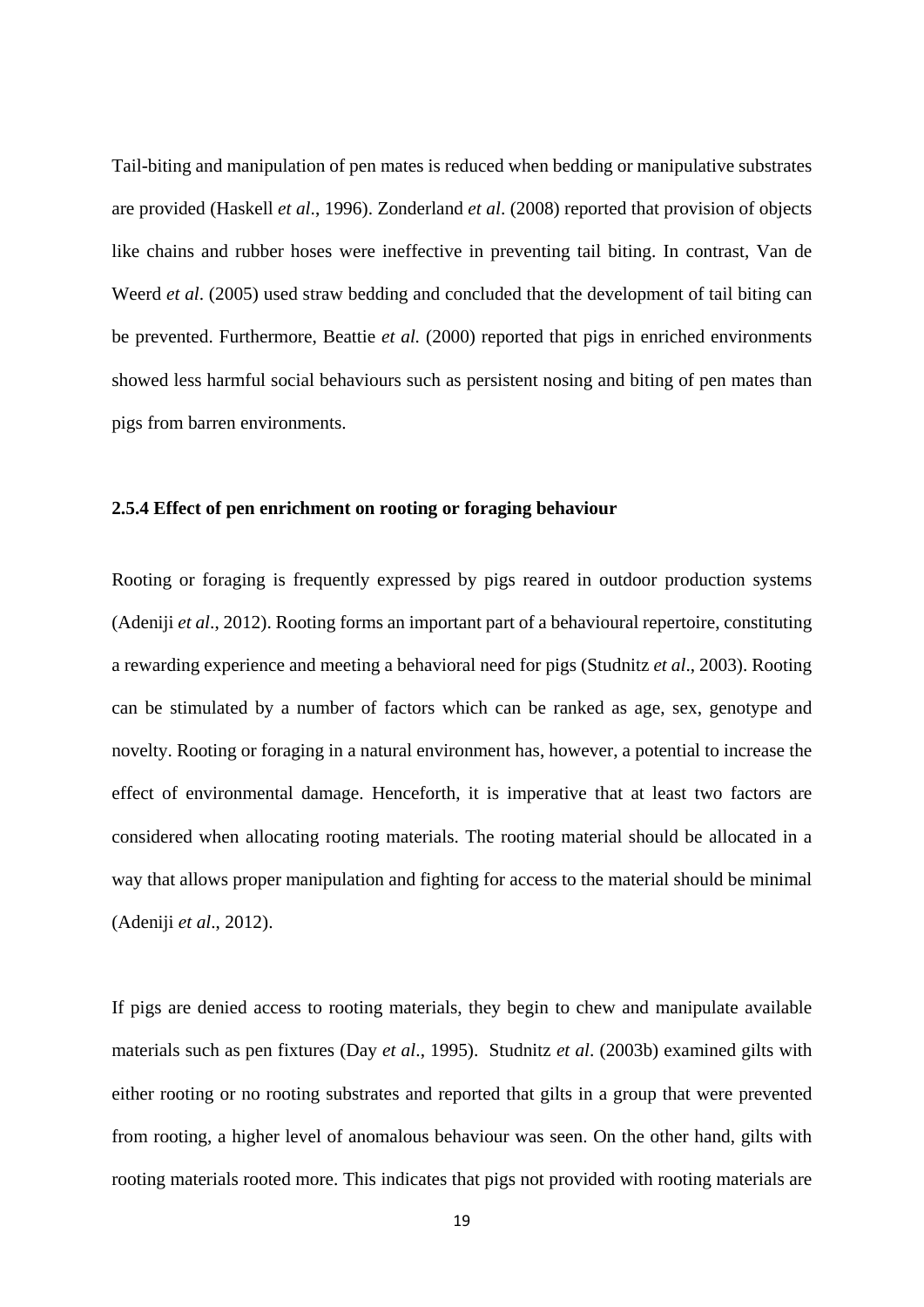Tail-biting and manipulation of pen mates is reduced when bedding or manipulative substrates are provided (Haskell *et al*., 1996). Zonderland *et al*. (2008) reported that provision of objects like chains and rubber hoses were ineffective in preventing tail biting. In contrast, Van de Weerd *et al*. (2005) used straw bedding and concluded that the development of tail biting can be prevented. Furthermore, Beattie *et al.* (2000) reported that pigs in enriched environments showed less harmful social behaviours such as persistent nosing and biting of pen mates than pigs from barren environments.

### 2.5.4 Effect of pen enrichment on rooting or foraging behaviour

Rooting or foraging is frequently expressed by pigs reared in outdoor production systems (Adeniji *et al*., 2012). Rooting forms an important part of a behavioural repertoire, constituting a rewarding experience and meeting a behavioral need for pigs (Studnitz *et al*., 2003). Rooting can be stimulated by a number of factors which can be ranked as age, sex, genotype and novelty. Rooting or foraging in a natural environment has, however, a potential to increase the effect of environmental damage. Henceforth, it is imperative that at least two factors are considered when allocating rooting materials. The rooting material should be allocated in a way that allows proper manipulation and fighting for access to the material should be minimal (Adeniji *et al*., 2012).

If pigs are denied access to rooting materials, they begin to chew and manipulate available materials such as pen fixtures (Day *et al*., 1995). Studnitz *et al*. (2003b) examined gilts with either rooting or no rooting substrates and reported that gilts in a group that were prevented from rooting, a higher level of anomalous behaviour was seen. On the other hand, gilts with rooting materials rooted more. This indicates that pigs not provided with rooting materials are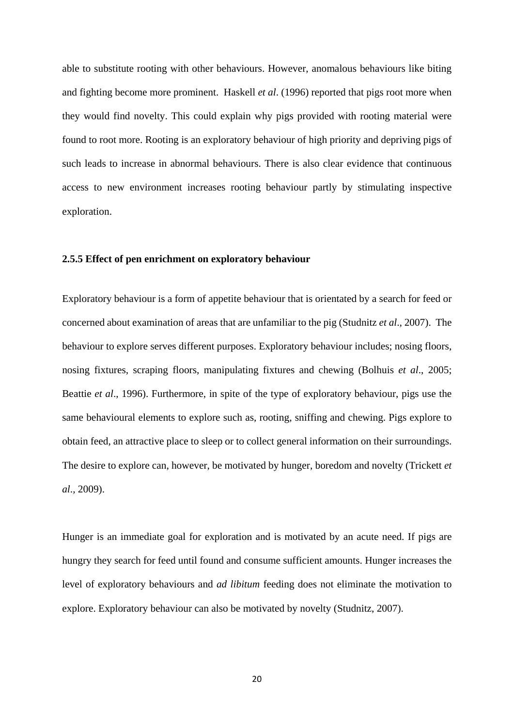able to substitute rooting with other behaviours. However, anomalous behaviours like biting and fighting become more prominent. Haskell *et al*. (1996) reported that pigs root more when they would find novelty. This could explain why pigs provided with rooting material were found to root more. Rooting is an exploratory behaviour of high priority and depriving pigs of such leads to increase in abnormal behaviours. There is also clear evidence that continuous access to new environment increases rooting behaviour partly by stimulating inspective exploration.

### 2.5.5 Effect of pen enrichment on exploratory behaviour

Exploratory behaviour is a form of appetite behaviour that is orientated by a search for feed or concerned about examination of areas that are unfamiliar to the pig (Studnitz *et al*., 2007). The behaviour to explore serves different purposes. Exploratory behaviour includes; nosing floors, nosing fixtures, scraping floors, manipulating fixtures and chewing (Bolhuis *et al*., 2005; Beattie *et al*., 1996). Furthermore, in spite of the type of exploratory behaviour, pigs use the same behavioural elements to explore such as, rooting, sniffing and chewing. Pigs explore to obtain feed, an attractive place to sleep or to collect general information on their surroundings. The desire to explore can, however, be motivated by hunger, boredom and novelty (Trickett *et al*., 2009).

Hunger is an immediate goal for exploration and is motivated by an acute need. If pigs are hungry they search for feed until found and consume sufficient amounts. Hunger increases the level of exploratory behaviours and *ad libitum* feeding does not eliminate the motivation to explore. Exploratory behaviour can also be motivated by novelty (Studnitz, 2007).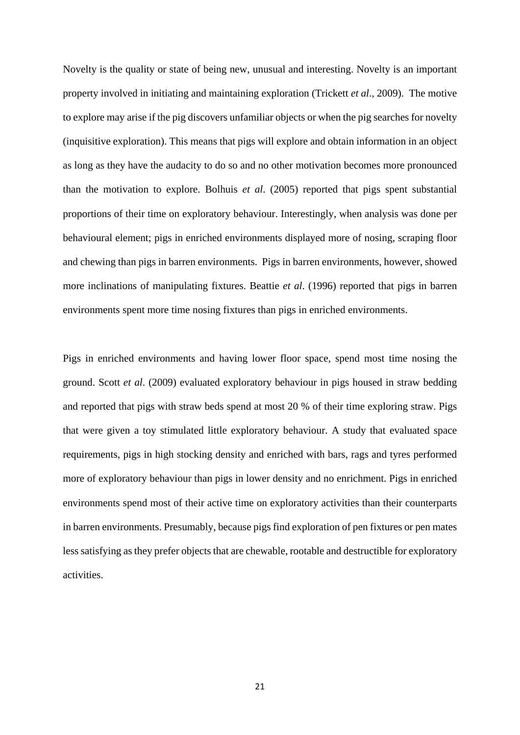Novelty is the quality or state of being new, unusual and interesting. Novelty is an important property involved in initiating and maintaining exploration (Trickett *et al*., 2009). The motive to explore may arise if the pig discovers unfamiliar objects or when the pig searches for novelty (inquisitive exploration). This means that pigs will explore and obtain information in an object as long as they have the audacity to do so and no other motivation becomes more pronounced than the motivation to explore. Bolhuis *et al*. (2005) reported that pigs spent substantial proportions of their time on exploratory behaviour. Interestingly, when analysis was done per behavioural element; pigs in enriched environments displayed more of nosing, scraping floor and chewing than pigs in barren environments. Pigs in barren environments, however, showed more inclinations of manipulating fixtures. Beattie *et al*. (1996) reported that pigs in barren environments spent more time nosing fixtures than pigs in enriched environments.

Pigs in enriched environments and having lower floor space, spend most time nosing the ground. Scott *et al*. (2009) evaluated exploratory behaviour in pigs housed in straw bedding and reported that pigs with straw beds spend at most 20 % of their time exploring straw. Pigs that were given a toy stimulated little exploratory behaviour. A study that evaluated space requirements, pigs in high stocking density and enriched with bars, rags and tyres performed more of exploratory behaviour than pigs in lower density and no enrichment. Pigs in enriched environments spend most of their active time on exploratory activities than their counterparts in barren environments. Presumably, because pigs find exploration of pen fixtures or pen mates less satisfying as they prefer objects that are chewable, rootable and destructible for exploratory activities.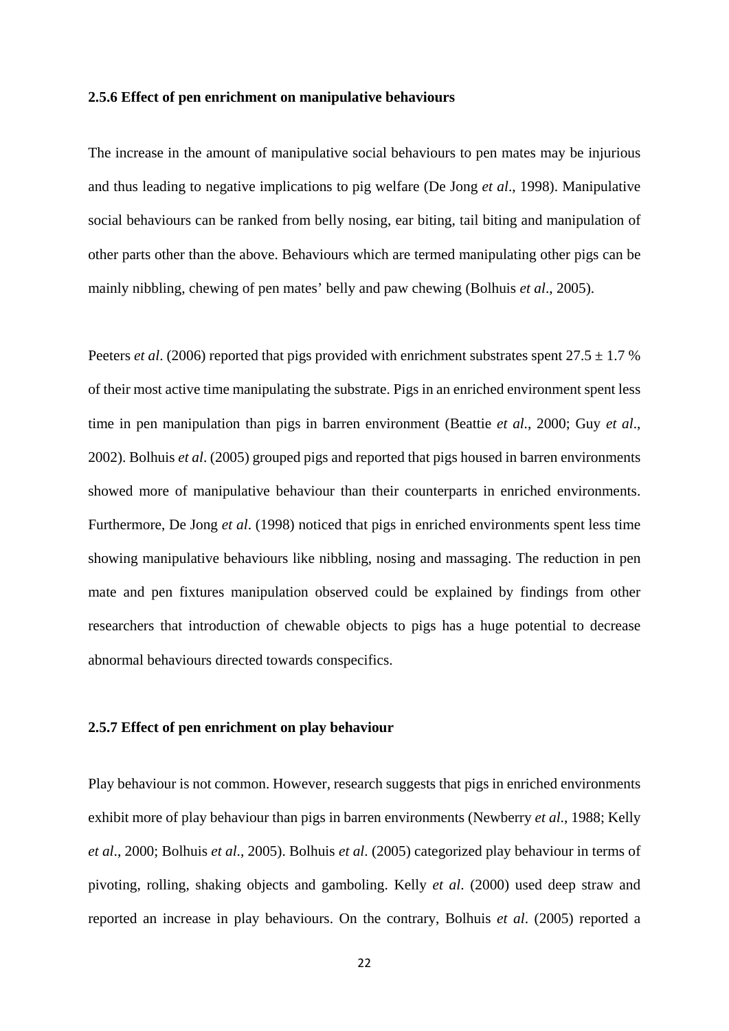### 2.5.6 Effect of pen enrichment on manipulative behaviours

The increase in the amount of manipulative social behaviours to pen mates may be injurious and thus leading to negative implications to pig welfare (De Jong *et al*., 1998). Manipulative social behaviours can be ranked from belly nosing, ear biting, tail biting and manipulation of other parts other than the above. Behaviours which are termed manipulating other pigs can be mainly nibbling, chewing of pen mates' belly and paw chewing (Bolhuis *et al*., 2005).

Peeters *et al*. (2006) reported that pigs provided with enrichment substrates spent $27.5 \pm 1.7$ % of their most active time manipulating the substrate. Pigs in an enriched environment spent less time in pen manipulation than pigs in barren environment (Beattie *et al*., 2000; Guy *et al*., 2002). Bolhuis *et al*. (2005) grouped pigs and reported that pigs housed in barren environments showed more of manipulative behaviour than their counterparts in enriched environments. Furthermore, De Jong *et al*. (1998) noticed that pigs in enriched environments spent less time showing manipulative behaviours like nibbling, nosing and massaging. The reduction in pen mate and pen fixtures manipulation observed could be explained by findings from other researchers that introduction of chewable objects to pigs has a huge potential to decrease abnormal behaviours directed towards conspecifics.

### 2.5.7 Effect of pen enrichment on play behaviour

Play behaviour is not common. However, research suggests that pigs in enriched environments exhibit more of play behaviour than pigs in barren environments (Newberry *et al*., 1988; Kelly *et al*., 2000; Bolhuis *et al*., 2005). Bolhuis *et al*. (2005) categorized play behaviour in terms of pivoting, rolling, shaking objects and gamboling. Kelly *et al*. (2000) used deep straw and reported an increase in play behaviours. On the contrary, Bolhuis *et al*. (2005) reported a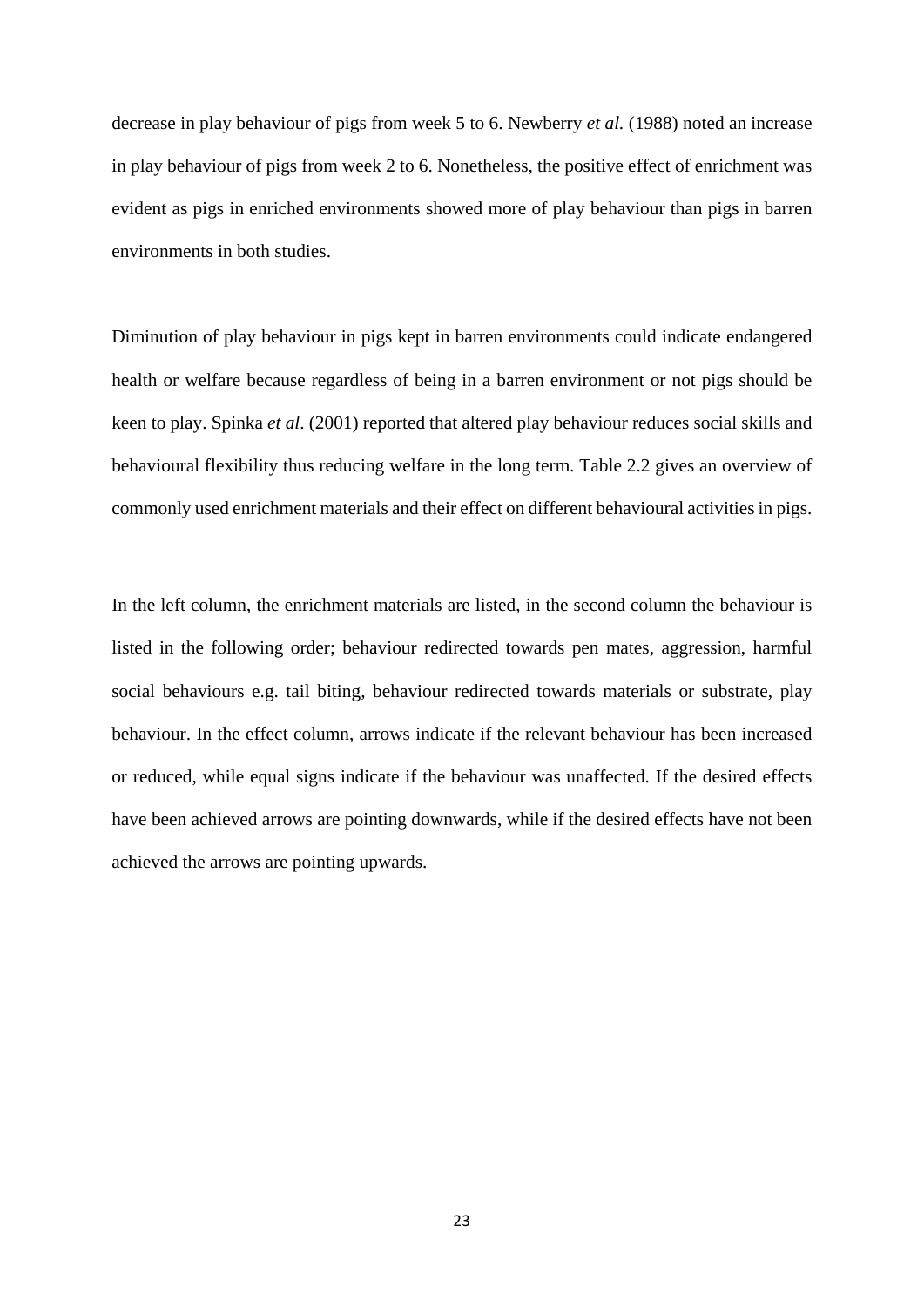decrease in play behaviour of pigs from week 5 to 6. Newberry *et al.* (1988) noted an increase in play behaviour of pigs from week 2 to 6. Nonetheless, the positive effect of enrichment was evident as pigs in enriched environments showed more of play behaviour than pigs in barren environments in both studies.

Diminution of play behaviour in pigs kept in barren environments could indicate endangered health or welfare because regardless of being in a barren environment or not pigs should be keen to play. Spinka *et al*. (2001) reported that altered play behaviour reduces social skills and behavioural flexibility thus reducing welfare in the long term. Table 2.2 gives an overview of commonly used enrichment materials and their effect on different behavioural activities in pigs.

In the left column, the enrichment materials are listed, in the second column the behaviour is listed in the following order; behaviour redirected towards pen mates, aggression, harmful social behaviours e.g. tail biting, behaviour redirected towards materials or substrate, play behaviour. In the effect column, arrows indicate if the relevant behaviour has been increased or reduced, while equal signs indicate if the behaviour was unaffected. If the desired effects have been achieved arrows are pointing downwards, while if the desired effects have not been achieved the arrows are pointing upwards.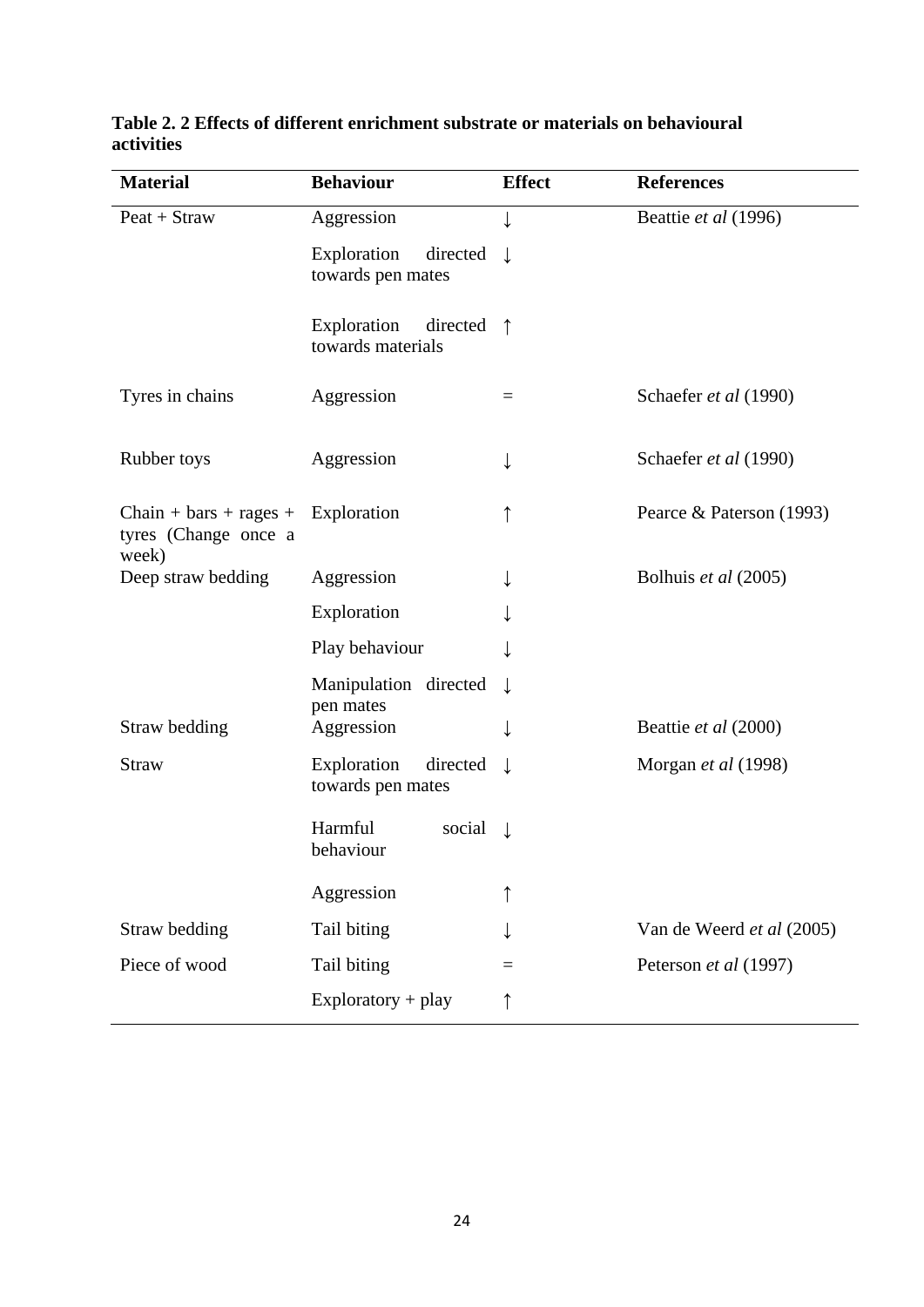**Table 2. 2 Effects of different enrichment substrate or materials on behavioural activities**

| Material | Behaviour | Effect | References |
|---|---|---|---|
| Peat + Straw | Aggression | ↓ | Beattie *et al* (1996) |
| | Exploration directed towards pen mates | ↓ | |
| | Exploration directed towards materials | ↑ | |
| Tyres in chains | Aggression | = | Schaefer *et al* (1990) |
| Rubber toys | Aggression | ↓ | Schaefer *et al* (1990) |
| Chain + bars + rages + tyres (Change once a week) | Exploration | ↑ | Pearce & Paterson (1993) |
| Deep straw bedding | Aggression | ↓ | Bolhuis *et al* (2005) |
| | Exploration | ↓ | |
| | Play behaviour | ↓ | |
| | Manipulation directed pen mates | ↓ | |
| Straw bedding | Aggression | ↓ | Beattie *et al* (2000) |
| Straw | Exploration directed towards pen mates | ↓ | Morgan *et al* (1998) |
| | Harmful social behaviour | ↓ | |
| | Aggression | ↑ | |
| Straw bedding | Tail biting | ↓ | Van de Weerd *et al* (2005) |
| Piece of wood | Tail biting | = | Peterson *et al* (1997) |
| | Exploratory + play | ↑ | |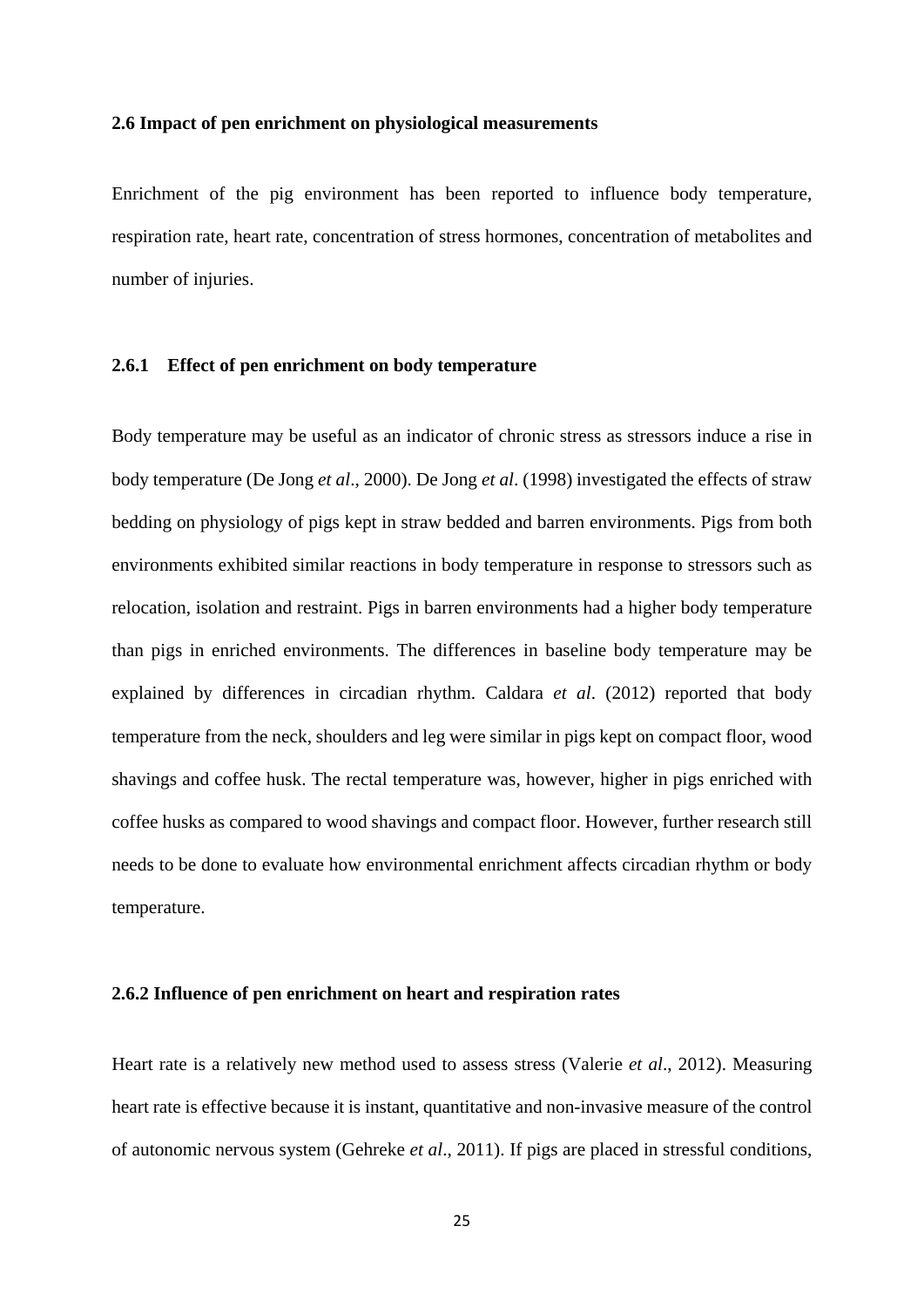## 2.6 Impact of pen enrichment on physiological measurements

Enrichment of the pig environment has been reported to influence body temperature, respiration rate, heart rate, concentration of stress hormones, concentration of metabolites and number of injuries.

### 2.6.1 Effect of pen enrichment on body temperature

Body temperature may be useful as an indicator of chronic stress as stressors induce a rise in body temperature (De Jong *et al*., 2000). De Jong *et al*. (1998) investigated the effects of straw bedding on physiology of pigs kept in straw bedded and barren environments. Pigs from both environments exhibited similar reactions in body temperature in response to stressors such as relocation, isolation and restraint. Pigs in barren environments had a higher body temperature than pigs in enriched environments. The differences in baseline body temperature may be explained by differences in circadian rhythm. Caldara *et al*. (2012) reported that body temperature from the neck, shoulders and leg were similar in pigs kept on compact floor, wood shavings and coffee husk. The rectal temperature was, however, higher in pigs enriched with coffee husks as compared to wood shavings and compact floor. However, further research still needs to be done to evaluate how environmental enrichment affects circadian rhythm or body temperature.

### 2.6.2 Influence of pen enrichment on heart and respiration rates

Heart rate is a relatively new method used to assess stress (Valerie *et al*., 2012). Measuring heart rate is effective because it is instant, quantitative and non-invasive measure of the control of autonomic nervous system (Gehreke *et al*., 2011). If pigs are placed in stressful conditions,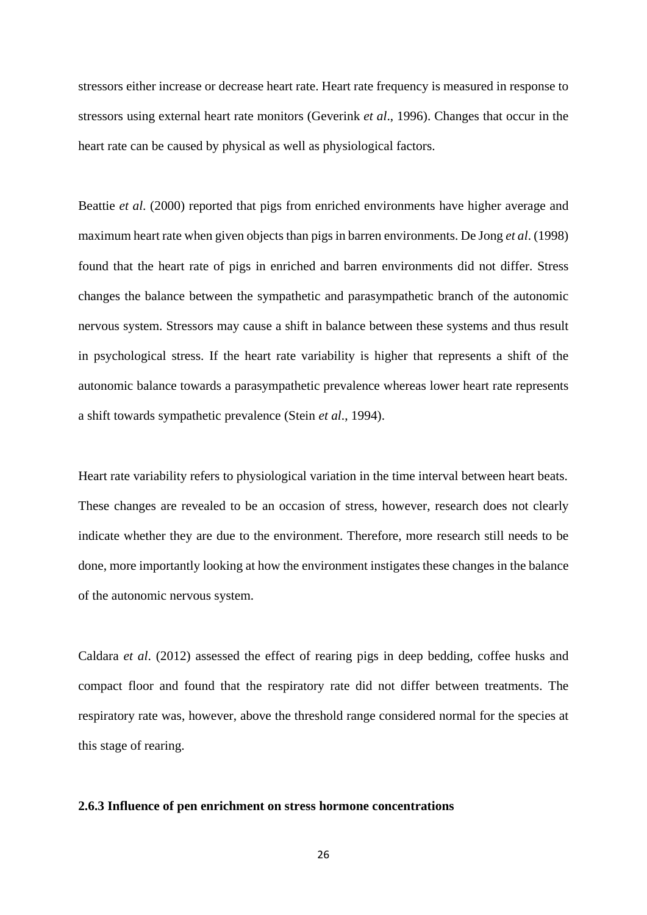stressors either increase or decrease heart rate. Heart rate frequency is measured in response to stressors using external heart rate monitors (Geverink *et al*., 1996). Changes that occur in the heart rate can be caused by physical as well as physiological factors.

Beattie *et al*. (2000) reported that pigs from enriched environments have higher average and maximum heart rate when given objects than pigs in barren environments. De Jong *et al*. (1998) found that the heart rate of pigs in enriched and barren environments did not differ. Stress changes the balance between the sympathetic and parasympathetic branch of the autonomic nervous system. Stressors may cause a shift in balance between these systems and thus result in psychological stress. If the heart rate variability is higher that represents a shift of the autonomic balance towards a parasympathetic prevalence whereas lower heart rate represents a shift towards sympathetic prevalence (Stein *et al*., 1994).

Heart rate variability refers to physiological variation in the time interval between heart beats. These changes are revealed to be an occasion of stress, however, research does not clearly indicate whether they are due to the environment. Therefore, more research still needs to be done, more importantly looking at how the environment instigates these changes in the balance of the autonomic nervous system.

Caldara *et al*. (2012) assessed the effect of rearing pigs in deep bedding, coffee husks and compact floor and found that the respiratory rate did not differ between treatments. The respiratory rate was, however, above the threshold range considered normal for the species at this stage of rearing.

### 2.6.3 Influence of pen enrichment on stress hormone concentrations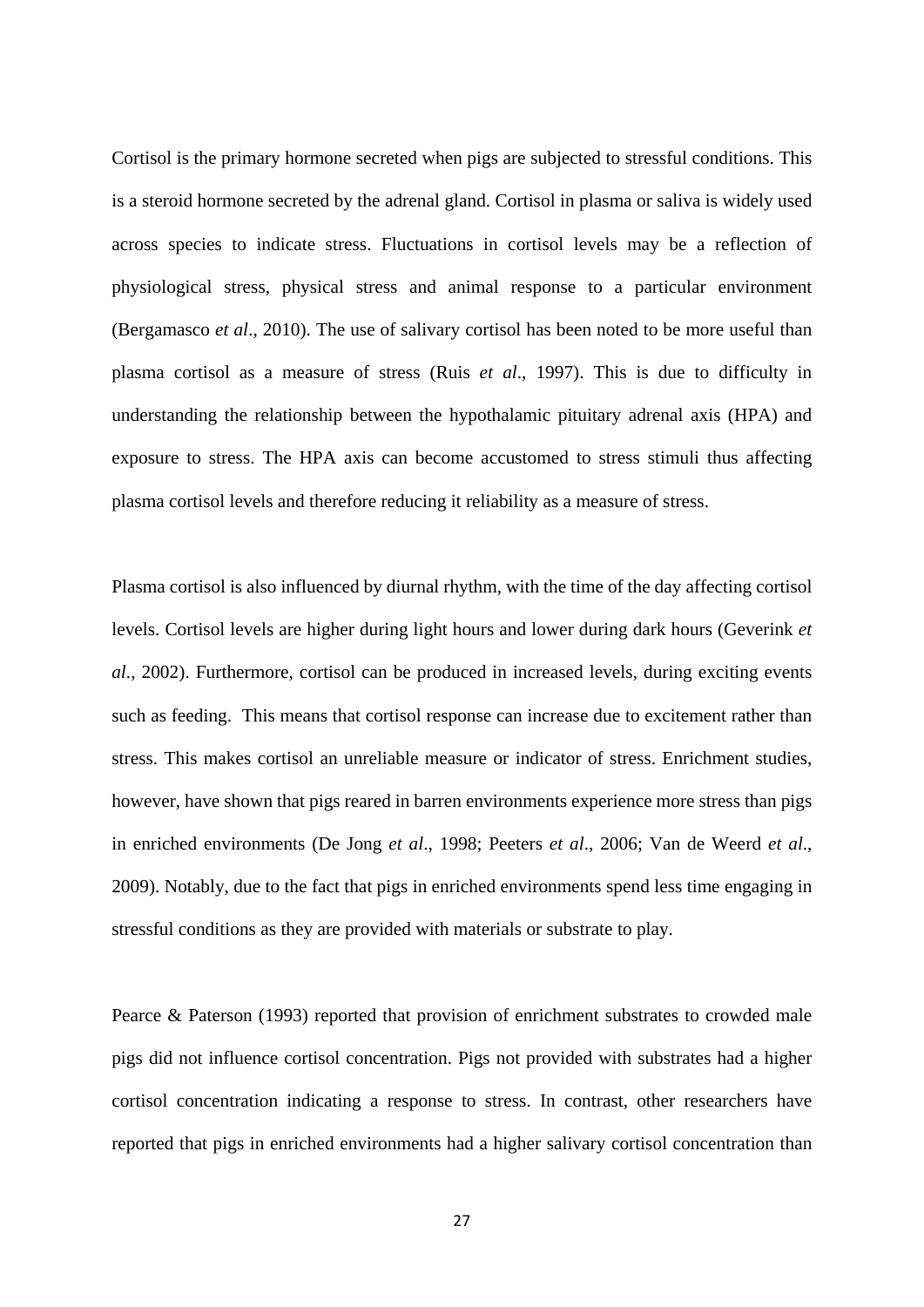Cortisol is the primary hormone secreted when pigs are subjected to stressful conditions. This is a steroid hormone secreted by the adrenal gland. Cortisol in plasma or saliva is widely used across species to indicate stress. Fluctuations in cortisol levels may be a reflection of physiological stress, physical stress and animal response to a particular environment (Bergamasco *et al*., 2010). The use of salivary cortisol has been noted to be more useful than plasma cortisol as a measure of stress (Ruis *et al*., 1997). This is due to difficulty in understanding the relationship between the hypothalamic pituitary adrenal axis (HPA) and exposure to stress. The HPA axis can become accustomed to stress stimuli thus affecting plasma cortisol levels and therefore reducing it reliability as a measure of stress.

Plasma cortisol is also influenced by diurnal rhythm, with the time of the day affecting cortisol levels. Cortisol levels are higher during light hours and lower during dark hours (Geverink *et al*., 2002). Furthermore, cortisol can be produced in increased levels, during exciting events such as feeding. This means that cortisol response can increase due to excitement rather than stress. This makes cortisol an unreliable measure or indicator of stress. Enrichment studies, however, have shown that pigs reared in barren environments experience more stress than pigs in enriched environments (De Jong *et al*., 1998; Peeters *et al*., 2006; Van de Weerd *et al*., 2009). Notably, due to the fact that pigs in enriched environments spend less time engaging in stressful conditions as they are provided with materials or substrate to play.

Pearce & Paterson (1993) reported that provision of enrichment substrates to crowded male pigs did not influence cortisol concentration. Pigs not provided with substrates had a higher cortisol concentration indicating a response to stress. In contrast, other researchers have reported that pigs in enriched environments had a higher salivary cortisol concentration than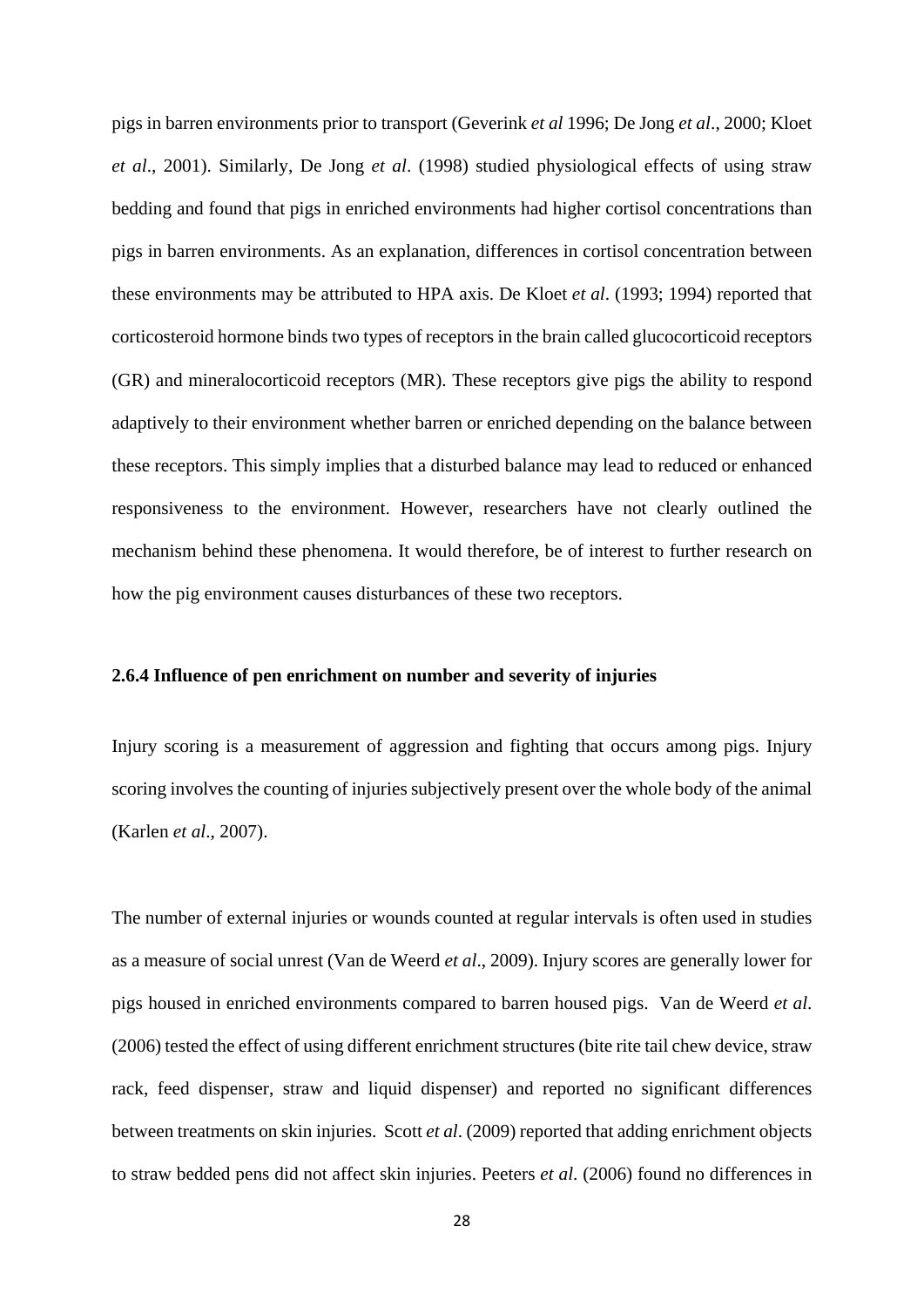pigs in barren environments prior to transport (Geverink *et al* 1996; De Jong *et al*., 2000; Kloet *et al*., 2001). Similarly, De Jong *et al*. (1998) studied physiological effects of using straw bedding and found that pigs in enriched environments had higher cortisol concentrations than pigs in barren environments. As an explanation, differences in cortisol concentration between these environments may be attributed to HPA axis. De Kloet *et al*. (1993; 1994) reported that corticosteroid hormone binds two types of receptors in the brain called glucocorticoid receptors (GR) and mineralocorticoid receptors (MR). These receptors give pigs the ability to respond adaptively to their environment whether barren or enriched depending on the balance between these receptors. This simply implies that a disturbed balance may lead to reduced or enhanced responsiveness to the environment. However, researchers have not clearly outlined the mechanism behind these phenomena. It would therefore, be of interest to further research on how the pig environment causes disturbances of these two receptors.

### 2.6.4 Influence of pen enrichment on number and severity of injuries

Injury scoring is a measurement of aggression and fighting that occurs among pigs. Injury scoring involves the counting of injuries subjectively present over the whole body of the animal (Karlen *et al*., 2007).

The number of external injuries or wounds counted at regular intervals is often used in studies as a measure of social unrest (Van de Weerd *et al*., 2009). Injury scores are generally lower for pigs housed in enriched environments compared to barren housed pigs. Van de Weerd *et al*. (2006) tested the effect of using different enrichment structures (bite rite tail chew device, straw rack, feed dispenser, straw and liquid dispenser) and reported no significant differences between treatments on skin injuries. Scott *et al*. (2009) reported that adding enrichment objects to straw bedded pens did not affect skin injuries. Peeters *et al*. (2006) found no differences in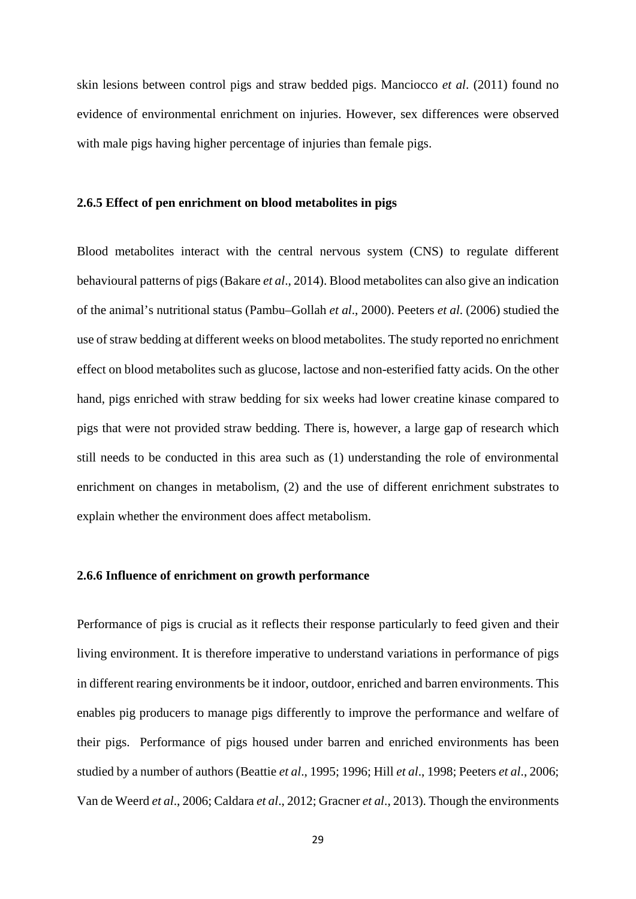skin lesions between control pigs and straw bedded pigs. Manciocco *et al*. (2011) found no evidence of environmental enrichment on injuries. However, sex differences were observed with male pigs having higher percentage of injuries than female pigs.

### 2.6.5 Effect of pen enrichment on blood metabolites in pigs

Blood metabolites interact with the central nervous system (CNS) to regulate different behavioural patterns of pigs (Bakare *et al*., 2014). Blood metabolites can also give an indication of the animal's nutritional status (Pambu–Gollah *et al*., 2000). Peeters *et al*. (2006) studied the use of straw bedding at different weeks on blood metabolites. The study reported no enrichment effect on blood metabolites such as glucose, lactose and non-esterified fatty acids. On the other hand, pigs enriched with straw bedding for six weeks had lower creatine kinase compared to pigs that were not provided straw bedding. There is, however, a large gap of research which still needs to be conducted in this area such as (1) understanding the role of environmental enrichment on changes in metabolism, (2) and the use of different enrichment substrates to explain whether the environment does affect metabolism.

### 2.6.6 Influence of enrichment on growth performance

Performance of pigs is crucial as it reflects their response particularly to feed given and their living environment. It is therefore imperative to understand variations in performance of pigs in different rearing environments be it indoor, outdoor, enriched and barren environments. This enables pig producers to manage pigs differently to improve the performance and welfare of their pigs. Performance of pigs housed under barren and enriched environments has been studied by a number of authors (Beattie *et al*., 1995; 1996; Hill *et al*., 1998; Peeters *et al*., 2006; Van de Weerd *et al*., 2006; Caldara *et al*., 2012; Gracner *et al*., 2013). Though the environments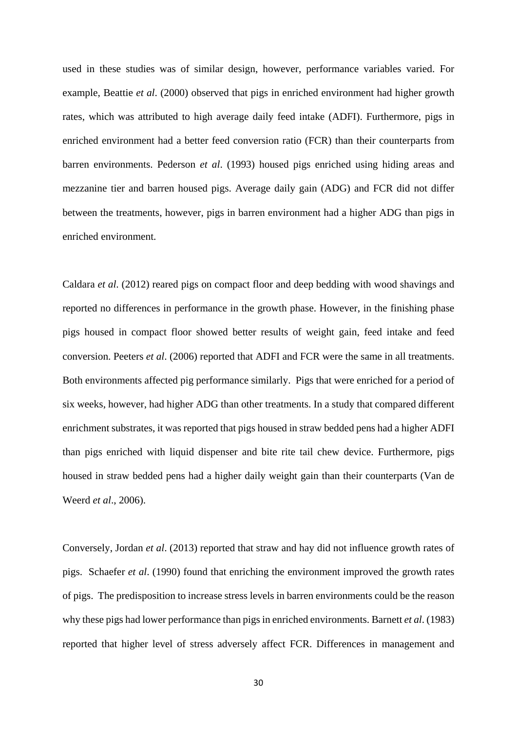used in these studies was of similar design, however, performance variables varied. For example, Beattie *et al*. (2000) observed that pigs in enriched environment had higher growth rates, which was attributed to high average daily feed intake (ADFI). Furthermore, pigs in enriched environment had a better feed conversion ratio (FCR) than their counterparts from barren environments. Pederson *et al*. (1993) housed pigs enriched using hiding areas and mezzanine tier and barren housed pigs. Average daily gain (ADG) and FCR did not differ between the treatments, however, pigs in barren environment had a higher ADG than pigs in enriched environment.

Caldara *et al*. (2012) reared pigs on compact floor and deep bedding with wood shavings and reported no differences in performance in the growth phase. However, in the finishing phase pigs housed in compact floor showed better results of weight gain, feed intake and feed conversion. Peeters *et al*. (2006) reported that ADFI and FCR were the same in all treatments. Both environments affected pig performance similarly. Pigs that were enriched for a period of six weeks, however, had higher ADG than other treatments. In a study that compared different enrichment substrates, it was reported that pigs housed in straw bedded pens had a higher ADFI than pigs enriched with liquid dispenser and bite rite tail chew device. Furthermore, pigs housed in straw bedded pens had a higher daily weight gain than their counterparts (Van de Weerd *et al*., 2006).

Conversely, Jordan *et al*. (2013) reported that straw and hay did not influence growth rates of pigs. Schaefer *et al*. (1990) found that enriching the environment improved the growth rates of pigs. The predisposition to increase stress levels in barren environments could be the reason why these pigs had lower performance than pigs in enriched environments. Barnett *et al*. (1983) reported that higher level of stress adversely affect FCR. Differences in management and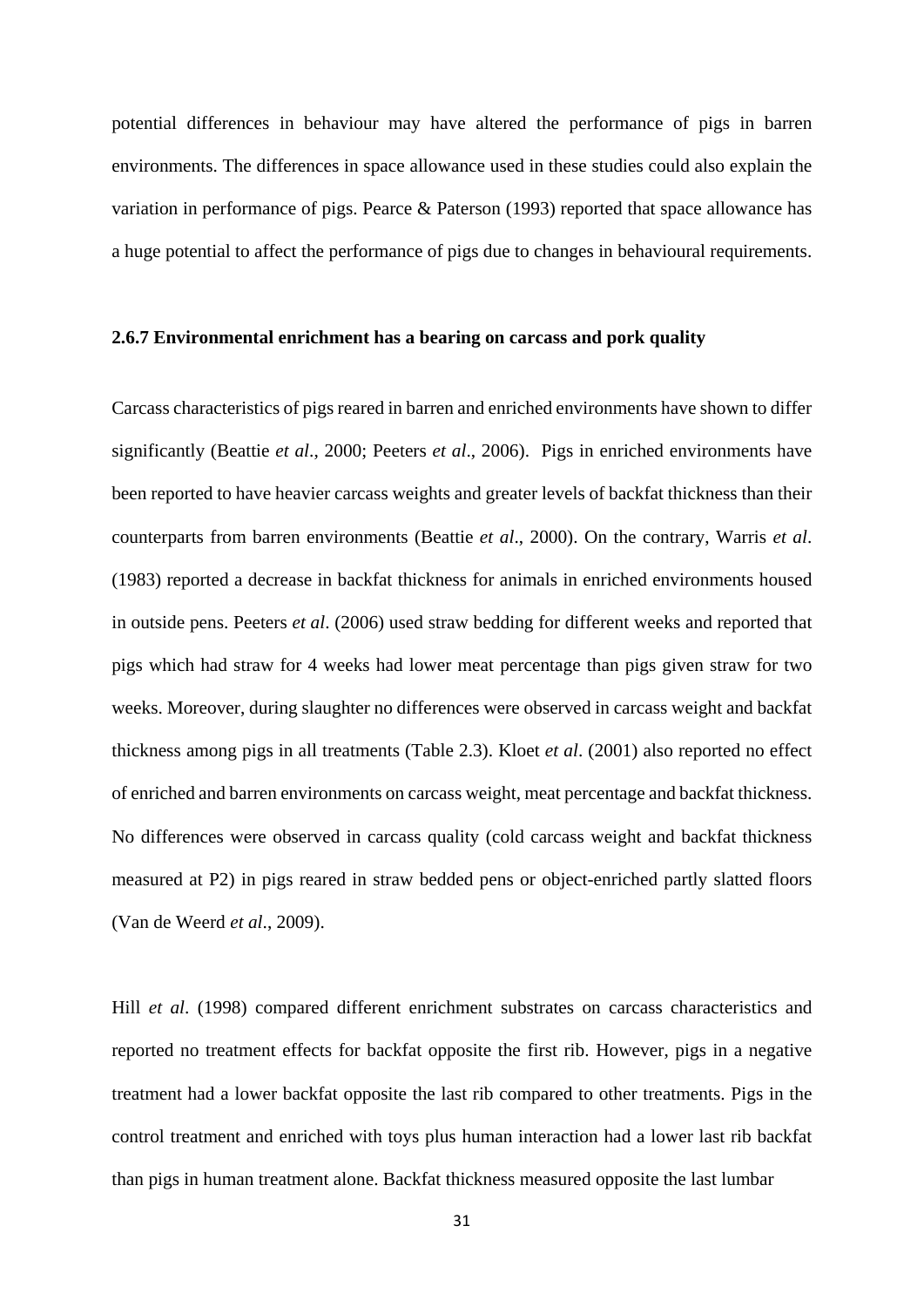potential differences in behaviour may have altered the performance of pigs in barren environments. The differences in space allowance used in these studies could also explain the variation in performance of pigs. Pearce & Paterson (1993) reported that space allowance has a huge potential to affect the performance of pigs due to changes in behavioural requirements.

### 2.6.7 Environmental enrichment has a bearing on carcass and pork quality

Carcass characteristics of pigs reared in barren and enriched environments have shown to differ significantly (Beattie *et al*., 2000; Peeters *et al*., 2006). Pigs in enriched environments have been reported to have heavier carcass weights and greater levels of backfat thickness than their counterparts from barren environments (Beattie *et al*., 2000). On the contrary, Warris *et al*. (1983) reported a decrease in backfat thickness for animals in enriched environments housed in outside pens. Peeters *et al*. (2006) used straw bedding for different weeks and reported that pigs which had straw for 4 weeks had lower meat percentage than pigs given straw for two weeks. Moreover, during slaughter no differences were observed in carcass weight and backfat thickness among pigs in all treatments (Table 2.3). Kloet *et al*. (2001) also reported no effect of enriched and barren environments on carcass weight, meat percentage and backfat thickness. No differences were observed in carcass quality (cold carcass weight and backfat thickness measured at P2) in pigs reared in straw bedded pens or object-enriched partly slatted floors (Van de Weerd *et al*., 2009).

Hill *et al*. (1998) compared different enrichment substrates on carcass characteristics and reported no treatment effects for backfat opposite the first rib. However, pigs in a negative treatment had a lower backfat opposite the last rib compared to other treatments. Pigs in the control treatment and enriched with toys plus human interaction had a lower last rib backfat than pigs in human treatment alone. Backfat thickness measured opposite the last lumbar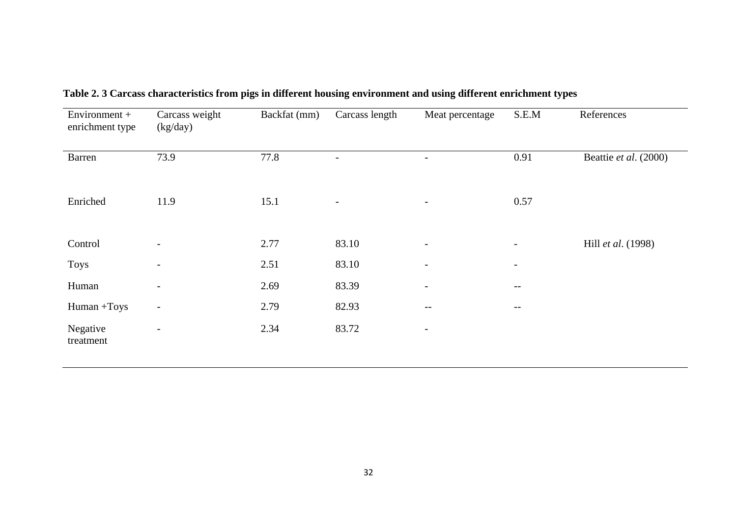**Table 2. 3 Carcass characteristics from pigs in different housing environment and using different enrichment types**

| Environment + enrichment type | Carcass weight (kg/day) | Backfat (mm) | Carcass length | Meat percentage | S.E.M | References |
|---|---|---|---|---|---|---|
| Barren | 73.9 | 77.8 | - | - | 0.91 | Beattie *et al*. (2000) |
| Enriched | 11.9 | 15.1 | - | - | 0.57 | |
| Control | - | 2.77 | 83.10 | - | - | Hill *et al*. (1998) |
| Toys | - | 2.51 | 83.10 | - | - | |
| Human | - | 2.69 | 83.39 | - | -- | |
| Human +Toys | - | 2.79 | 82.93 | -- | -- | |
| Negative treatment | - | 2.34 | 83.72 | - | | |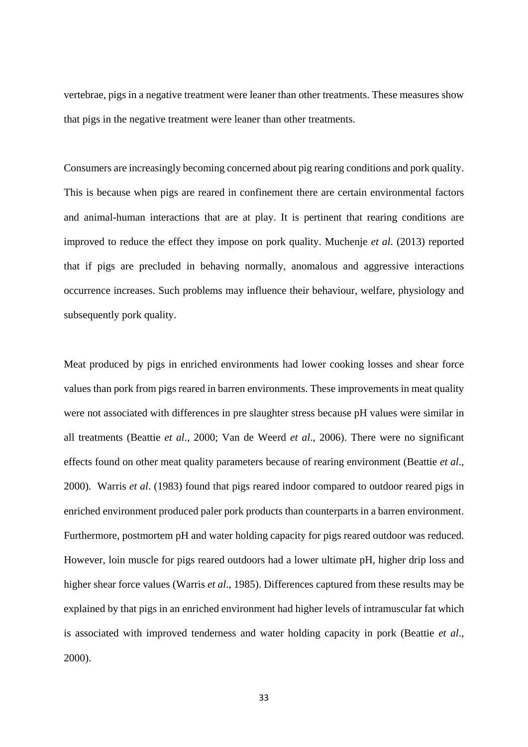vertebrae, pigs in a negative treatment were leaner than other treatments. These measures show that pigs in the negative treatment were leaner than other treatments.

Consumers are increasingly becoming concerned about pig rearing conditions and pork quality. This is because when pigs are reared in confinement there are certain environmental factors and animal-human interactions that are at play. It is pertinent that rearing conditions are improved to reduce the effect they impose on pork quality. Muchenje *et al*. (2013) reported that if pigs are precluded in behaving normally, anomalous and aggressive interactions occurrence increases. Such problems may influence their behaviour, welfare, physiology and subsequently pork quality.

Meat produced by pigs in enriched environments had lower cooking losses and shear force values than pork from pigs reared in barren environments. These improvements in meat quality were not associated with differences in pre slaughter stress because pH values were similar in all treatments (Beattie *et al*., 2000; Van de Weerd *et al*., 2006). There were no significant effects found on other meat quality parameters because of rearing environment (Beattie *et al*., 2000). Warris *et al*. (1983) found that pigs reared indoor compared to outdoor reared pigs in enriched environment produced paler pork products than counterparts in a barren environment. Furthermore, postmortem pH and water holding capacity for pigs reared outdoor was reduced. However, loin muscle for pigs reared outdoors had a lower ultimate pH, higher drip loss and higher shear force values (Warris *et al*., 1985). Differences captured from these results may be explained by that pigs in an enriched environment had higher levels of intramuscular fat which is associated with improved tenderness and water holding capacity in pork (Beattie *et al*., 2000).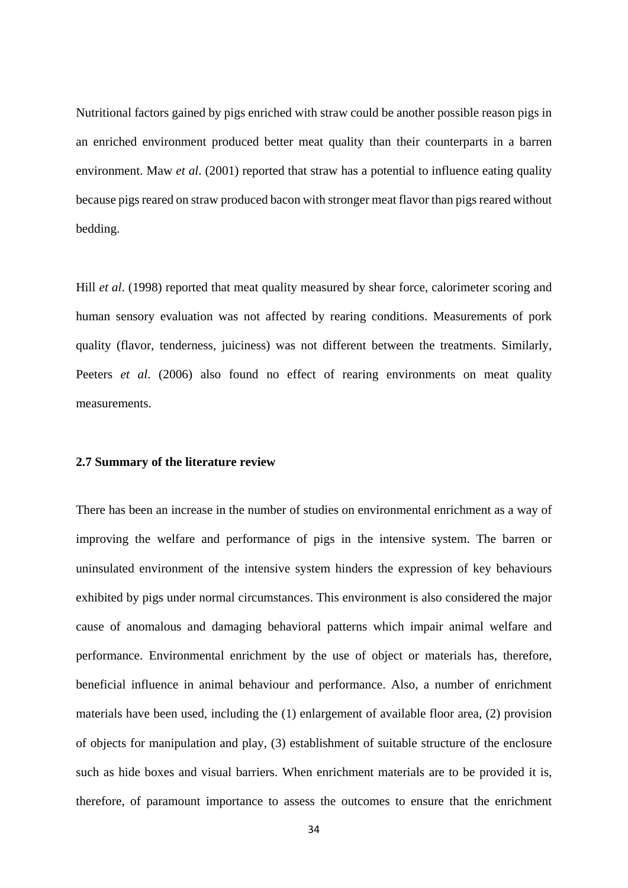Nutritional factors gained by pigs enriched with straw could be another possible reason pigs in an enriched environment produced better meat quality than their counterparts in a barren environment. Maw *et al*. (2001) reported that straw has a potential to influence eating quality because pigs reared on straw produced bacon with stronger meat flavor than pigs reared without bedding.

Hill *et al*. (1998) reported that meat quality measured by shear force, calorimeter scoring and human sensory evaluation was not affected by rearing conditions. Measurements of pork quality (flavor, tenderness, juiciness) was not different between the treatments. Similarly, Peeters *et al*. (2006) also found no effect of rearing environments on meat quality measurements.

### 2.7 Summary of the literature review

There has been an increase in the number of studies on environmental enrichment as a way of improving the welfare and performance of pigs in the intensive system. The barren or uninsulated environment of the intensive system hinders the expression of key behaviours exhibited by pigs under normal circumstances. This environment is also considered the major cause of anomalous and damaging behavioral patterns which impair animal welfare and performance. Environmental enrichment by the use of object or materials has, therefore, beneficial influence in animal behaviour and performance. Also, a number of enrichment materials have been used, including the (1) enlargement of available floor area, (2) provision of objects for manipulation and play, (3) establishment of suitable structure of the enclosure such as hide boxes and visual barriers. When enrichment materials are to be provided it is, therefore, of paramount importance to assess the outcomes to ensure that the enrichment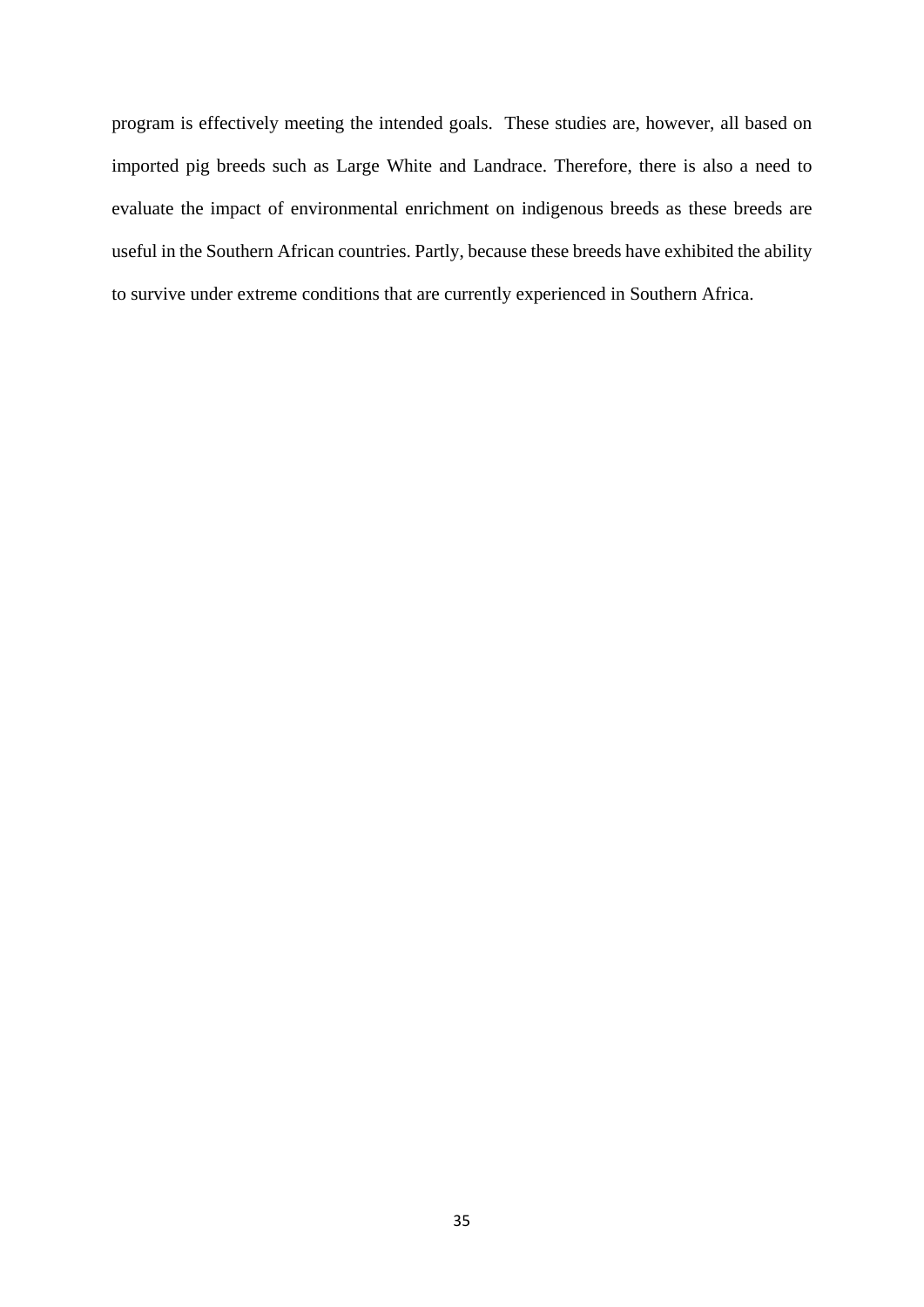program is effectively meeting the intended goals. These studies are, however, all based on imported pig breeds such as Large White and Landrace. Therefore, there is also a need to evaluate the impact of environmental enrichment on indigenous breeds as these breeds are useful in the Southern African countries. Partly, because these breeds have exhibited the ability to survive under extreme conditions that are currently experienced in Southern Africa.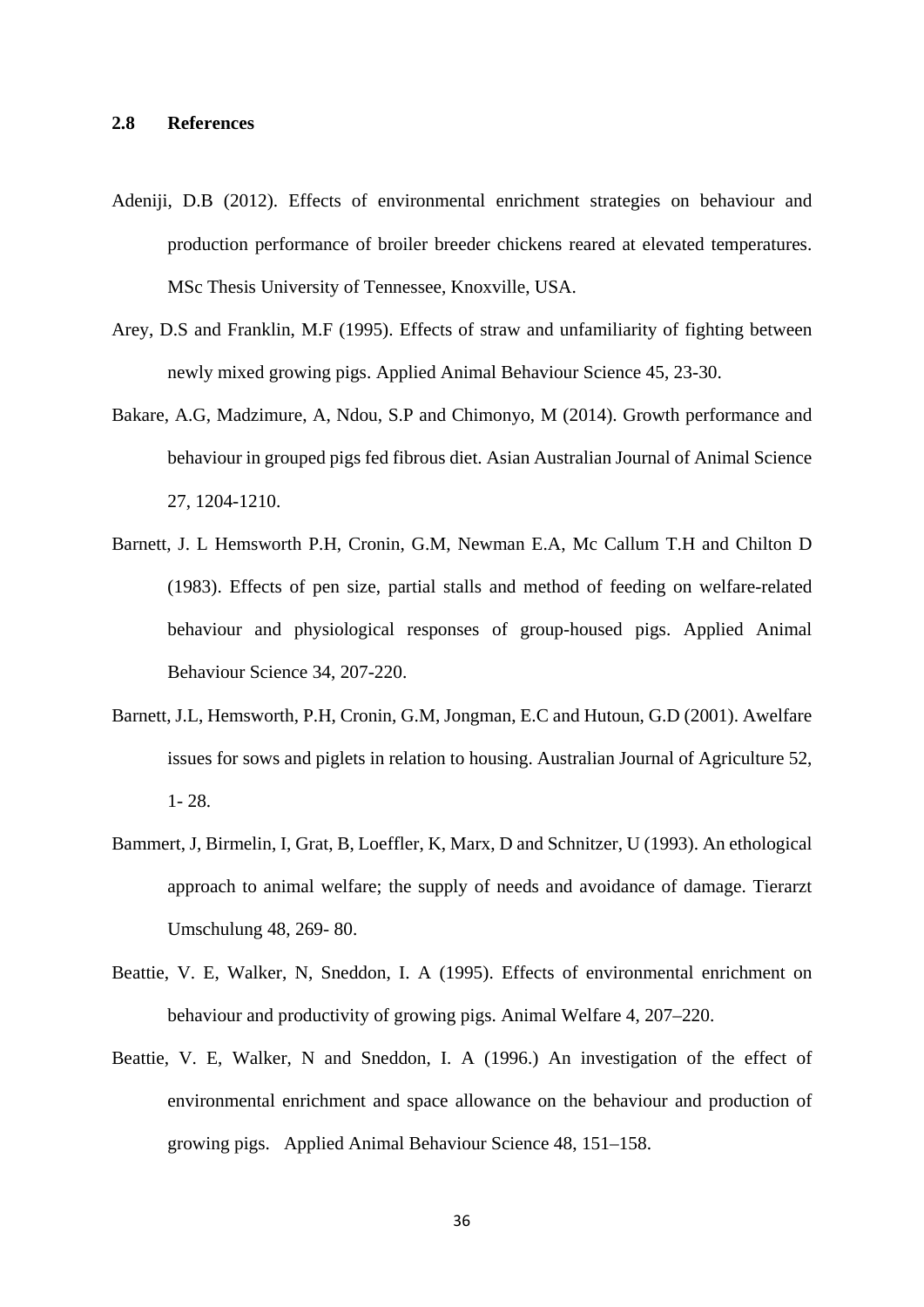## 2.8 References

Adeniji, D.B (2012). Effects of environmental enrichment strategies on behaviour and production performance of broiler breeder chickens reared at elevated temperatures. MSc Thesis University of Tennessee, Knoxville, USA.

Arey, D.S and Franklin, M.F (1995). Effects of straw and unfamiliarity of fighting between newly mixed growing pigs. Applied Animal Behaviour Science 45, 23-30.

Bakare, A.G, Madzimure, A, Ndou, S.P and Chimonyo, M (2014). Growth performance and behaviour in grouped pigs fed fibrous diet. Asian Australian Journal of Animal Science 27, 1204-1210.

Barnett, J. L Hemsworth P.H, Cronin, G.M, Newman E.A, Mc Callum T.H and Chilton D (1983). Effects of pen size, partial stalls and method of feeding on welfare-related behaviour and physiological responses of group-housed pigs. Applied Animal Behaviour Science 34, 207-220.

Barnett, J.L, Hemsworth, P.H, Cronin, G.M, Jongman, E.C and Hutoun, G.D (2001). Awelfare issues for sows and piglets in relation to housing. Australian Journal of Agriculture 52, 1- 28.

Bammert, J, Birmelin, I, Grat, B, Loeffler, K, Marx, D and Schnitzer, U (1993). An ethological approach to animal welfare; the supply of needs and avoidance of damage. Tierarzt Umschulung 48, 269- 80.

Beattie, V. E, Walker, N, Sneddon, I. A (1995). Effects of environmental enrichment on behaviour and productivity of growing pigs. Animal Welfare 4, 207–220.

Beattie, V. E, Walker, N and Sneddon, I. A (1996.) An investigation of the effect of environmental enrichment and space allowance on the behaviour and production of growing pigs. Applied Animal Behaviour Science 48, 151–158.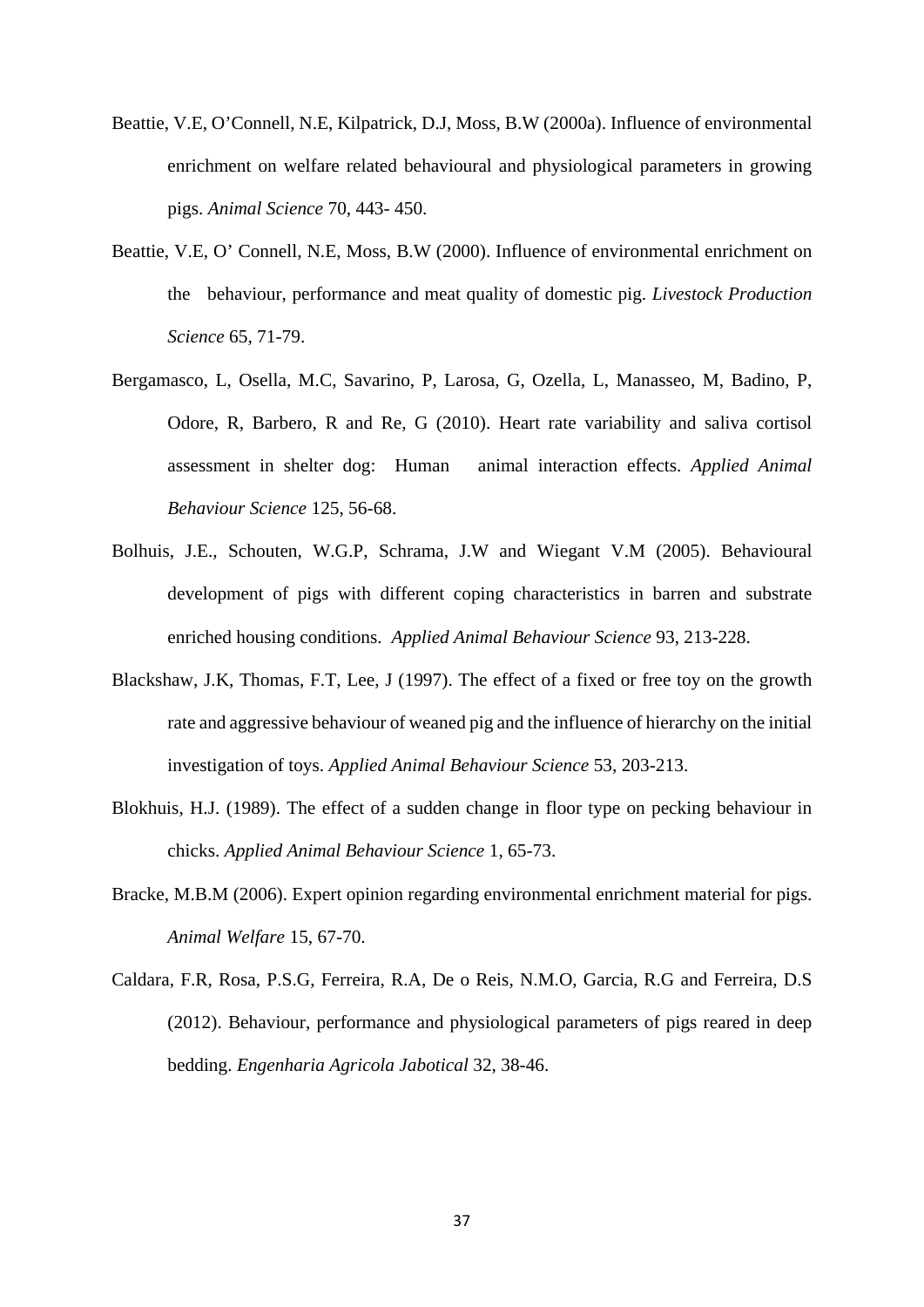Beattie, V.E, O'Connell, N.E, Kilpatrick, D.J, Moss, B.W (2000a). Influence of environmental enrichment on welfare related behavioural and physiological parameters in growing pigs. *Animal Science* 70, 443- 450.

Beattie, V.E, O' Connell, N.E, Moss, B.W (2000). Influence of environmental enrichment on the behaviour, performance and meat quality of domestic pig. *Livestock Production Science* 65, 71-79.

Bergamasco, L, Osella, M.C, Savarino, P, Larosa, G, Ozella, L, Manasseo, M, Badino, P, Odore, R, Barbero, R and Re, G (2010). Heart rate variability and saliva cortisol assessment in shelter dog: Human animal interaction effects. *Applied Animal Behaviour Science* 125, 56-68.

Bolhuis, J.E., Schouten, W.G.P, Schrama, J.W and Wiegant V.M (2005). Behavioural development of pigs with different coping characteristics in barren and substrate enriched housing conditions. *Applied Animal Behaviour Science* 93, 213-228.

Blackshaw, J.K, Thomas, F.T, Lee, J (1997). The effect of a fixed or free toy on the growth rate and aggressive behaviour of weaned pig and the influence of hierarchy on the initial investigation of toys. *Applied Animal Behaviour Science* 53, 203-213.

Blokhuis, H.J. (1989). The effect of a sudden change in floor type on pecking behaviour in chicks. *Applied Animal Behaviour Science* 1, 65-73.

Bracke, M.B.M (2006). Expert opinion regarding environmental enrichment material for pigs. *Animal Welfare* 15, 67-70.

Caldara, F.R, Rosa, P.S.G, Ferreira, R.A, De o Reis, N.M.O, Garcia, R.G and Ferreira, D.S (2012). Behaviour, performance and physiological parameters of pigs reared in deep bedding. *Engenharia Agricola Jabotical* 32, 38-46.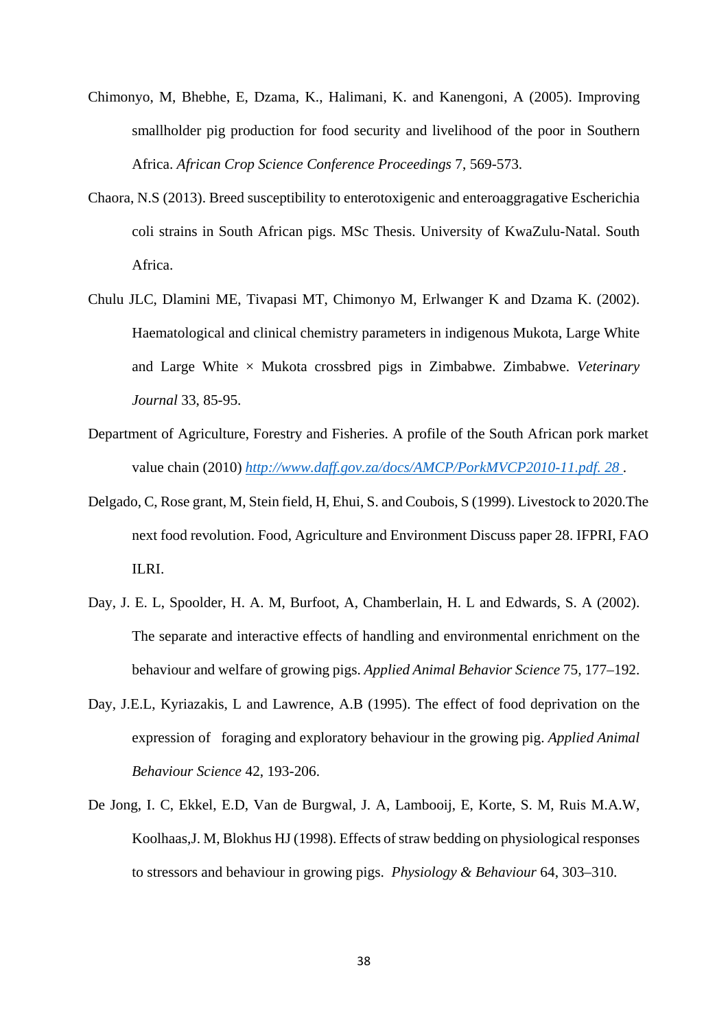Chimonyo, M, Bhebhe, E, Dzama, K., Halimani, K. and Kanengoni, A (2005). Improving smallholder pig production for food security and livelihood of the poor in Southern Africa. *African Crop Science Conference Proceedings* 7, 569-573.

Chaora, N.S (2013). Breed susceptibility to enterotoxigenic and enteroaggragative Escherichia coli strains in South African pigs. MSc Thesis. University of KwaZulu-Natal. South Africa.

Chulu JLC, Dlamini ME, Tivapasi MT, Chimonyo M, Erlwanger K and Dzama K. (2002). Haematological and clinical chemistry parameters in indigenous Mukota, Large White and Large White × Mukota crossbred pigs in Zimbabwe. Zimbabwe. *Veterinary Journal* 33, 85-95.

Department of Agriculture, Forestry and Fisheries. A profile of the South African pork market value chain (2010) [http://www.daff.gov.za/docs/AMCP/PorkMVCP2010-11.pdf. 28](http://www.daff.gov.za/docs/AMCP/PorkMVCP2010-11.pdf) .

Delgado, C, Rose grant, M, Stein field, H, Ehui, S. and Coubois, S (1999). Livestock to 2020.The next food revolution. Food, Agriculture and Environment Discuss paper 28. IFPRI, FAO ILRI.

Day, J. E. L, Spoolder, H. A. M, Burfoot, A, Chamberlain, H. L and Edwards, S. A (2002). The separate and interactive effects of handling and environmental enrichment on the behaviour and welfare of growing pigs. *Applied Animal Behavior Science* 75, 177–192.

Day, J.E.L, Kyriazakis, L and Lawrence, A.B (1995). The effect of food deprivation on the expression of foraging and exploratory behaviour in the growing pig. *Applied Animal Behaviour Science* 42, 193-206.

De Jong, I. C, Ekkel, E.D, Van de Burgwal, J. A, Lambooij, E, Korte, S. M, Ruis M.A.W, Koolhaas,J. M, Blokhus HJ (1998). Effects of straw bedding on physiological responses to stressors and behaviour in growing pigs. *Physiology & Behaviour* 64, 303–310.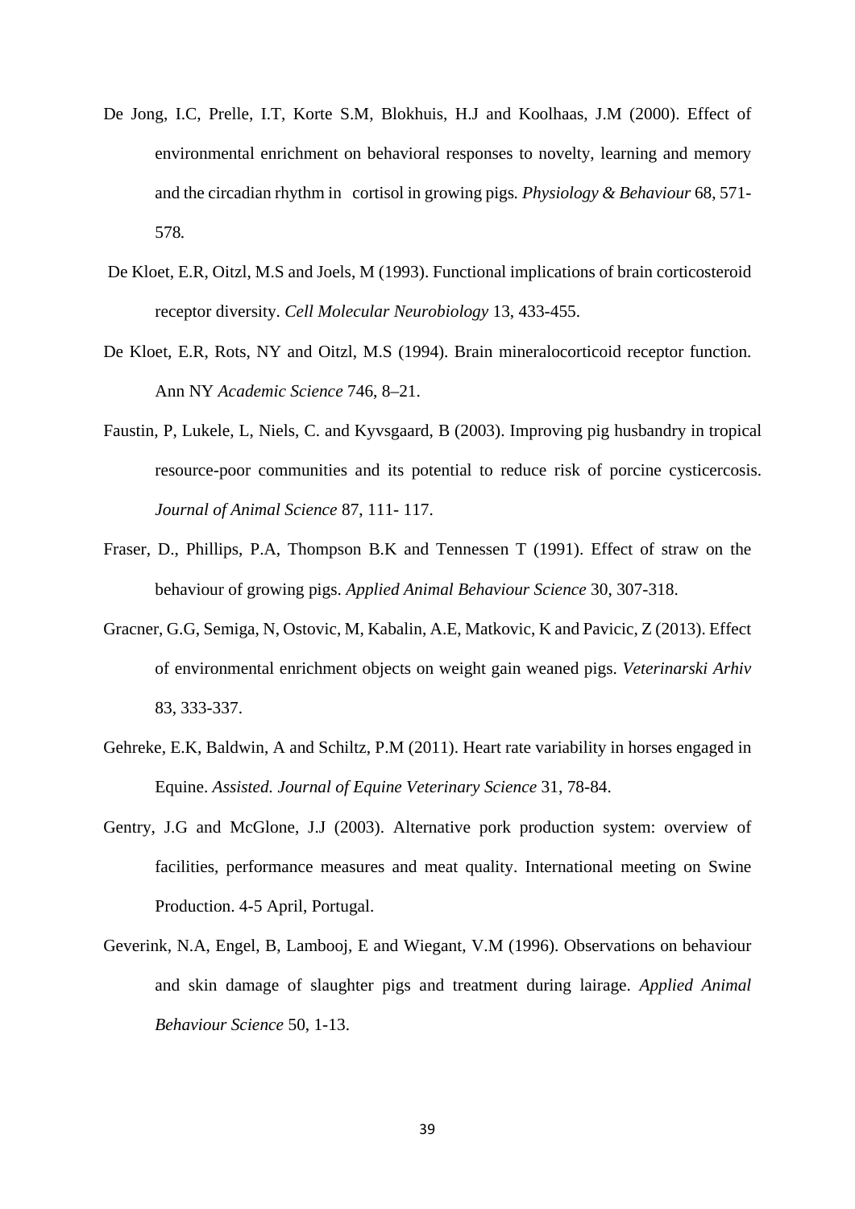De Jong, I.C, Prelle, I.T, Korte S.M, Blokhuis, H.J and Koolhaas, J.M (2000). Effect of environmental enrichment on behavioral responses to novelty, learning and memory and the circadian rhythm in cortisol in growing pigs*. Physiology & Behaviour* 68, 571-578*.*

De Kloet, E.R, Oitzl, M.S and Joels, M (1993). Functional implications of brain corticosteroid receptor diversity. *Cell Molecular Neurobiology* 13, 433-455.

De Kloet, E.R, Rots, NY and Oitzl, M.S (1994). Brain mineralocorticoid receptor function. Ann NY *Academic Science* 746, 8–21.

Faustin, P, Lukele, L, Niels, C. and Kyvsgaard, B (2003). Improving pig husbandry in tropical resource-poor communities and its potential to reduce risk of porcine cysticercosis. *Journal of Animal Science* 87, 111- 117.

Fraser, D., Phillips, P.A, Thompson B.K and Tennessen T (1991). Effect of straw on the behaviour of growing pigs. *Applied Animal Behaviour Science* 30, 307-318.

Gracner, G.G, Semiga, N, Ostovic, M, Kabalin, A.E, Matkovic, K and Pavicic, Z (2013). Effect of environmental enrichment objects on weight gain weaned pigs. *Veterinarski Arhiv* 83, 333-337.

Gehreke, E.K, Baldwin, A and Schiltz, P.M (2011). Heart rate variability in horses engaged in Equine. *Assisted. Journal of Equine Veterinary Science* 31, 78-84.

Gentry, J.G and McGlone, J.J (2003). Alternative pork production system: overview of facilities, performance measures and meat quality. International meeting on Swine Production. 4-5 April, Portugal.

Geverink, N.A, Engel, B, Lambooj, E and Wiegant, V.M (1996). Observations on behaviour and skin damage of slaughter pigs and treatment during lairage. *Applied Animal Behaviour Science* 50, 1-13.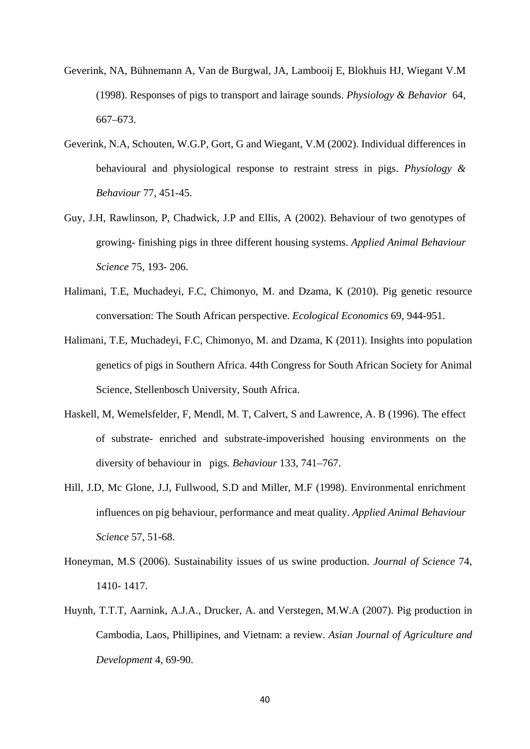Geverink, NA, Bühnemann A, Van de Burgwal, JA, Lambooij E, Blokhuis HJ, Wiegant V.M (1998). Responses of pigs to transport and lairage sounds. *Physiology & Behavior* 64, 667–673.

Geverink, N.A, Schouten, W.G.P, Gort, G and Wiegant, V.M (2002). Individual differences in behavioural and physiological response to restraint stress in pigs. *Physiology & Behaviour* 77, 451-45.

Guy, J.H, Rawlinson, P, Chadwick, J.P and Ellis, A (2002). Behaviour of two genotypes of growing- finishing pigs in three different housing systems. *Applied Animal Behaviour Science* 75, 193- 206.

Halimani, T.E, Muchadeyi, F.C, Chimonyo, M. and Dzama, K (2010). Pig genetic resource conversation: The South African perspective. *Ecological Economics* 69, 944-951.

Halimani, T.E, Muchadeyi, F.C, Chimonyo, M. and Dzama, K (2011). Insights into population genetics of pigs in Southern Africa. 44th Congress for South African Society for Animal Science, Stellenbosch University, South Africa.

Haskell, M, Wemelsfelder, F, Mendl, M. T, Calvert, S and Lawrence, A. B (1996). The effect of substrate- enriched and substrate-impoverished housing environments on the diversity of behaviour in pigs*. Behaviour* 133, 741–767.

Hill, J.D, Mc Glone, J.J, Fullwood, S.D and Miller, M.F (1998). Environmental enrichment influences on pig behaviour, performance and meat quality. *Applied Animal Behaviour Science* 57, 51-68.

Honeyman, M.S (2006). Sustainability issues of us swine production. *Journal of Science* 74, 1410- 1417.

Huynh, T.T.T, Aarnink, A.J.A., Drucker, A. and Verstegen, M.W.A (2007). Pig production in Cambodia, Laos, Phillipines, and Vietnam: a review. *Asian Journal of Agriculture and Development* 4, 69-90.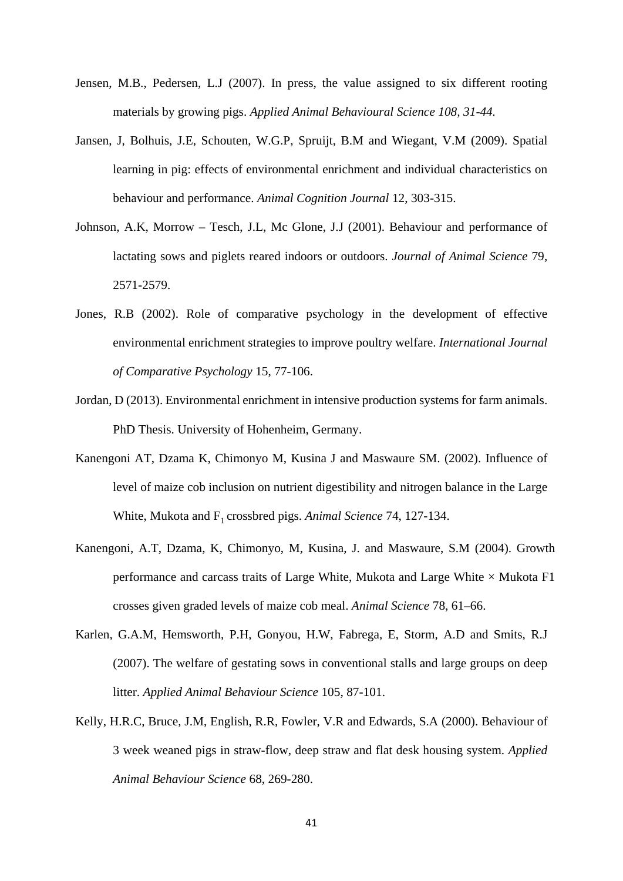Jensen, M.B., Pedersen, L.J (2007). In press, the value assigned to six different rooting materials by growing pigs. *Applied Animal Behavioural Science 108, 31-44.*

Jansen, J, Bolhuis, J.E, Schouten, W.G.P, Spruijt, B.M and Wiegant, V.M (2009). Spatial learning in pig: effects of environmental enrichment and individual characteristics on behaviour and performance. *Animal Cognition Journal* 12, 303-315.

Johnson, A.K, Morrow – Tesch, J.L, Mc Glone, J.J (2001). Behaviour and performance of lactating sows and piglets reared indoors or outdoors. *Journal of Animal Science* 79, 2571-2579.

Jones, R.B (2002). Role of comparative psychology in the development of effective environmental enrichment strategies to improve poultry welfare. *International Journal of Comparative Psychology* 15, 77-106.

Jordan, D (2013). Environmental enrichment in intensive production systems for farm animals. PhD Thesis. University of Hohenheim, Germany.

Kanengoni AT, Dzama K, Chimonyo M, Kusina J and Maswaure SM. (2002). Influence of level of maize cob inclusion on nutrient digestibility and nitrogen balance in the Large White, Mukota and $F_1$ crossbred pigs. *Animal Science* 74, 127-134.

Kanengoni, A.T, Dzama, K, Chimonyo, M, Kusina, J. and Maswaure, S.M (2004). Growth performance and carcass traits of Large White, Mukota and Large White × Mukota F1 crosses given graded levels of maize cob meal. *Animal Science* 78, 61–66.

Karlen, G.A.M, Hemsworth, P.H, Gonyou, H.W, Fabrega, E, Storm, A.D and Smits, R.J (2007). The welfare of gestating sows in conventional stalls and large groups on deep litter. *Applied Animal Behaviour Science* 105, 87-101.

Kelly, H.R.C, Bruce, J.M, English, R.R, Fowler, V.R and Edwards, S.A (2000). Behaviour of 3 week weaned pigs in straw-flow, deep straw and flat desk housing system. *Applied Animal Behaviour Science* 68, 269-280.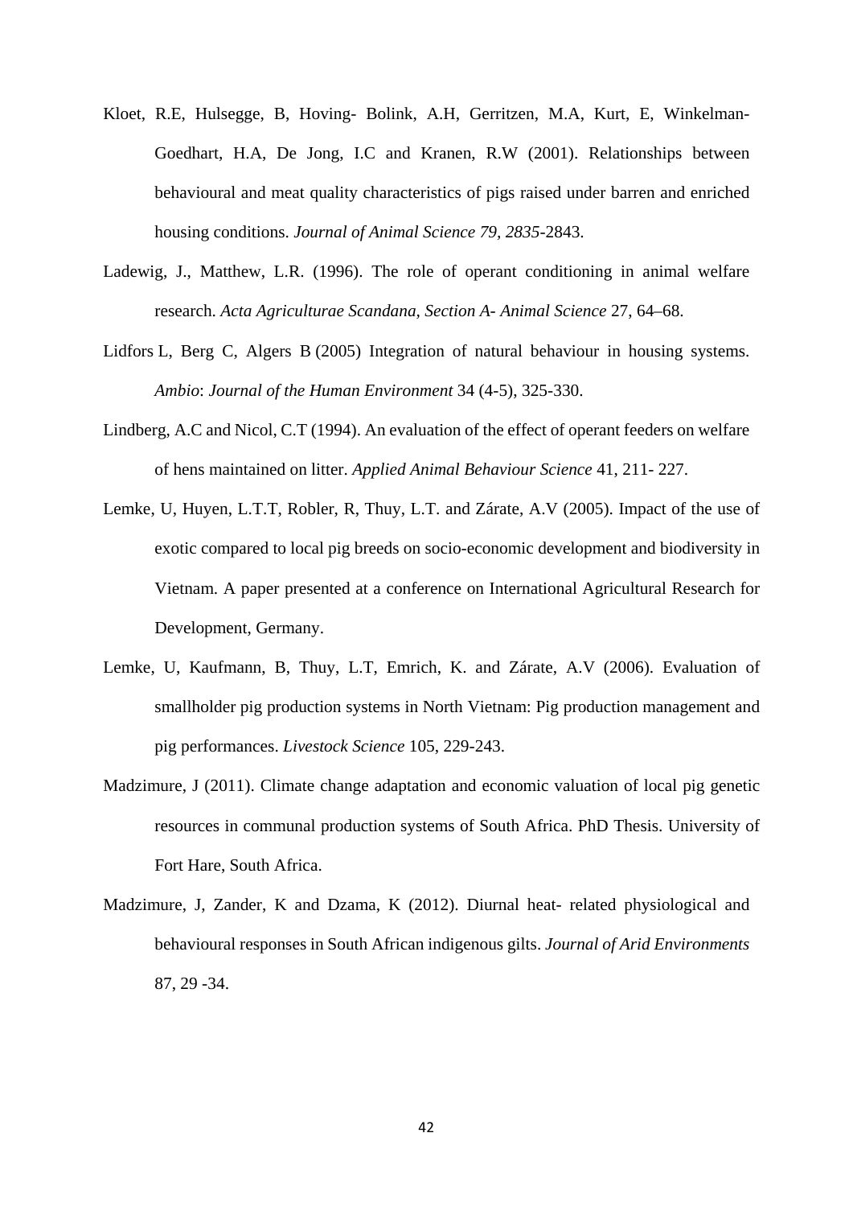Kloet, R.E, Hulsegge, B, Hoving- Bolink, A.H, Gerritzen, M.A, Kurt, E, Winkelman-Goedhart, H.A, De Jong, I.C and Kranen, R.W (2001). Relationships between behavioural and meat quality characteristics of pigs raised under barren and enriched housing conditions. *Journal of Animal Science 79, 2835*-2843.

Ladewig, J., Matthew, L.R. (1996). The role of operant conditioning in animal welfare research. *Acta Agriculturae Scandana, Section A- Animal Science* 27, 64–68.

Lidfors L, Berg C, Algers B (2005) Integration of natural behaviour in housing systems. *Ambio*: *Journal of the Human Environment* 34 (4-5), 325-330.

Lindberg, A.C and Nicol, C.T (1994). An evaluation of the effect of operant feeders on welfare of hens maintained on litter. *Applied Animal Behaviour Science* 41, 211- 227.

Lemke, U, Huyen, L.T.T, Robler, R, Thuy, L.T. and Zárate, A.V (2005). Impact of the use of exotic compared to local pig breeds on socio-economic development and biodiversity in Vietnam. A paper presented at a conference on International Agricultural Research for Development, Germany.

Lemke, U, Kaufmann, B, Thuy, L.T, Emrich, K. and Zárate, A.V (2006). Evaluation of smallholder pig production systems in North Vietnam: Pig production management and pig performances. *Livestock Science* 105, 229-243.

Madzimure, J (2011). Climate change adaptation and economic valuation of local pig genetic resources in communal production systems of South Africa. PhD Thesis. University of Fort Hare, South Africa.

Madzimure, J, Zander, K and Dzama, K (2012). Diurnal heat- related physiological and behavioural responses in South African indigenous gilts. *Journal of Arid Environments* 87, 29 -34.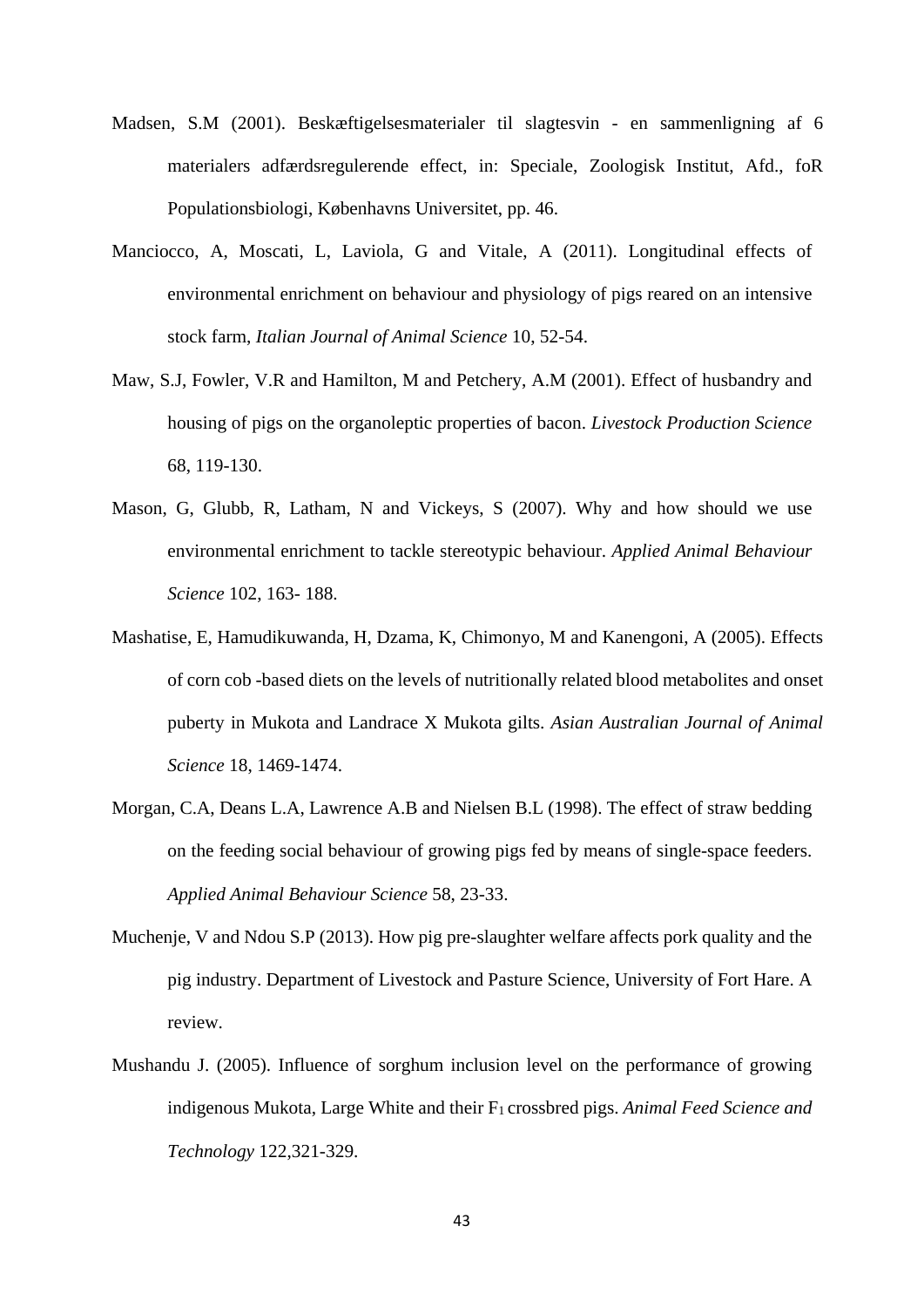Madsen, S.M (2001). Beskæftigelsesmaterialer til slagtesvin - en sammenligning af 6 materialers adfærdsregulerende effect, in: Speciale, Zoologisk Institut, Afd., foR Populationsbiologi, Københavns Universitet, pp. 46.

Manciocco, A, Moscati, L, Laviola, G and Vitale, A (2011). Longitudinal effects of environmental enrichment on behaviour and physiology of pigs reared on an intensive stock farm, *Italian Journal of Animal Science* 10, 52-54.

Maw, S.J, Fowler, V.R and Hamilton, M and Petchery, A.M (2001). Effect of husbandry and housing of pigs on the organoleptic properties of bacon. *Livestock Production Science* 68, 119-130.

Mason, G, Glubb, R, Latham, N and Vickeys, S (2007). Why and how should we use environmental enrichment to tackle stereotypic behaviour. *Applied Animal Behaviour Science* 102, 163- 188.

Mashatise, E, Hamudikuwanda, H, Dzama, K, Chimonyo, M and Kanengoni, A (2005). Effects of corn cob -based diets on the levels of nutritionally related blood metabolites and onset puberty in Mukota and Landrace X Mukota gilts. *Asian Australian Journal of Animal Science* 18, 1469-1474.

Morgan, C.A, Deans L.A, Lawrence A.B and Nielsen B.L (1998). The effect of straw bedding on the feeding social behaviour of growing pigs fed by means of single-space feeders. *Applied Animal Behaviour Science* 58, 23-33.

Muchenje, V and Ndou S.P (2013). How pig pre-slaughter welfare affects pork quality and the pig industry. Department of Livestock and Pasture Science, University of Fort Hare. A review.

Mushandu J. (2005). Influence of sorghum inclusion level on the performance of growing indigenous Mukota, Large White and their $F_1$ crossbred pigs. *Animal Feed Science and Technology* 122,321-329.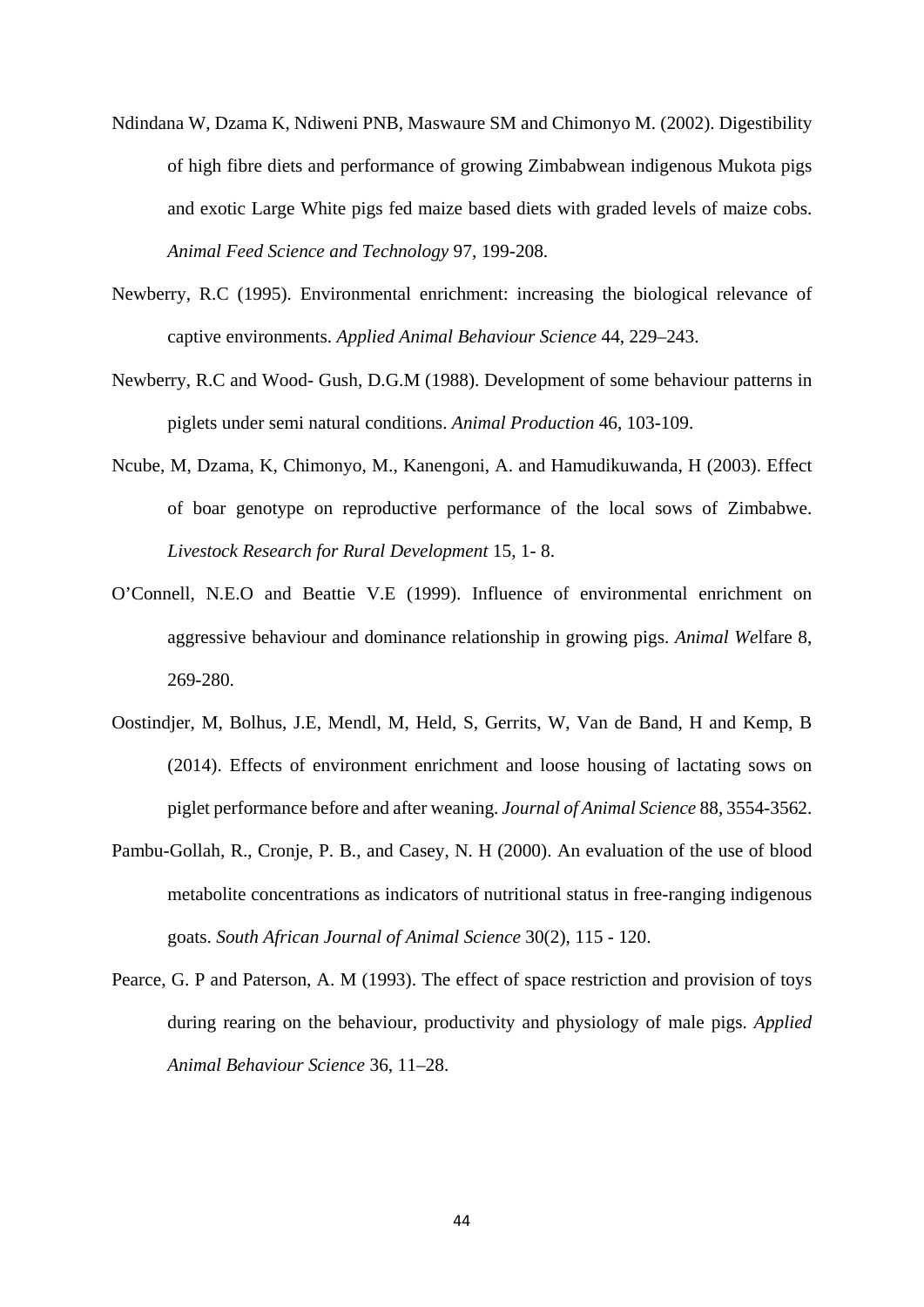Ndindana W, Dzama K, Ndiweni PNB, Maswaure SM and Chimonyo M. (2002). Digestibility of high fibre diets and performance of growing Zimbabwean indigenous Mukota pigs and exotic Large White pigs fed maize based diets with graded levels of maize cobs. *Animal Feed Science and Technology* 97, 199-208.

Newberry, R.C (1995). Environmental enrichment: increasing the biological relevance of captive environments. *Applied Animal Behaviour Science* 44, 229–243.

Newberry, R.C and Wood- Gush, D.G.M (1988). Development of some behaviour patterns in piglets under semi natural conditions. *Animal Production* 46, 103-109.

Ncube, M, Dzama, K, Chimonyo, M., Kanengoni, A. and Hamudikuwanda, H (2003). Effect of boar genotype on reproductive performance of the local sows of Zimbabwe. *Livestock Research for Rural Development* 15, 1- 8.

O'Connell, N.E.O and Beattie V.E (1999). Influence of environmental enrichment on aggressive behaviour and dominance relationship in growing pigs. *Animal We*lfare 8, 269-280.

Oostindjer, M, Bolhus, J.E, Mendl, M, Held, S, Gerrits, W, Van de Band, H and Kemp, B (2014). Effects of environment enrichment and loose housing of lactating sows on piglet performance before and after weaning. *Journal of Animal Science* 88, 3554-3562.

Pambu-Gollah, R., Cronje, P. B., and Casey, N. H (2000). An evaluation of the use of blood metabolite concentrations as indicators of nutritional status in free-ranging indigenous goats. *South African Journal of Animal Science* 30(2), 115 - 120.

Pearce, G. P and Paterson, A. M (1993). The effect of space restriction and provision of toys during rearing on the behaviour, productivity and physiology of male pigs. *Applied Animal Behaviour Science* 36, 11–28.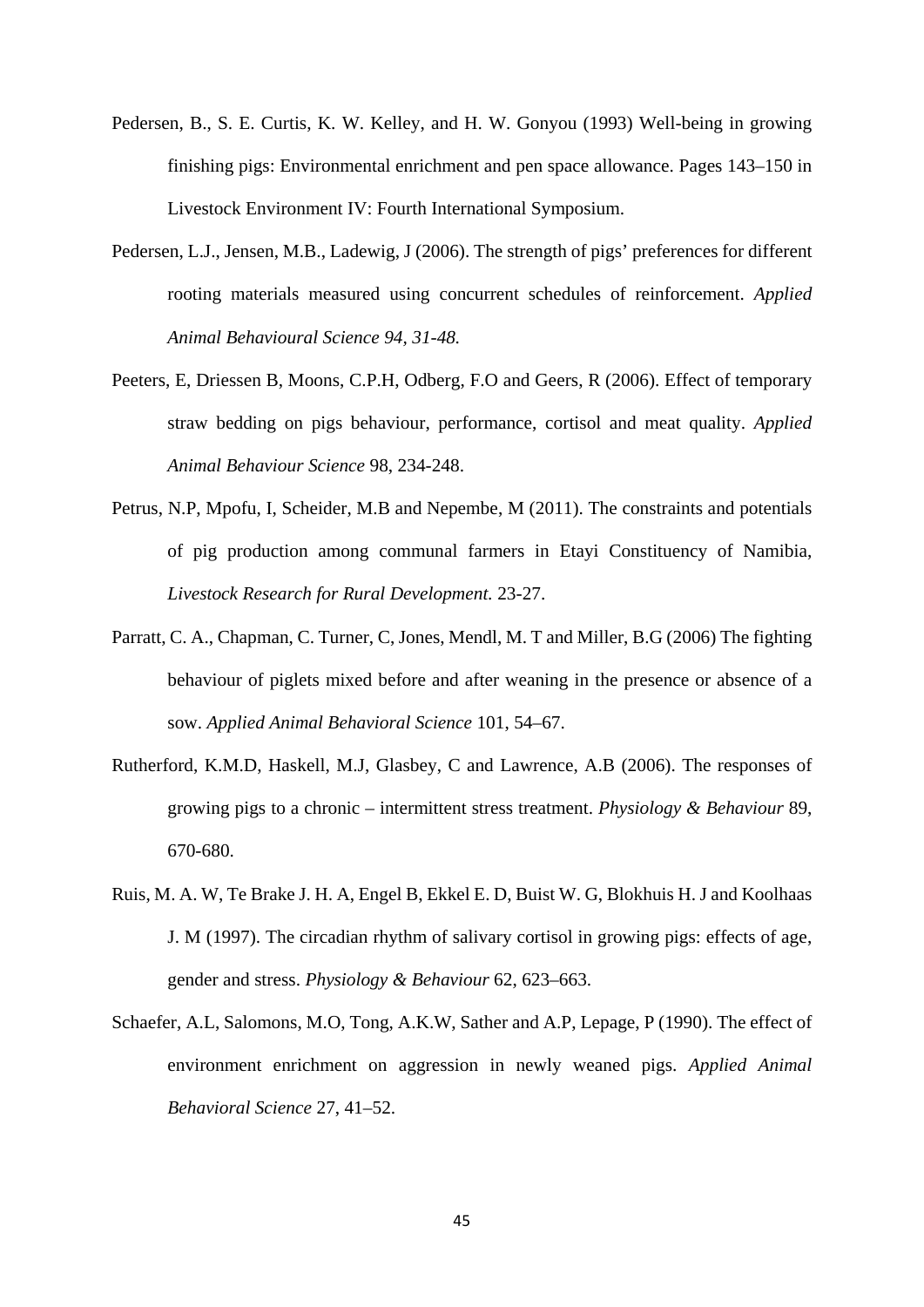Pedersen, B., S. E. Curtis, K. W. Kelley, and H. W. Gonyou (1993) Well-being in growing finishing pigs: Environmental enrichment and pen space allowance. Pages 143–150 in Livestock Environment IV: Fourth International Symposium.

Pedersen, L.J., Jensen, M.B., Ladewig, J (2006). The strength of pigs' preferences for different rooting materials measured using concurrent schedules of reinforcement. *Applied Animal Behavioural Science 94, 31-48.*

Peeters, E, Driessen B, Moons, C.P.H, Odberg, F.O and Geers, R (2006). Effect of temporary straw bedding on pigs behaviour, performance, cortisol and meat quality. *Applied Animal Behaviour Science* 98, 234-248.

Petrus, N.P, Mpofu, I, Scheider, M.B and Nepembe, M (2011). The constraints and potentials of pig production among communal farmers in Etayi Constituency of Namibia, *Livestock Research for Rural Development.* 23-27.

Parratt, C. A., Chapman, C. Turner, C, Jones, Mendl, M. T and Miller, B.G (2006) The fighting behaviour of piglets mixed before and after weaning in the presence or absence of a sow. *Applied Animal Behavioral Science* 101, 54–67.

Rutherford, K.M.D, Haskell, M.J, Glasbey, C and Lawrence, A.B (2006). The responses of growing pigs to a chronic – intermittent stress treatment. *Physiology & Behaviour* 89, 670-680.

Ruis, M. A. W, Te Brake J. H. A, Engel B, Ekkel E. D, Buist W. G, Blokhuis H. J and Koolhaas J. M (1997). The circadian rhythm of salivary cortisol in growing pigs: effects of age, gender and stress. *Physiology & Behaviour* 62, 623–663.

Schaefer, A.L, Salomons, M.O, Tong, A.K.W, Sather and A.P, Lepage, P (1990). The effect of environment enrichment on aggression in newly weaned pigs. *Applied Animal Behavioral Science* 27, 41–52.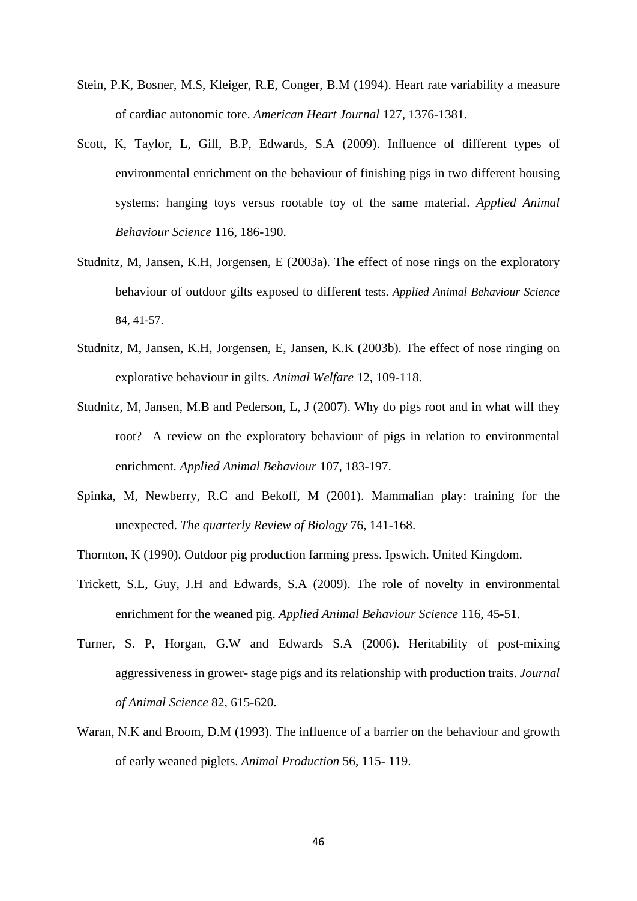Stein, P.K, Bosner, M.S, Kleiger, R.E, Conger, B.M (1994). Heart rate variability a measure of cardiac autonomic tore. *American Heart Journal* 127, 1376-1381.

Scott, K, Taylor, L, Gill, B.P, Edwards, S.A (2009). Influence of different types of environmental enrichment on the behaviour of finishing pigs in two different housing systems: hanging toys versus rootable toy of the same material. *Applied Animal Behaviour Science* 116, 186-190.

Studnitz, M, Jansen, K.H, Jorgensen, E (2003a). The effect of nose rings on the exploratory behaviour of outdoor gilts exposed to different tests. *Applied Animal Behaviour Science* 84, 41-57.

Studnitz, M, Jansen, K.H, Jorgensen, E, Jansen, K.K (2003b). The effect of nose ringing on explorative behaviour in gilts. *Animal Welfare* 12, 109-118.

Studnitz, M, Jansen, M.B and Pederson, L, J (2007). Why do pigs root and in what will they root? A review on the exploratory behaviour of pigs in relation to environmental enrichment. *Applied Animal Behaviour* 107, 183-197.

Spinka, M, Newberry, R.C and Bekoff, M (2001). Mammalian play: training for the unexpected. *The quarterly Review of Biology* 76, 141-168.

Thornton, K (1990). Outdoor pig production farming press. Ipswich. United Kingdom.

Trickett, S.L, Guy, J.H and Edwards, S.A (2009). The role of novelty in environmental enrichment for the weaned pig. *Applied Animal Behaviour Science* 116, 45-51.

Turner, S. P, Horgan, G.W and Edwards S.A (2006). Heritability of post-mixing aggressiveness in grower- stage pigs and its relationship with production traits. *Journal of Animal Science* 82, 615-620.

Waran, N.K and Broom, D.M (1993). The influence of a barrier on the behaviour and growth of early weaned piglets. *Animal Production* 56, 115- 119.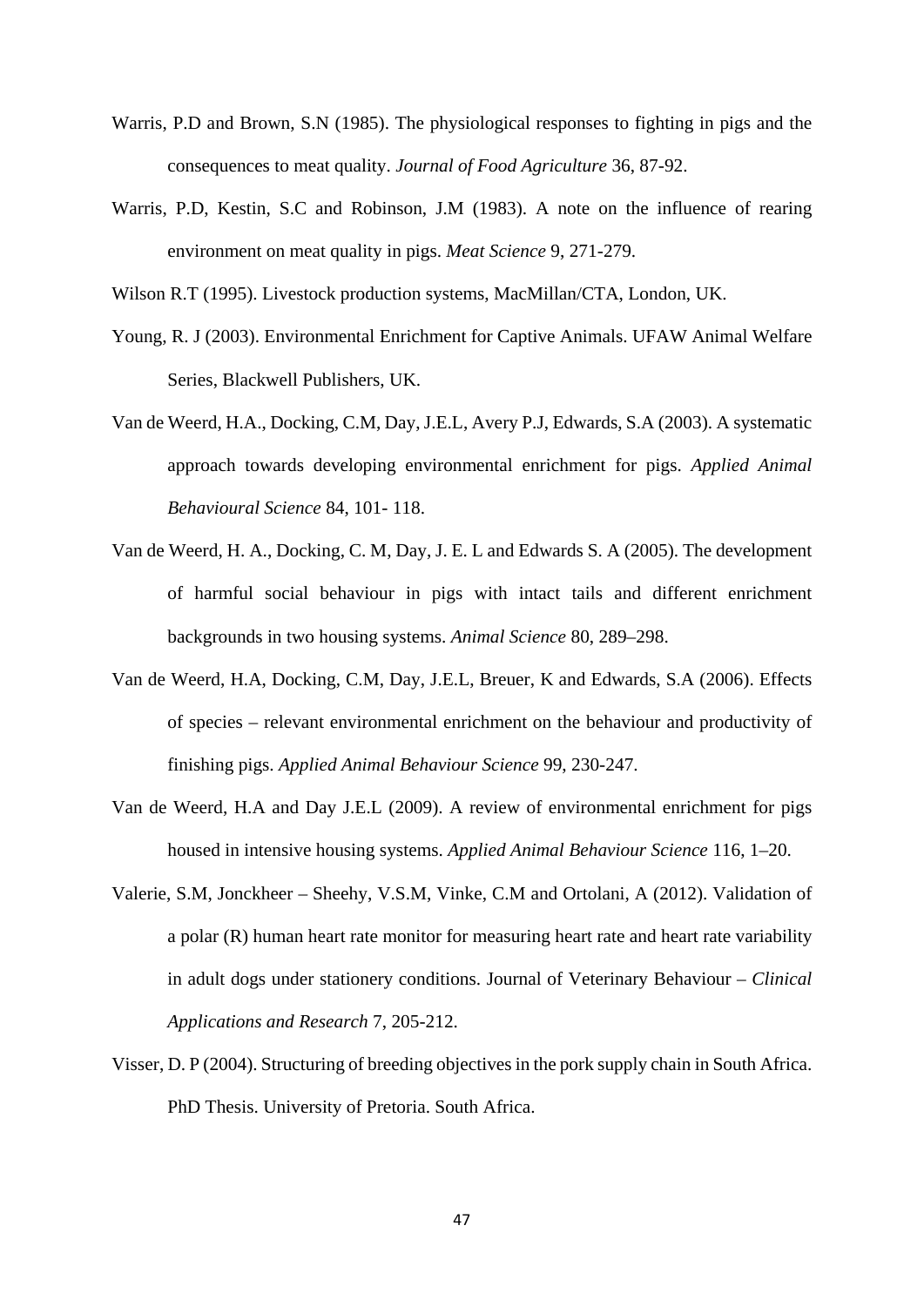Warris, P.D and Brown, S.N (1985). The physiological responses to fighting in pigs and the consequences to meat quality. *Journal of Food Agriculture* 36, 87-92.

Warris, P.D, Kestin, S.C and Robinson, J.M (1983). A note on the influence of rearing environment on meat quality in pigs. *Meat Science* 9, 271-279.

Wilson R.T (1995). Livestock production systems, MacMillan/CTA, London, UK.

Young, R. J (2003). Environmental Enrichment for Captive Animals. UFAW Animal Welfare Series, Blackwell Publishers, UK.

Van de Weerd, H.A., Docking, C.M, Day, J.E.L, Avery P.J, Edwards, S.A (2003). A systematic approach towards developing environmental enrichment for pigs. *Applied Animal Behavioural Science* 84, 101- 118.

Van de Weerd, H. A., Docking, C. M, Day, J. E. L and Edwards S. A (2005). The development of harmful social behaviour in pigs with intact tails and different enrichment backgrounds in two housing systems. *Animal Science* 80, 289–298.

Van de Weerd, H.A, Docking, C.M, Day, J.E.L, Breuer, K and Edwards, S.A (2006). Effects of species – relevant environmental enrichment on the behaviour and productivity of finishing pigs. *Applied Animal Behaviour Science* 99, 230-247.

Van de Weerd, H.A and Day J.E.L (2009). A review of environmental enrichment for pigs housed in intensive housing systems. *Applied Animal Behaviour Science* 116, 1–20.

Valerie, S.M, Jonckheer – Sheehy, V.S.M, Vinke, C.M and Ortolani, A (2012). Validation of a polar (R) human heart rate monitor for measuring heart rate and heart rate variability in adult dogs under stationery conditions. Journal of Veterinary Behaviour – *Clinical Applications and Research* 7, 205-212.

Visser, D. P (2004). Structuring of breeding objectives in the pork supply chain in South Africa. PhD Thesis. University of Pretoria. South Africa.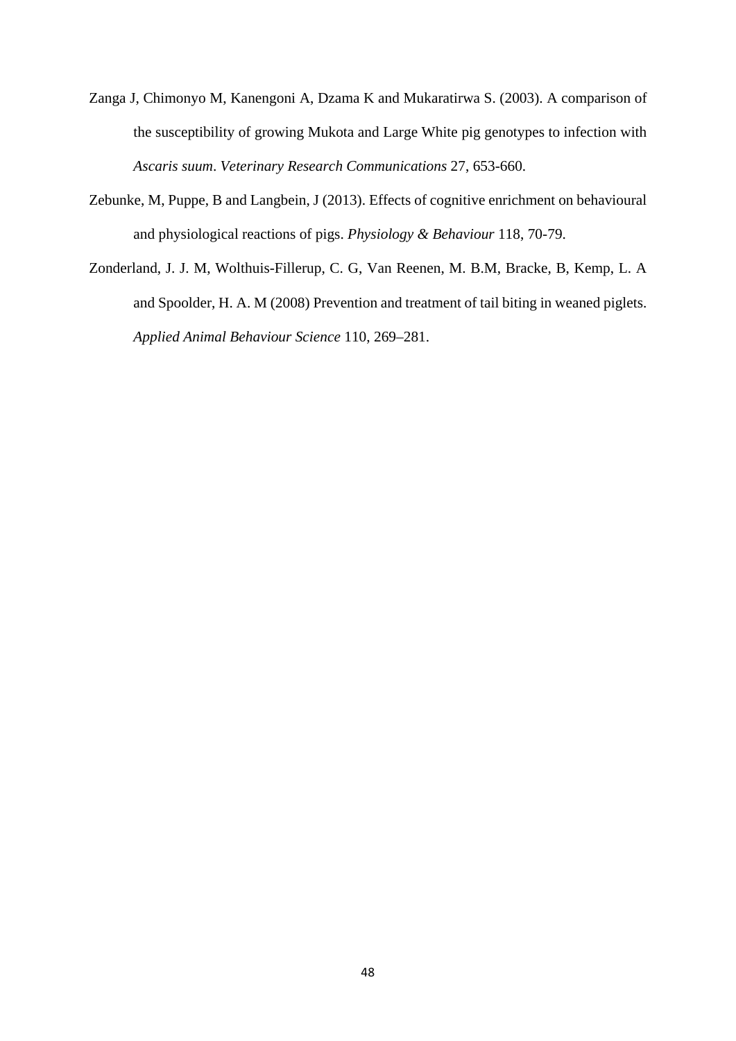Zanga J, Chimonyo M, Kanengoni A, Dzama K and Mukaratirwa S. (2003). A comparison of the susceptibility of growing Mukota and Large White pig genotypes to infection with *Ascaris suum*. *Veterinary Research Communications* 27, 653-660.

Zebunke, M, Puppe, B and Langbein, J (2013). Effects of cognitive enrichment on behavioural and physiological reactions of pigs. *Physiology & Behaviour* 118, 70-79.

Zonderland, J. J. M, Wolthuis-Fillerup, C. G, Van Reenen, M. B.M, Bracke, B, Kemp, L. A and Spoolder, H. A. M (2008) Prevention and treatment of tail biting in weaned piglets. *Applied Animal Behaviour Science* 110, 269–281.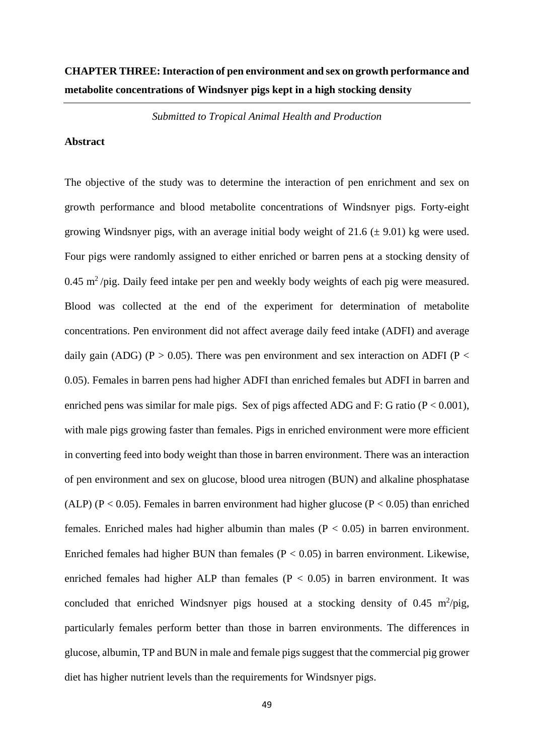# CHAPTER THREE: Interaction of pen environment and sex on growth performance and metabolite concentrations of Windsnyer pigs kept in a high stocking density

*Submitted to Tropical Animal Health and Production*

## Abstract

The objective of the study was to determine the interaction of pen enrichment and sex on growth performance and blood metabolite concentrations of Windsnyer pigs. Forty-eight growing Windsnyer pigs, with an average initial body weight of 21.6 ($\pm$ 9.01) kg were used. Four pigs were randomly assigned to either enriched or barren pens at a stocking density of 0.45 $m^2$/pig. Daily feed intake per pen and weekly body weights of each pig were measured. Blood was collected at the end of the experiment for determination of metabolite concentrations. Pen environment did not affect average daily feed intake (ADFI) and average daily gain (ADG) ($P > 0.05$). There was pen environment and sex interaction on ADFI ($P < 0.05$). Females in barren pens had higher ADFI than enriched females but ADFI in barren and enriched pens was similar for male pigs. Sex of pigs affected ADG and F: G ratio ($P < 0.001$), with male pigs growing faster than females. Pigs in enriched environment were more efficient in converting feed into body weight than those in barren environment. There was an interaction of pen environment and sex on glucose, blood urea nitrogen (BUN) and alkaline phosphatase (ALP) ($P < 0.05$). Females in barren environment had higher glucose ($P < 0.05$) than enriched females. Enriched males had higher albumin than males ($P < 0.05$) in barren environment. Enriched females had higher BUN than females ($P < 0.05$) in barren environment. Likewise, enriched females had higher ALP than females ($P < 0.05$) in barren environment. It was concluded that enriched Windsnyer pigs housed at a stocking density of 0.45 $m^2$/pig, particularly females perform better than those in barren environments. The differences in glucose, albumin, TP and BUN in male and female pigs suggest that the commercial pig grower diet has higher nutrient levels than the requirements for Windsnyer pigs.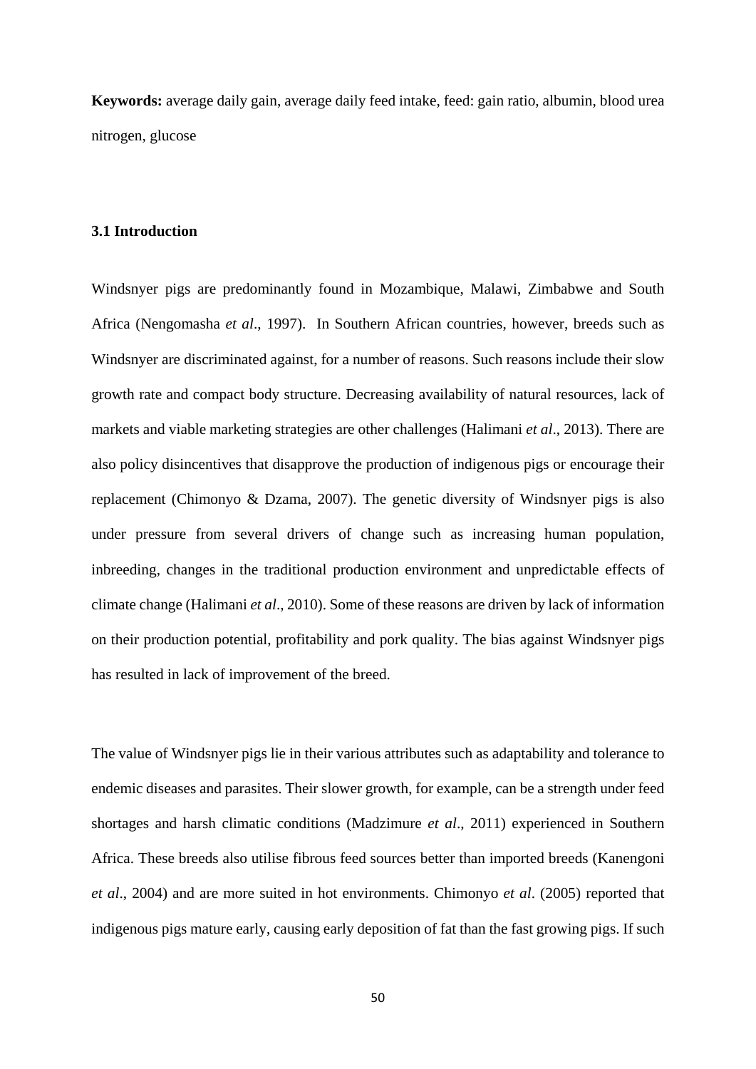**Keywords:** average daily gain, average daily feed intake, feed: gain ratio, albumin, blood urea nitrogen, glucose

### 3.1 Introduction

Windsnyer pigs are predominantly found in Mozambique, Malawi, Zimbabwe and South Africa (Nengomasha *et al*., 1997). In Southern African countries, however, breeds such as Windsnyer are discriminated against, for a number of reasons. Such reasons include their slow growth rate and compact body structure. Decreasing availability of natural resources, lack of markets and viable marketing strategies are other challenges (Halimani *et al*., 2013). There are also policy disincentives that disapprove the production of indigenous pigs or encourage their replacement (Chimonyo & Dzama, 2007). The genetic diversity of Windsnyer pigs is also under pressure from several drivers of change such as increasing human population, inbreeding, changes in the traditional production environment and unpredictable effects of climate change (Halimani *et al*., 2010). Some of these reasons are driven by lack of information on their production potential, profitability and pork quality. The bias against Windsnyer pigs has resulted in lack of improvement of the breed.

The value of Windsnyer pigs lie in their various attributes such as adaptability and tolerance to endemic diseases and parasites. Their slower growth, for example, can be a strength under feed shortages and harsh climatic conditions (Madzimure *et al*., 2011) experienced in Southern Africa. These breeds also utilise fibrous feed sources better than imported breeds (Kanengoni *et al*., 2004) and are more suited in hot environments. Chimonyo *et al*. (2005) reported that indigenous pigs mature early, causing early deposition of fat than the fast growing pigs. If such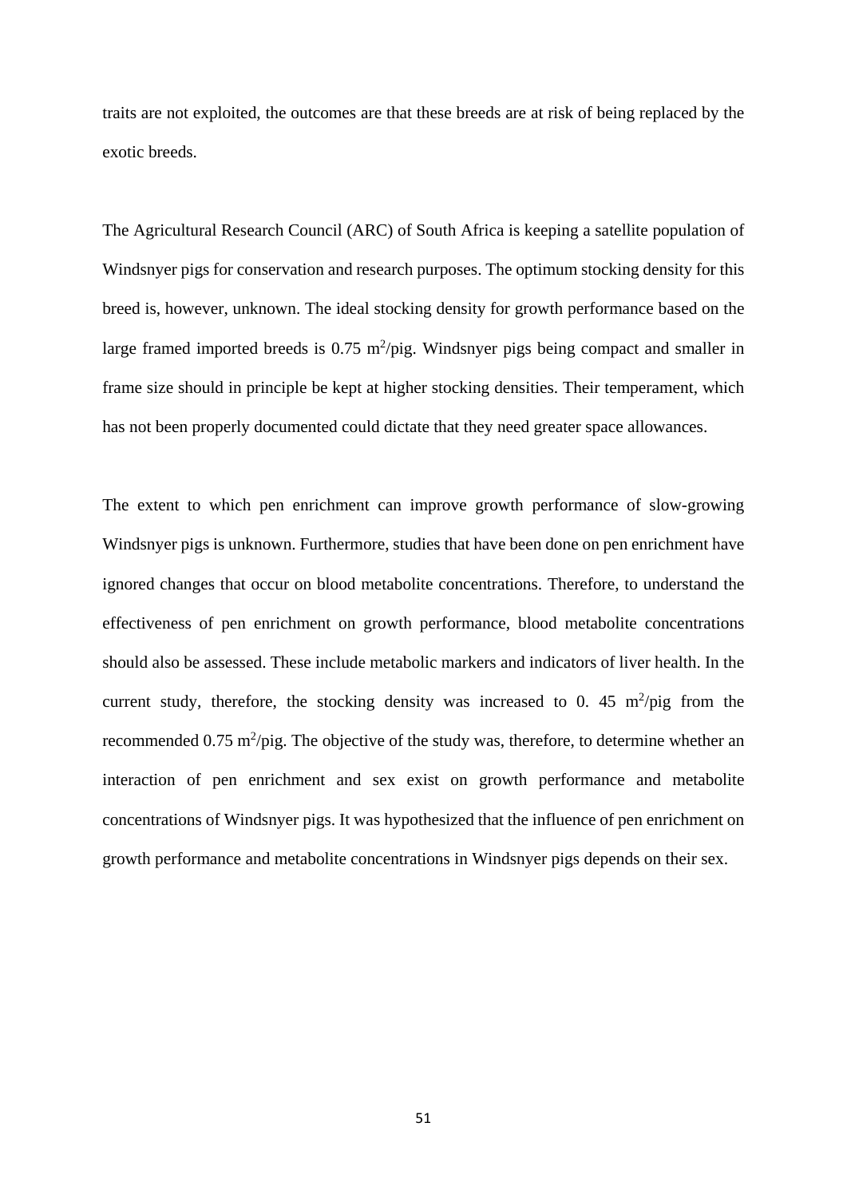traits are not exploited, the outcomes are that these breeds are at risk of being replaced by the exotic breeds.

The Agricultural Research Council (ARC) of South Africa is keeping a satellite population of Windsnyer pigs for conservation and research purposes. The optimum stocking density for this breed is, however, unknown. The ideal stocking density for growth performance based on the large framed imported breeds is 0.75 $m^2$/pig. Windsnyer pigs being compact and smaller in frame size should in principle be kept at higher stocking densities. Their temperament, which has not been properly documented could dictate that they need greater space allowances.

The extent to which pen enrichment can improve growth performance of slow-growing Windsnyer pigs is unknown. Furthermore, studies that have been done on pen enrichment have ignored changes that occur on blood metabolite concentrations. Therefore, to understand the effectiveness of pen enrichment on growth performance, blood metabolite concentrations should also be assessed. These include metabolic markers and indicators of liver health. In the current study, therefore, the stocking density was increased to 0. 45 $m^2$/pig from the recommended 0.75 $m^2$/pig. The objective of the study was, therefore, to determine whether an interaction of pen enrichment and sex exist on growth performance and metabolite concentrations of Windsnyer pigs. It was hypothesized that the influence of pen enrichment on growth performance and metabolite concentrations in Windsnyer pigs depends on their sex.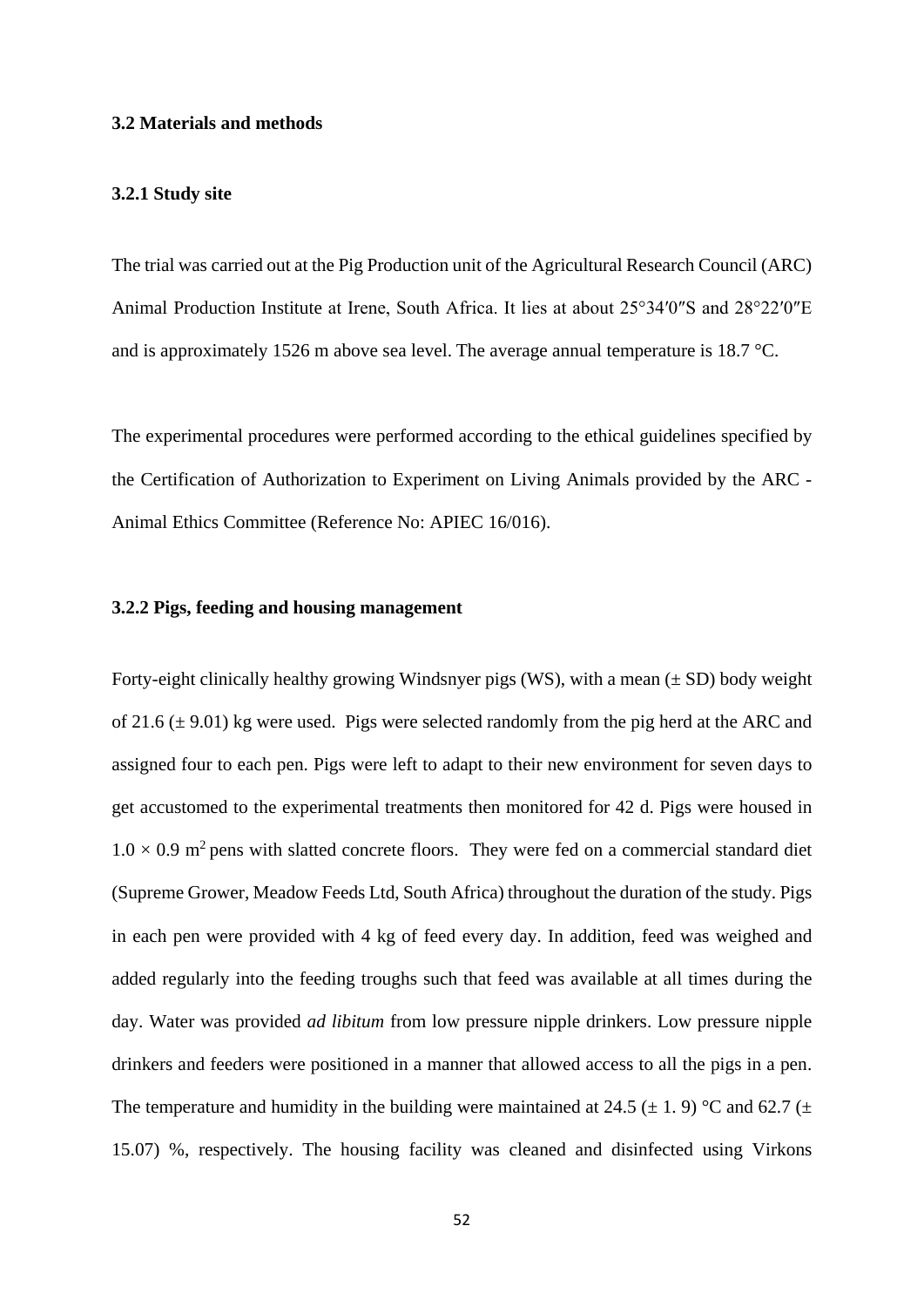### 3.2 Materials and methods

#### 3.2.1 Study site

The trial was carried out at the Pig Production unit of the Agricultural Research Council (ARC) Animal Production Institute at Irene, South Africa. It lies at about 25°34′0″S and 28°22′0″E and is approximately 1526 m above sea level. The average annual temperature is 18.7 °C.

The experimental procedures were performed according to the ethical guidelines specified by the Certification of Authorization to Experiment on Living Animals provided by the ARC - Animal Ethics Committee (Reference No: APIEC 16/016).

#### 3.2.2 Pigs, feeding and housing management

Forty-eight clinically healthy growing Windsnyer pigs (WS), with a mean (± SD) body weight of 21.6 (± 9.01) kg were used. Pigs were selected randomly from the pig herd at the ARC and assigned four to each pen. Pigs were left to adapt to their new environment for seven days to get accustomed to the experimental treatments then monitored for 42 d. Pigs were housed in $1.0 \times 0.9$ $m^2$ pens with slatted concrete floors. They were fed on a commercial standard diet (Supreme Grower, Meadow Feeds Ltd, South Africa) throughout the duration of the study. Pigs in each pen were provided with 4 kg of feed every day. In addition, feed was weighed and added regularly into the feeding troughs such that feed was available at all times during the day. Water was provided *ad libitum* from low pressure nipple drinkers. Low pressure nipple drinkers and feeders were positioned in a manner that allowed access to all the pigs in a pen. The temperature and humidity in the building were maintained at 24.5 (± 1. 9) °C and 62.7 (± 15.07) %, respectively. The housing facility was cleaned and disinfected using Virkons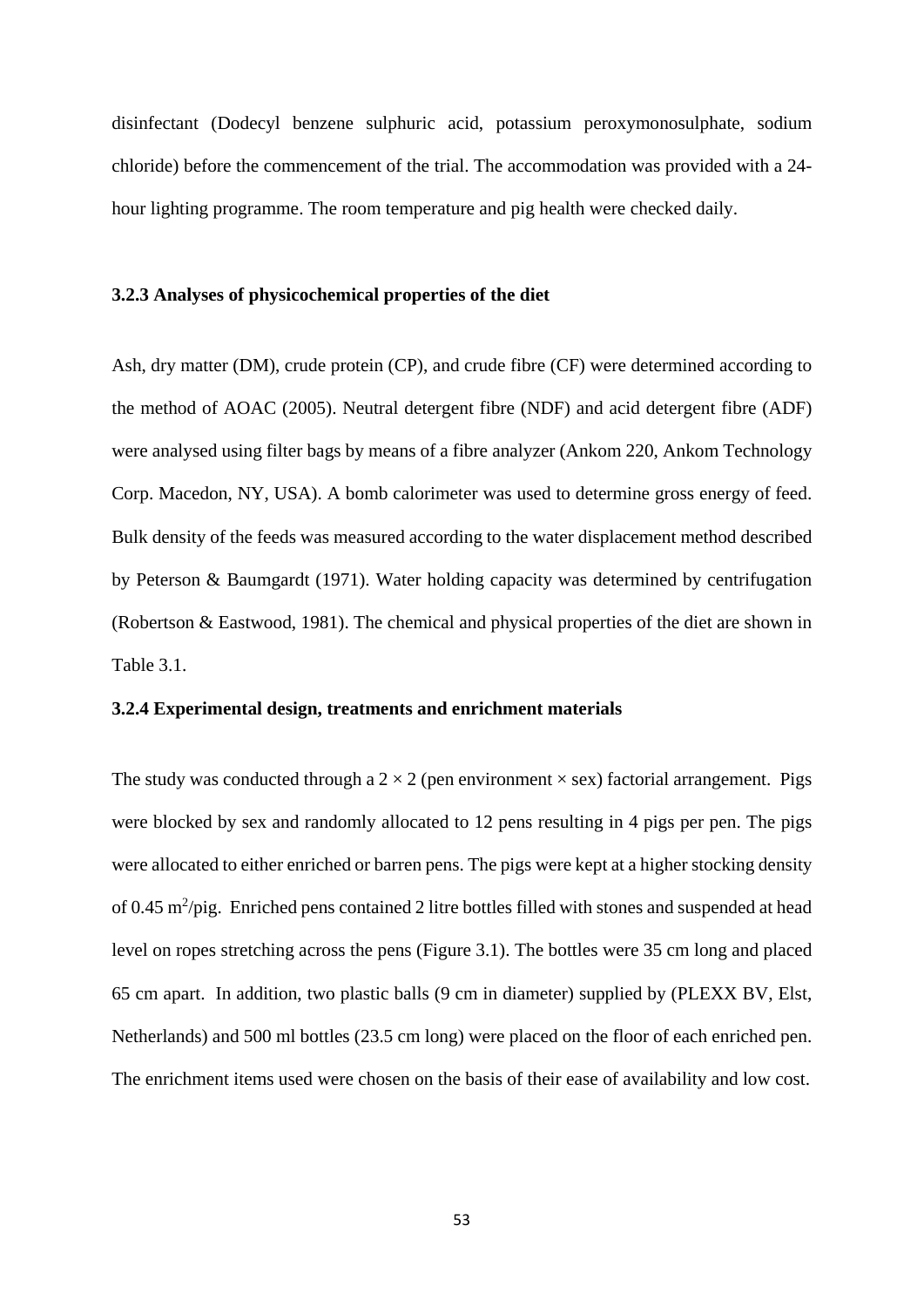disinfectant (Dodecyl benzene sulphuric acid, potassium peroxymonosulphate, sodium chloride) before the commencement of the trial. The accommodation was provided with a 24-hour lighting programme. The room temperature and pig health were checked daily.

### 3.2.3 Analyses of physicochemical properties of the diet

Ash, dry matter (DM), crude protein (CP), and crude fibre (CF) were determined according to the method of AOAC (2005). Neutral detergent fibre (NDF) and acid detergent fibre (ADF) were analysed using filter bags by means of a fibre analyzer (Ankom 220, Ankom Technology Corp. Macedon, NY, USA). A bomb calorimeter was used to determine gross energy of feed. Bulk density of the feeds was measured according to the water displacement method described by Peterson & Baumgardt (1971). Water holding capacity was determined by centrifugation (Robertson & Eastwood, 1981). The chemical and physical properties of the diet are shown in Table 3.1.

### 3.2.4 Experimental design, treatments and enrichment materials

The study was conducted through a 2 × 2 (pen environment × sex) factorial arrangement. Pigs were blocked by sex and randomly allocated to 12 pens resulting in 4 pigs per pen. The pigs were allocated to either enriched or barren pens. The pigs were kept at a higher stocking density of 0.45 $m^2$/pig. Enriched pens contained 2 litre bottles filled with stones and suspended at head level on ropes stretching across the pens (Figure 3.1). The bottles were 35 cm long and placed 65 cm apart. In addition, two plastic balls (9 cm in diameter) supplied by (PLEXX BV, Elst, Netherlands) and 500 ml bottles (23.5 cm long) were placed on the floor of each enriched pen. The enrichment items used were chosen on the basis of their ease of availability and low cost.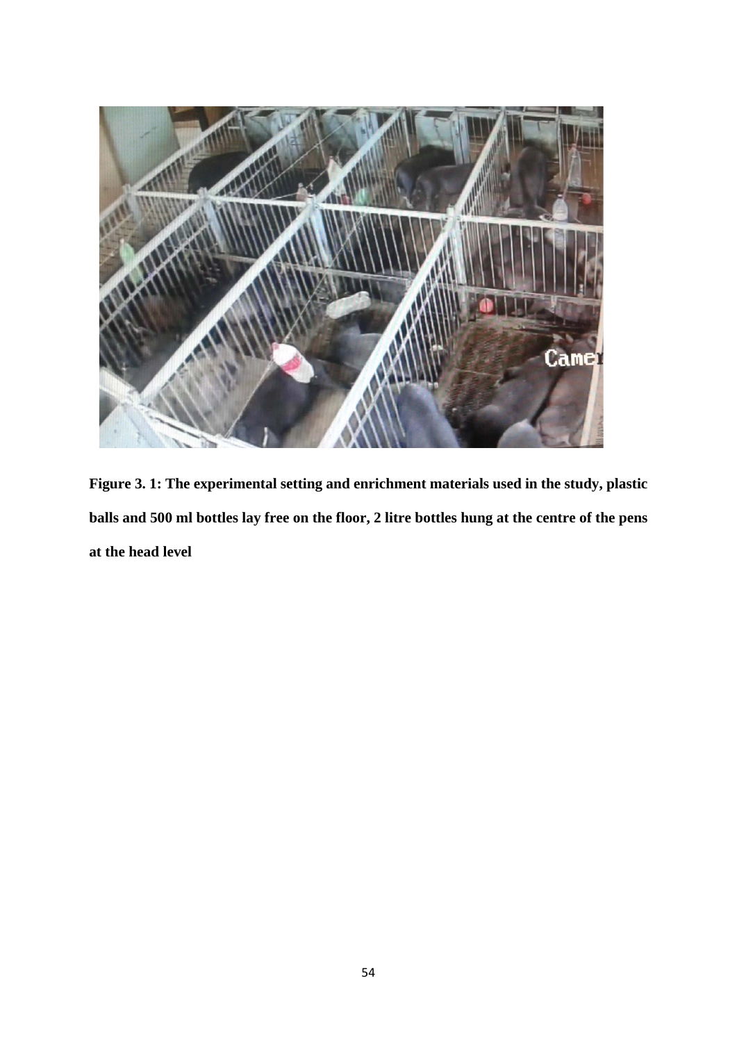**Figure 3. 1: The experimental setting and enrichment materials used in the study, plastic balls and 500 ml bottles lay free on the floor, 2 litre bottles hung at the centre of the pens at the head level**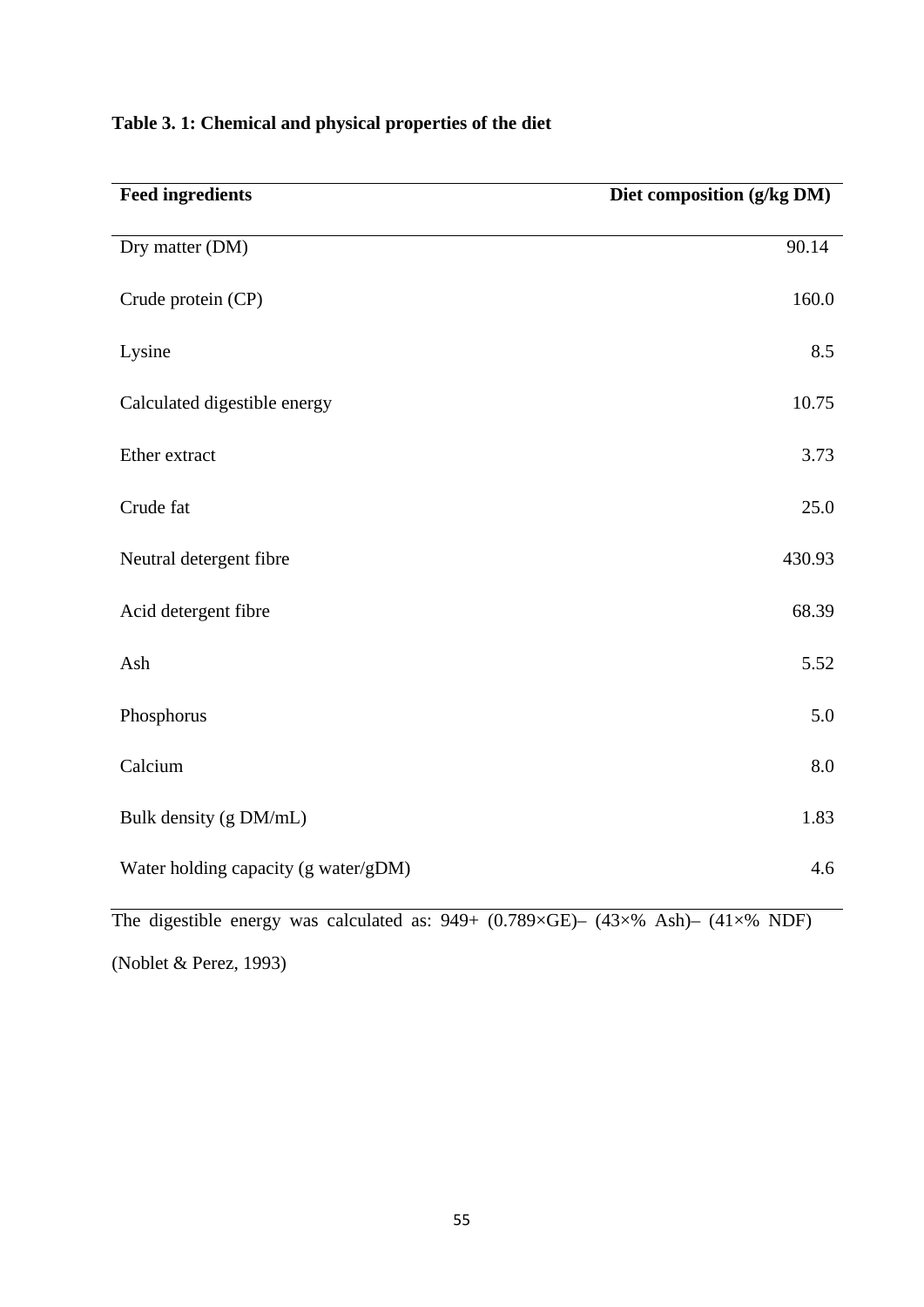**Table 3. 1: Chemical and physical properties of the diet**

| Feed ingredients | Diet composition (g/kg DM) |
|---|---|
| Dry matter (DM) | 90.14 |
| Crude protein (CP) | 160.0 |
| Lysine | 8.5 |
| Calculated digestible energy | 10.75 |
| Ether extract | 3.73 |
| Crude fat | 25.0 |
| Neutral detergent fibre | 430.93 |
| Acid detergent fibre | 68.39 |
| Ash | 5.52 |
| Phosphorus | 5.0 |
| Calcium | 8.0 |
| Bulk density (g DM/mL) | 1.83 |
| Water holding capacity (g water/gDM) | 4.6 |

The digestible energy was calculated as: 949+ (0.789×GE)– (43×% Ash)– (41×% NDF) (Noblet & Perez, 1993)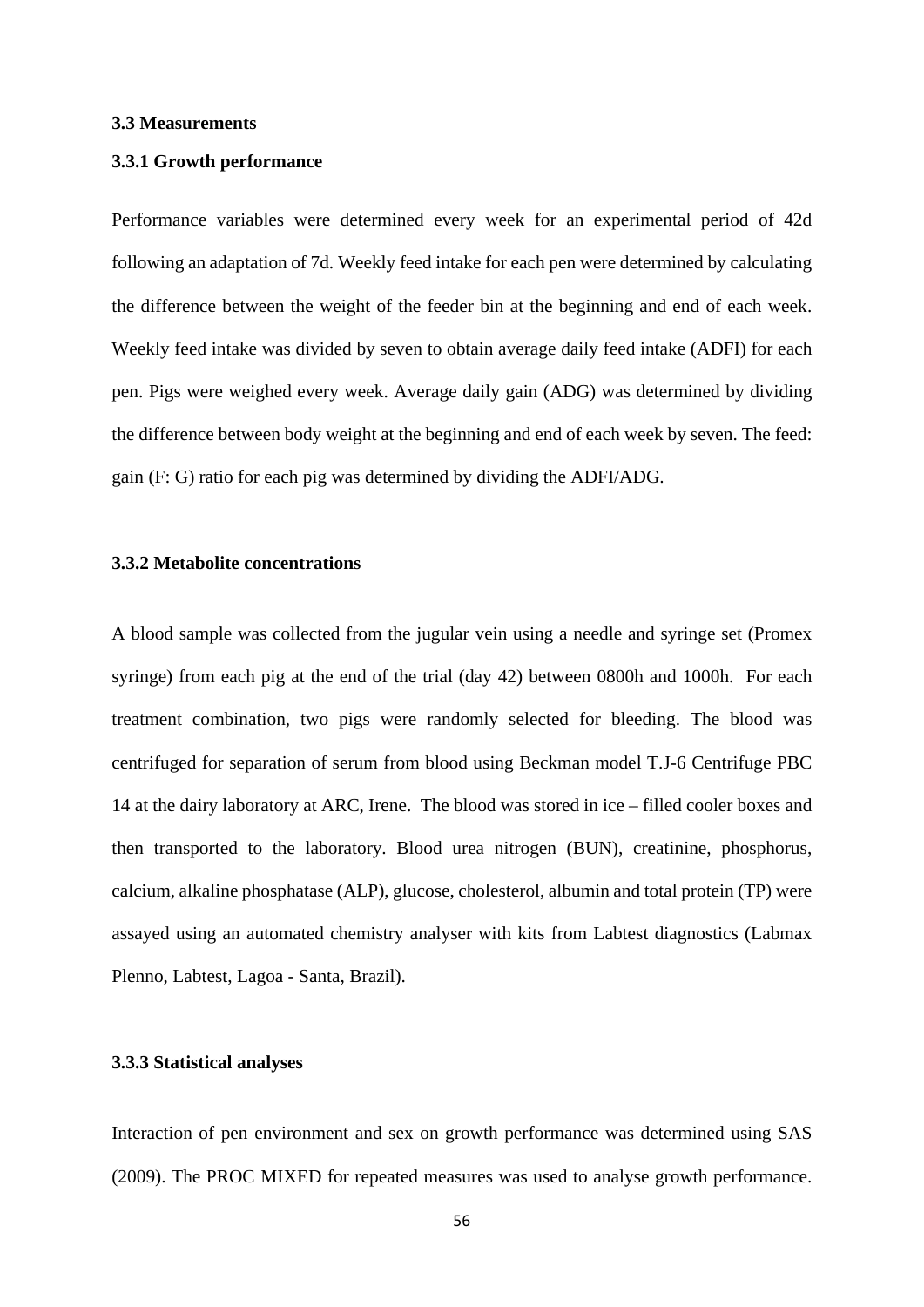### 3.3 Measurements

### 3.3.1 Growth performance

Performance variables were determined every week for an experimental period of 42d following an adaptation of 7d. Weekly feed intake for each pen were determined by calculating the difference between the weight of the feeder bin at the beginning and end of each week. Weekly feed intake was divided by seven to obtain average daily feed intake (ADFI) for each pen. Pigs were weighed every week. Average daily gain (ADG) was determined by dividing the difference between body weight at the beginning and end of each week by seven. The feed: gain (F: G) ratio for each pig was determined by dividing the ADFI/ADG.

### 3.3.2 Metabolite concentrations

A blood sample was collected from the jugular vein using a needle and syringe set (Promex syringe) from each pig at the end of the trial (day 42) between 0800h and 1000h. For each treatment combination, two pigs were randomly selected for bleeding. The blood was centrifuged for separation of serum from blood using Beckman model T.J-6 Centrifuge PBC 14 at the dairy laboratory at ARC, Irene. The blood was stored in ice – filled cooler boxes and then transported to the laboratory. Blood urea nitrogen (BUN), creatinine, phosphorus, calcium, alkaline phosphatase (ALP), glucose, cholesterol, albumin and total protein (TP) were assayed using an automated chemistry analyser with kits from Labtest diagnostics (Labmax Plenno, Labtest, Lagoa - Santa, Brazil).

### 3.3.3 Statistical analyses

Interaction of pen environment and sex on growth performance was determined using SAS (2009). The PROC MIXED for repeated measures was used to analyse growth performance.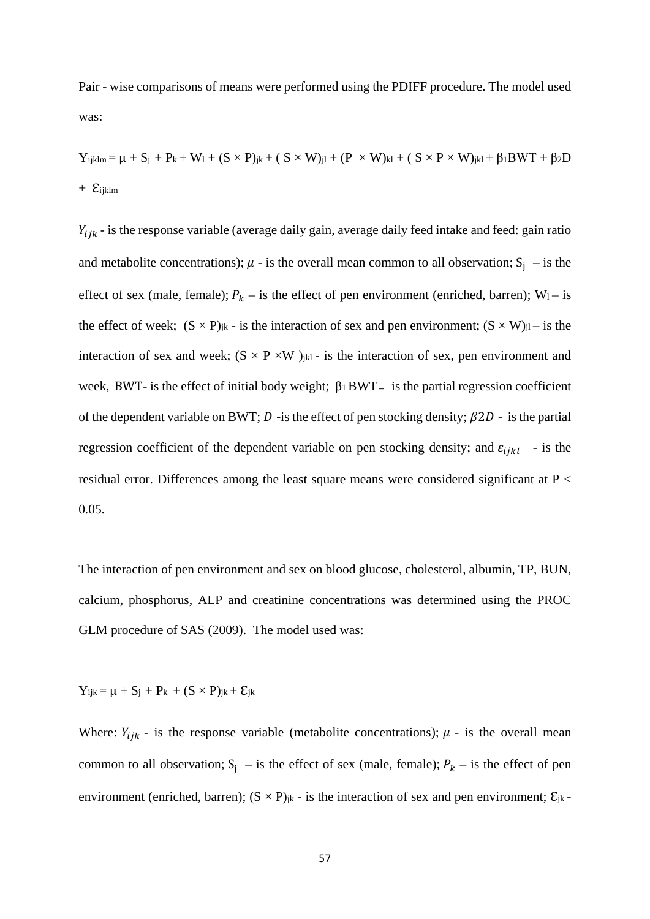Pair - wise comparisons of means were performed using the PDIFF procedure. The model used was:

$$Y_{ijklm} = \mu + S_j + P_k + W_l + (S \times P)_{jk} + (S \times W)_{jl} + (P \times W)_{kl} + (S \times P \times W)_{jkl} + \beta_1 BWT + \beta_2 D + \varepsilon_{ijklm}$$

$Y_{ijk}$ - is the response variable (average daily gain, average daily feed intake and feed: gain ratio and metabolite concentrations); $\mu$ - is the overall mean common to all observation; $S_j$ – is the effect of sex (male, female); $P_k$ – is the effect of pen environment (enriched, barren); $W_l$ – is the effect of week; $(S \times P)_{jk}$ - is the interaction of sex and pen environment; $(S \times W)_{jl}$ – is the interaction of sex and week; $(S \times P \times W)_{jkl}$ - is the interaction of sex, pen environment and week, BWT- is the effect of initial body weight; $\beta_1$ BWT – is the partial regression coefficient of the dependent variable on BWT; $D$ -is the effect of pen stocking density; $\beta 2D$ - is the partial regression coefficient of the dependent variable on pen stocking density; and $\varepsilon_{ijkl}$ - is the residual error. Differences among the least square means were considered significant at $P < 0.05$.

The interaction of pen environment and sex on blood glucose, cholesterol, albumin, TP, BUN, calcium, phosphorus, ALP and creatinine concentrations was determined using the PROC GLM procedure of SAS (2009). The model used was:

$$Y_{ijk} = \mu + S_j + P_k + (S \times P)_{jk} + \varepsilon_{jk}$$

Where: $Y_{ijk}$ - is the response variable (metabolite concentrations); $\mu$ - is the overall mean common to all observation; $S_j$ – is the effect of sex (male, female); $P_k$ – is the effect of pen environment (enriched, barren); $(S \times P)_{jk}$ - is the interaction of sex and pen environment; $\varepsilon_{jk}$ -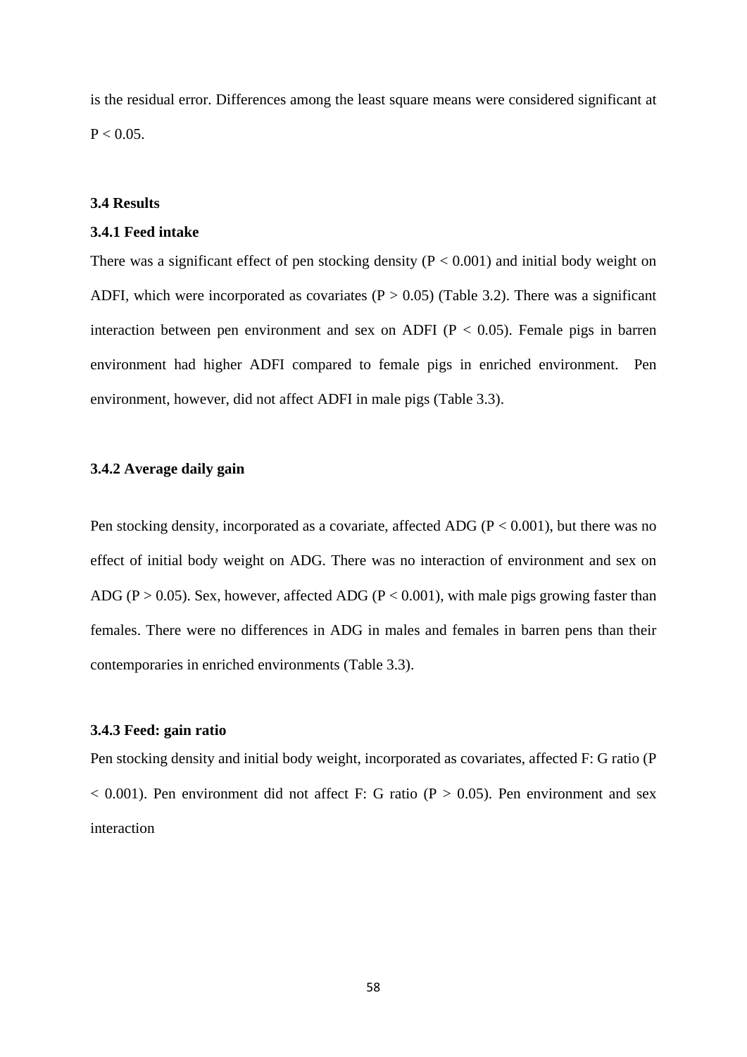is the residual error. Differences among the least square means were considered significant at $P < 0.05$.

### 3.4 Results

#### 3.4.1 Feed intake

There was a significant effect of pen stocking density ($P < 0.001$) and initial body weight on ADFI, which were incorporated as covariates ($P > 0.05$) (Table 3.2). There was a significant interaction between pen environment and sex on ADFI ($P < 0.05$). Female pigs in barren environment had higher ADFI compared to female pigs in enriched environment. Pen environment, however, did not affect ADFI in male pigs (Table 3.3).

#### 3.4.2 Average daily gain

Pen stocking density, incorporated as a covariate, affected ADG ($P < 0.001$), but there was no effect of initial body weight on ADG. There was no interaction of environment and sex on ADG ($P > 0.05$). Sex, however, affected ADG ($P < 0.001$), with male pigs growing faster than females. There were no differences in ADG in males and females in barren pens than their contemporaries in enriched environments (Table 3.3).

#### 3.4.3 Feed: gain ratio

Pen stocking density and initial body weight, incorporated as covariates, affected F: G ratio ($P < 0.001$). Pen environment did not affect F: G ratio ($P > 0.05$). Pen environment and sex interaction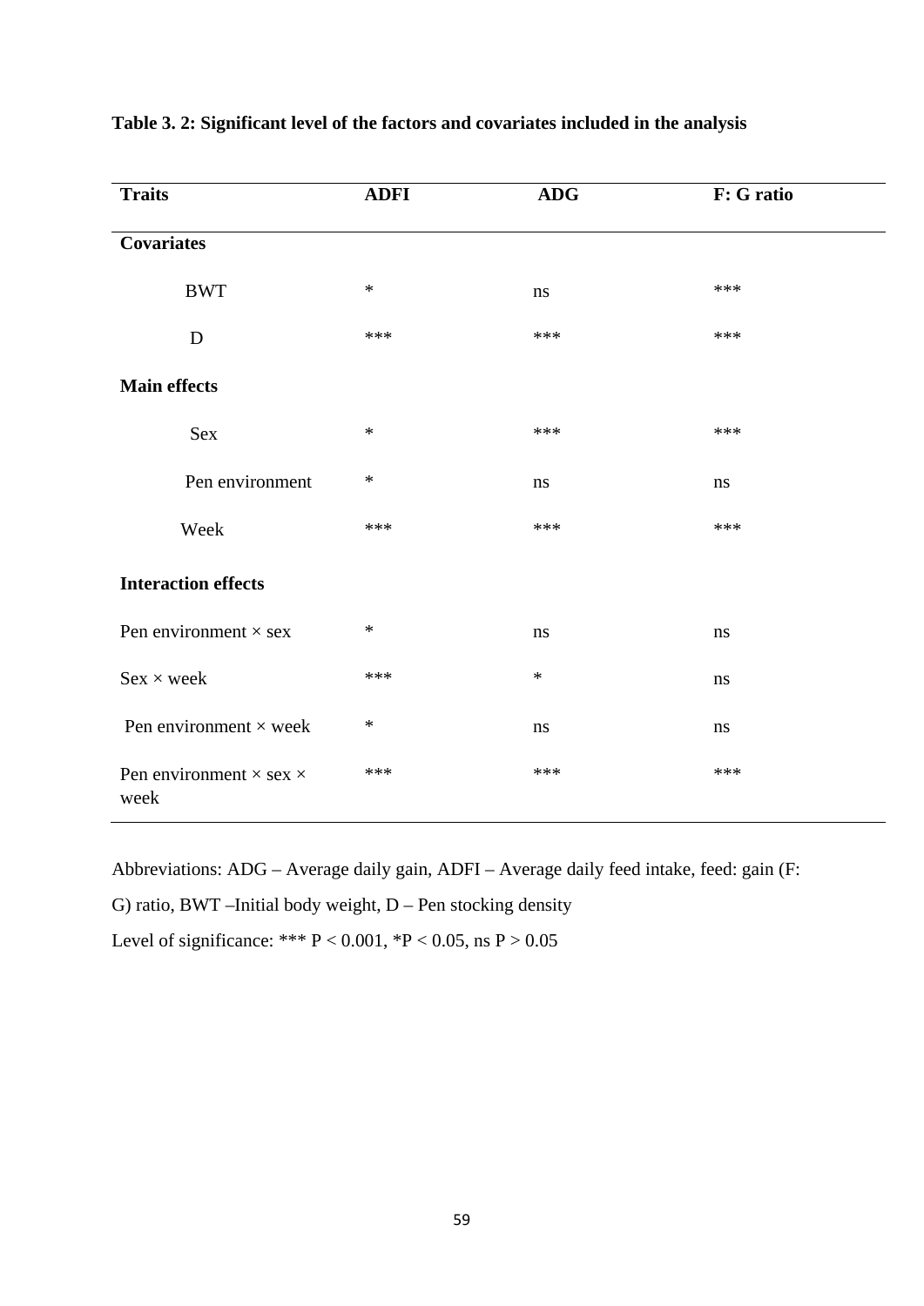**Table 3. 2: Significant level of the factors and covariates included in the analysis**

| Traits | ADFI | ADG | F: G ratio |
|---|---|---|---|
| **Covariates** | | | |
| BWT | * | ns | *** |
| D | *** | *** | *** |
| **Main effects** | | | |
| Sex | * | *** | *** |
| Pen environment | * | ns | ns |
| Week | *** | *** | *** |
| **Interaction effects** | | | |
| Pen environment × sex | * | ns | ns |
| Sex × week | *** | * | ns |
| Pen environment × week | * | ns | ns |
| Pen environment × sex × week | *** | *** | *** |

Abbreviations: ADG – Average daily gain, ADFI – Average daily feed intake, feed: gain (F: G) ratio, BWT –Initial body weight, D – Pen stocking density

Level of significance: *** $P < 0.001$, *$P < 0.05$, ns $P > 0.05$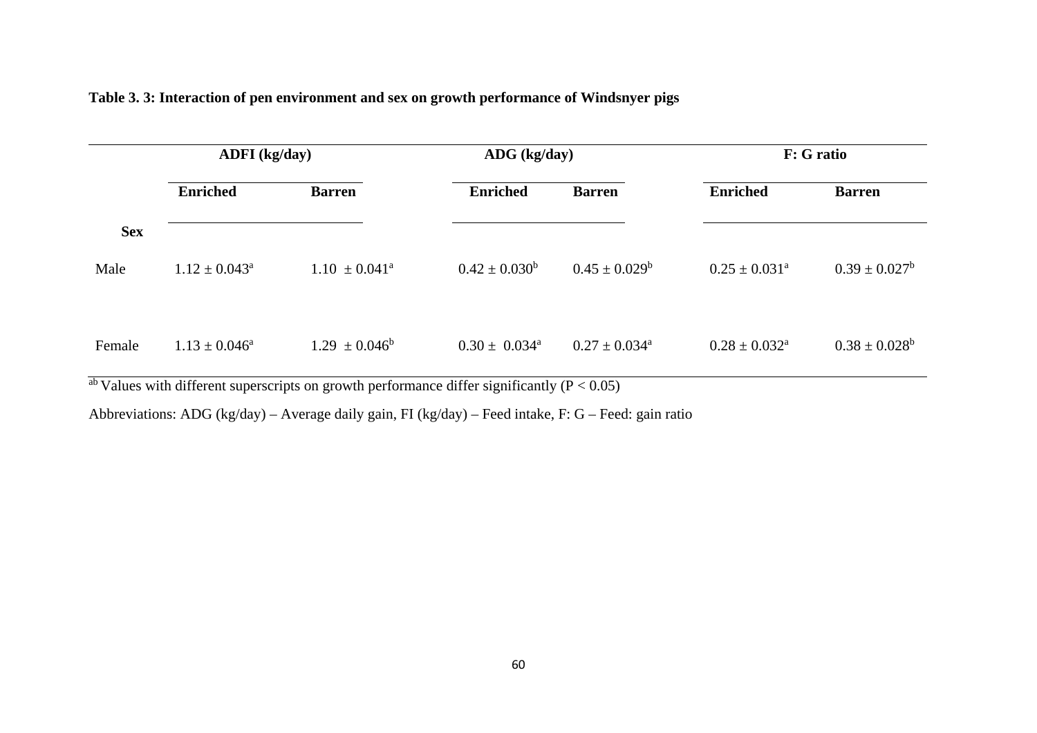**Table 3. 3: Interaction of pen environment and sex on growth performance of Windsnyer pigs**

| | ADFI (kg/day) | | ADG (kg/day) | | F: G ratio | |
|---|---|---|---|---|---|---|
| | Enriched | Barren | Enriched | Barren | Enriched | Barren |
| **Sex** | | | | | | |
| Male | $1.12 \pm 0.043^a$ | $1.10 \pm 0.041^a$ | $0.42 \pm 0.030^b$ | $0.45 \pm 0.029^b$ | $0.25 \pm 0.031^a$ | $0.39 \pm 0.027^b$ |
| Female | $1.13 \pm 0.046^a$ | $1.29 \pm 0.046^b$ | $0.30 \pm 0.034^a$ | $0.27 \pm 0.034^a$ | $0.28 \pm 0.032^a$ | $0.38 \pm 0.028^b$ |

[ab] Values with different superscripts on growth performance differ significantly ($P < 0.05$)

Abbreviations: ADG (kg/day) – Average daily gain, FI (kg/day) – Feed intake, F: G – Feed: gain ratio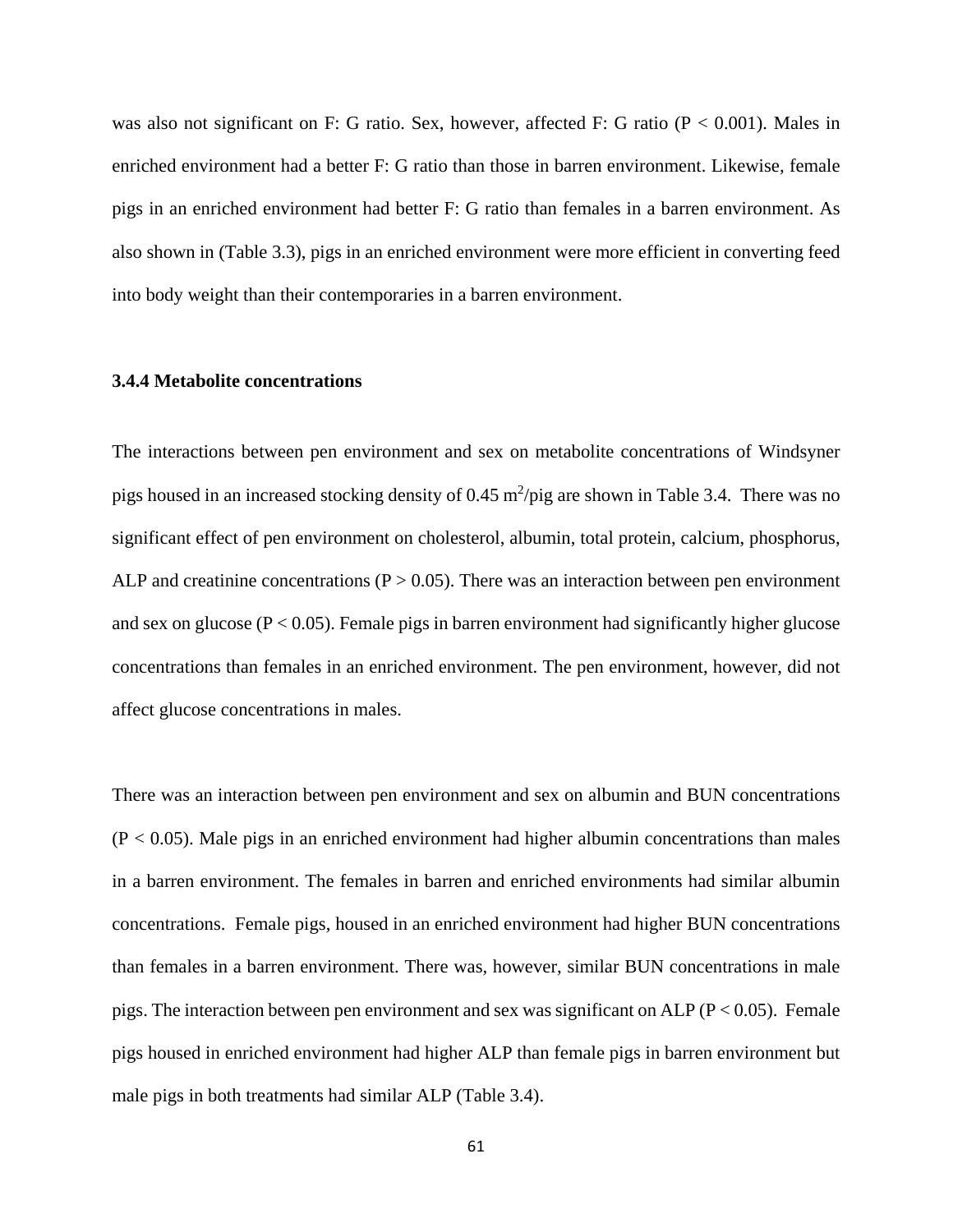was also not significant on F: G ratio. Sex, however, affected F: G ratio ($P < 0.001$). Males in enriched environment had a better F: G ratio than those in barren environment. Likewise, female pigs in an enriched environment had better F: G ratio than females in a barren environment. As also shown in (Table 3.3), pigs in an enriched environment were more efficient in converting feed into body weight than their contemporaries in a barren environment.

### 3.4.4 Metabolite concentrations

The interactions between pen environment and sex on metabolite concentrations of Windsyner pigs housed in an increased stocking density of 0.45 $m^2$/pig are shown in Table 3.4. There was no significant effect of pen environment on cholesterol, albumin, total protein, calcium, phosphorus, ALP and creatinine concentrations ($P > 0.05$). There was an interaction between pen environment and sex on glucose ($P < 0.05$). Female pigs in barren environment had significantly higher glucose concentrations than females in an enriched environment. The pen environment, however, did not affect glucose concentrations in males.

There was an interaction between pen environment and sex on albumin and BUN concentrations ($P < 0.05$). Male pigs in an enriched environment had higher albumin concentrations than males in a barren environment. The females in barren and enriched environments had similar albumin concentrations. Female pigs, housed in an enriched environment had higher BUN concentrations than females in a barren environment. There was, however, similar BUN concentrations in male pigs. The interaction between pen environment and sex was significant on ALP ($P < 0.05$). Female pigs housed in enriched environment had higher ALP than female pigs in barren environment but male pigs in both treatments had similar ALP (Table 3.4).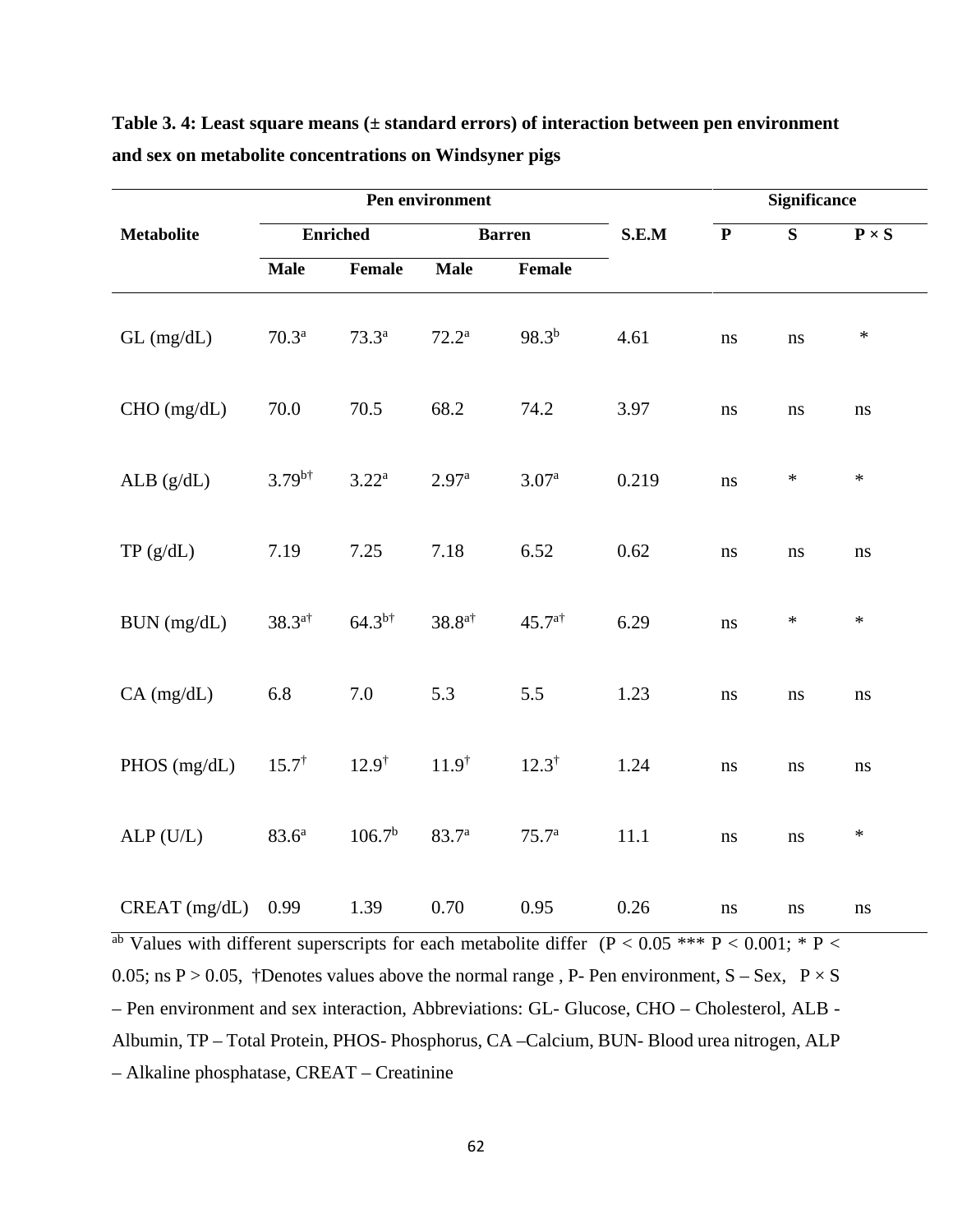**Table 3. 4: Least square means (± standard errors) of interaction between pen environment and sex on metabolite concentrations on Windsyner pigs**

| Metabolite | Pen environment | | | | S.E.M | Significance | | |
|---|---|---|---|---|---|---|---|---|
| | Enriched | | Barren | | | P | S | P × S |
| | Male | Female | Male | Female | | | | |
| GL (mg/dL) | $70.3^{a}$ | $73.3^{a}$ | $72.2^{a}$ | $98.3^{b}$ | 4.61 | ns | ns | * |
| CHO (mg/dL) | 70.0 | 70.5 | 68.2 | 74.2 | 3.97 | ns | ns | ns |
| ALB (g/dL) | $3.79^{b\dagger}$ | $3.22^{a}$ | $2.97^{a}$ | $3.07^{a}$ | 0.219 | ns | * | * |
| TP (g/dL) | 7.19 | 7.25 | 7.18 | 6.52 | 0.62 | ns | ns | ns |
| BUN (mg/dL) | $38.3^{a\dagger}$ | $64.3^{b\dagger}$ | $38.8^{a\dagger}$ | $45.7^{a\dagger}$ | 6.29 | ns | * | * |
| CA (mg/dL) | 6.8 | 7.0 | 5.3 | 5.5 | 1.23 | ns | ns | ns |
| PHOS (mg/dL) | $15.7^{\dagger}$ | $12.9^{\dagger}$ | $11.9^{\dagger}$ | $12.3^{\dagger}$ | 1.24 | ns | ns | ns |
| ALP (U/L) | $83.6^{a}$ | $106.7^{b}$ | $83.7^{a}$ | $75.7^{a}$ | 11.1 | ns | ns | * |
| CREAT (mg/dL) | 0.99 | 1.39 | 0.70 | 0.95 | 0.26 | ns | ns | ns |

$^{ab}$ Values with different superscripts for each metabolite differ ($P < 0.05$ *** $P < 0.001$; * $P < 0.05$; ns $P > 0.05$, †Denotes values above the normal range , P- Pen environment, S – Sex, P × S – Pen environment and sex interaction, Abbreviations: GL- Glucose, CHO – Cholesterol, ALB - Albumin, TP – Total Protein, PHOS- Phosphorus, CA –Calcium, BUN- Blood urea nitrogen, ALP – Alkaline phosphatase, CREAT – Creatinine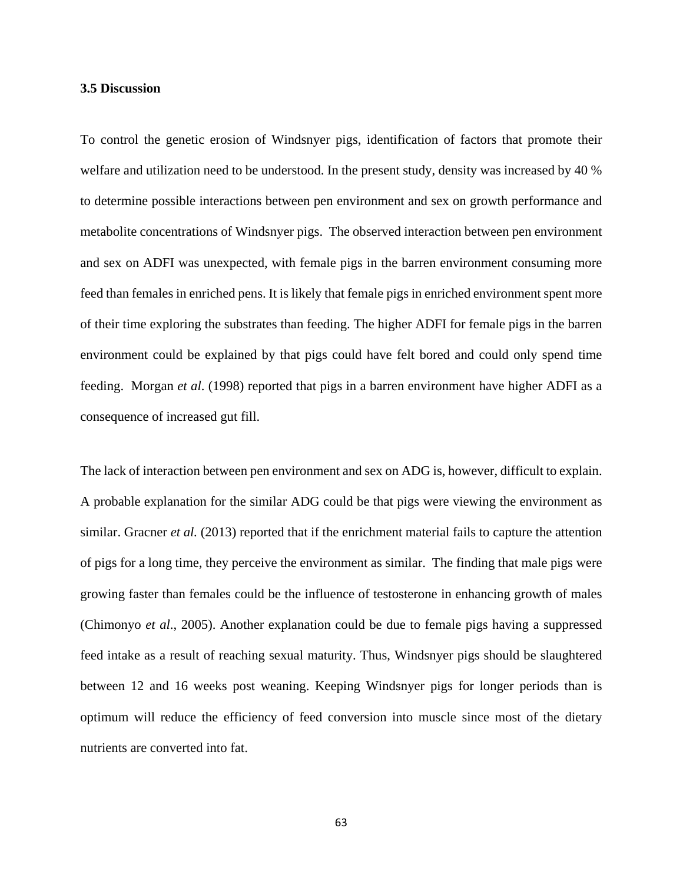### 3.5 Discussion

To control the genetic erosion of Windsnyer pigs, identification of factors that promote their welfare and utilization need to be understood. In the present study, density was increased by 40 % to determine possible interactions between pen environment and sex on growth performance and metabolite concentrations of Windsnyer pigs. The observed interaction between pen environment and sex on ADFI was unexpected, with female pigs in the barren environment consuming more feed than females in enriched pens. It is likely that female pigs in enriched environment spent more of their time exploring the substrates than feeding. The higher ADFI for female pigs in the barren environment could be explained by that pigs could have felt bored and could only spend time feeding. Morgan *et al*. (1998) reported that pigs in a barren environment have higher ADFI as a consequence of increased gut fill.

The lack of interaction between pen environment and sex on ADG is, however, difficult to explain. A probable explanation for the similar ADG could be that pigs were viewing the environment as similar. Gracner *et al.* (2013) reported that if the enrichment material fails to capture the attention of pigs for a long time, they perceive the environment as similar. The finding that male pigs were growing faster than females could be the influence of testosterone in enhancing growth of males (Chimonyo *et al*., 2005). Another explanation could be due to female pigs having a suppressed feed intake as a result of reaching sexual maturity. Thus, Windsnyer pigs should be slaughtered between 12 and 16 weeks post weaning. Keeping Windsnyer pigs for longer periods than is optimum will reduce the efficiency of feed conversion into muscle since most of the dietary nutrients are converted into fat.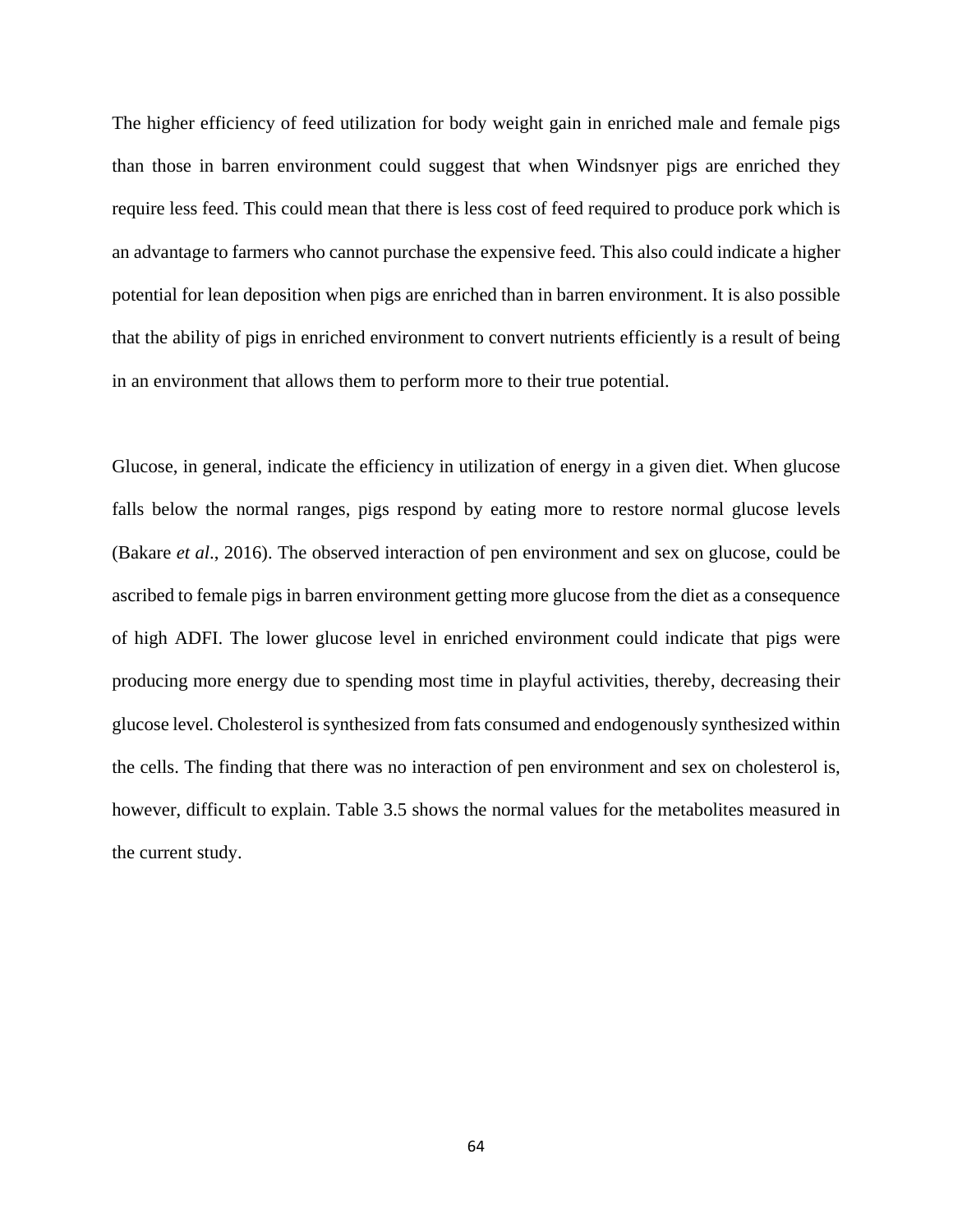The higher efficiency of feed utilization for body weight gain in enriched male and female pigs than those in barren environment could suggest that when Windsnyer pigs are enriched they require less feed. This could mean that there is less cost of feed required to produce pork which is an advantage to farmers who cannot purchase the expensive feed. This also could indicate a higher potential for lean deposition when pigs are enriched than in barren environment. It is also possible that the ability of pigs in enriched environment to convert nutrients efficiently is a result of being in an environment that allows them to perform more to their true potential.

Glucose, in general, indicate the efficiency in utilization of energy in a given diet. When glucose falls below the normal ranges, pigs respond by eating more to restore normal glucose levels (Bakare *et al*., 2016). The observed interaction of pen environment and sex on glucose, could be ascribed to female pigs in barren environment getting more glucose from the diet as a consequence of high ADFI. The lower glucose level in enriched environment could indicate that pigs were producing more energy due to spending most time in playful activities, thereby, decreasing their glucose level. Cholesterol is synthesized from fats consumed and endogenously synthesized within the cells. The finding that there was no interaction of pen environment and sex on cholesterol is, however, difficult to explain. Table 3.5 shows the normal values for the metabolites measured in the current study.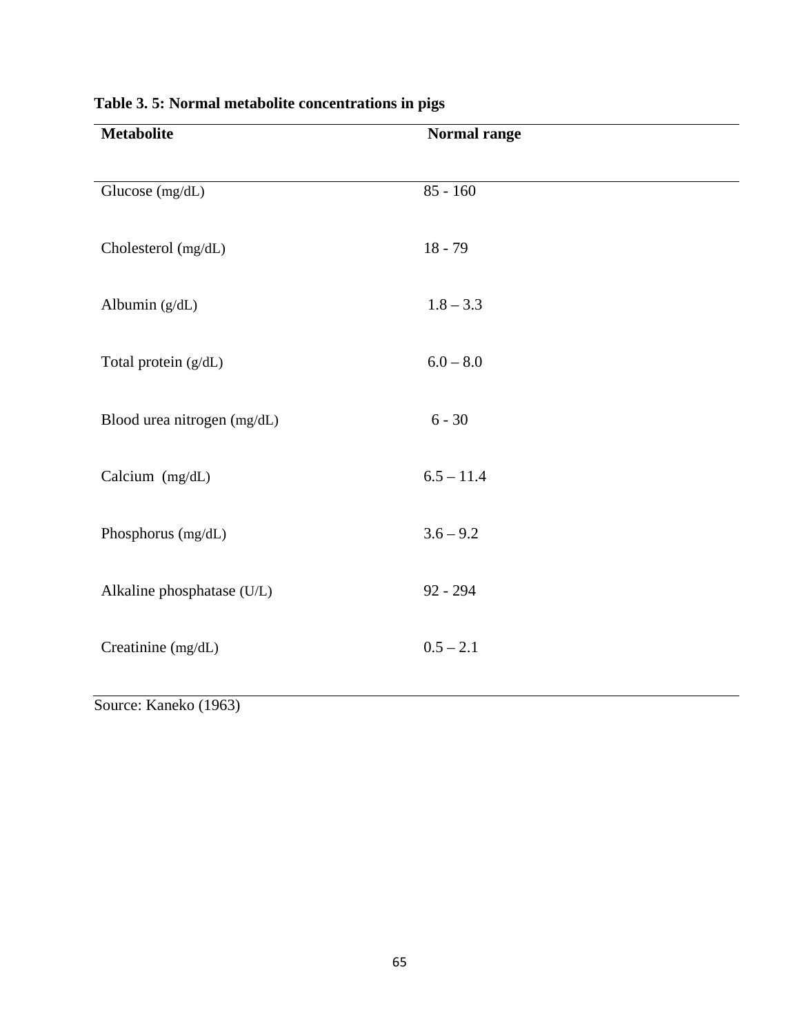**Table 3. 5: Normal metabolite concentrations in pigs**

| Metabolite | Normal range |
|---|---|
| Glucose (mg/dL) | 85 - 160 |
| Cholesterol (mg/dL) | 18 - 79 |
| Albumin (g/dL) | 1.8 – 3.3 |
| Total protein (g/dL) | 6.0 – 8.0 |
| Blood urea nitrogen (mg/dL) | 6 - 30 |
| Calcium (mg/dL) | 6.5 – 11.4 |
| Phosphorus (mg/dL) | 3.6 – 9.2 |
| Alkaline phosphatase (U/L) | 92 - 294 |
| Creatinine (mg/dL) | 0.5 – 2.1 |

Source: Kaneko (1963)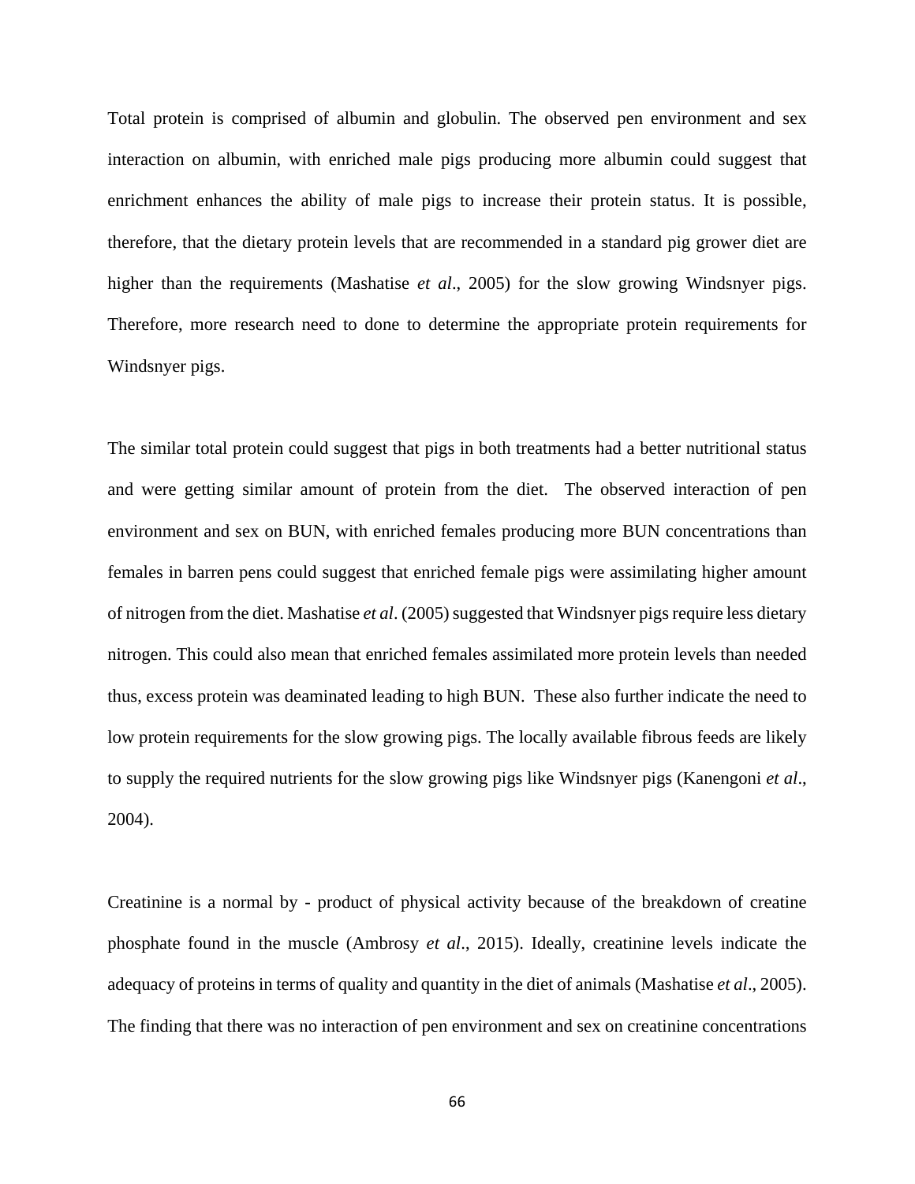Total protein is comprised of albumin and globulin. The observed pen environment and sex interaction on albumin, with enriched male pigs producing more albumin could suggest that enrichment enhances the ability of male pigs to increase their protein status. It is possible, therefore, that the dietary protein levels that are recommended in a standard pig grower diet are higher than the requirements (Mashatise *et al*., 2005) for the slow growing Windsnyer pigs. Therefore, more research need to done to determine the appropriate protein requirements for Windsnyer pigs.

The similar total protein could suggest that pigs in both treatments had a better nutritional status and were getting similar amount of protein from the diet. The observed interaction of pen environment and sex on BUN, with enriched females producing more BUN concentrations than females in barren pens could suggest that enriched female pigs were assimilating higher amount of nitrogen from the diet. Mashatise *et al*. (2005) suggested that Windsnyer pigs require less dietary nitrogen. This could also mean that enriched females assimilated more protein levels than needed thus, excess protein was deaminated leading to high BUN. These also further indicate the need to low protein requirements for the slow growing pigs. The locally available fibrous feeds are likely to supply the required nutrients for the slow growing pigs like Windsnyer pigs (Kanengoni *et al*., 2004).

Creatinine is a normal by - product of physical activity because of the breakdown of creatine phosphate found in the muscle (Ambrosy *et al*., 2015). Ideally, creatinine levels indicate the adequacy of proteins in terms of quality and quantity in the diet of animals (Mashatise *et al*., 2005). The finding that there was no interaction of pen environment and sex on creatinine concentrations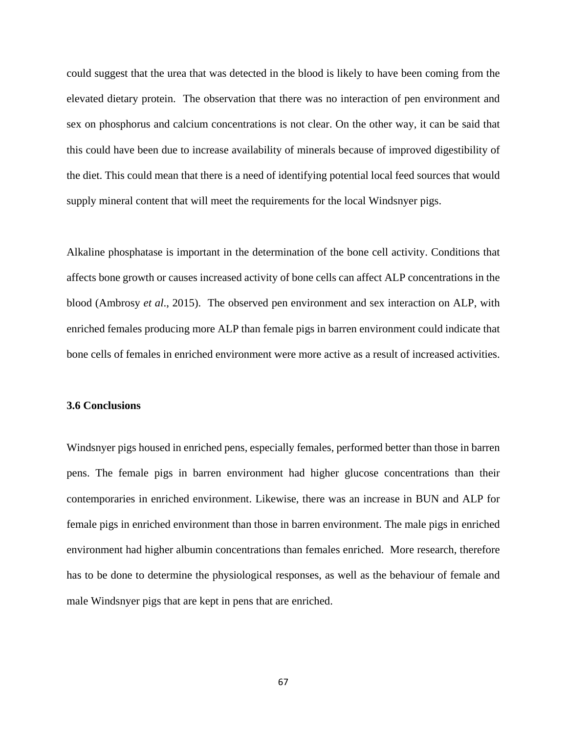could suggest that the urea that was detected in the blood is likely to have been coming from the elevated dietary protein. The observation that there was no interaction of pen environment and sex on phosphorus and calcium concentrations is not clear. On the other way, it can be said that this could have been due to increase availability of minerals because of improved digestibility of the diet. This could mean that there is a need of identifying potential local feed sources that would supply mineral content that will meet the requirements for the local Windsnyer pigs.

Alkaline phosphatase is important in the determination of the bone cell activity. Conditions that affects bone growth or causes increased activity of bone cells can affect ALP concentrations in the blood (Ambrosy *et al*., 2015). The observed pen environment and sex interaction on ALP, with enriched females producing more ALP than female pigs in barren environment could indicate that bone cells of females in enriched environment were more active as a result of increased activities.

### 3.6 Conclusions

Windsnyer pigs housed in enriched pens, especially females, performed better than those in barren pens. The female pigs in barren environment had higher glucose concentrations than their contemporaries in enriched environment. Likewise, there was an increase in BUN and ALP for female pigs in enriched environment than those in barren environment. The male pigs in enriched environment had higher albumin concentrations than females enriched. More research, therefore has to be done to determine the physiological responses, as well as the behaviour of female and male Windsnyer pigs that are kept in pens that are enriched.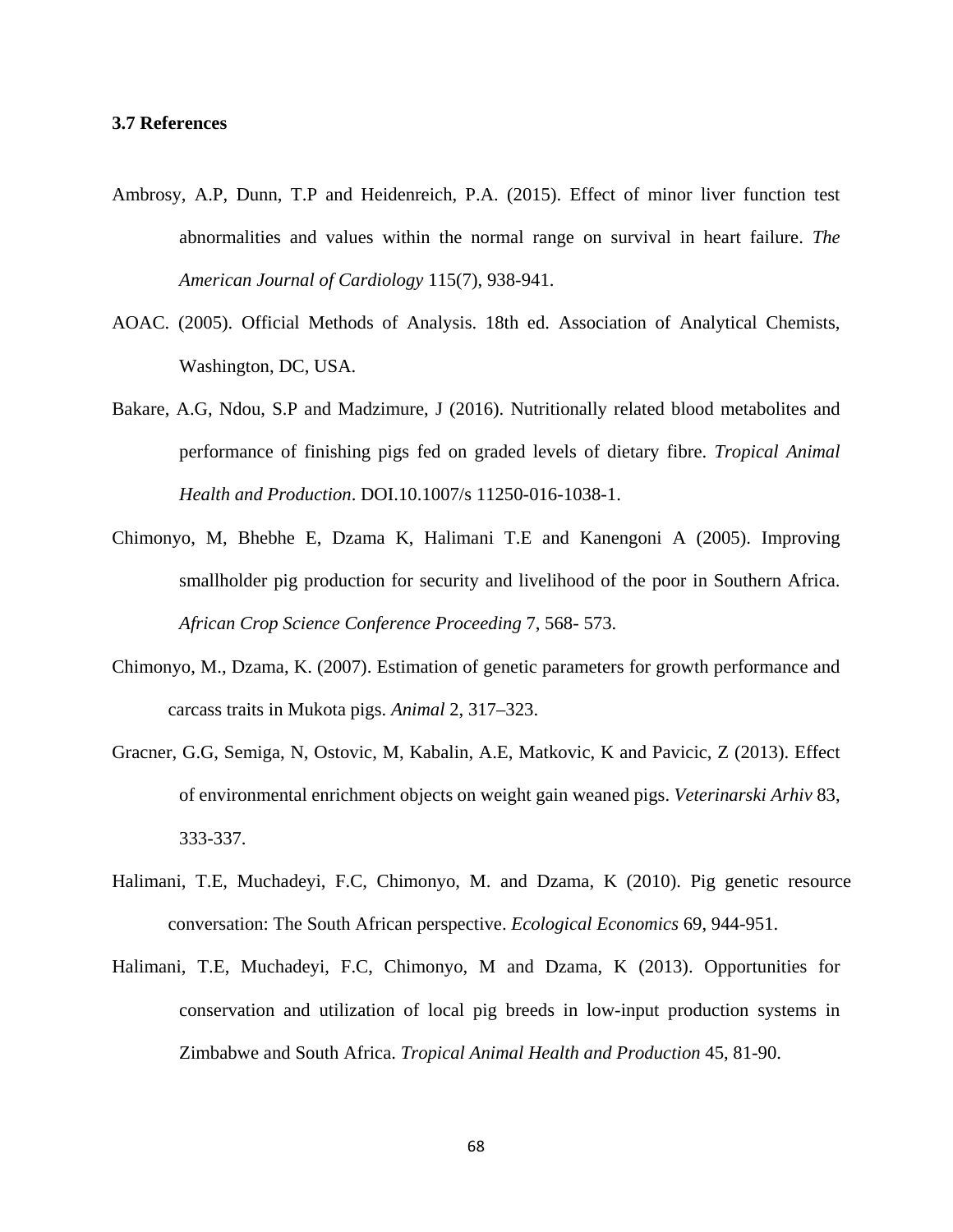### 3.7 References

Ambrosy, A.P, Dunn, T.P and Heidenreich, P.A. (2015). Effect of minor liver function test abnormalities and values within the normal range on survival in heart failure. *The American Journal of Cardiology* 115(7), 938-941.

AOAC. (2005). Official Methods of Analysis. 18th ed. Association of Analytical Chemists, Washington, DC, USA.

Bakare, A.G, Ndou, S.P and Madzimure, J (2016). Nutritionally related blood metabolites and performance of finishing pigs fed on graded levels of dietary fibre. *Tropical Animal Health and Production*. DOI.10.1007/s 11250-016-1038-1.

Chimonyo, M, Bhebhe E, Dzama K, Halimani T.E and Kanengoni A (2005). Improving smallholder pig production for security and livelihood of the poor in Southern Africa. *African Crop Science Conference Proceeding* 7, 568- 573.

Chimonyo, M., Dzama, K. (2007). Estimation of genetic parameters for growth performance and carcass traits in Mukota pigs. *Animal* 2, 317–323.

Gracner, G.G, Semiga, N, Ostovic, M, Kabalin, A.E, Matkovic, K and Pavicic, Z (2013). Effect of environmental enrichment objects on weight gain weaned pigs. *Veterinarski Arhiv* 83, 333-337.

Halimani, T.E, Muchadeyi, F.C, Chimonyo, M. and Dzama, K (2010). Pig genetic resource conversation: The South African perspective. *Ecological Economics* 69, 944-951.

Halimani, T.E, Muchadeyi, F.C, Chimonyo, M and Dzama, K (2013). Opportunities for conservation and utilization of local pig breeds in low-input production systems in Zimbabwe and South Africa. *Tropical Animal Health and Production* 45, 81-90.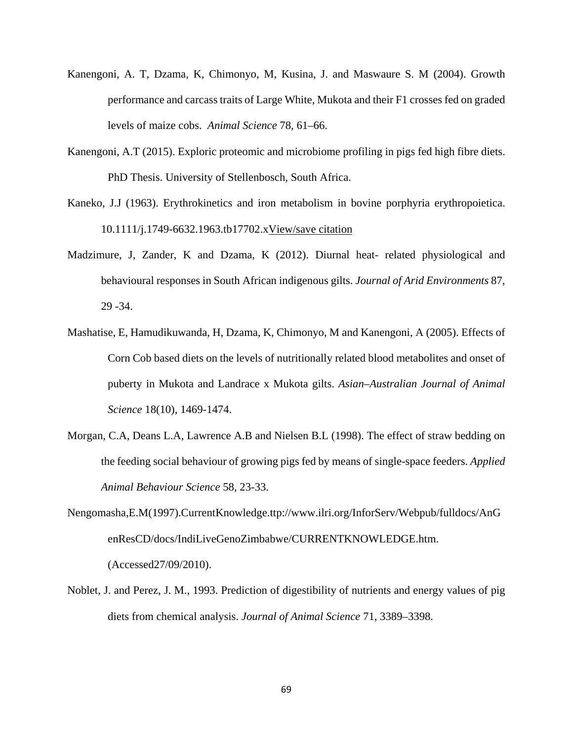Kanengoni, A. T, Dzama, K, Chimonyo, M, Kusina, J. and Maswaure S. M (2004). Growth performance and carcass traits of Large White, Mukota and their F1 crosses fed on graded levels of maize cobs. *Animal Science* 78, 61–66.

Kanengoni, A.T (2015). Exploric proteomic and microbiome profiling in pigs fed high fibre diets. PhD Thesis. University of Stellenbosch, South Africa.

Kaneko, J.J (1963). Erythrokinetics and iron metabolism in bovine porphyria erythropoietica. 10.1111/j.1749-6632.1963.tb17702.xView/save citation

Madzimure, J, Zander, K and Dzama, K (2012). Diurnal heat- related physiological and behavioural responses in South African indigenous gilts. *Journal of Arid Environments* 87, 29 -34.

Mashatise, E, Hamudikuwanda, H, Dzama, K, Chimonyo, M and Kanengoni, A (2005). Effects of Corn Cob based diets on the levels of nutritionally related blood metabolites and onset of puberty in Mukota and Landrace x Mukota gilts. *Asian–Australian Journal of Animal Science* 18(10), 1469-1474.

Morgan, C.A, Deans L.A, Lawrence A.B and Nielsen B.L (1998). The effect of straw bedding on the feeding social behaviour of growing pigs fed by means of single-space feeders. *Applied Animal Behaviour Science* 58, 23-33.

Nengomasha,E.M(1997).CurrentKnowledge.ttp://www.ilri.org/InforServ/Webpub/fulldocs/AnGenResCD/docs/IndiLiveGenoZimbabwe/CURRENTKNOWLEDGE.htm. (Accessed27/09/2010).

Noblet, J. and Perez, J. M., 1993. Prediction of digestibility of nutrients and energy values of pig diets from chemical analysis. *Journal of Animal Science* 71, 3389–3398.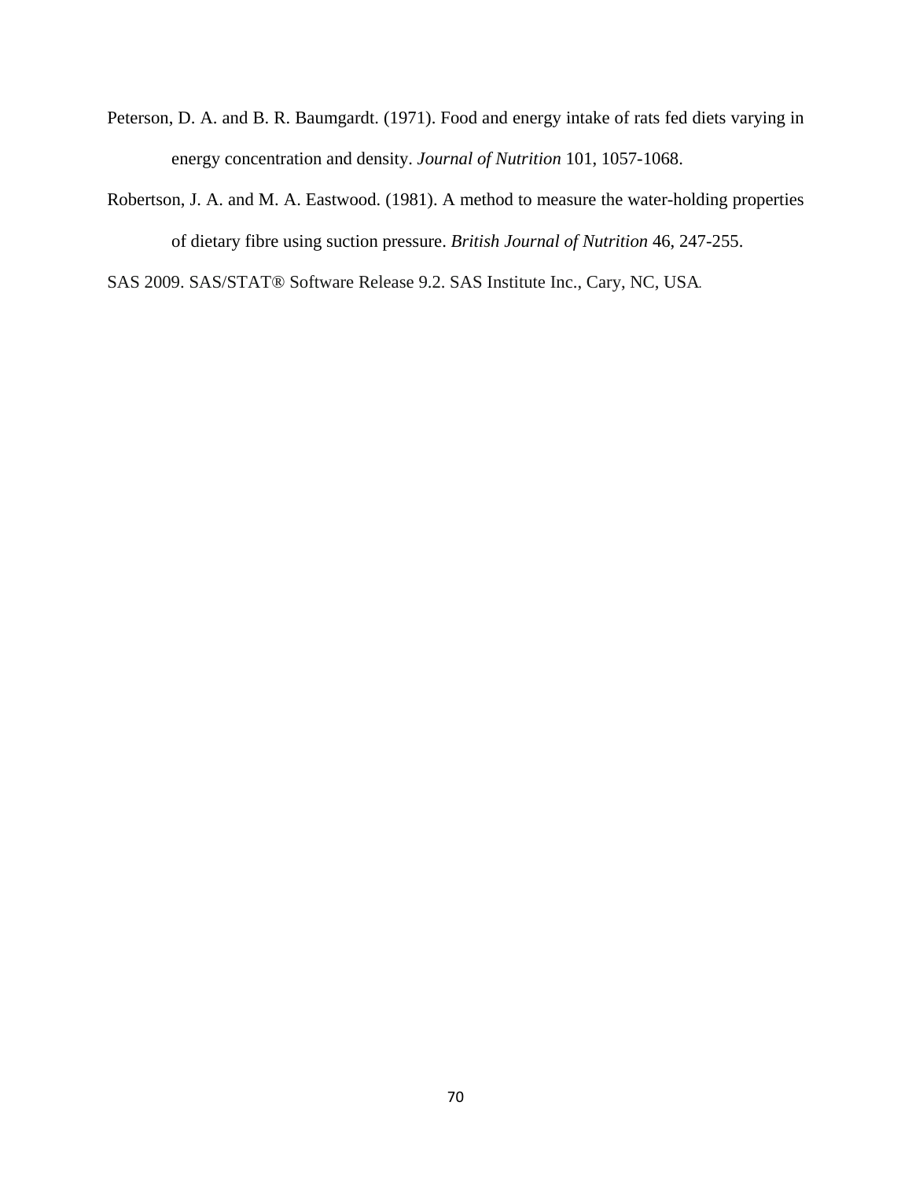Peterson, D. A. and B. R. Baumgardt. (1971). Food and energy intake of rats fed diets varying in energy concentration and density. *Journal of Nutrition* 101, 1057-1068.

Robertson, J. A. and M. A. Eastwood. (1981). A method to measure the water-holding properties of dietary fibre using suction pressure. *British Journal of Nutrition* 46, 247-255.

SAS 2009. SAS/STAT® Software Release 9.2. SAS Institute Inc., Cary, NC, USA.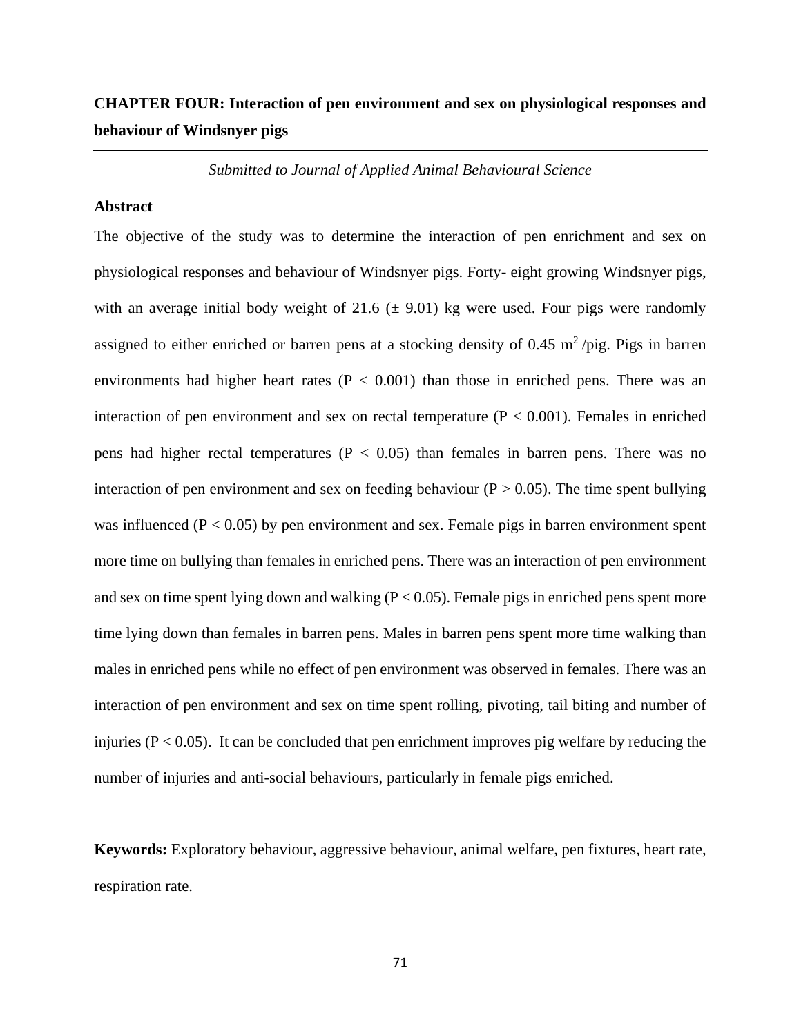# CHAPTER FOUR: Interaction of pen environment and sex on physiological responses and behaviour of Windsnyer pigs

*Submitted to Journal of Applied Animal Behavioural Science*

## Abstract

The objective of the study was to determine the interaction of pen enrichment and sex on physiological responses and behaviour of Windsnyer pigs. Forty- eight growing Windsnyer pigs, with an average initial body weight of 21.6 (± 9.01) kg were used. Four pigs were randomly assigned to either enriched or barren pens at a stocking density of 0.45 $m^2$ /pig. Pigs in barren environments had higher heart rates ($P < 0.001$) than those in enriched pens. There was an interaction of pen environment and sex on rectal temperature ($P < 0.001$). Females in enriched pens had higher rectal temperatures ($P < 0.05$) than females in barren pens. There was no interaction of pen environment and sex on feeding behaviour ($P > 0.05$). The time spent bullying was influenced ($P < 0.05$) by pen environment and sex. Female pigs in barren environment spent more time on bullying than females in enriched pens. There was an interaction of pen environment and sex on time spent lying down and walking ($P < 0.05$). Female pigs in enriched pens spent more time lying down than females in barren pens. Males in barren pens spent more time walking than males in enriched pens while no effect of pen environment was observed in females. There was an interaction of pen environment and sex on time spent rolling, pivoting, tail biting and number of injuries ($P < 0.05$). It can be concluded that pen enrichment improves pig welfare by reducing the number of injuries and anti-social behaviours, particularly in female pigs enriched.

**Keywords:** Exploratory behaviour, aggressive behaviour, animal welfare, pen fixtures, heart rate, respiration rate.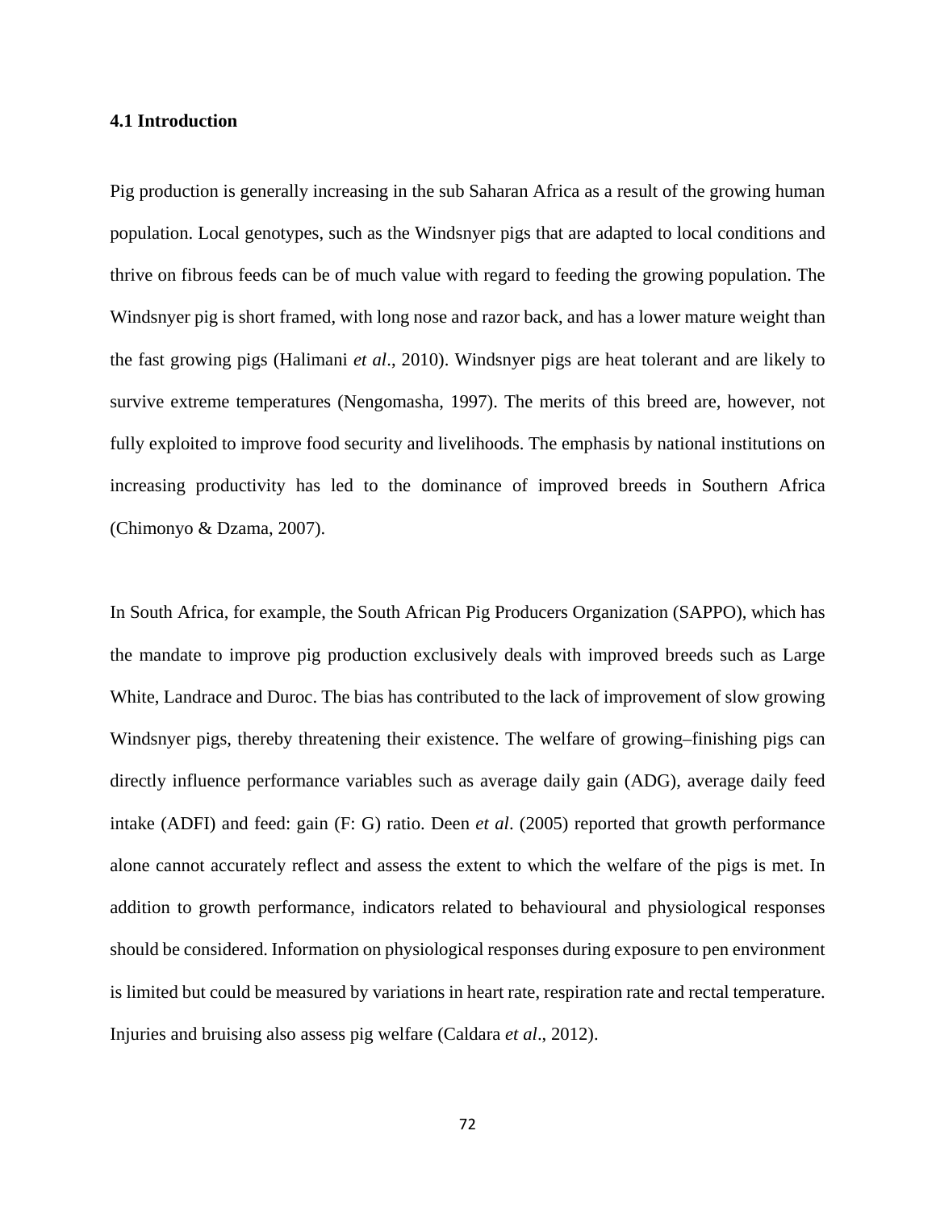## 4.1 Introduction

Pig production is generally increasing in the sub Saharan Africa as a result of the growing human population. Local genotypes, such as the Windsnyer pigs that are adapted to local conditions and thrive on fibrous feeds can be of much value with regard to feeding the growing population. The Windsnyer pig is short framed, with long nose and razor back, and has a lower mature weight than the fast growing pigs (Halimani *et al*., 2010). Windsnyer pigs are heat tolerant and are likely to survive extreme temperatures (Nengomasha, 1997). The merits of this breed are, however, not fully exploited to improve food security and livelihoods. The emphasis by national institutions on increasing productivity has led to the dominance of improved breeds in Southern Africa (Chimonyo & Dzama, 2007).

In South Africa, for example, the South African Pig Producers Organization (SAPPO), which has the mandate to improve pig production exclusively deals with improved breeds such as Large White, Landrace and Duroc. The bias has contributed to the lack of improvement of slow growing Windsnyer pigs, thereby threatening their existence. The welfare of growing–finishing pigs can directly influence performance variables such as average daily gain (ADG), average daily feed intake (ADFI) and feed: gain (F: G) ratio. Deen *et al*. (2005) reported that growth performance alone cannot accurately reflect and assess the extent to which the welfare of the pigs is met. In addition to growth performance, indicators related to behavioural and physiological responses should be considered. Information on physiological responses during exposure to pen environment is limited but could be measured by variations in heart rate, respiration rate and rectal temperature. Injuries and bruising also assess pig welfare (Caldara *et al*., 2012).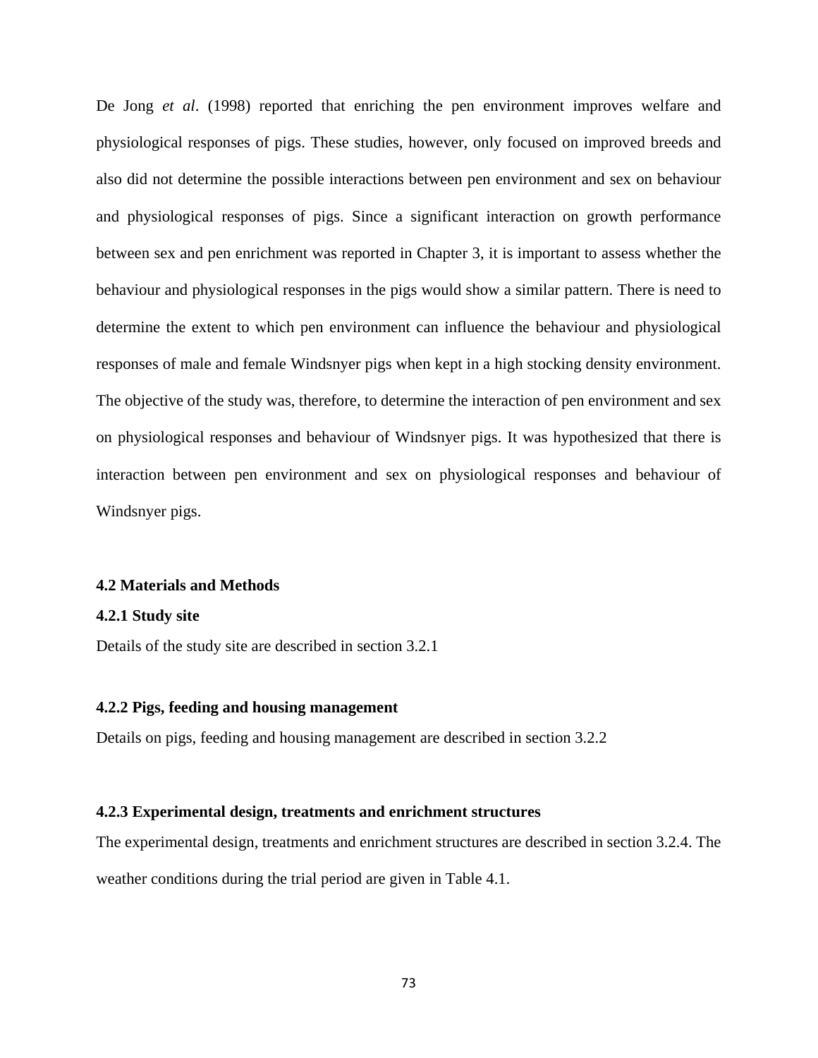De Jong *et al*. (1998) reported that enriching the pen environment improves welfare and physiological responses of pigs. These studies, however, only focused on improved breeds and also did not determine the possible interactions between pen environment and sex on behaviour and physiological responses of pigs. Since a significant interaction on growth performance between sex and pen enrichment was reported in Chapter 3, it is important to assess whether the behaviour and physiological responses in the pigs would show a similar pattern. There is need to determine the extent to which pen environment can influence the behaviour and physiological responses of male and female Windsnyer pigs when kept in a high stocking density environment. The objective of the study was, therefore, to determine the interaction of pen environment and sex on physiological responses and behaviour of Windsnyer pigs. It was hypothesized that there is interaction between pen environment and sex on physiological responses and behaviour of Windsnyer pigs.

## 4.2 Materials and Methods

### 4.2.1 Study site

Details of the study site are described in section 3.2.1

### 4.2.2 Pigs, feeding and housing management

Details on pigs, feeding and housing management are described in section 3.2.2

### 4.2.3 Experimental design, treatments and enrichment structures

The experimental design, treatments and enrichment structures are described in section 3.2.4. The weather conditions during the trial period are given in Table 4.1.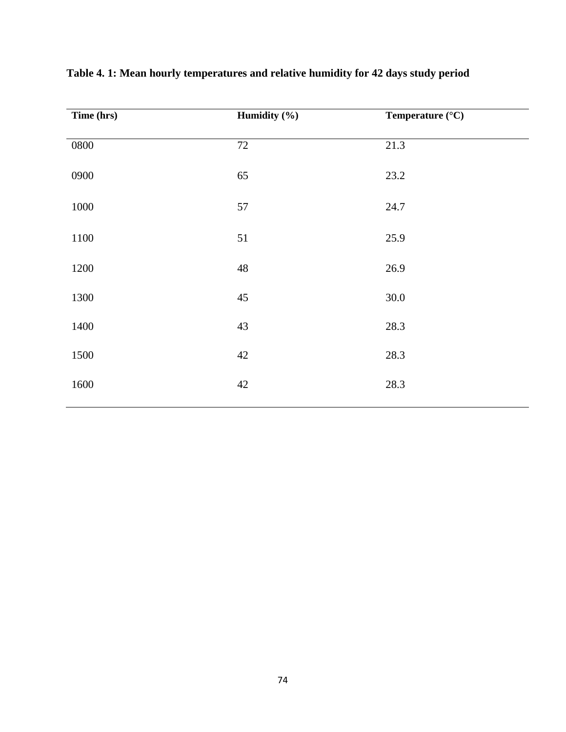**Table 4. 1: Mean hourly temperatures and relative humidity for 42 days study period**

| Time (hrs) | Humidity (%) | Temperature (°C) |
|---|---|---|
| 0800 | 72 | 21.3 |
| 0900 | 65 | 23.2 |
| 1000 | 57 | 24.7 |
| 1100 | 51 | 25.9 |
| 1200 | 48 | 26.9 |
| 1300 | 45 | 30.0 |
| 1400 | 43 | 28.3 |
| 1500 | 42 | 28.3 |
| 1600 | 42 | 28.3 |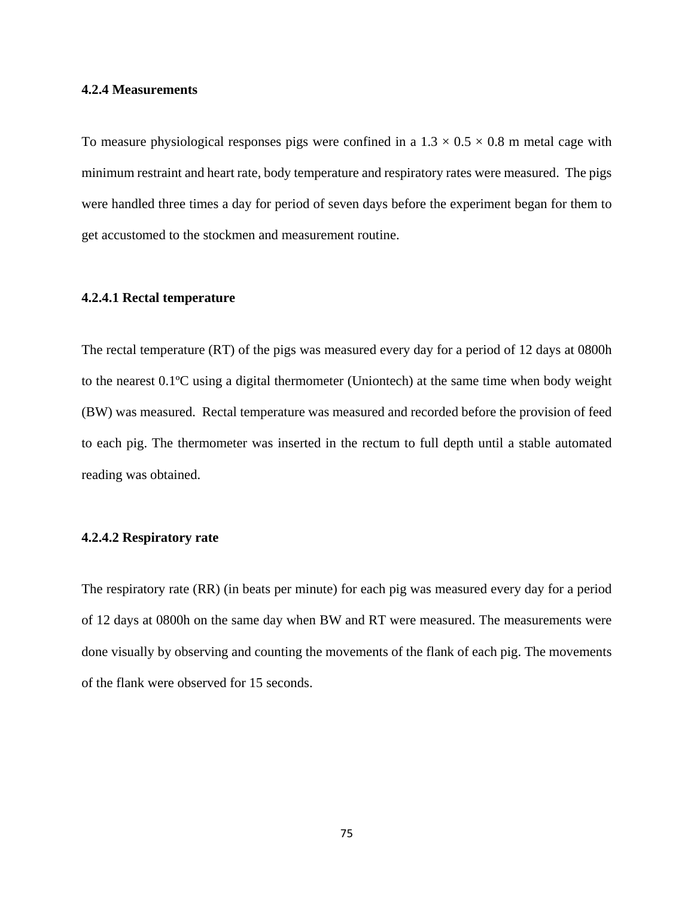### 4.2.4 Measurements

To measure physiological responses pigs were confined in a 1.3 × 0.5 × 0.8 m metal cage with minimum restraint and heart rate, body temperature and respiratory rates were measured. The pigs were handled three times a day for period of seven days before the experiment began for them to get accustomed to the stockmen and measurement routine.

#### 4.2.4.1 Rectal temperature

The rectal temperature (RT) of the pigs was measured every day for a period of 12 days at 0800h to the nearest 0.1ºC using a digital thermometer (Uniontech) at the same time when body weight (BW) was measured. Rectal temperature was measured and recorded before the provision of feed to each pig. The thermometer was inserted in the rectum to full depth until a stable automated reading was obtained.

#### 4.2.4.2 Respiratory rate

The respiratory rate (RR) (in beats per minute) for each pig was measured every day for a period of 12 days at 0800h on the same day when BW and RT were measured. The measurements were done visually by observing and counting the movements of the flank of each pig. The movements of the flank were observed for 15 seconds.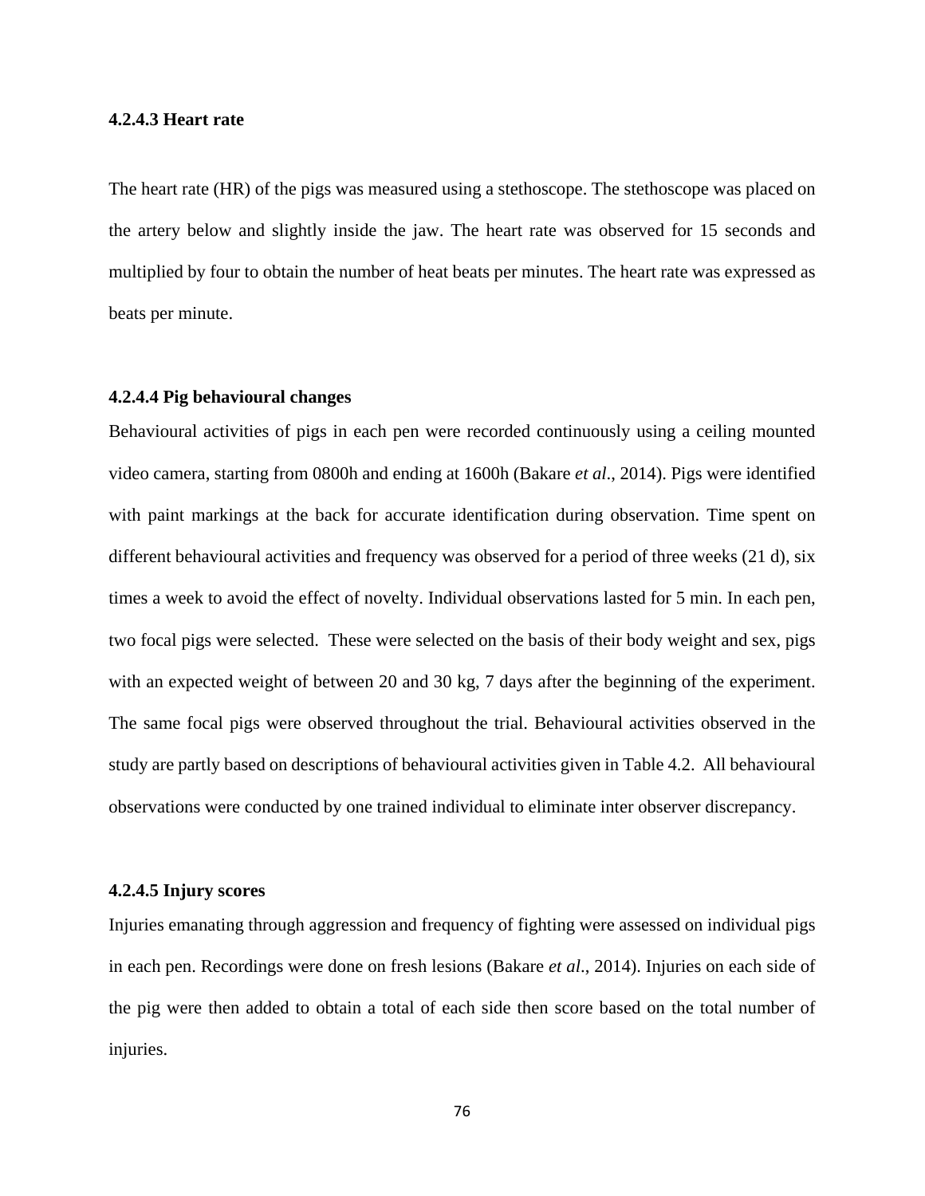#### 4.2.4.3 Heart rate

The heart rate (HR) of the pigs was measured using a stethoscope. The stethoscope was placed on the artery below and slightly inside the jaw. The heart rate was observed for 15 seconds and multiplied by four to obtain the number of heat beats per minutes. The heart rate was expressed as beats per minute.

#### 4.2.4.4 Pig behavioural changes

Behavioural activities of pigs in each pen were recorded continuously using a ceiling mounted video camera, starting from 0800h and ending at 1600h (Bakare *et al*., 2014). Pigs were identified with paint markings at the back for accurate identification during observation. Time spent on different behavioural activities and frequency was observed for a period of three weeks (21 d), six times a week to avoid the effect of novelty. Individual observations lasted for 5 min. In each pen, two focal pigs were selected. These were selected on the basis of their body weight and sex, pigs with an expected weight of between 20 and 30 kg, 7 days after the beginning of the experiment. The same focal pigs were observed throughout the trial. Behavioural activities observed in the study are partly based on descriptions of behavioural activities given in Table 4.2. All behavioural observations were conducted by one trained individual to eliminate inter observer discrepancy.

#### 4.2.4.5 Injury scores

Injuries emanating through aggression and frequency of fighting were assessed on individual pigs in each pen. Recordings were done on fresh lesions (Bakare *et al*., 2014). Injuries on each side of the pig were then added to obtain a total of each side then score based on the total number of injuries.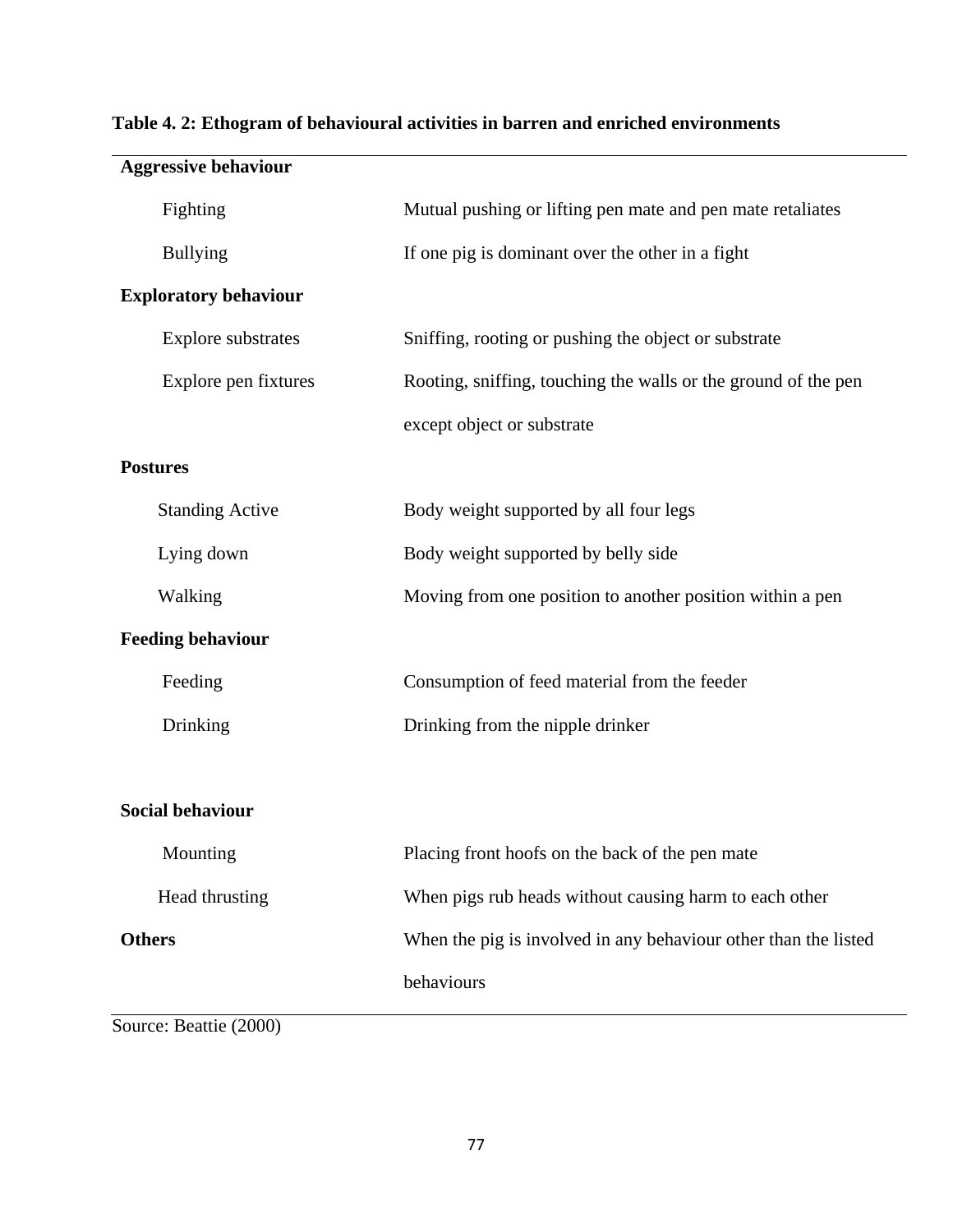**Table 4. 2: Ethogram of behavioural activities in barren and enriched environments**

| | |
|---|---|
| **Aggressive behaviour** | |
| Fighting | Mutual pushing or lifting pen mate and pen mate retaliates |
| Bullying | If one pig is dominant over the other in a fight |
| **Exploratory behaviour** | |
| Explore substrates | Sniffing, rooting or pushing the object or substrate |
| Explore pen fixtures | Rooting, sniffing, touching the walls or the ground of the pen except object or substrate |
| **Postures** | |
| Standing Active | Body weight supported by all four legs |
| Lying down | Body weight supported by belly side |
| Walking | Moving from one position to another position within a pen |
| **Feeding behaviour** | |
| Feeding | Consumption of feed material from the feeder |
| Drinking | Drinking from the nipple drinker |
| **Social behaviour** | |
| Mounting | Placing front hoofs on the back of the pen mate |
| Head thrusting | When pigs rub heads without causing harm to each other |
| **Others** | When the pig is involved in any behaviour other than the listed behaviours |

Source: Beattie (2000)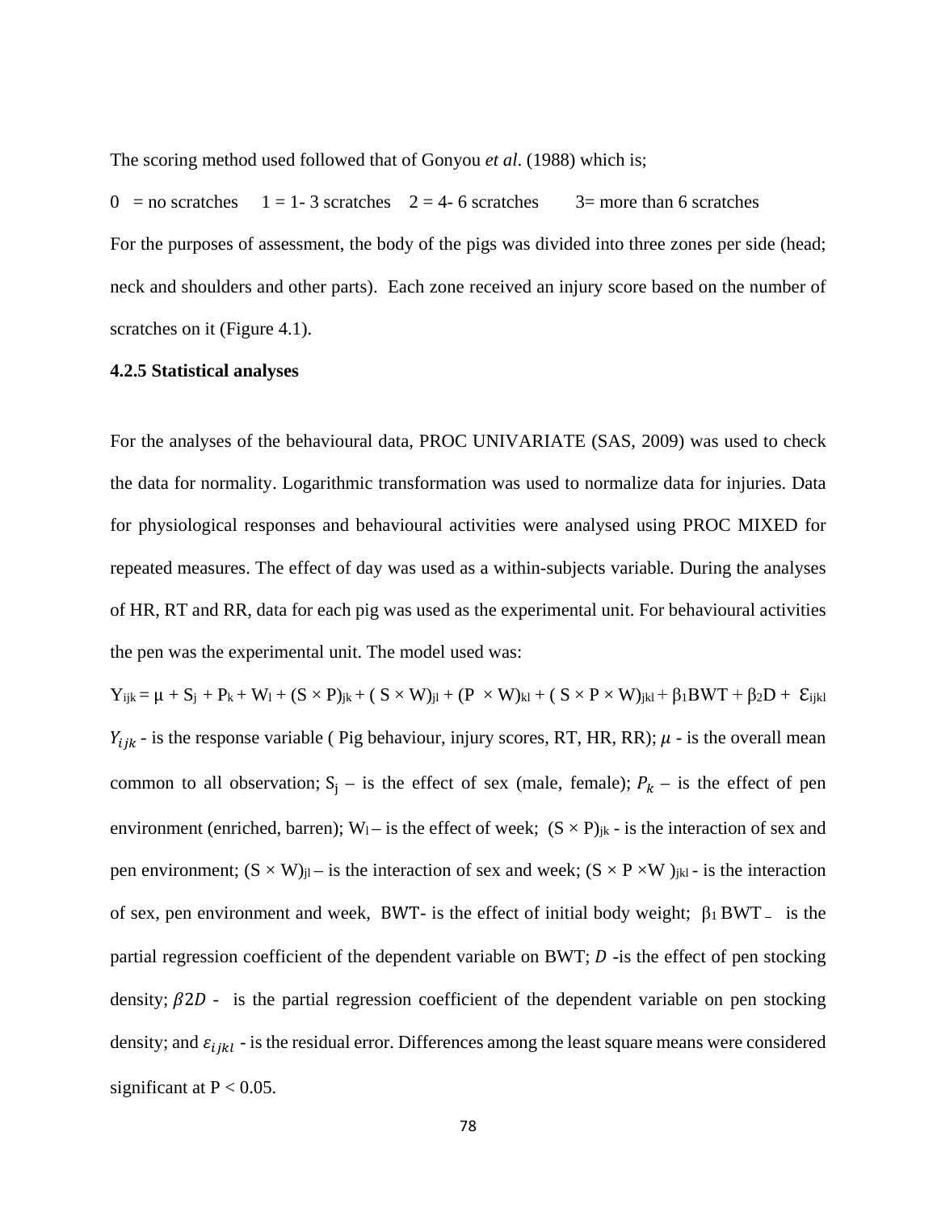The scoring method used followed that of Gonyou *et al*. (1988) which is;

0 = no scratches 1 = 1- 3 scratches 2 = 4- 6 scratches 3= more than 6 scratches

For the purposes of assessment, the body of the pigs was divided into three zones per side (head; neck and shoulders and other parts). Each zone received an injury score based on the number of scratches on it (Figure 4.1).

### 4.2.5 Statistical analyses

For the analyses of the behavioural data, PROC UNIVARIATE (SAS, 2009) was used to check the data for normality. Logarithmic transformation was used to normalize data for injuries. Data for physiological responses and behavioural activities were analysed using PROC MIXED for repeated measures. The effect of day was used as a within-subjects variable. During the analyses of HR, RT and RR, data for each pig was used as the experimental unit. For behavioural activities the pen was the experimental unit. The model used was:

$$Y_{ijk} = \mu + S_j + P_k + W_l + (S \times P)_{jk} + (S \times W)_{jl} + (P \times W)_{kl} + (S \times P \times W)_{jkl} + \beta_1 BWT + \beta_2 D + \varepsilon_{ijkl}$$

$Y_{ijk}$ - is the response variable ( Pig behaviour, injury scores, RT, HR, RR); $\mu$ - is the overall mean common to all observation; $S_j$ – is the effect of sex (male, female); $P_k$ – is the effect of pen environment (enriched, barren); $W_l$ – is the effect of week; $(S \times P)_{jk}$ - is the interaction of sex and pen environment; $(S \times W)_{jl}$ – is the interaction of sex and week; $(S \times P \times W)_{jkl}$ - is the interaction of sex, pen environment and week, BWT- is the effect of initial body weight; $\beta_1$ BWT – is the partial regression coefficient of the dependent variable on BWT; $D$ -is the effect of pen stocking density; $\beta 2D$ - is the partial regression coefficient of the dependent variable on pen stocking density; and $\varepsilon_{ijkl}$ - is the residual error. Differences among the least square means were considered significant at $P < 0.05$.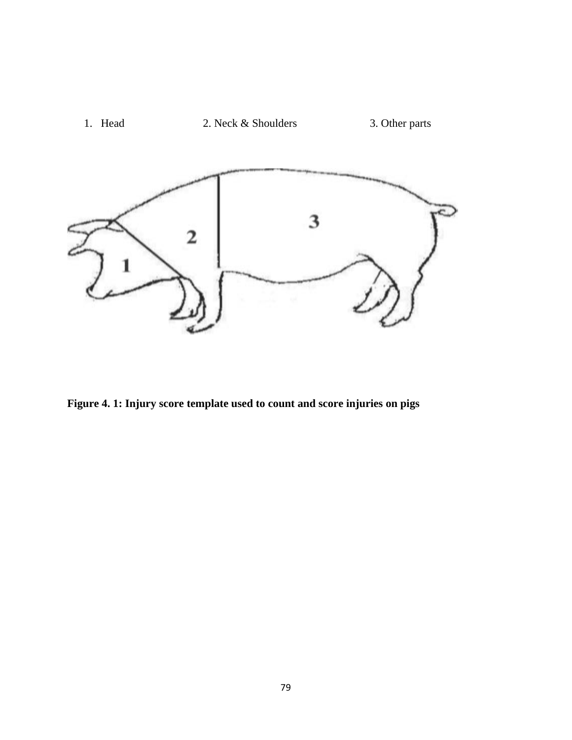1. Head 2. Neck & Shoulders 3. Other parts

**Figure 4. 1: Injury score template used to count and score injuries on pigs**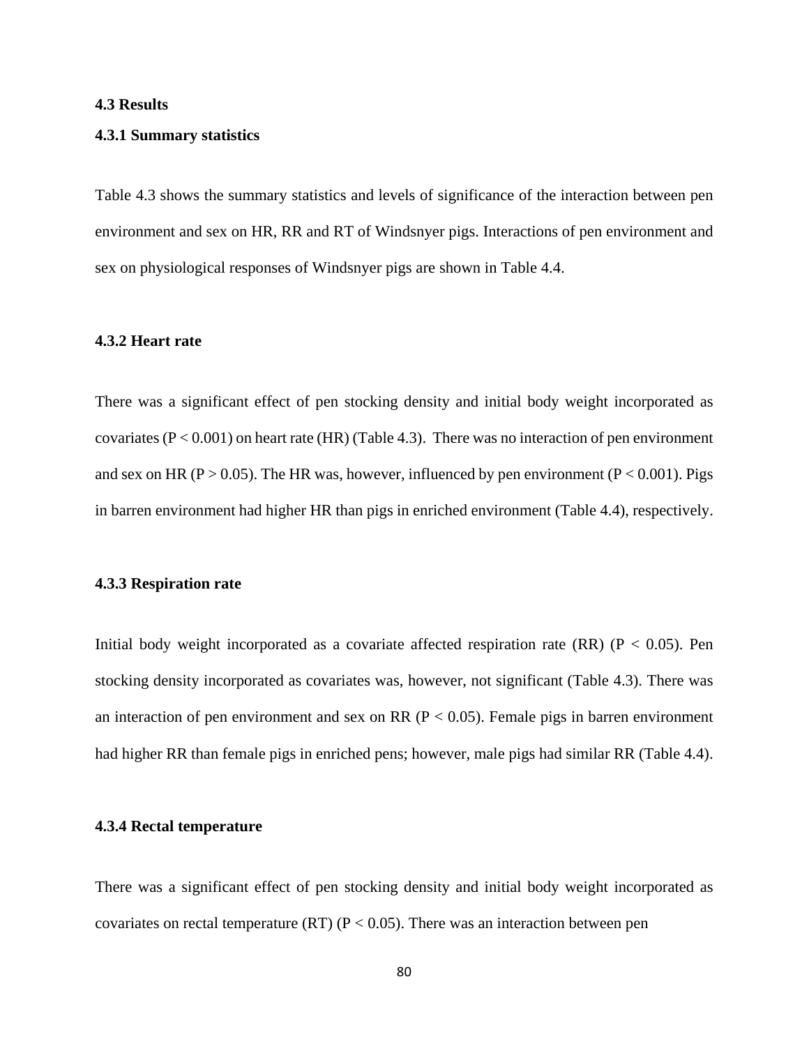## 4.3 Results

### 4.3.1 Summary statistics

Table 4.3 shows the summary statistics and levels of significance of the interaction between pen environment and sex on HR, RR and RT of Windsnyer pigs. Interactions of pen environment and sex on physiological responses of Windsnyer pigs are shown in Table 4.4.

### 4.3.2 Heart rate

There was a significant effect of pen stocking density and initial body weight incorporated as covariates ($P < 0.001$) on heart rate (HR) (Table 4.3). There was no interaction of pen environment and sex on HR ($P > 0.05$). The HR was, however, influenced by pen environment ($P < 0.001$). Pigs in barren environment had higher HR than pigs in enriched environment (Table 4.4), respectively.

### 4.3.3 Respiration rate

Initial body weight incorporated as a covariate affected respiration rate (RR) ($P < 0.05$). Pen stocking density incorporated as covariates was, however, not significant (Table 4.3). There was an interaction of pen environment and sex on RR ($P < 0.05$). Female pigs in barren environment had higher RR than female pigs in enriched pens; however, male pigs had similar RR (Table 4.4).

### 4.3.4 Rectal temperature

There was a significant effect of pen stocking density and initial body weight incorporated as covariates on rectal temperature (RT) ($P < 0.05$). There was an interaction between pen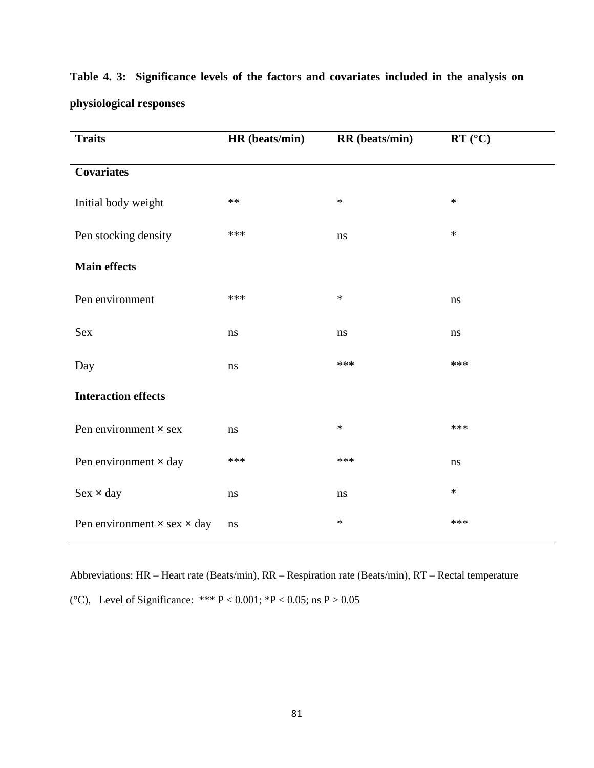**Table 4. 3: Significance levels of the factors and covariates included in the analysis on physiological responses**

| Traits | HR (beats/min) | RR (beats/min) | RT (°C) |
|---|---|---|---|
| **Covariates** | | | |
| Initial body weight | ** | * | * |
| Pen stocking density | *** | ns | * |
| **Main effects** | | | |
| Pen environment | *** | * | ns |
| Sex | ns | ns | ns |
| Day | ns | *** | *** |
| **Interaction effects** | | | |
| Pen environment × sex | ns | * | *** |
| Pen environment × day | *** | *** | ns |
| Sex × day | ns | ns | * |
| Pen environment × sex × day | ns | * | *** |

Abbreviations: HR – Heart rate (Beats/min), RR – Respiration rate (Beats/min), RT – Rectal temperature (°C), Level of Significance: *** $P < 0.001$; *$P < 0.05$; ns $P > 0.05$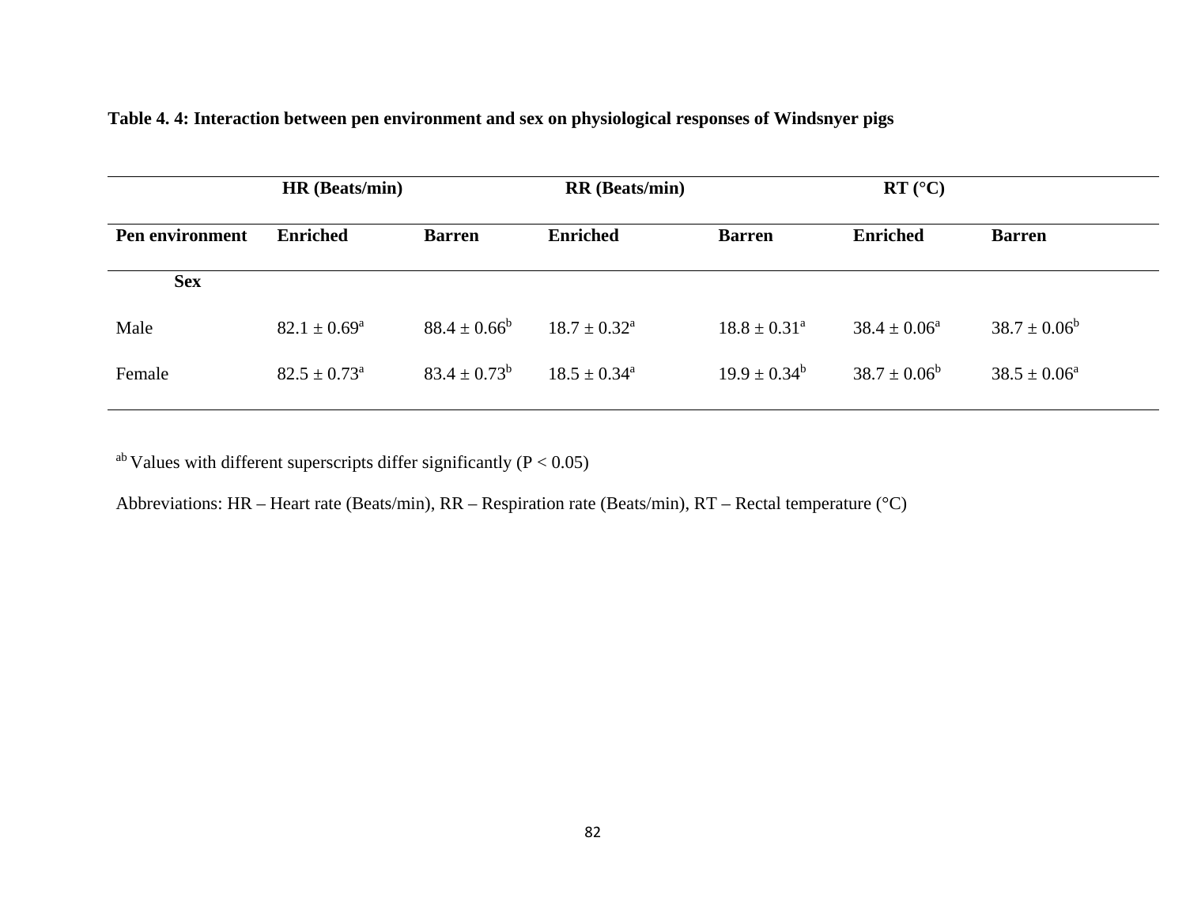**Table 4. 4: Interaction between pen environment and sex on physiological responses of Windsnyer pigs**

| | HR (Beats/min) | | RR (Beats/min) | | RT (°C) | |
|---|---|---|---|---|---|---|
| **Pen environment** | **Enriched** | **Barren** | **Enriched** | **Barren** | **Enriched** | **Barren** |
| **Sex** | | | | | | |
| Male | $82.1 \pm 0.69^a$ | $88.4 \pm 0.66^b$ | $18.7 \pm 0.32^a$ | $18.8 \pm 0.31^a$ | $38.4 \pm 0.06^a$ | $38.7 \pm 0.06^b$ |
| Female | $82.5 \pm 0.73^a$ | $83.4 \pm 0.73^b$ | $18.5 \pm 0.34^a$ | $19.9 \pm 0.34^b$ | $38.7 \pm 0.06^b$ | $38.5 \pm 0.06^a$ |

$^{ab}$ Values with different superscripts differ significantly ($P < 0.05$)

Abbreviations: HR – Heart rate (Beats/min), RR – Respiration rate (Beats/min), RT – Rectal temperature (°C)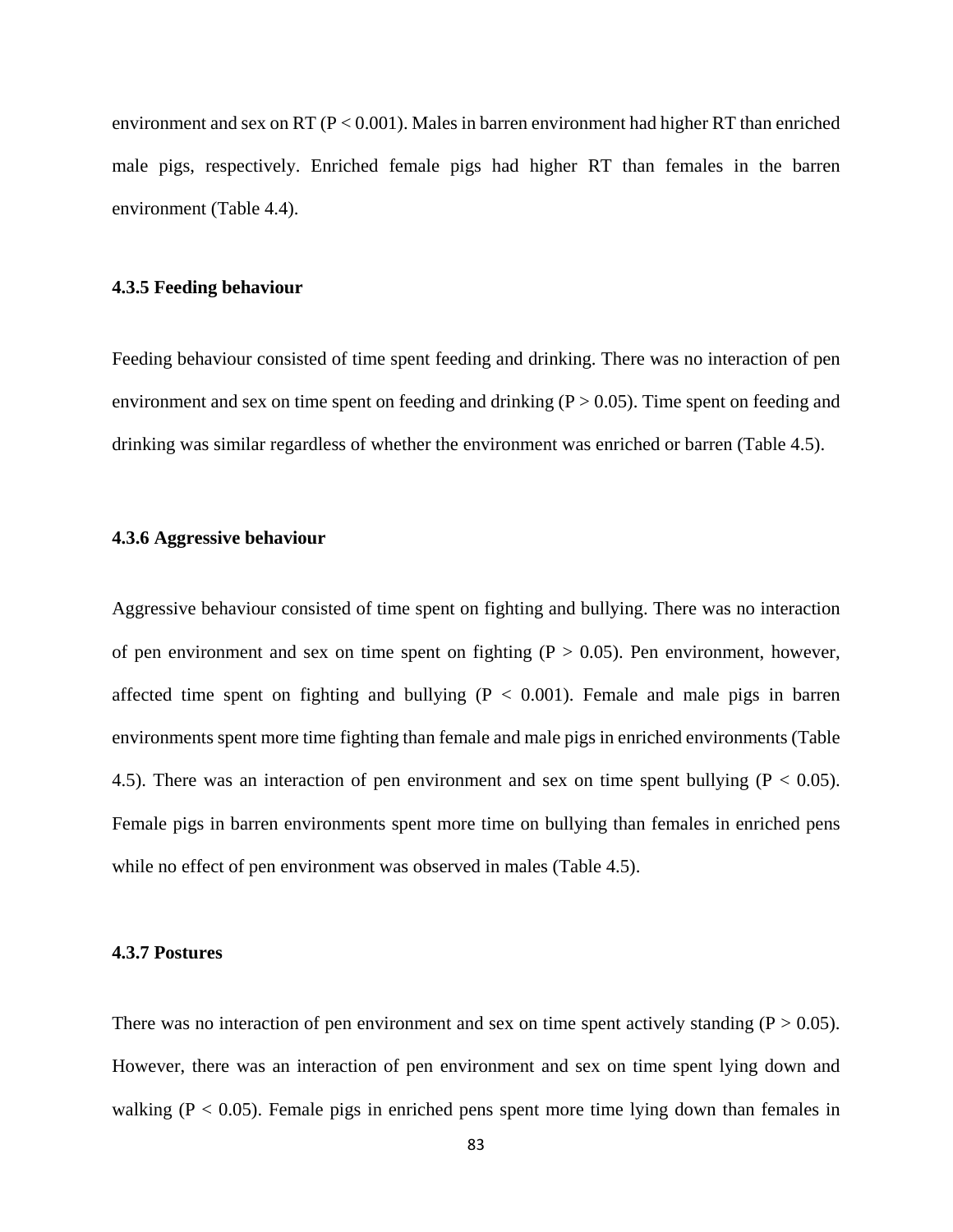environment and sex on RT ($P < 0.001$). Males in barren environment had higher RT than enriched male pigs, respectively. Enriched female pigs had higher RT than females in the barren environment (Table 4.4).

### 4.3.5 Feeding behaviour

Feeding behaviour consisted of time spent feeding and drinking. There was no interaction of pen environment and sex on time spent on feeding and drinking ($P > 0.05$). Time spent on feeding and drinking was similar regardless of whether the environment was enriched or barren (Table 4.5).

### 4.3.6 Aggressive behaviour

Aggressive behaviour consisted of time spent on fighting and bullying. There was no interaction of pen environment and sex on time spent on fighting ($P > 0.05$). Pen environment, however, affected time spent on fighting and bullying ($P < 0.001$). Female and male pigs in barren environments spent more time fighting than female and male pigs in enriched environments (Table 4.5). There was an interaction of pen environment and sex on time spent bullying ($P < 0.05$). Female pigs in barren environments spent more time on bullying than females in enriched pens while no effect of pen environment was observed in males (Table 4.5).

### 4.3.7 Postures

There was no interaction of pen environment and sex on time spent actively standing ($P > 0.05$). However, there was an interaction of pen environment and sex on time spent lying down and walking ($P < 0.05$). Female pigs in enriched pens spent more time lying down than females in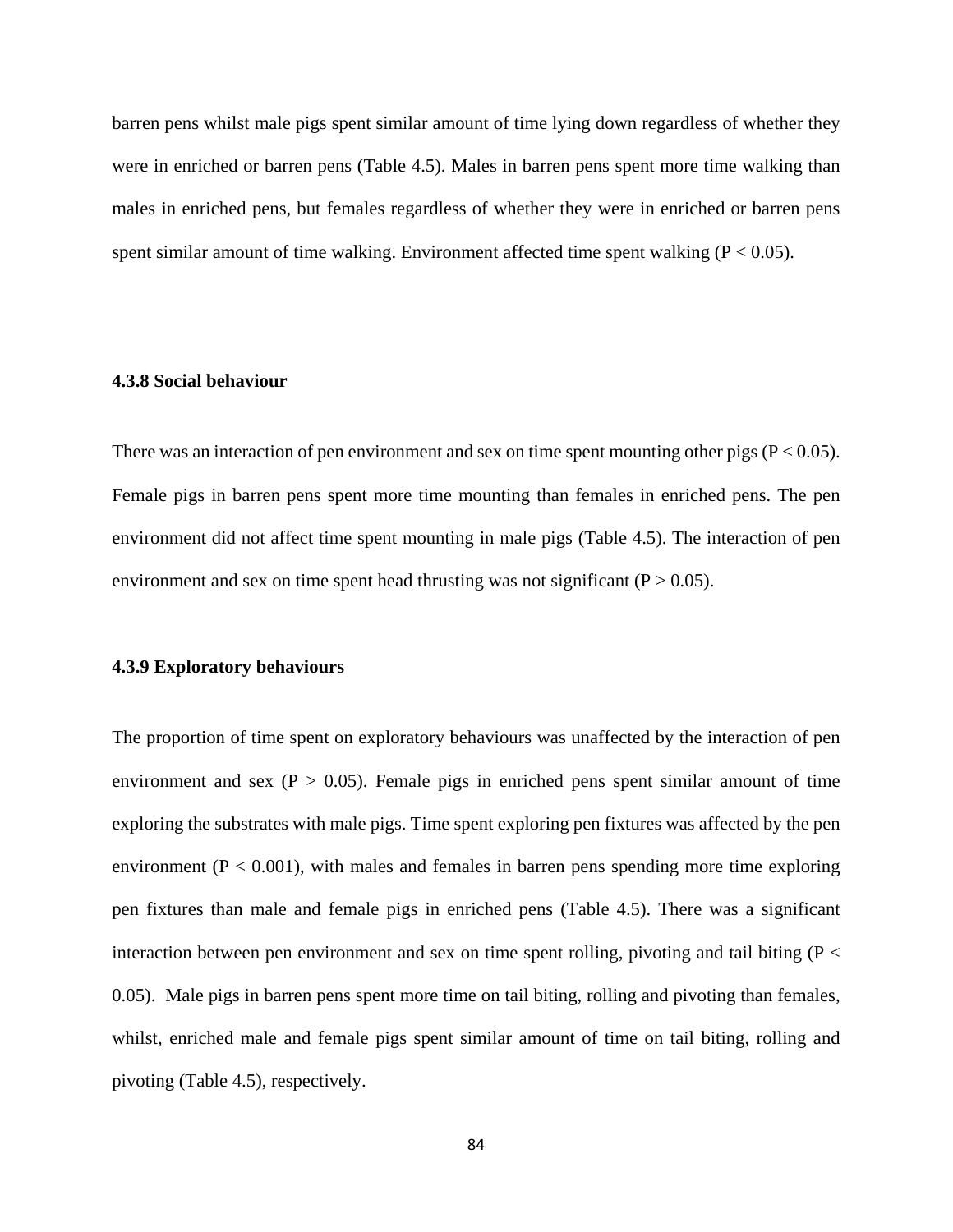barren pens whilst male pigs spent similar amount of time lying down regardless of whether they were in enriched or barren pens (Table 4.5). Males in barren pens spent more time walking than males in enriched pens, but females regardless of whether they were in enriched or barren pens spent similar amount of time walking. Environment affected time spent walking ($P < 0.05$).

### 4.3.8 Social behaviour

There was an interaction of pen environment and sex on time spent mounting other pigs ($P < 0.05$). Female pigs in barren pens spent more time mounting than females in enriched pens. The pen environment did not affect time spent mounting in male pigs (Table 4.5). The interaction of pen environment and sex on time spent head thrusting was not significant ($P > 0.05$).

### 4.3.9 Exploratory behaviours

The proportion of time spent on exploratory behaviours was unaffected by the interaction of pen environment and sex ($P > 0.05$). Female pigs in enriched pens spent similar amount of time exploring the substrates with male pigs. Time spent exploring pen fixtures was affected by the pen environment ($P < 0.001$), with males and females in barren pens spending more time exploring pen fixtures than male and female pigs in enriched pens (Table 4.5). There was a significant interaction between pen environment and sex on time spent rolling, pivoting and tail biting ($P < 0.05$). Male pigs in barren pens spent more time on tail biting, rolling and pivoting than females, whilst, enriched male and female pigs spent similar amount of time on tail biting, rolling and pivoting (Table 4.5), respectively.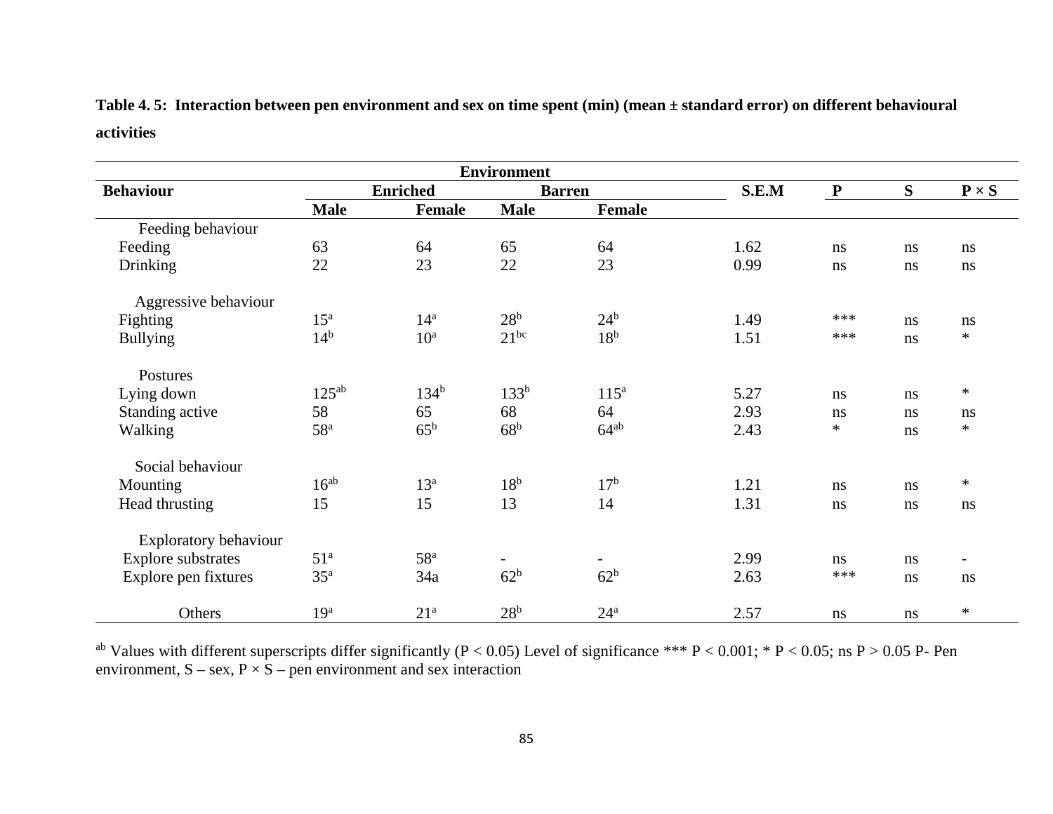**Table 4. 5: Interaction between pen environment and sex on time spent (min) (mean ± standard error) on different behavioural activities**

| Behaviour | Environment | | | | S.E.M | P | S | P × S |
|---|---|---|---|---|---|---|---|---|
| | Enriched | | Barren | | | | | |
| | Male | Female | Male | Female | | | | |
| Feeding behaviour | | | | | | | | |
| Feeding | 63 | 64 | 65 | 64 | 1.62 | ns | ns | ns |
| Drinking | 22 | 23 | 22 | 23 | 0.99 | ns | ns | ns |
| Aggressive behaviour | | | | | | | | |
| Fighting | $15^{a}$ | $14^{a}$ | $28^{b}$ | $24^{b}$ | 1.49 | *** | ns | ns |
| Bullying | $14^{b}$ | $10^{a}$ | $21^{bc}$ | $18^{b}$ | 1.51 | *** | ns | * |
| Postures | | | | | | | | |
| Lying down | $125^{ab}$ | $134^{b}$ | $133^{b}$ | $115^{a}$ | 5.27 | ns | ns | * |
| Standing active | 58 | 65 | 68 | 64 | 2.93 | ns | ns | ns |
| Walking | $58^{a}$ | $65^{b}$ | $68^{b}$ | $64^{ab}$ | 2.43 | * | ns | * |
| Social behaviour | | | | | | | | |
| Mounting | $16^{ab}$ | $13^{a}$ | $18^{b}$ | $17^{b}$ | 1.21 | ns | ns | * |
| Head thrusting | 15 | 15 | 13 | 14 | 1.31 | ns | ns | ns |
| Exploratory behaviour | | | | | | | | |
| Explore substrates | $51^{a}$ | $58^{a}$ | - | - | 2.99 | ns | ns | - |
| Explore pen fixtures | $35^{a}$ | 34a | $62^{b}$ | $62^{b}$ | 2.63 | *** | ns | ns |
| Others | $19^{a}$ | $21^{a}$ | $28^{b}$ | $24^{a}$ | 2.57 | ns | ns | * |

[ab] Values with different superscripts differ significantly ($P < 0.05$) Level of significance *** $P < 0.001$; * $P < 0.05$; ns $P > 0.05$ P- Pen environment, S – sex, P × S – pen environment and sex interaction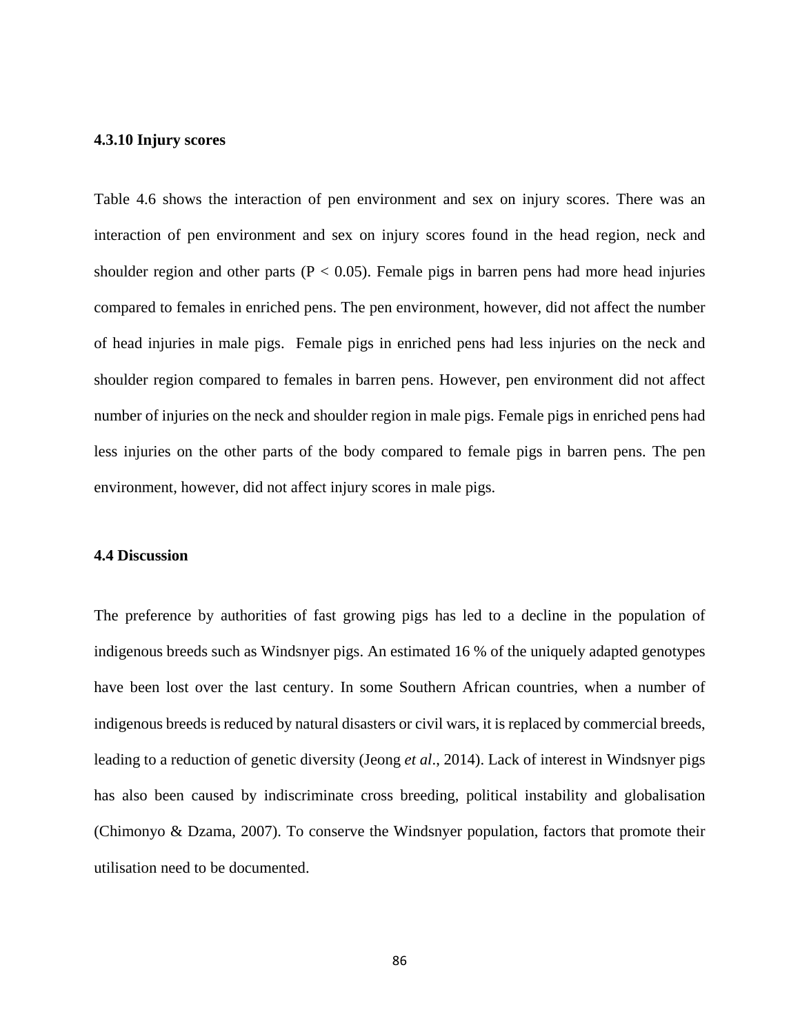### 4.3.10 Injury scores

Table 4.6 shows the interaction of pen environment and sex on injury scores. There was an interaction of pen environment and sex on injury scores found in the head region, neck and shoulder region and other parts ($P < 0.05$). Female pigs in barren pens had more head injuries compared to females in enriched pens. The pen environment, however, did not affect the number of head injuries in male pigs. Female pigs in enriched pens had less injuries on the neck and shoulder region compared to females in barren pens. However, pen environment did not affect number of injuries on the neck and shoulder region in male pigs. Female pigs in enriched pens had less injuries on the other parts of the body compared to female pigs in barren pens. The pen environment, however, did not affect injury scores in male pigs.

## 4.4 Discussion

The preference by authorities of fast growing pigs has led to a decline in the population of indigenous breeds such as Windsnyer pigs. An estimated 16 % of the uniquely adapted genotypes have been lost over the last century. In some Southern African countries, when a number of indigenous breeds is reduced by natural disasters or civil wars, it is replaced by commercial breeds, leading to a reduction of genetic diversity (Jeong *et al*., 2014). Lack of interest in Windsnyer pigs has also been caused by indiscriminate cross breeding, political instability and globalisation (Chimonyo & Dzama, 2007). To conserve the Windsnyer population, factors that promote their utilisation need to be documented.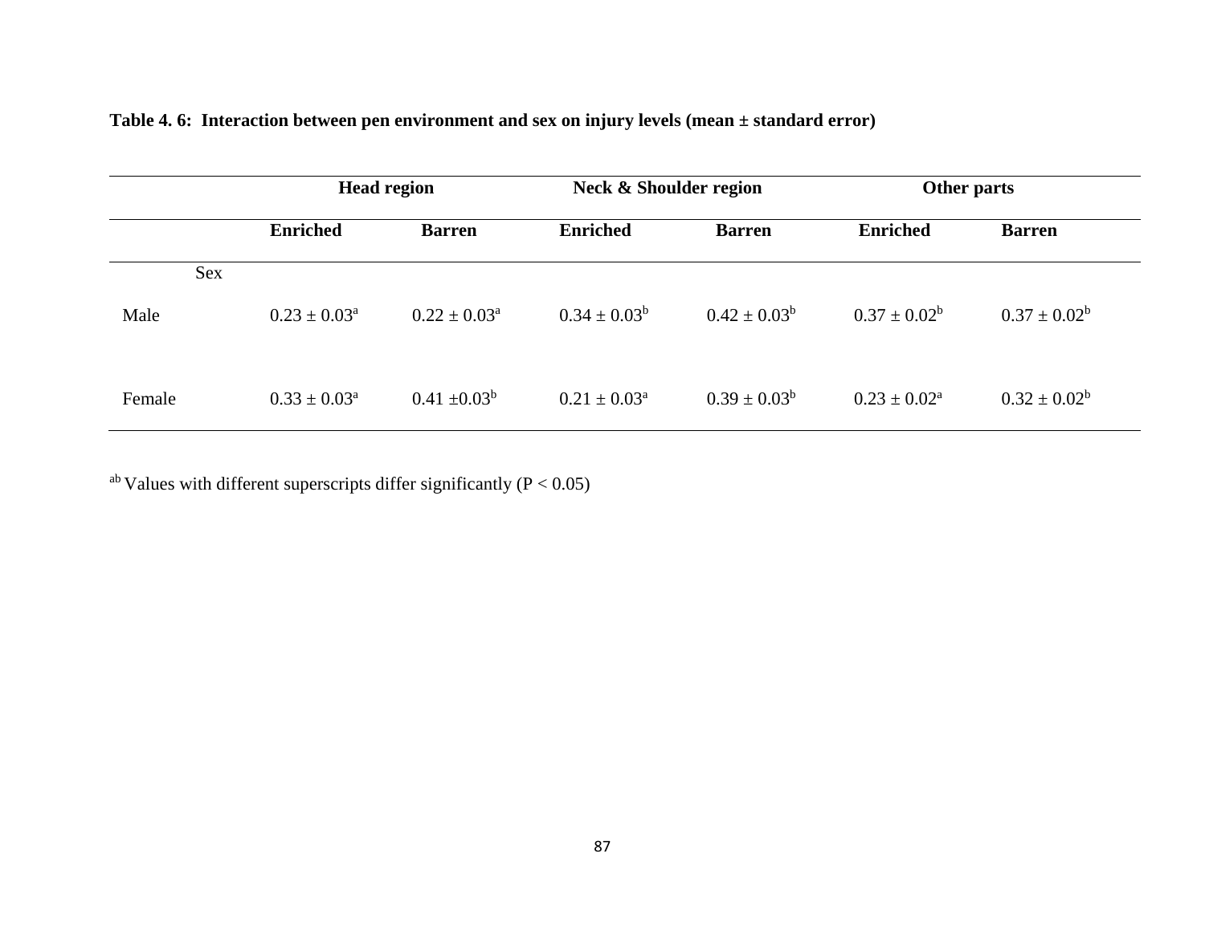**Table 4. 6: Interaction between pen environment and sex on injury levels (mean ± standard error)**

| | Head region | | Neck & Shoulder region | | Other parts | |
|---|---|---|---|---|---|---|
| | **Enriched** | **Barren** | **Enriched** | **Barren** | **Enriched** | **Barren** |
| Sex | | | | | | |
| Male | $0.23 \pm 0.03^{a}$ | $0.22 \pm 0.03^{a}$ | $0.34 \pm 0.03^{b}$ | $0.42 \pm 0.03^{b}$ | $0.37 \pm 0.02^{b}$ | $0.37 \pm 0.02^{b}$ |
| Female | $0.33 \pm 0.03^{a}$ | $0.41 \pm 0.03^{b}$ | $0.21 \pm 0.03^{a}$ | $0.39 \pm 0.03^{b}$ | $0.23 \pm 0.02^{a}$ | $0.32 \pm 0.02^{b}$ |

$^{ab}$ Values with different superscripts differ significantly ($P < 0.05$)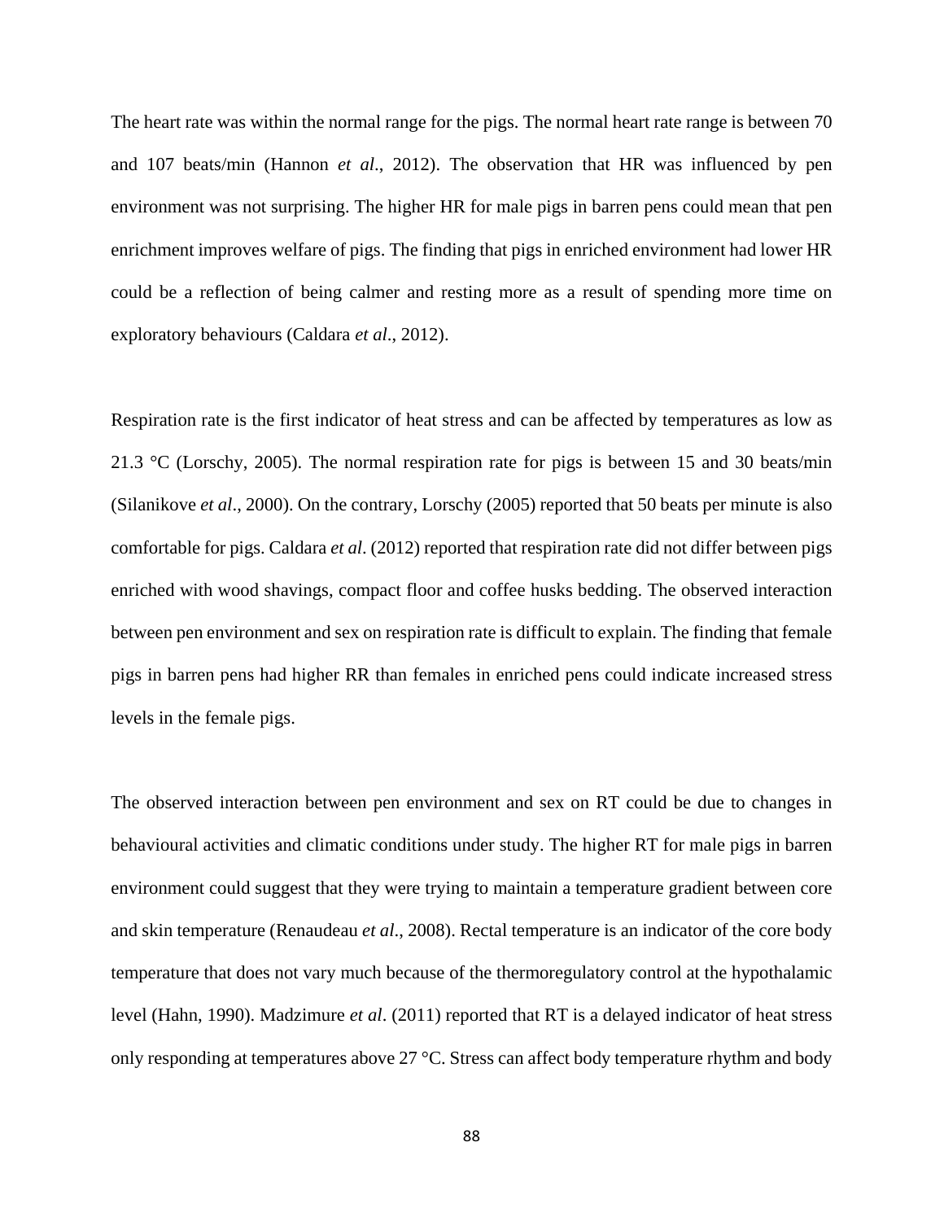The heart rate was within the normal range for the pigs. The normal heart rate range is between 70 and 107 beats/min (Hannon *et al*., 2012). The observation that HR was influenced by pen environment was not surprising. The higher HR for male pigs in barren pens could mean that pen enrichment improves welfare of pigs. The finding that pigs in enriched environment had lower HR could be a reflection of being calmer and resting more as a result of spending more time on exploratory behaviours (Caldara *et al*., 2012).

Respiration rate is the first indicator of heat stress and can be affected by temperatures as low as 21.3 °C (Lorschy, 2005). The normal respiration rate for pigs is between 15 and 30 beats/min (Silanikove *et al*., 2000). On the contrary, Lorschy (2005) reported that 50 beats per minute is also comfortable for pigs. Caldara *et al*. (2012) reported that respiration rate did not differ between pigs enriched with wood shavings, compact floor and coffee husks bedding. The observed interaction between pen environment and sex on respiration rate is difficult to explain. The finding that female pigs in barren pens had higher RR than females in enriched pens could indicate increased stress levels in the female pigs.

The observed interaction between pen environment and sex on RT could be due to changes in behavioural activities and climatic conditions under study. The higher RT for male pigs in barren environment could suggest that they were trying to maintain a temperature gradient between core and skin temperature (Renaudeau *et al*., 2008). Rectal temperature is an indicator of the core body temperature that does not vary much because of the thermoregulatory control at the hypothalamic level (Hahn, 1990). Madzimure *et al*. (2011) reported that RT is a delayed indicator of heat stress only responding at temperatures above 27 °C. Stress can affect body temperature rhythm and body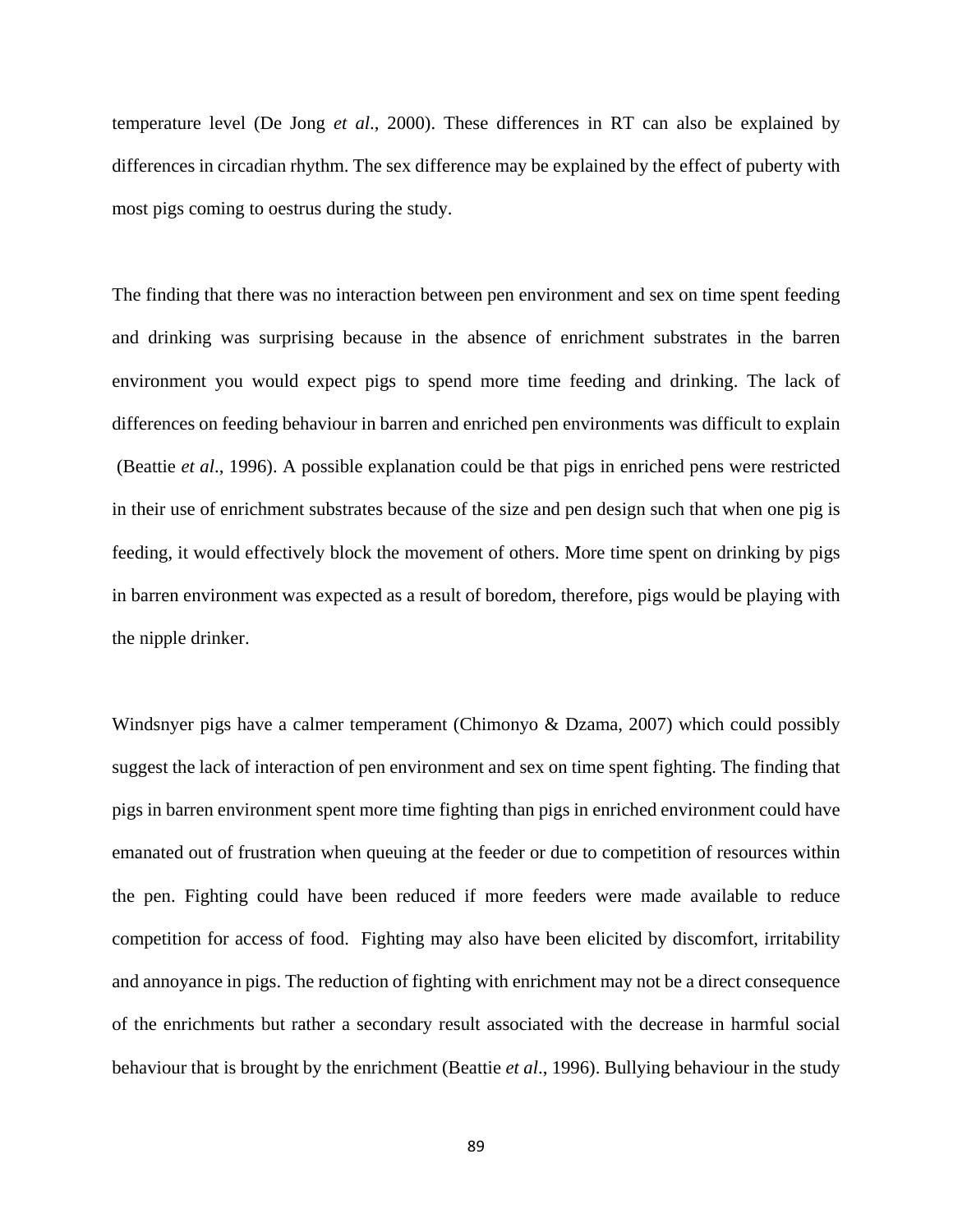temperature level (De Jong *et al*., 2000). These differences in RT can also be explained by differences in circadian rhythm. The sex difference may be explained by the effect of puberty with most pigs coming to oestrus during the study.

The finding that there was no interaction between pen environment and sex on time spent feeding and drinking was surprising because in the absence of enrichment substrates in the barren environment you would expect pigs to spend more time feeding and drinking. The lack of differences on feeding behaviour in barren and enriched pen environments was difficult to explain (Beattie *et al*., 1996). A possible explanation could be that pigs in enriched pens were restricted in their use of enrichment substrates because of the size and pen design such that when one pig is feeding, it would effectively block the movement of others. More time spent on drinking by pigs in barren environment was expected as a result of boredom, therefore, pigs would be playing with the nipple drinker.

Windsnyer pigs have a calmer temperament (Chimonyo & Dzama, 2007) which could possibly suggest the lack of interaction of pen environment and sex on time spent fighting. The finding that pigs in barren environment spent more time fighting than pigs in enriched environment could have emanated out of frustration when queuing at the feeder or due to competition of resources within the pen. Fighting could have been reduced if more feeders were made available to reduce competition for access of food. Fighting may also have been elicited by discomfort, irritability and annoyance in pigs. The reduction of fighting with enrichment may not be a direct consequence of the enrichments but rather a secondary result associated with the decrease in harmful social behaviour that is brought by the enrichment (Beattie *et al*., 1996). Bullying behaviour in the study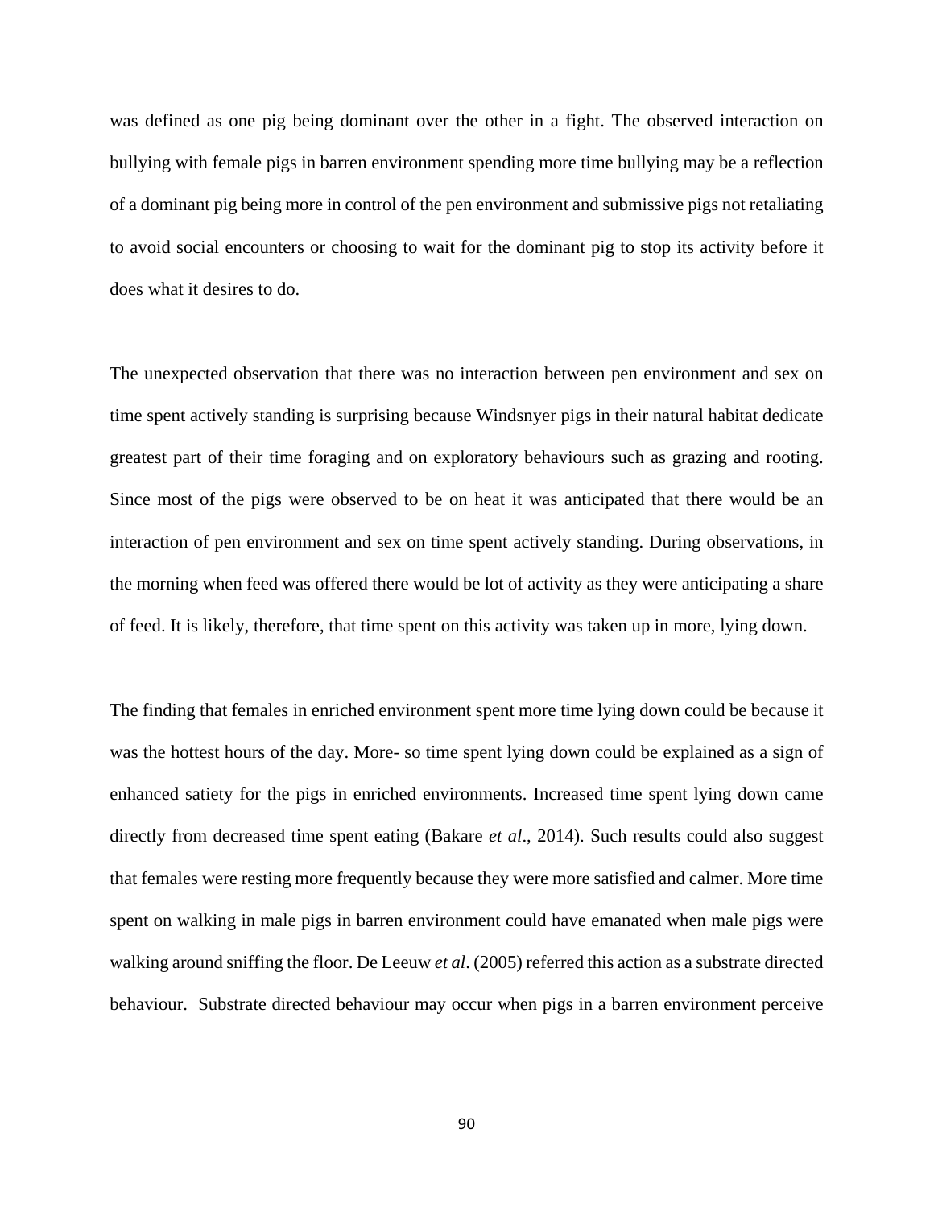was defined as one pig being dominant over the other in a fight. The observed interaction on bullying with female pigs in barren environment spending more time bullying may be a reflection of a dominant pig being more in control of the pen environment and submissive pigs not retaliating to avoid social encounters or choosing to wait for the dominant pig to stop its activity before it does what it desires to do.

The unexpected observation that there was no interaction between pen environment and sex on time spent actively standing is surprising because Windsnyer pigs in their natural habitat dedicate greatest part of their time foraging and on exploratory behaviours such as grazing and rooting. Since most of the pigs were observed to be on heat it was anticipated that there would be an interaction of pen environment and sex on time spent actively standing. During observations, in the morning when feed was offered there would be lot of activity as they were anticipating a share of feed. It is likely, therefore, that time spent on this activity was taken up in more, lying down.

The finding that females in enriched environment spent more time lying down could be because it was the hottest hours of the day. More- so time spent lying down could be explained as a sign of enhanced satiety for the pigs in enriched environments. Increased time spent lying down came directly from decreased time spent eating (Bakare *et al*., 2014). Such results could also suggest that females were resting more frequently because they were more satisfied and calmer. More time spent on walking in male pigs in barren environment could have emanated when male pigs were walking around sniffing the floor. De Leeuw *et al*. (2005) referred this action as a substrate directed behaviour. Substrate directed behaviour may occur when pigs in a barren environment perceive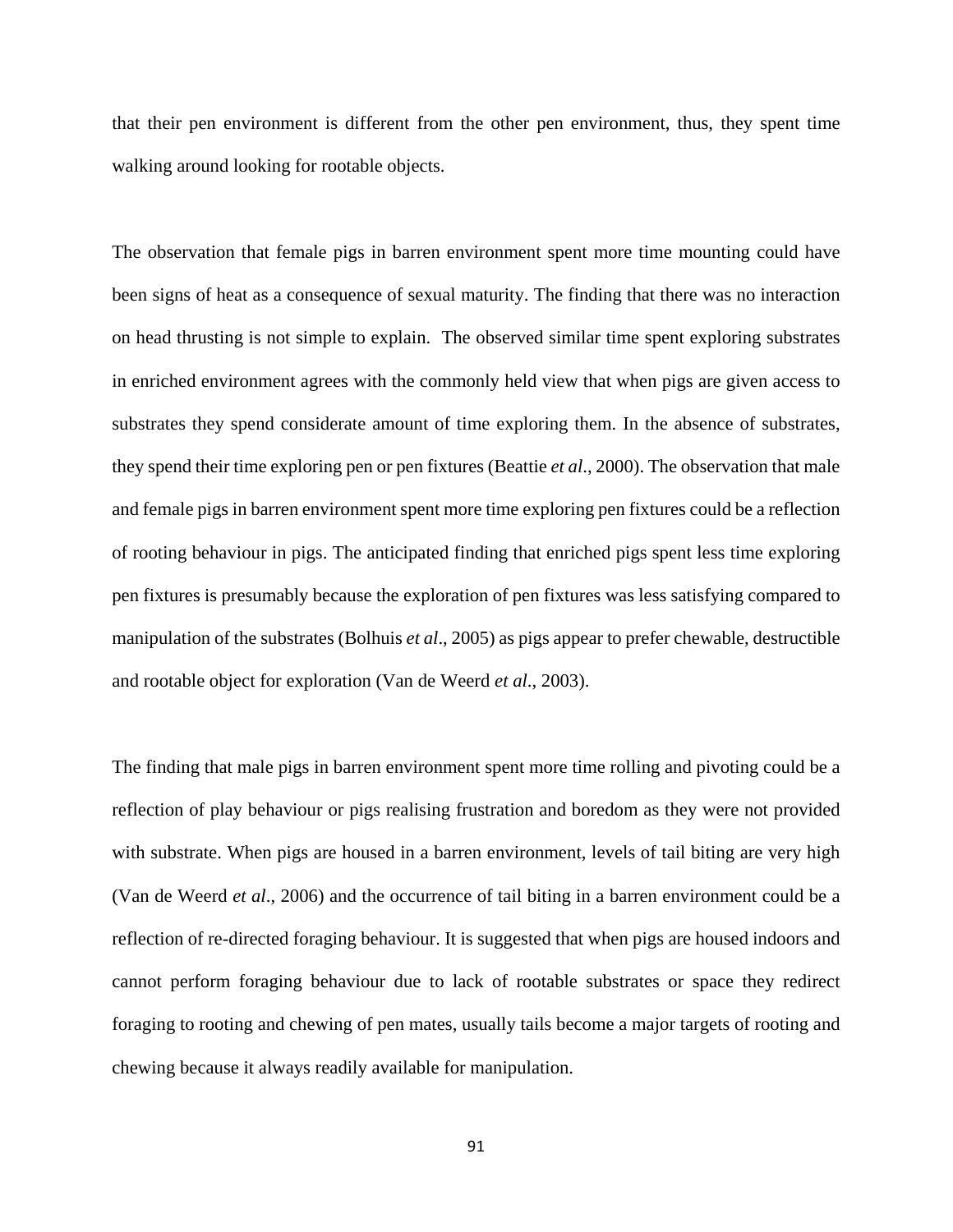that their pen environment is different from the other pen environment, thus, they spent time walking around looking for rootable objects.

The observation that female pigs in barren environment spent more time mounting could have been signs of heat as a consequence of sexual maturity. The finding that there was no interaction on head thrusting is not simple to explain. The observed similar time spent exploring substrates in enriched environment agrees with the commonly held view that when pigs are given access to substrates they spend considerate amount of time exploring them. In the absence of substrates, they spend their time exploring pen or pen fixtures (Beattie *et al*., 2000). The observation that male and female pigs in barren environment spent more time exploring pen fixtures could be a reflection of rooting behaviour in pigs. The anticipated finding that enriched pigs spent less time exploring pen fixtures is presumably because the exploration of pen fixtures was less satisfying compared to manipulation of the substrates (Bolhuis *et al*., 2005) as pigs appear to prefer chewable, destructible and rootable object for exploration (Van de Weerd *et al*., 2003).

The finding that male pigs in barren environment spent more time rolling and pivoting could be a reflection of play behaviour or pigs realising frustration and boredom as they were not provided with substrate. When pigs are housed in a barren environment, levels of tail biting are very high (Van de Weerd *et al*., 2006) and the occurrence of tail biting in a barren environment could be a reflection of re-directed foraging behaviour. It is suggested that when pigs are housed indoors and cannot perform foraging behaviour due to lack of rootable substrates or space they redirect foraging to rooting and chewing of pen mates, usually tails become a major targets of rooting and chewing because it always readily available for manipulation.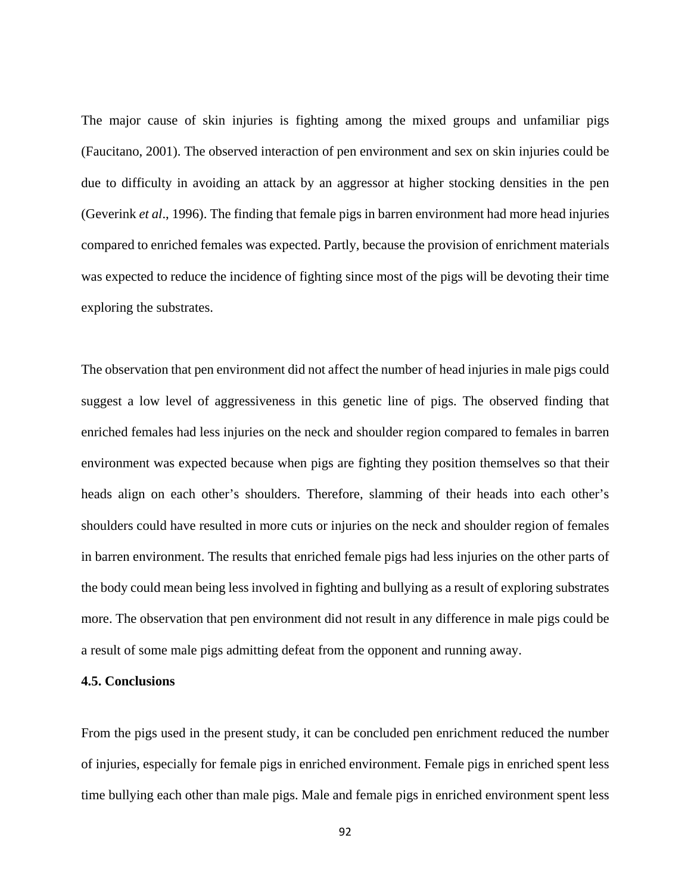The major cause of skin injuries is fighting among the mixed groups and unfamiliar pigs (Faucitano, 2001). The observed interaction of pen environment and sex on skin injuries could be due to difficulty in avoiding an attack by an aggressor at higher stocking densities in the pen (Geverink *et al*., 1996). The finding that female pigs in barren environment had more head injuries compared to enriched females was expected. Partly, because the provision of enrichment materials was expected to reduce the incidence of fighting since most of the pigs will be devoting their time exploring the substrates.

The observation that pen environment did not affect the number of head injuries in male pigs could suggest a low level of aggressiveness in this genetic line of pigs. The observed finding that enriched females had less injuries on the neck and shoulder region compared to females in barren environment was expected because when pigs are fighting they position themselves so that their heads align on each other's shoulders. Therefore, slamming of their heads into each other's shoulders could have resulted in more cuts or injuries on the neck and shoulder region of females in barren environment. The results that enriched female pigs had less injuries on the other parts of the body could mean being less involved in fighting and bullying as a result of exploring substrates more. The observation that pen environment did not result in any difference in male pigs could be a result of some male pigs admitting defeat from the opponent and running away.

### 4.5. Conclusions

From the pigs used in the present study, it can be concluded pen enrichment reduced the number of injuries, especially for female pigs in enriched environment. Female pigs in enriched spent less time bullying each other than male pigs. Male and female pigs in enriched environment spent less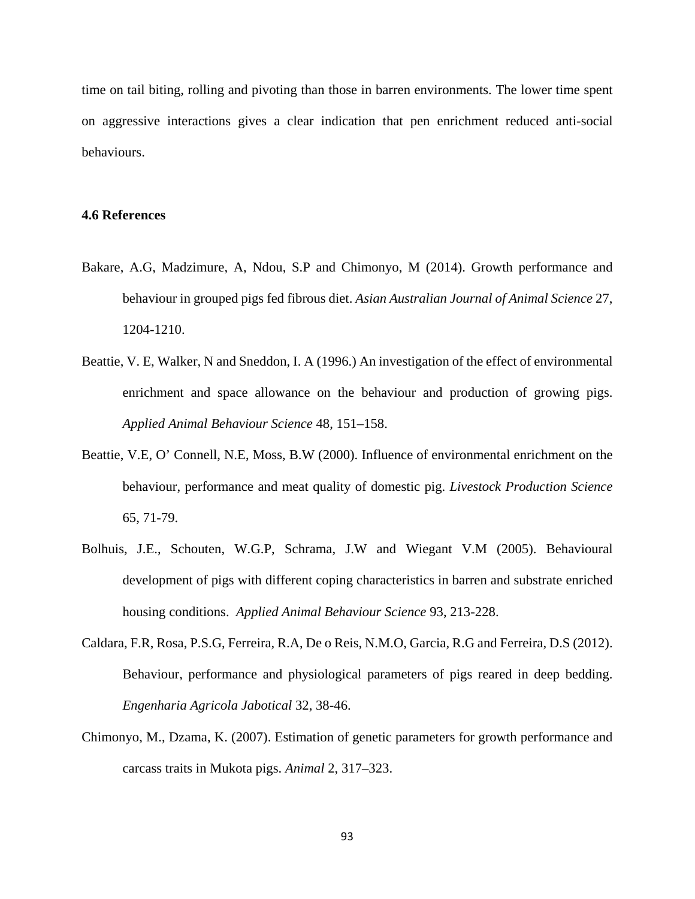time on tail biting, rolling and pivoting than those in barren environments. The lower time spent on aggressive interactions gives a clear indication that pen enrichment reduced anti-social behaviours.

### 4.6 References

Bakare, A.G, Madzimure, A, Ndou, S.P and Chimonyo, M (2014). Growth performance and behaviour in grouped pigs fed fibrous diet. *Asian Australian Journal of Animal Science* 27, 1204-1210.

Beattie, V. E, Walker, N and Sneddon, I. A (1996.) An investigation of the effect of environmental enrichment and space allowance on the behaviour and production of growing pigs. *Applied Animal Behaviour Science* 48, 151–158.

Beattie, V.E, O' Connell, N.E, Moss, B.W (2000). Influence of environmental enrichment on the behaviour, performance and meat quality of domestic pig. *Livestock Production Science* 65, 71-79.

Bolhuis, J.E., Schouten, W.G.P, Schrama, J.W and Wiegant V.M (2005). Behavioural development of pigs with different coping characteristics in barren and substrate enriched housing conditions. *Applied Animal Behaviour Science* 93, 213-228.

Caldara, F.R, Rosa, P.S.G, Ferreira, R.A, De o Reis, N.M.O, Garcia, R.G and Ferreira, D.S (2012). Behaviour, performance and physiological parameters of pigs reared in deep bedding. *Engenharia Agricola Jabotical* 32, 38-46.

Chimonyo, M., Dzama, K. (2007). Estimation of genetic parameters for growth performance and carcass traits in Mukota pigs. *Animal* 2, 317–323.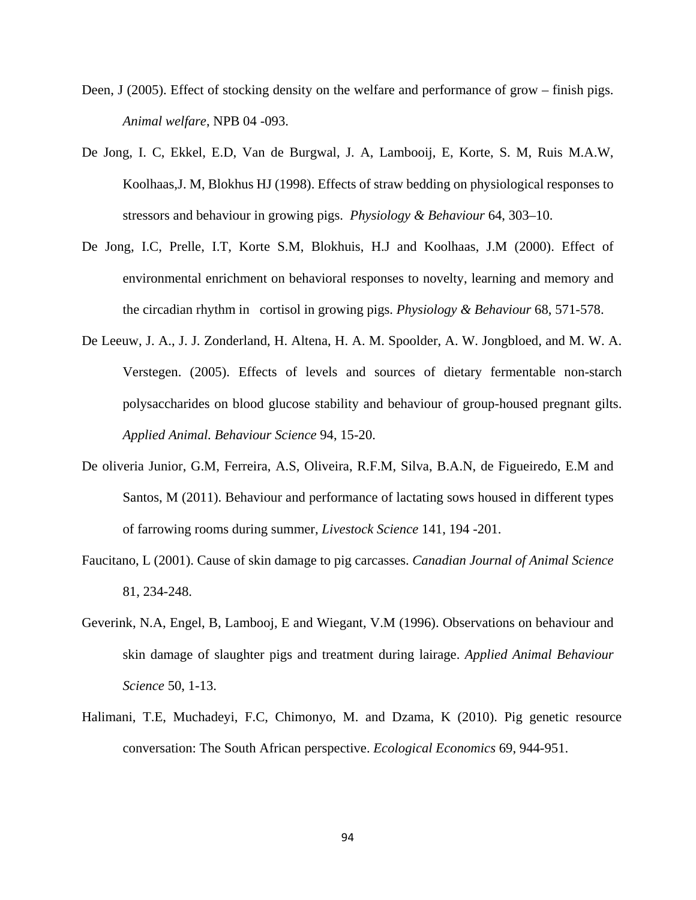Deen, J (2005). Effect of stocking density on the welfare and performance of grow – finish pigs. *Animal welfare*, NPB 04 -093.

De Jong, I. C, Ekkel, E.D, Van de Burgwal, J. A, Lambooij, E, Korte, S. M, Ruis M.A.W, Koolhaas,J. M, Blokhus HJ (1998). Effects of straw bedding on physiological responses to stressors and behaviour in growing pigs. *Physiology & Behaviour* 64, 303–10.

De Jong, I.C, Prelle, I.T, Korte S.M, Blokhuis, H.J and Koolhaas, J.M (2000). Effect of environmental enrichment on behavioral responses to novelty, learning and memory and the circadian rhythm in cortisol in growing pigs. *Physiology & Behaviour* 68, 571-578.

De Leeuw, J. A., J. J. Zonderland, H. Altena, H. A. M. Spoolder, A. W. Jongbloed, and M. W. A. Verstegen. (2005). Effects of levels and sources of dietary fermentable non-starch polysaccharides on blood glucose stability and behaviour of group-housed pregnant gilts. *Applied Animal. Behaviour Science* 94, 15-20.

De oliveria Junior, G.M, Ferreira, A.S, Oliveira, R.F.M, Silva, B.A.N, de Figueiredo, E.M and Santos, M (2011). Behaviour and performance of lactating sows housed in different types of farrowing rooms during summer, *Livestock Science* 141, 194 -201.

Faucitano, L (2001). Cause of skin damage to pig carcasses. *Canadian Journal of Animal Science* 81, 234-248.

Geverink, N.A, Engel, B, Lambooj, E and Wiegant, V.M (1996). Observations on behaviour and skin damage of slaughter pigs and treatment during lairage. *Applied Animal Behaviour Science* 50, 1-13.

Halimani, T.E, Muchadeyi, F.C, Chimonyo, M. and Dzama, K (2010). Pig genetic resource conversation: The South African perspective. *Ecological Economics* 69, 944-951.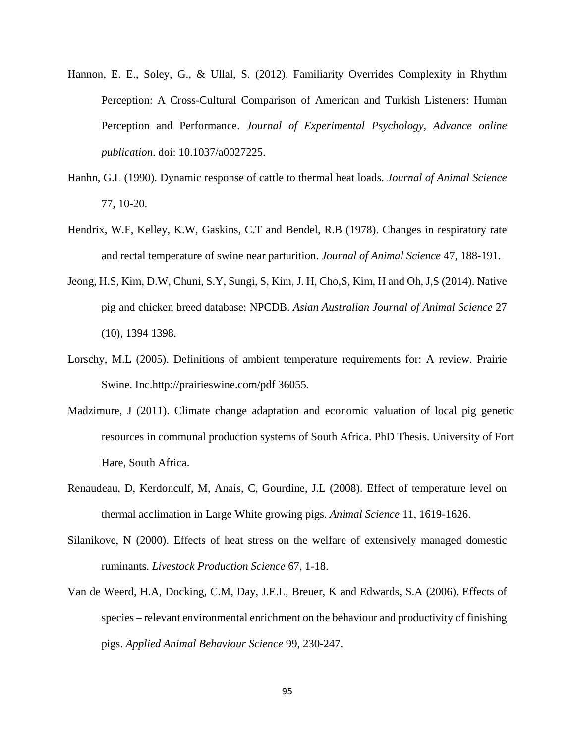Hannon, E. E., Soley, G., & Ullal, S. (2012). Familiarity Overrides Complexity in Rhythm Perception: A Cross-Cultural Comparison of American and Turkish Listeners: Human Perception and Performance. *Journal of Experimental Psychology, Advance online publication*. doi: 10.1037/a0027225.

Hanhn, G.L (1990). Dynamic response of cattle to thermal heat loads. *Journal of Animal Science* 77, 10-20.

Hendrix, W.F, Kelley, K.W, Gaskins, C.T and Bendel, R.B (1978). Changes in respiratory rate and rectal temperature of swine near parturition. *Journal of Animal Science* 47, 188-191.

Jeong, H.S, Kim, D.W, Chuni, S.Y, Sungi, S, Kim, J. H, Cho,S, Kim, H and Oh, J,S (2014). Native pig and chicken breed database: NPCDB. *Asian Australian Journal of Animal Science* 27 (10), 1394 1398.

Lorschy, M.L (2005). Definitions of ambient temperature requirements for: A review. Prairie Swine. Inc.http://prairieswine.com/pdf 36055.

Madzimure, J (2011). Climate change adaptation and economic valuation of local pig genetic resources in communal production systems of South Africa. PhD Thesis. University of Fort Hare, South Africa.

Renaudeau, D, Kerdonculf, M, Anais, C, Gourdine, J.L (2008). Effect of temperature level on thermal acclimation in Large White growing pigs. *Animal Science* 11, 1619-1626.

Silanikove, N (2000). Effects of heat stress on the welfare of extensively managed domestic ruminants. *Livestock Production Science* 67, 1-18.

Van de Weerd, H.A, Docking, C.M, Day, J.E.L, Breuer, K and Edwards, S.A (2006). Effects of species – relevant environmental enrichment on the behaviour and productivity of finishing pigs. *Applied Animal Behaviour Science* 99, 230-247.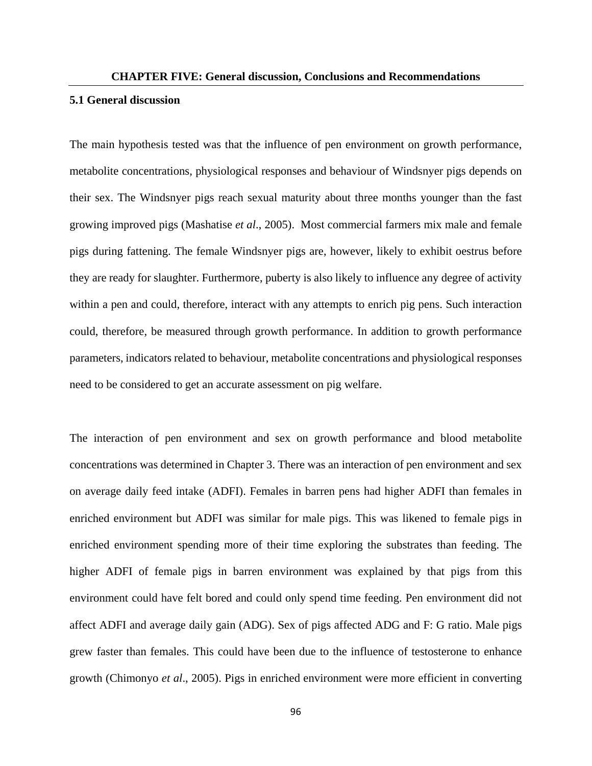# CHAPTER FIVE: General discussion, Conclusions and Recommendations

## 5.1 General discussion

The main hypothesis tested was that the influence of pen environment on growth performance, metabolite concentrations, physiological responses and behaviour of Windsnyer pigs depends on their sex. The Windsnyer pigs reach sexual maturity about three months younger than the fast growing improved pigs (Mashatise *et al*., 2005). Most commercial farmers mix male and female pigs during fattening. The female Windsnyer pigs are, however, likely to exhibit oestrus before they are ready for slaughter. Furthermore, puberty is also likely to influence any degree of activity within a pen and could, therefore, interact with any attempts to enrich pig pens. Such interaction could, therefore, be measured through growth performance. In addition to growth performance parameters, indicators related to behaviour, metabolite concentrations and physiological responses need to be considered to get an accurate assessment on pig welfare.

The interaction of pen environment and sex on growth performance and blood metabolite concentrations was determined in Chapter 3. There was an interaction of pen environment and sex on average daily feed intake (ADFI). Females in barren pens had higher ADFI than females in enriched environment but ADFI was similar for male pigs. This was likened to female pigs in enriched environment spending more of their time exploring the substrates than feeding. The higher ADFI of female pigs in barren environment was explained by that pigs from this environment could have felt bored and could only spend time feeding. Pen environment did not affect ADFI and average daily gain (ADG). Sex of pigs affected ADG and F: G ratio. Male pigs grew faster than females. This could have been due to the influence of testosterone to enhance growth (Chimonyo *et al*., 2005). Pigs in enriched environment were more efficient in converting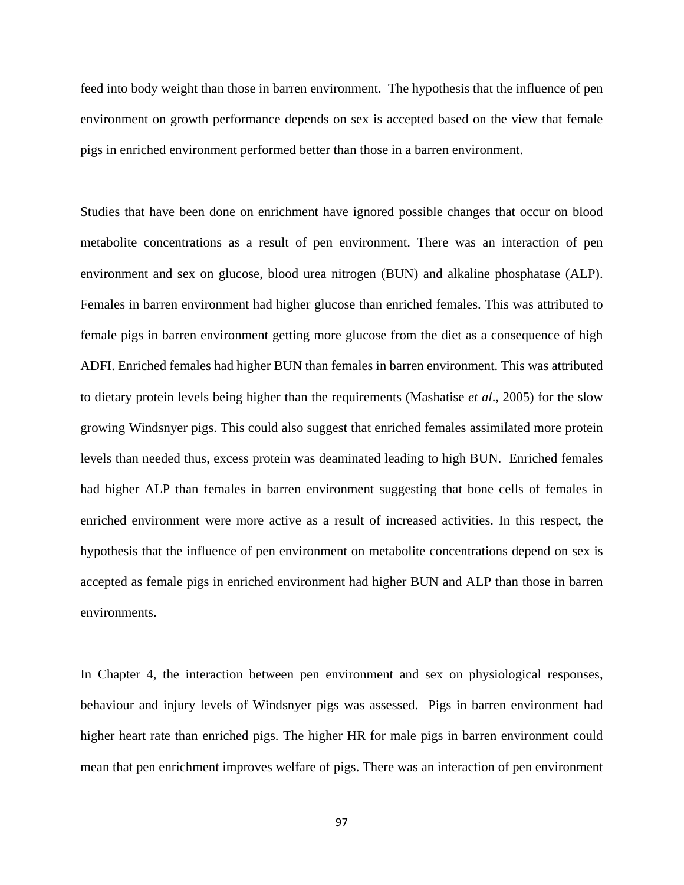feed into body weight than those in barren environment. The hypothesis that the influence of pen environment on growth performance depends on sex is accepted based on the view that female pigs in enriched environment performed better than those in a barren environment.

Studies that have been done on enrichment have ignored possible changes that occur on blood metabolite concentrations as a result of pen environment. There was an interaction of pen environment and sex on glucose, blood urea nitrogen (BUN) and alkaline phosphatase (ALP). Females in barren environment had higher glucose than enriched females. This was attributed to female pigs in barren environment getting more glucose from the diet as a consequence of high ADFI. Enriched females had higher BUN than females in barren environment. This was attributed to dietary protein levels being higher than the requirements (Mashatise *et al*., 2005) for the slow growing Windsnyer pigs. This could also suggest that enriched females assimilated more protein levels than needed thus, excess protein was deaminated leading to high BUN. Enriched females had higher ALP than females in barren environment suggesting that bone cells of females in enriched environment were more active as a result of increased activities. In this respect, the hypothesis that the influence of pen environment on metabolite concentrations depend on sex is accepted as female pigs in enriched environment had higher BUN and ALP than those in barren environments.

In Chapter 4, the interaction between pen environment and sex on physiological responses, behaviour and injury levels of Windsnyer pigs was assessed. Pigs in barren environment had higher heart rate than enriched pigs. The higher HR for male pigs in barren environment could mean that pen enrichment improves welfare of pigs. There was an interaction of pen environment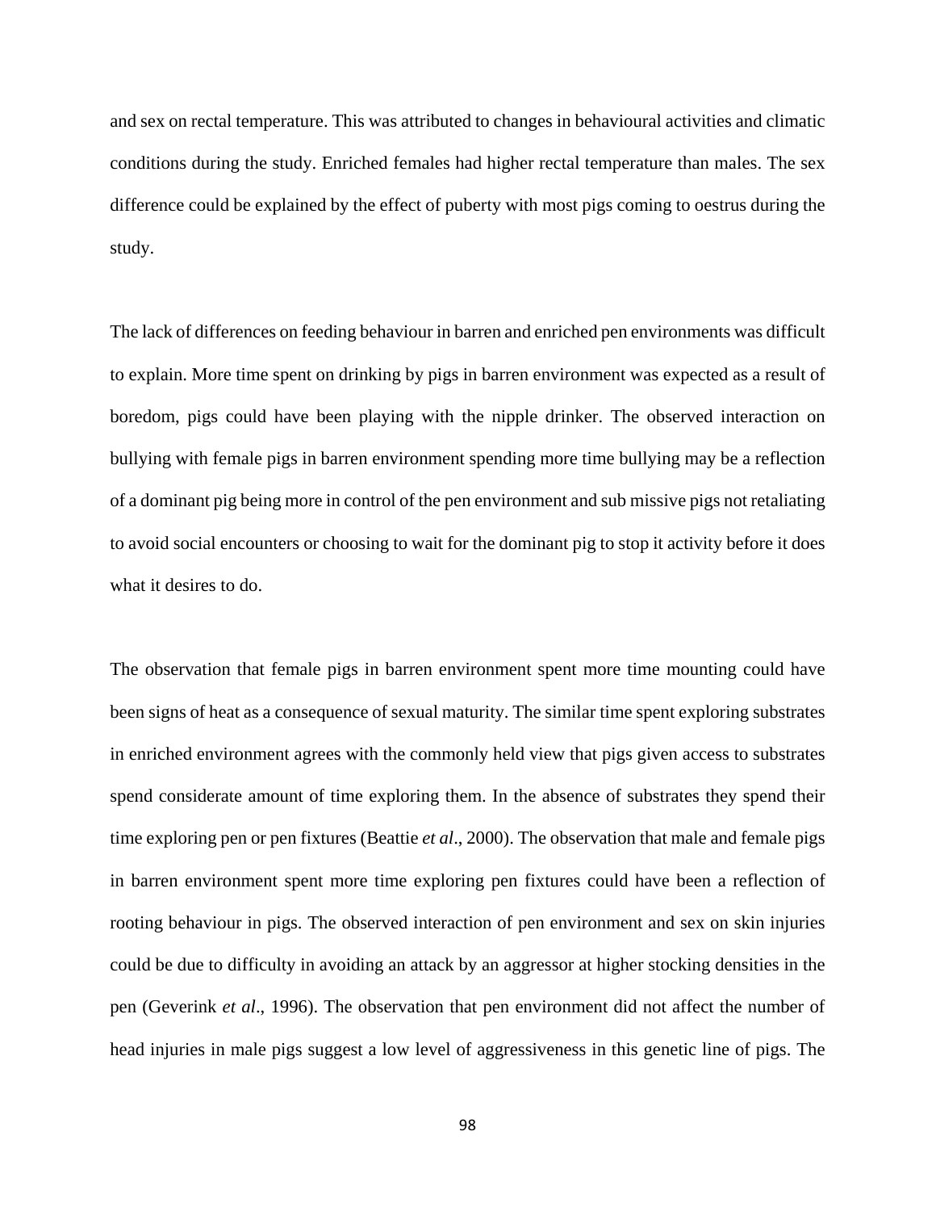and sex on rectal temperature. This was attributed to changes in behavioural activities and climatic conditions during the study. Enriched females had higher rectal temperature than males. The sex difference could be explained by the effect of puberty with most pigs coming to oestrus during the study.

The lack of differences on feeding behaviour in barren and enriched pen environments was difficult to explain. More time spent on drinking by pigs in barren environment was expected as a result of boredom, pigs could have been playing with the nipple drinker. The observed interaction on bullying with female pigs in barren environment spending more time bullying may be a reflection of a dominant pig being more in control of the pen environment and sub missive pigs not retaliating to avoid social encounters or choosing to wait for the dominant pig to stop it activity before it does what it desires to do.

The observation that female pigs in barren environment spent more time mounting could have been signs of heat as a consequence of sexual maturity. The similar time spent exploring substrates in enriched environment agrees with the commonly held view that pigs given access to substrates spend considerate amount of time exploring them. In the absence of substrates they spend their time exploring pen or pen fixtures (Beattie *et al*., 2000). The observation that male and female pigs in barren environment spent more time exploring pen fixtures could have been a reflection of rooting behaviour in pigs. The observed interaction of pen environment and sex on skin injuries could be due to difficulty in avoiding an attack by an aggressor at higher stocking densities in the pen (Geverink *et al*., 1996). The observation that pen environment did not affect the number of head injuries in male pigs suggest a low level of aggressiveness in this genetic line of pigs. The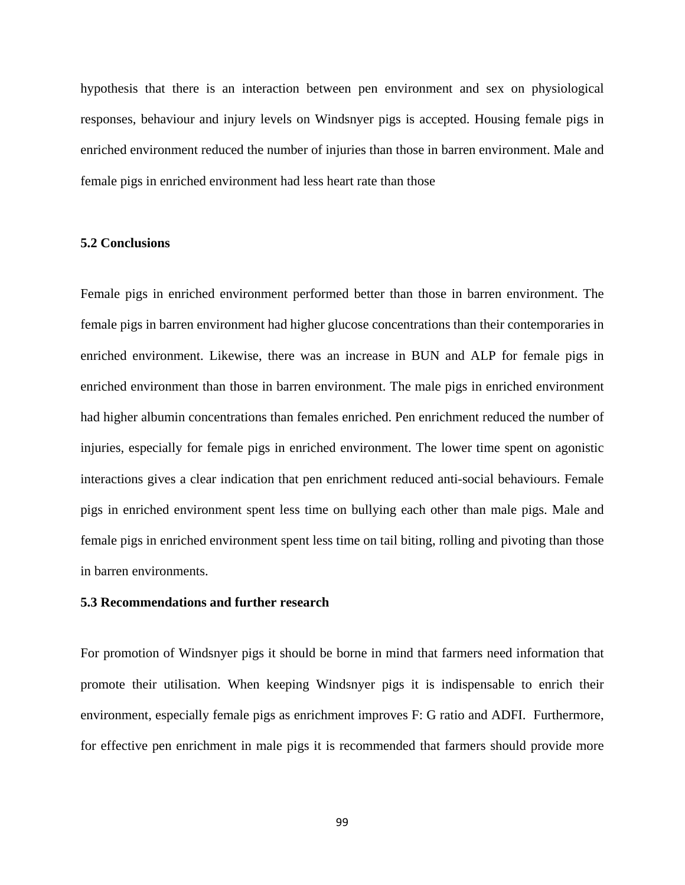hypothesis that there is an interaction between pen environment and sex on physiological responses, behaviour and injury levels on Windsnyer pigs is accepted. Housing female pigs in enriched environment reduced the number of injuries than those in barren environment. Male and female pigs in enriched environment had less heart rate than those

### 5.2 Conclusions

Female pigs in enriched environment performed better than those in barren environment. The female pigs in barren environment had higher glucose concentrations than their contemporaries in enriched environment. Likewise, there was an increase in BUN and ALP for female pigs in enriched environment than those in barren environment. The male pigs in enriched environment had higher albumin concentrations than females enriched. Pen enrichment reduced the number of injuries, especially for female pigs in enriched environment. The lower time spent on agonistic interactions gives a clear indication that pen enrichment reduced anti-social behaviours. Female pigs in enriched environment spent less time on bullying each other than male pigs. Male and female pigs in enriched environment spent less time on tail biting, rolling and pivoting than those in barren environments.

### 5.3 Recommendations and further research

For promotion of Windsnyer pigs it should be borne in mind that farmers need information that promote their utilisation. When keeping Windsnyer pigs it is indispensable to enrich their environment, especially female pigs as enrichment improves F: G ratio and ADFI. Furthermore, for effective pen enrichment in male pigs it is recommended that farmers should provide more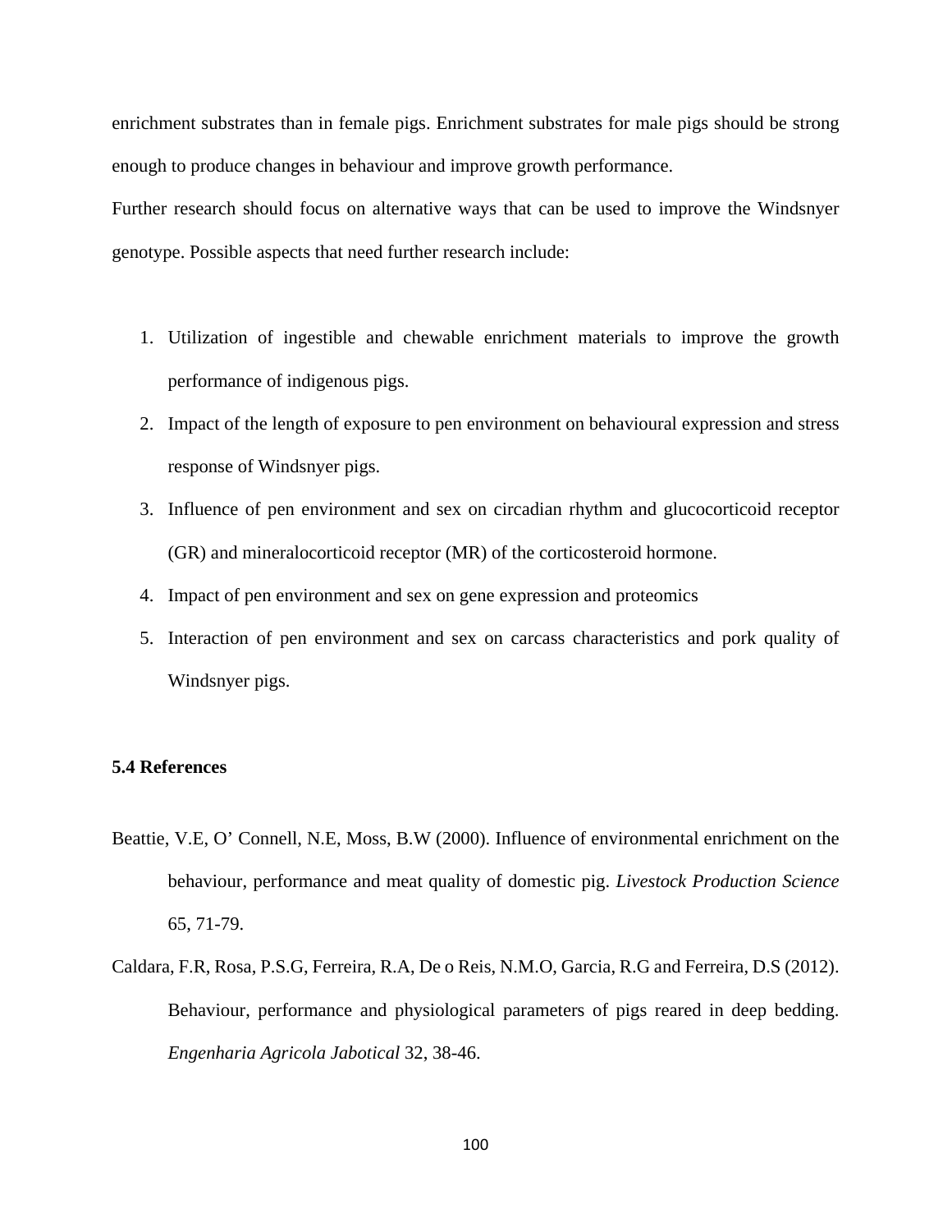enrichment substrates than in female pigs. Enrichment substrates for male pigs should be strong enough to produce changes in behaviour and improve growth performance.

Further research should focus on alternative ways that can be used to improve the Windsnyer genotype. Possible aspects that need further research include:

1. Utilization of ingestible and chewable enrichment materials to improve the growth performance of indigenous pigs.
2. Impact of the length of exposure to pen environment on behavioural expression and stress response of Windsnyer pigs.
3. Influence of pen environment and sex on circadian rhythm and glucocorticoid receptor (GR) and mineralocorticoid receptor (MR) of the corticosteroid hormone.
4. Impact of pen environment and sex on gene expression and proteomics
5. Interaction of pen environment and sex on carcass characteristics and pork quality of Windsnyer pigs.

**5.4 References**

Beattie, V.E, O' Connell, N.E, Moss, B.W (2000). Influence of environmental enrichment on the behaviour, performance and meat quality of domestic pig. *Livestock Production Science* 65, 71-79.

Caldara, F.R, Rosa, P.S.G, Ferreira, R.A, De o Reis, N.M.O, Garcia, R.G and Ferreira, D.S (2012). Behaviour, performance and physiological parameters of pigs reared in deep bedding. *Engenharia Agricola Jabotical* 32, 38-46.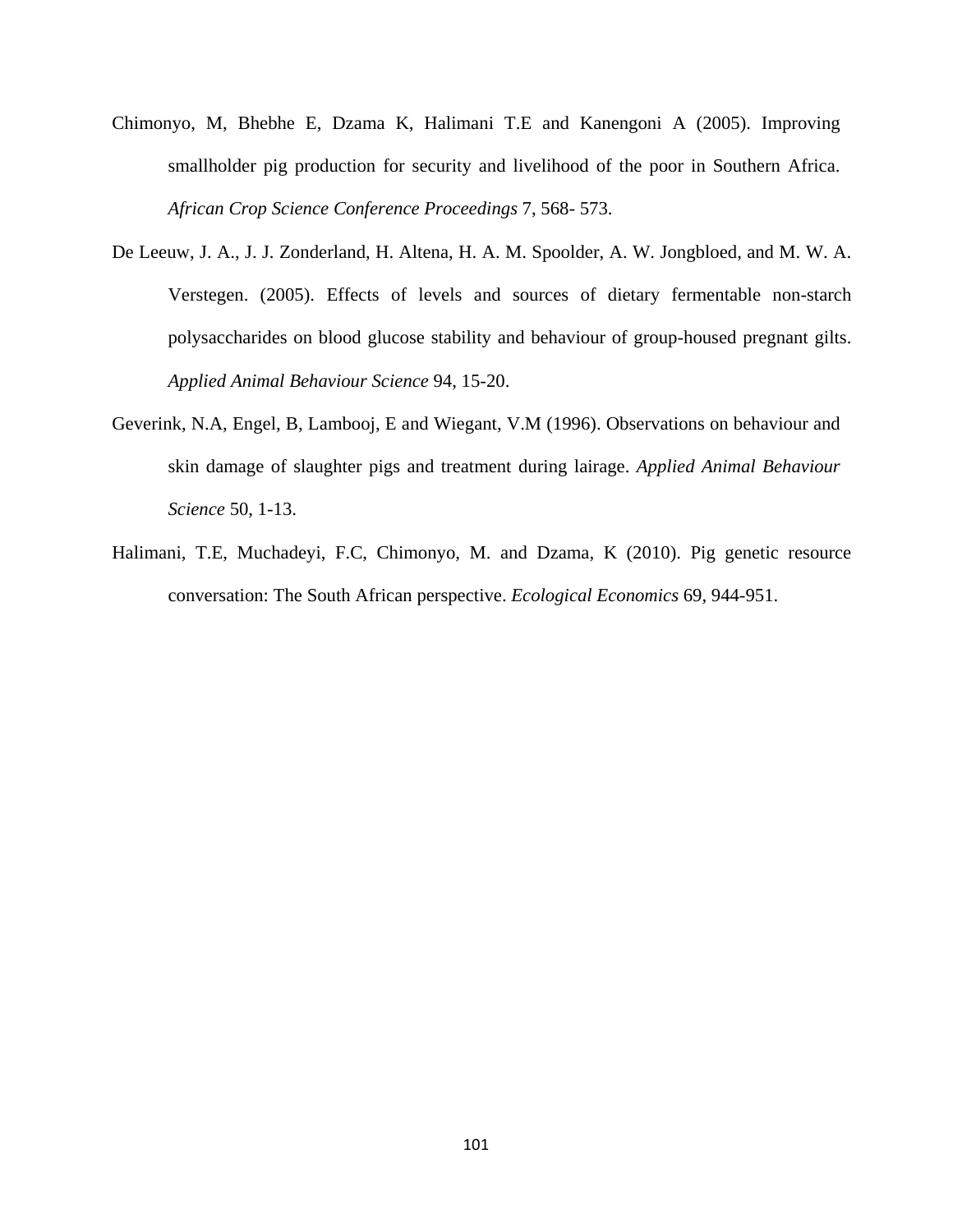Chimonyo, M, Bhebhe E, Dzama K, Halimani T.E and Kanengoni A (2005). Improving smallholder pig production for security and livelihood of the poor in Southern Africa. *African Crop Science Conference Proceedings* 7, 568- 573.

De Leeuw, J. A., J. J. Zonderland, H. Altena, H. A. M. Spoolder, A. W. Jongbloed, and M. W. A. Verstegen. (2005). Effects of levels and sources of dietary fermentable non-starch polysaccharides on blood glucose stability and behaviour of group-housed pregnant gilts. *Applied Animal Behaviour Science* 94, 15-20.

Geverink, N.A, Engel, B, Lambooj, E and Wiegant, V.M (1996). Observations on behaviour and skin damage of slaughter pigs and treatment during lairage. *Applied Animal Behaviour Science* 50, 1-13.

Halimani, T.E, Muchadeyi, F.C, Chimonyo, M. and Dzama, K (2010). Pig genetic resource conversation: The South African perspective. *Ecological Economics* 69, 944-951.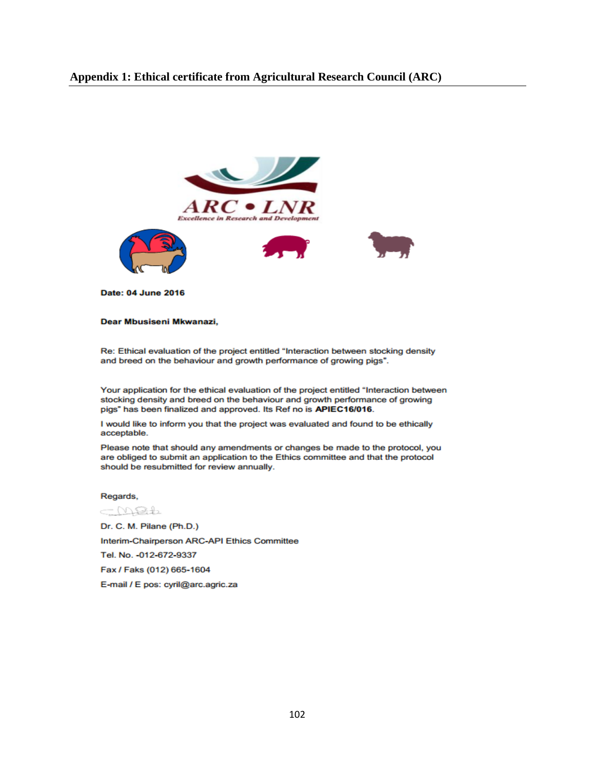## Appendix 1: Ethical certificate from Agricultural Research Council (ARC)

ARC • LNR

*Excellence in Research and Development*

**Date: 04 June 2016**

**Dear Mbusiseni Mkwanazi,**

Re: Ethical evaluation of the project entitled "Interaction between stocking density and breed on the behaviour and growth performance of growing pigs".

Your application for the ethical evaluation of the project entitled "Interaction between stocking density and breed on the behaviour and growth performance of growing pigs" has been finalized and approved. Its Ref no is **APIEC16/016**.

I would like to inform you that the project was evaluated and found to be ethically acceptable.

Please note that should any amendments or changes be made to the protocol, you are obliged to submit an application to the Ethics committee and that the protocol should be resubmitted for review annually.

Regards,

Dr. C. M. Pilane (Ph.D.)

Interim-Chairperson ARC-API Ethics Committee

Tel. No. -012-672-9337

Fax / Faks (012) 665-1604

E-mail / E pos: cyril@arc.agric.za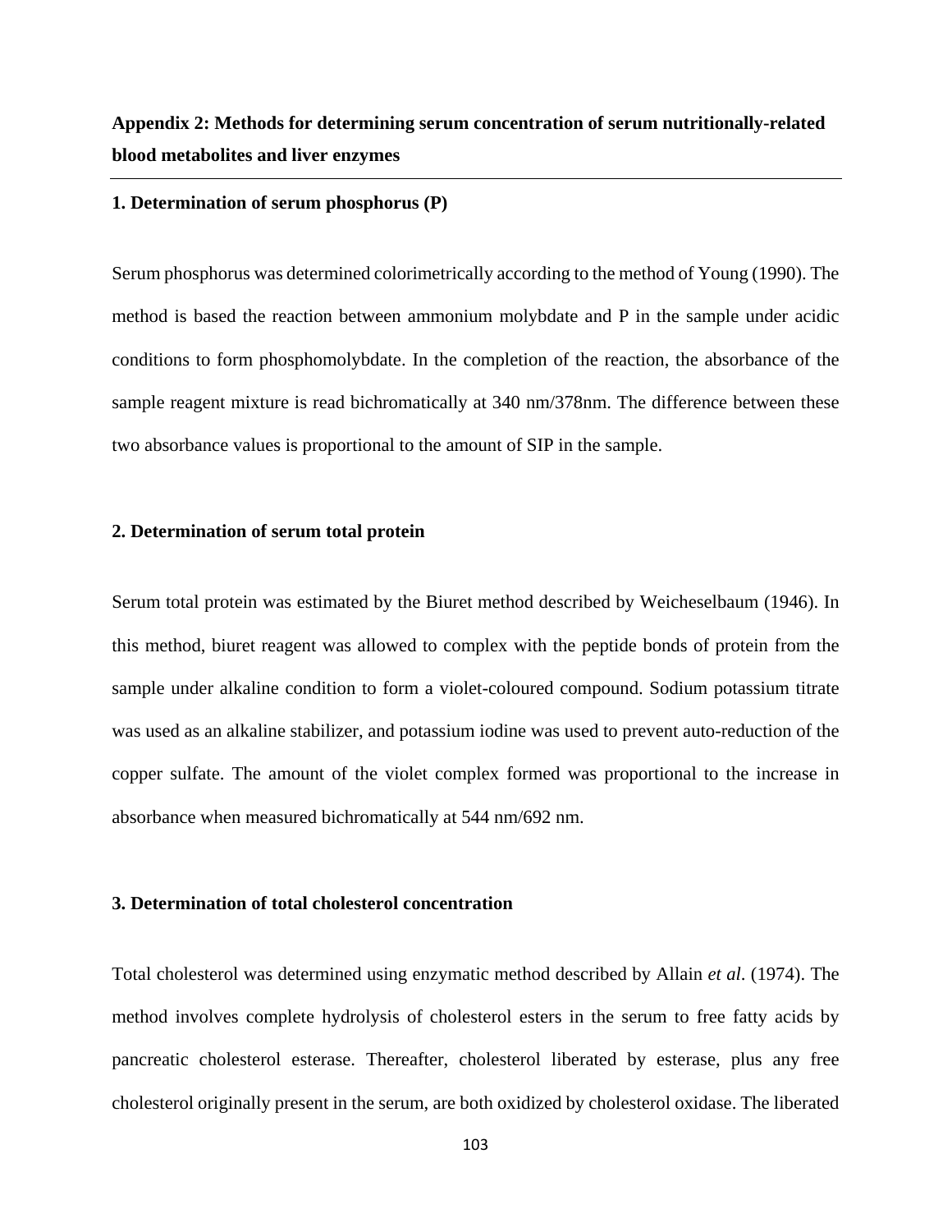## Appendix 2: Methods for determining serum concentration of serum nutritionally-related blood metabolites and liver enzymes

### 1. Determination of serum phosphorus (P)

Serum phosphorus was determined colorimetrically according to the method of Young (1990). The method is based the reaction between ammonium molybdate and P in the sample under acidic conditions to form phosphomolybdate. In the completion of the reaction, the absorbance of the sample reagent mixture is read bichromatically at 340 nm/378nm. The difference between these two absorbance values is proportional to the amount of SIP in the sample.

### 2. Determination of serum total protein

Serum total protein was estimated by the Biuret method described by Weicheselbaum (1946). In this method, biuret reagent was allowed to complex with the peptide bonds of protein from the sample under alkaline condition to form a violet-coloured compound. Sodium potassium titrate was used as an alkaline stabilizer, and potassium iodine was used to prevent auto-reduction of the copper sulfate. The amount of the violet complex formed was proportional to the increase in absorbance when measured bichromatically at 544 nm/692 nm.

### 3. Determination of total cholesterol concentration

Total cholesterol was determined using enzymatic method described by Allain *et al*. (1974). The method involves complete hydrolysis of cholesterol esters in the serum to free fatty acids by pancreatic cholesterol esterase. Thereafter, cholesterol liberated by esterase, plus any free cholesterol originally present in the serum, are both oxidized by cholesterol oxidase. The liberated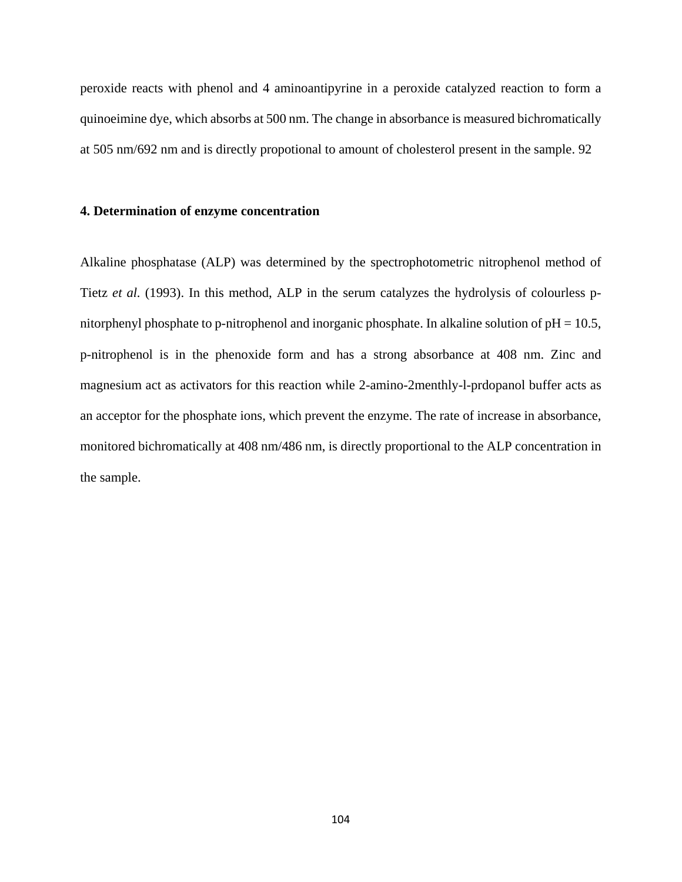peroxide reacts with phenol and 4 aminoantipyrine in a peroxide catalyzed reaction to form a quinoeimine dye, which absorbs at 500 nm. The change in absorbance is measured bichromatically at 505 nm/692 nm and is directly propotional to amount of cholesterol present in the sample. 92

**4. Determination of enzyme concentration**

Alkaline phosphatase (ALP) was determined by the spectrophotometric nitrophenol method of Tietz *et al*. (1993). In this method, ALP in the serum catalyzes the hydrolysis of colourless p-nitorphenyl phosphate to p-nitrophenol and inorganic phosphate. In alkaline solution of pH = 10.5, p-nitrophenol is in the phenoxide form and has a strong absorbance at 408 nm. Zinc and magnesium act as activators for this reaction while 2-amino-2menthly-l-prdopanol buffer acts as an acceptor for the phosphate ions, which prevent the enzyme. The rate of increase in absorbance, monitored bichromatically at 408 nm/486 nm, is directly proportional to the ALP concentration in the sample.